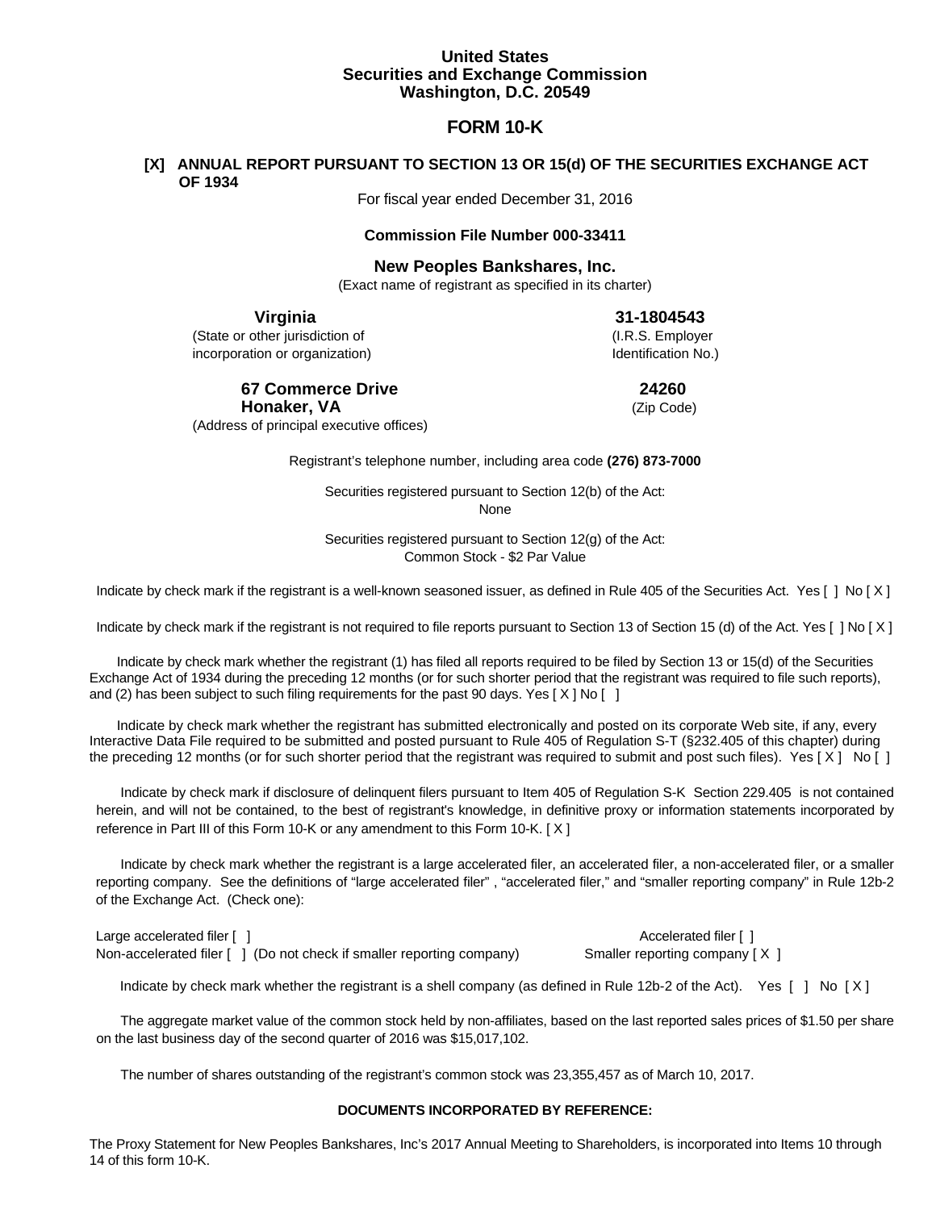**United States**
**Securities and Exchange Commission**
**Washington, D.C. 20549**

# FORM 10-K

**[X] ANNUAL REPORT PURSUANT TO SECTION 13 OR 15(d) OF THE SECURITIES EXCHANGE ACT OF 1934**

For fiscal year ended December 31, 2016

**Commission File Number 000-33411**

**New Peoples Bankshares, Inc.**
(Exact name of registrant as specified in its charter)

| **Virginia** | **31-1804543** |
|---|---|
| (State or other jurisdiction of incorporation or organization) | (I.R.S. Employer Identification No.) |
| **67 Commerce Drive** **Honaker, VA** | **24260** |
| (Address of principal executive offices) | (Zip Code) |

Registrant's telephone number, including area code **(276) 873-7000**

Securities registered pursuant to Section 12(b) of the Act:
None

Securities registered pursuant to Section 12(g) of the Act:
Common Stock - $2 Par Value

Indicate by check mark if the registrant is a well-known seasoned issuer, as defined in Rule 405 of the Securities Act. Yes [ ] No [ X ]

Indicate by check mark if the registrant is not required to file reports pursuant to Section 13 of Section 15 (d) of the Act. Yes [ ] No [ X ]

Indicate by check mark whether the registrant (1) has filed all reports required to be filed by Section 13 or 15(d) of the Securities Exchange Act of 1934 during the preceding 12 months (or for such shorter period that the registrant was required to file such reports), and (2) has been subject to such filing requirements for the past 90 days. Yes [ X ] No [ ]

Indicate by check mark whether the registrant has submitted electronically and posted on its corporate Web site, if any, every Interactive Data File required to be submitted and posted pursuant to Rule 405 of Regulation S-T (§232.405 of this chapter) during the preceding 12 months (or for such shorter period that the registrant was required to submit and post such files). Yes [ X ] No [ ]

Indicate by check mark if disclosure of delinquent filers pursuant to Item 405 of Regulation S-K Section 229.405 is not contained herein, and will not be contained, to the best of registrant's knowledge, in definitive proxy or information statements incorporated by reference in Part III of this Form 10-K or any amendment to this Form 10-K. [ X ]

Indicate by check mark whether the registrant is a large accelerated filer, an accelerated filer, a non-accelerated filer, or a smaller reporting company. See the definitions of "large accelerated filer" , "accelerated filer," and "smaller reporting company" in Rule 12b-2 of the Exchange Act. (Check one):

| | |
|---|---|
| Large accelerated filer [ ] | Accelerated filer [ ] |
| Non-accelerated filer [ ] (Do not check if smaller reporting company) | Smaller reporting company [ X ] |

Indicate by check mark whether the registrant is a shell company (as defined in Rule 12b-2 of the Act). Yes [ ] No [ X ]

The aggregate market value of the common stock held by non-affiliates, based on the last reported sales prices of $1.50 per share on the last business day of the second quarter of 2016 was $15,017,102.

The number of shares outstanding of the registrant's common stock was 23,355,457 as of March 10, 2017.

**DOCUMENTS INCORPORATED BY REFERENCE:**

The Proxy Statement for New Peoples Bankshares, Inc's 2017 Annual Meeting to Shareholders, is incorporated into Items 10 through 14 of this form 10-K.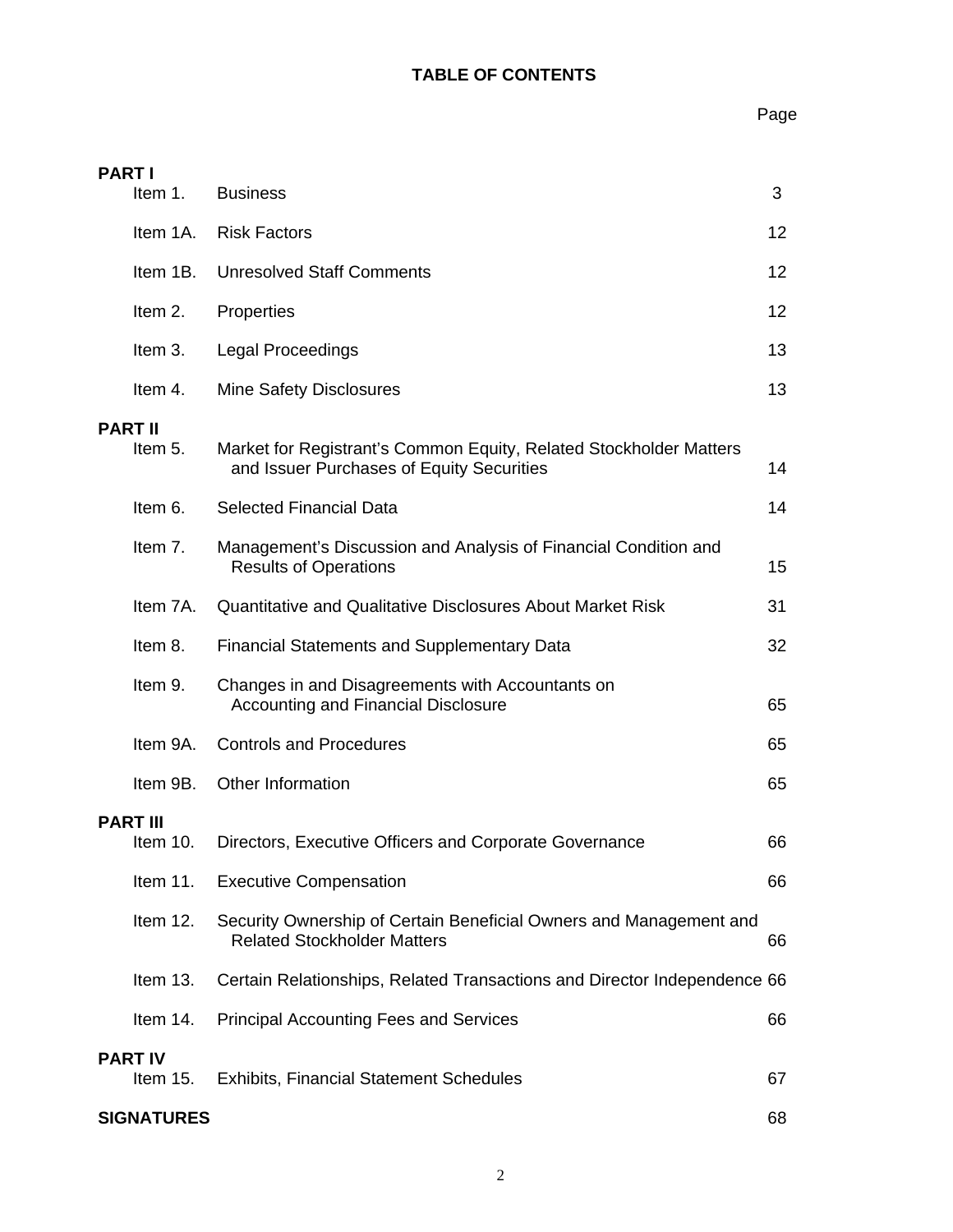# TABLE OF CONTENTS

| | | | Page |
|---|---|---|---|
| **PART I** | | | |
| | Item 1. | Business | 3 |
| | Item 1A. | Risk Factors | 12 |
| | Item 1B. | Unresolved Staff Comments | 12 |
| | Item 2. | Properties | 12 |
| | Item 3. | Legal Proceedings | 13 |
| | Item 4. | Mine Safety Disclosures | 13 |
| **PART II** | | | |
| | Item 5. | Market for Registrant's Common Equity, Related Stockholder Matters and Issuer Purchases of Equity Securities | 14 |
| | Item 6. | Selected Financial Data | 14 |
| | Item 7. | Management's Discussion and Analysis of Financial Condition and Results of Operations | 15 |
| | Item 7A. | Quantitative and Qualitative Disclosures About Market Risk | 31 |
| | Item 8. | Financial Statements and Supplementary Data | 32 |
| | Item 9. | Changes in and Disagreements with Accountants on Accounting and Financial Disclosure | 65 |
| | Item 9A. | Controls and Procedures | 65 |
| | Item 9B. | Other Information | 65 |
| **PART III** | | | |
| | Item 10. | Directors, Executive Officers and Corporate Governance | 66 |
| | Item 11. | Executive Compensation | 66 |
| | Item 12. | Security Ownership of Certain Beneficial Owners and Management and Related Stockholder Matters | 66 |
| | Item 13. | Certain Relationships, Related Transactions and Director Independence | 66 |
| | Item 14. | Principal Accounting Fees and Services | 66 |
| **PART IV** | | | |
| | Item 15. | Exhibits, Financial Statement Schedules | 67 |
| **SIGNATURES** | | | 68 |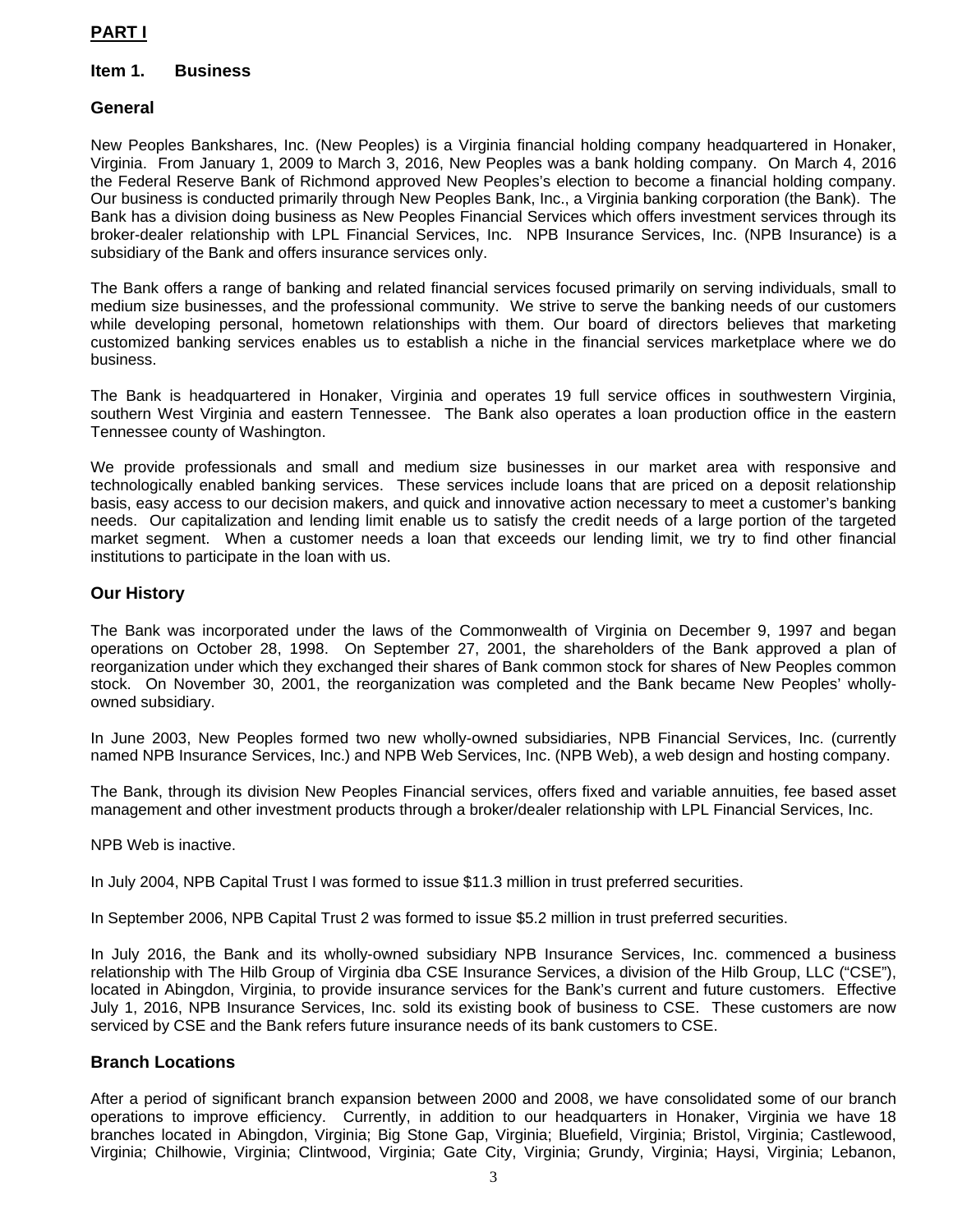# PART I

## Item 1. Business

### General

New Peoples Bankshares, Inc. (New Peoples) is a Virginia financial holding company headquartered in Honaker, Virginia. From January 1, 2009 to March 3, 2016, New Peoples was a bank holding company. On March 4, 2016 the Federal Reserve Bank of Richmond approved New Peoples's election to become a financial holding company. Our business is conducted primarily through New Peoples Bank, Inc., a Virginia banking corporation (the Bank). The Bank has a division doing business as New Peoples Financial Services which offers investment services through its broker-dealer relationship with LPL Financial Services, Inc. NPB Insurance Services, Inc. (NPB Insurance) is a subsidiary of the Bank and offers insurance services only.

The Bank offers a range of banking and related financial services focused primarily on serving individuals, small to medium size businesses, and the professional community. We strive to serve the banking needs of our customers while developing personal, hometown relationships with them. Our board of directors believes that marketing customized banking services enables us to establish a niche in the financial services marketplace where we do business.

The Bank is headquartered in Honaker, Virginia and operates 19 full service offices in southwestern Virginia, southern West Virginia and eastern Tennessee. The Bank also operates a loan production office in the eastern Tennessee county of Washington.

We provide professionals and small and medium size businesses in our market area with responsive and technologically enabled banking services. These services include loans that are priced on a deposit relationship basis, easy access to our decision makers, and quick and innovative action necessary to meet a customer's banking needs. Our capitalization and lending limit enable us to satisfy the credit needs of a large portion of the targeted market segment. When a customer needs a loan that exceeds our lending limit, we try to find other financial institutions to participate in the loan with us.

### Our History

The Bank was incorporated under the laws of the Commonwealth of Virginia on December 9, 1997 and began operations on October 28, 1998. On September 27, 2001, the shareholders of the Bank approved a plan of reorganization under which they exchanged their shares of Bank common stock for shares of New Peoples common stock. On November 30, 2001, the reorganization was completed and the Bank became New Peoples' wholly-owned subsidiary.

In June 2003, New Peoples formed two new wholly-owned subsidiaries, NPB Financial Services, Inc. (currently named NPB Insurance Services, Inc.) and NPB Web Services, Inc. (NPB Web), a web design and hosting company.

The Bank, through its division New Peoples Financial services, offers fixed and variable annuities, fee based asset management and other investment products through a broker/dealer relationship with LPL Financial Services, Inc.

NPB Web is inactive.

In July 2004, NPB Capital Trust I was formed to issue $11.3 million in trust preferred securities.

In September 2006, NPB Capital Trust 2 was formed to issue $5.2 million in trust preferred securities.

In July 2016, the Bank and its wholly-owned subsidiary NPB Insurance Services, Inc. commenced a business relationship with The Hilb Group of Virginia dba CSE Insurance Services, a division of the Hilb Group, LLC ("CSE"), located in Abingdon, Virginia, to provide insurance services for the Bank's current and future customers. Effective July 1, 2016, NPB Insurance Services, Inc. sold its existing book of business to CSE. These customers are now serviced by CSE and the Bank refers future insurance needs of its bank customers to CSE.

### Branch Locations

After a period of significant branch expansion between 2000 and 2008, we have consolidated some of our branch operations to improve efficiency. Currently, in addition to our headquarters in Honaker, Virginia we have 18 branches located in Abingdon, Virginia; Big Stone Gap, Virginia; Bluefield, Virginia; Bristol, Virginia; Castlewood, Virginia; Chilhowie, Virginia; Clintwood, Virginia; Gate City, Virginia; Grundy, Virginia; Haysi, Virginia; Lebanon,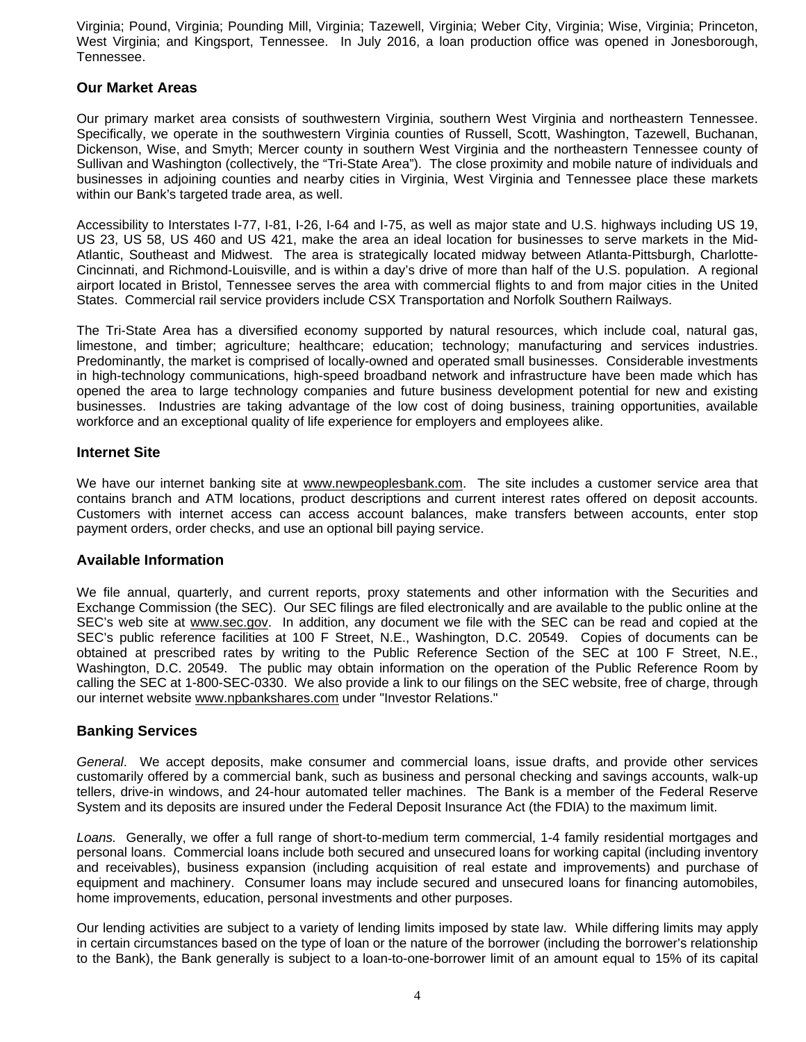Virginia; Pound, Virginia; Pounding Mill, Virginia; Tazewell, Virginia; Weber City, Virginia; Wise, Virginia; Princeton, West Virginia; and Kingsport, Tennessee. In July 2016, a loan production office was opened in Jonesborough, Tennessee.

## Our Market Areas

Our primary market area consists of southwestern Virginia, southern West Virginia and northeastern Tennessee. Specifically, we operate in the southwestern Virginia counties of Russell, Scott, Washington, Tazewell, Buchanan, Dickenson, Wise, and Smyth; Mercer county in southern West Virginia and the northeastern Tennessee county of Sullivan and Washington (collectively, the "Tri-State Area"). The close proximity and mobile nature of individuals and businesses in adjoining counties and nearby cities in Virginia, West Virginia and Tennessee place these markets within our Bank's targeted trade area, as well.

Accessibility to Interstates I-77, I-81, I-26, I-64 and I-75, as well as major state and U.S. highways including US 19, US 23, US 58, US 460 and US 421, make the area an ideal location for businesses to serve markets in the Mid-Atlantic, Southeast and Midwest. The area is strategically located midway between Atlanta-Pittsburgh, Charlotte-Cincinnati, and Richmond-Louisville, and is within a day's drive of more than half of the U.S. population. A regional airport located in Bristol, Tennessee serves the area with commercial flights to and from major cities in the United States. Commercial rail service providers include CSX Transportation and Norfolk Southern Railways.

The Tri-State Area has a diversified economy supported by natural resources, which include coal, natural gas, limestone, and timber; agriculture; healthcare; education; technology; manufacturing and services industries. Predominantly, the market is comprised of locally-owned and operated small businesses. Considerable investments in high-technology communications, high-speed broadband network and infrastructure have been made which has opened the area to large technology companies and future business development potential for new and existing businesses. Industries are taking advantage of the low cost of doing business, training opportunities, available workforce and an exceptional quality of life experience for employers and employees alike.

## Internet Site

We have our internet banking site at www.newpeoplesbank.com. The site includes a customer service area that contains branch and ATM locations, product descriptions and current interest rates offered on deposit accounts. Customers with internet access can access account balances, make transfers between accounts, enter stop payment orders, order checks, and use an optional bill paying service.

## Available Information

We file annual, quarterly, and current reports, proxy statements and other information with the Securities and Exchange Commission (the SEC). Our SEC filings are filed electronically and are available to the public online at the SEC's web site at www.sec.gov. In addition, any document we file with the SEC can be read and copied at the SEC's public reference facilities at 100 F Street, N.E., Washington, D.C. 20549. Copies of documents can be obtained at prescribed rates by writing to the Public Reference Section of the SEC at 100 F Street, N.E., Washington, D.C. 20549. The public may obtain information on the operation of the Public Reference Room by calling the SEC at 1-800-SEC-0330. We also provide a link to our filings on the SEC website, free of charge, through our internet website www.npbankshares.com under "Investor Relations."

## Banking Services

*General*. We accept deposits, make consumer and commercial loans, issue drafts, and provide other services customarily offered by a commercial bank, such as business and personal checking and savings accounts, walk-up tellers, drive-in windows, and 24-hour automated teller machines. The Bank is a member of the Federal Reserve System and its deposits are insured under the Federal Deposit Insurance Act (the FDIA) to the maximum limit.

*Loans.* Generally, we offer a full range of short-to-medium term commercial, 1-4 family residential mortgages and personal loans. Commercial loans include both secured and unsecured loans for working capital (including inventory and receivables), business expansion (including acquisition of real estate and improvements) and purchase of equipment and machinery. Consumer loans may include secured and unsecured loans for financing automobiles, home improvements, education, personal investments and other purposes.

Our lending activities are subject to a variety of lending limits imposed by state law. While differing limits may apply in certain circumstances based on the type of loan or the nature of the borrower (including the borrower's relationship to the Bank), the Bank generally is subject to a loan-to-one-borrower limit of an amount equal to 15% of its capital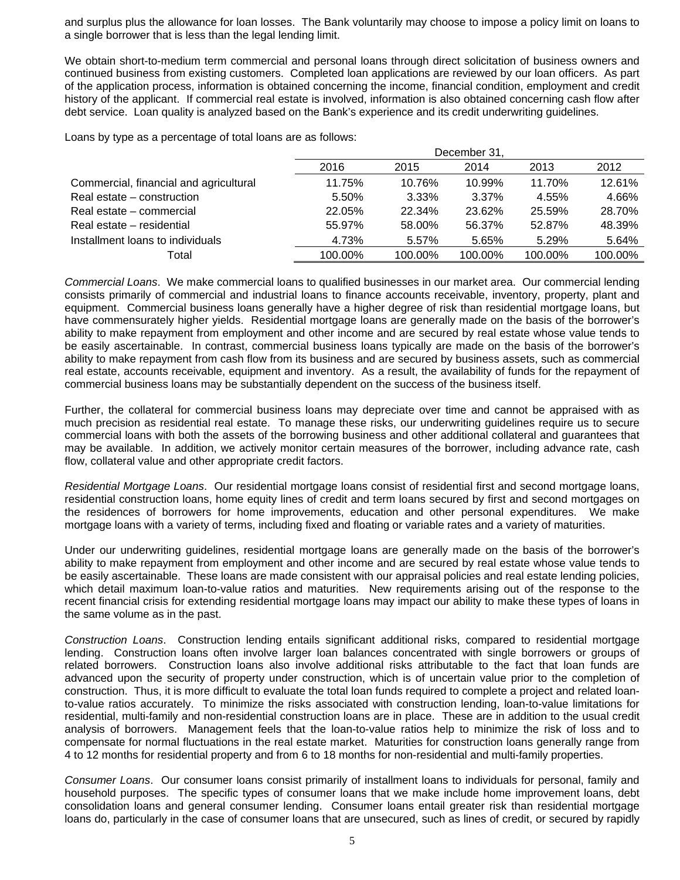and surplus plus the allowance for loan losses. The Bank voluntarily may choose to impose a policy limit on loans to a single borrower that is less than the legal lending limit.

We obtain short-to-medium term commercial and personal loans through direct solicitation of business owners and continued business from existing customers. Completed loan applications are reviewed by our loan officers. As part of the application process, information is obtained concerning the income, financial condition, employment and credit history of the applicant. If commercial real estate is involved, information is also obtained concerning cash flow after debt service. Loan quality is analyzed based on the Bank's experience and its credit underwriting guidelines.

Loans by type as a percentage of total loans are as follows:

| | December 31, | | | | |
|---|---|---|---|---|---|
| | 2016 | 2015 | 2014 | 2013 | 2012 |
| Commercial, financial and agricultural | 11.75% | 10.76% | 10.99% | 11.70% | 12.61% |
| Real estate – construction | 5.50% | 3.33% | 3.37% | 4.55% | 4.66% |
| Real estate – commercial | 22.05% | 22.34% | 23.62% | 25.59% | 28.70% |
| Real estate – residential | 55.97% | 58.00% | 56.37% | 52.87% | 48.39% |
| Installment loans to individuals | 4.73% | 5.57% | 5.65% | 5.29% | 5.64% |
| Total | 100.00% | 100.00% | 100.00% | 100.00% | 100.00% |

*Commercial Loans*. We make commercial loans to qualified businesses in our market area. Our commercial lending consists primarily of commercial and industrial loans to finance accounts receivable, inventory, property, plant and equipment. Commercial business loans generally have a higher degree of risk than residential mortgage loans, but have commensurately higher yields. Residential mortgage loans are generally made on the basis of the borrower's ability to make repayment from employment and other income and are secured by real estate whose value tends to be easily ascertainable. In contrast, commercial business loans typically are made on the basis of the borrower's ability to make repayment from cash flow from its business and are secured by business assets, such as commercial real estate, accounts receivable, equipment and inventory. As a result, the availability of funds for the repayment of commercial business loans may be substantially dependent on the success of the business itself.

Further, the collateral for commercial business loans may depreciate over time and cannot be appraised with as much precision as residential real estate. To manage these risks, our underwriting guidelines require us to secure commercial loans with both the assets of the borrowing business and other additional collateral and guarantees that may be available. In addition, we actively monitor certain measures of the borrower, including advance rate, cash flow, collateral value and other appropriate credit factors.

*Residential Mortgage Loans*. Our residential mortgage loans consist of residential first and second mortgage loans, residential construction loans, home equity lines of credit and term loans secured by first and second mortgages on the residences of borrowers for home improvements, education and other personal expenditures. We make mortgage loans with a variety of terms, including fixed and floating or variable rates and a variety of maturities.

Under our underwriting guidelines, residential mortgage loans are generally made on the basis of the borrower's ability to make repayment from employment and other income and are secured by real estate whose value tends to be easily ascertainable. These loans are made consistent with our appraisal policies and real estate lending policies, which detail maximum loan-to-value ratios and maturities. New requirements arising out of the response to the recent financial crisis for extending residential mortgage loans may impact our ability to make these types of loans in the same volume as in the past.

*Construction Loans*. Construction lending entails significant additional risks, compared to residential mortgage lending. Construction loans often involve larger loan balances concentrated with single borrowers or groups of related borrowers. Construction loans also involve additional risks attributable to the fact that loan funds are advanced upon the security of property under construction, which is of uncertain value prior to the completion of construction. Thus, it is more difficult to evaluate the total loan funds required to complete a project and related loan-to-value ratios accurately. To minimize the risks associated with construction lending, loan-to-value limitations for residential, multi-family and non-residential construction loans are in place. These are in addition to the usual credit analysis of borrowers. Management feels that the loan-to-value ratios help to minimize the risk of loss and to compensate for normal fluctuations in the real estate market. Maturities for construction loans generally range from 4 to 12 months for residential property and from 6 to 18 months for non-residential and multi-family properties.

*Consumer Loans*. Our consumer loans consist primarily of installment loans to individuals for personal, family and household purposes. The specific types of consumer loans that we make include home improvement loans, debt consolidation loans and general consumer lending. Consumer loans entail greater risk than residential mortgage loans do, particularly in the case of consumer loans that are unsecured, such as lines of credit, or secured by rapidly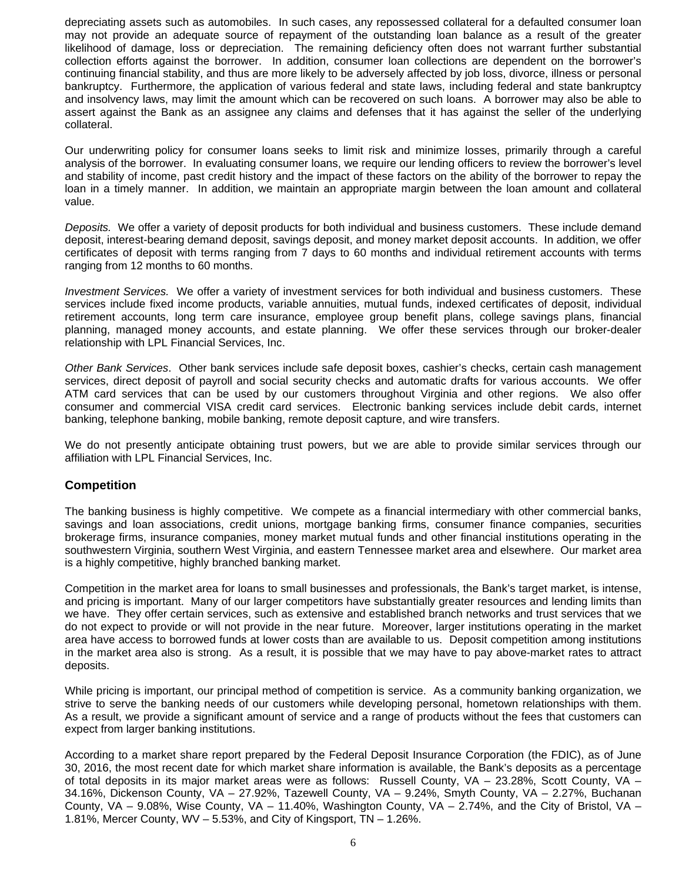depreciating assets such as automobiles. In such cases, any repossessed collateral for a defaulted consumer loan may not provide an adequate source of repayment of the outstanding loan balance as a result of the greater likelihood of damage, loss or depreciation. The remaining deficiency often does not warrant further substantial collection efforts against the borrower. In addition, consumer loan collections are dependent on the borrower's continuing financial stability, and thus are more likely to be adversely affected by job loss, divorce, illness or personal bankruptcy. Furthermore, the application of various federal and state laws, including federal and state bankruptcy and insolvency laws, may limit the amount which can be recovered on such loans. A borrower may also be able to assert against the Bank as an assignee any claims and defenses that it has against the seller of the underlying collateral.

Our underwriting policy for consumer loans seeks to limit risk and minimize losses, primarily through a careful analysis of the borrower. In evaluating consumer loans, we require our lending officers to review the borrower's level and stability of income, past credit history and the impact of these factors on the ability of the borrower to repay the loan in a timely manner. In addition, we maintain an appropriate margin between the loan amount and collateral value.

*Deposits.* We offer a variety of deposit products for both individual and business customers. These include demand deposit, interest-bearing demand deposit, savings deposit, and money market deposit accounts. In addition, we offer certificates of deposit with terms ranging from 7 days to 60 months and individual retirement accounts with terms ranging from 12 months to 60 months.

*Investment Services.* We offer a variety of investment services for both individual and business customers. These services include fixed income products, variable annuities, mutual funds, indexed certificates of deposit, individual retirement accounts, long term care insurance, employee group benefit plans, college savings plans, financial planning, managed money accounts, and estate planning. We offer these services through our broker-dealer relationship with LPL Financial Services, Inc.

*Other Bank Services*. Other bank services include safe deposit boxes, cashier's checks, certain cash management services, direct deposit of payroll and social security checks and automatic drafts for various accounts. We offer ATM card services that can be used by our customers throughout Virginia and other regions. We also offer consumer and commercial VISA credit card services. Electronic banking services include debit cards, internet banking, telephone banking, mobile banking, remote deposit capture, and wire transfers.

We do not presently anticipate obtaining trust powers, but we are able to provide similar services through our affiliation with LPL Financial Services, Inc.

## Competition

The banking business is highly competitive. We compete as a financial intermediary with other commercial banks, savings and loan associations, credit unions, mortgage banking firms, consumer finance companies, securities brokerage firms, insurance companies, money market mutual funds and other financial institutions operating in the southwestern Virginia, southern West Virginia, and eastern Tennessee market area and elsewhere. Our market area is a highly competitive, highly branched banking market.

Competition in the market area for loans to small businesses and professionals, the Bank's target market, is intense, and pricing is important. Many of our larger competitors have substantially greater resources and lending limits than we have. They offer certain services, such as extensive and established branch networks and trust services that we do not expect to provide or will not provide in the near future. Moreover, larger institutions operating in the market area have access to borrowed funds at lower costs than are available to us. Deposit competition among institutions in the market area also is strong. As a result, it is possible that we may have to pay above-market rates to attract deposits.

While pricing is important, our principal method of competition is service. As a community banking organization, we strive to serve the banking needs of our customers while developing personal, hometown relationships with them. As a result, we provide a significant amount of service and a range of products without the fees that customers can expect from larger banking institutions.

According to a market share report prepared by the Federal Deposit Insurance Corporation (the FDIC), as of June 30, 2016, the most recent date for which market share information is available, the Bank's deposits as a percentage of total deposits in its major market areas were as follows: Russell County, VA – 23.28%, Scott County, VA – 34.16%, Dickenson County, VA – 27.92%, Tazewell County, VA – 9.24%, Smyth County, VA – 2.27%, Buchanan County, VA – 9.08%, Wise County, VA – 11.40%, Washington County, VA – 2.74%, and the City of Bristol, VA – 1.81%, Mercer County, WV – 5.53%, and City of Kingsport, TN – 1.26%.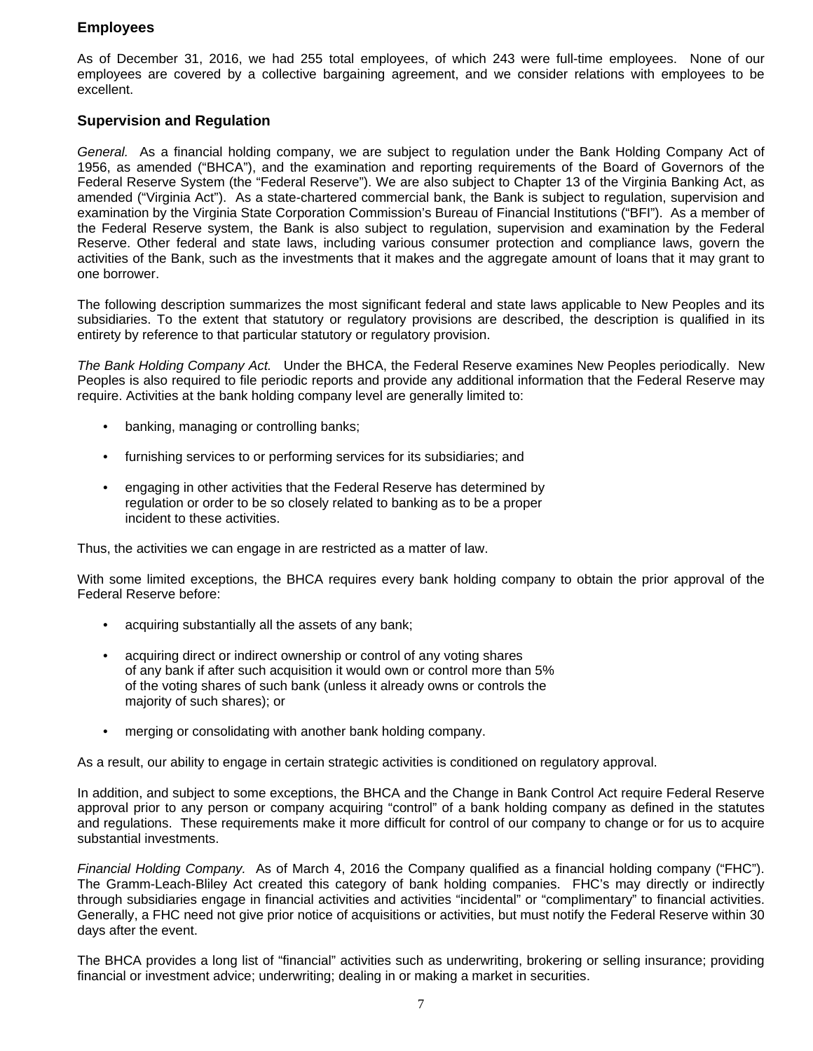## Employees

As of December 31, 2016, we had 255 total employees, of which 243 were full-time employees. None of our employees are covered by a collective bargaining agreement, and we consider relations with employees to be excellent.

## Supervision and Regulation

*General.* As a financial holding company, we are subject to regulation under the Bank Holding Company Act of 1956, as amended ("BHCA"), and the examination and reporting requirements of the Board of Governors of the Federal Reserve System (the "Federal Reserve"). We are also subject to Chapter 13 of the Virginia Banking Act, as amended ("Virginia Act"). As a state-chartered commercial bank, the Bank is subject to regulation, supervision and examination by the Virginia State Corporation Commission's Bureau of Financial Institutions ("BFI"). As a member of the Federal Reserve system, the Bank is also subject to regulation, supervision and examination by the Federal Reserve. Other federal and state laws, including various consumer protection and compliance laws, govern the activities of the Bank, such as the investments that it makes and the aggregate amount of loans that it may grant to one borrower.

The following description summarizes the most significant federal and state laws applicable to New Peoples and its subsidiaries. To the extent that statutory or regulatory provisions are described, the description is qualified in its entirety by reference to that particular statutory or regulatory provision.

*The Bank Holding Company Act.* Under the BHCA, the Federal Reserve examines New Peoples periodically. New Peoples is also required to file periodic reports and provide any additional information that the Federal Reserve may require. Activities at the bank holding company level are generally limited to:

- banking, managing or controlling banks;
- furnishing services to or performing services for its subsidiaries; and
- engaging in other activities that the Federal Reserve has determined by regulation or order to be so closely related to banking as to be a proper incident to these activities.

Thus, the activities we can engage in are restricted as a matter of law.

With some limited exceptions, the BHCA requires every bank holding company to obtain the prior approval of the Federal Reserve before:

- acquiring substantially all the assets of any bank;
- acquiring direct or indirect ownership or control of any voting shares of any bank if after such acquisition it would own or control more than 5% of the voting shares of such bank (unless it already owns or controls the majority of such shares); or
- merging or consolidating with another bank holding company.

As a result, our ability to engage in certain strategic activities is conditioned on regulatory approval.

In addition, and subject to some exceptions, the BHCA and the Change in Bank Control Act require Federal Reserve approval prior to any person or company acquiring "control" of a bank holding company as defined in the statutes and regulations. These requirements make it more difficult for control of our company to change or for us to acquire substantial investments.

*Financial Holding Company.* As of March 4, 2016 the Company qualified as a financial holding company ("FHC"). The Gramm-Leach-Bliley Act created this category of bank holding companies. FHC's may directly or indirectly through subsidiaries engage in financial activities and activities "incidental" or "complimentary" to financial activities. Generally, a FHC need not give prior notice of acquisitions or activities, but must notify the Federal Reserve within 30 days after the event.

The BHCA provides a long list of "financial" activities such as underwriting, brokering or selling insurance; providing financial or investment advice; underwriting; dealing in or making a market in securities.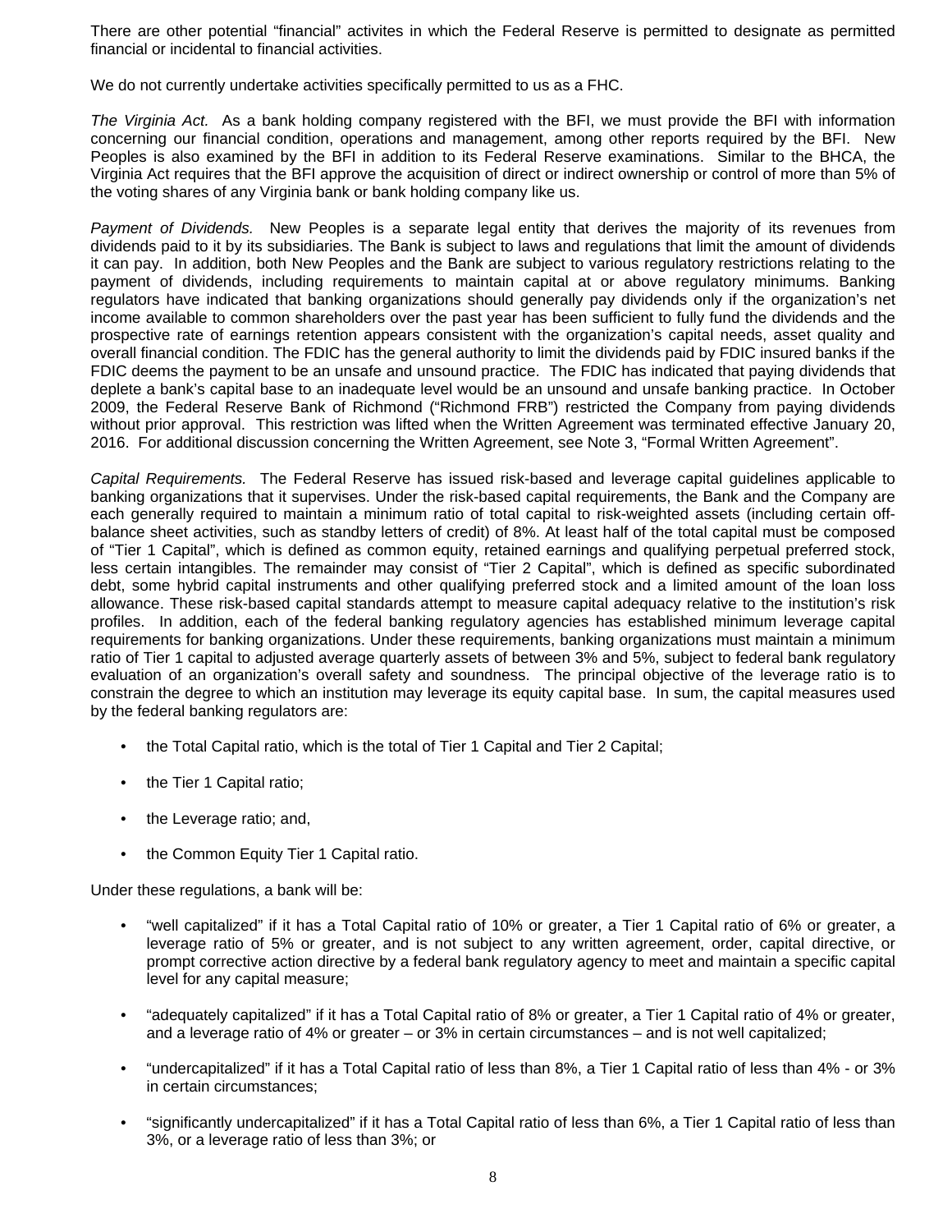There are other potential “financial” activites in which the Federal Reserve is permitted to designate as permitted financial or incidental to financial activities.

We do not currently undertake activities specifically permitted to us as a FHC.

*The Virginia Act.* As a bank holding company registered with the BFI, we must provide the BFI with information concerning our financial condition, operations and management, among other reports required by the BFI. New Peoples is also examined by the BFI in addition to its Federal Reserve examinations. Similar to the BHCA, the Virginia Act requires that the BFI approve the acquisition of direct or indirect ownership or control of more than 5% of the voting shares of any Virginia bank or bank holding company like us.

*Payment of Dividends.* New Peoples is a separate legal entity that derives the majority of its revenues from dividends paid to it by its subsidiaries. The Bank is subject to laws and regulations that limit the amount of dividends it can pay. In addition, both New Peoples and the Bank are subject to various regulatory restrictions relating to the payment of dividends, including requirements to maintain capital at or above regulatory minimums. Banking regulators have indicated that banking organizations should generally pay dividends only if the organization’s net income available to common shareholders over the past year has been sufficient to fully fund the dividends and the prospective rate of earnings retention appears consistent with the organization’s capital needs, asset quality and overall financial condition. The FDIC has the general authority to limit the dividends paid by FDIC insured banks if the FDIC deems the payment to be an unsafe and unsound practice. The FDIC has indicated that paying dividends that deplete a bank’s capital base to an inadequate level would be an unsound and unsafe banking practice. In October 2009, the Federal Reserve Bank of Richmond (“Richmond FRB”) restricted the Company from paying dividends without prior approval. This restriction was lifted when the Written Agreement was terminated effective January 20, 2016. For additional discussion concerning the Written Agreement, see Note 3, “Formal Written Agreement”.

*Capital Requirements.* The Federal Reserve has issued risk-based and leverage capital guidelines applicable to banking organizations that it supervises. Under the risk-based capital requirements, the Bank and the Company are each generally required to maintain a minimum ratio of total capital to risk-weighted assets (including certain off-balance sheet activities, such as standby letters of credit) of 8%. At least half of the total capital must be composed of “Tier 1 Capital”, which is defined as common equity, retained earnings and qualifying perpetual preferred stock, less certain intangibles. The remainder may consist of “Tier 2 Capital”, which is defined as specific subordinated debt, some hybrid capital instruments and other qualifying preferred stock and a limited amount of the loan loss allowance. These risk-based capital standards attempt to measure capital adequacy relative to the institution’s risk profiles. In addition, each of the federal banking regulatory agencies has established minimum leverage capital requirements for banking organizations. Under these requirements, banking organizations must maintain a minimum ratio of Tier 1 capital to adjusted average quarterly assets of between 3% and 5%, subject to federal bank regulatory evaluation of an organization’s overall safety and soundness. The principal objective of the leverage ratio is to constrain the degree to which an institution may leverage its equity capital base. In sum, the capital measures used by the federal banking regulators are:

- the Total Capital ratio, which is the total of Tier 1 Capital and Tier 2 Capital;
- the Tier 1 Capital ratio;
- the Leverage ratio; and,
- the Common Equity Tier 1 Capital ratio.

Under these regulations, a bank will be:

- “well capitalized” if it has a Total Capital ratio of 10% or greater, a Tier 1 Capital ratio of 6% or greater, a leverage ratio of 5% or greater, and is not subject to any written agreement, order, capital directive, or prompt corrective action directive by a federal bank regulatory agency to meet and maintain a specific capital level for any capital measure;
- “adequately capitalized” if it has a Total Capital ratio of 8% or greater, a Tier 1 Capital ratio of 4% or greater, and a leverage ratio of 4% or greater – or 3% in certain circumstances – and is not well capitalized;
- “undercapitalized” if it has a Total Capital ratio of less than 8%, a Tier 1 Capital ratio of less than 4% - or 3% in certain circumstances;
- “significantly undercapitalized” if it has a Total Capital ratio of less than 6%, a Tier 1 Capital ratio of less than 3%, or a leverage ratio of less than 3%; or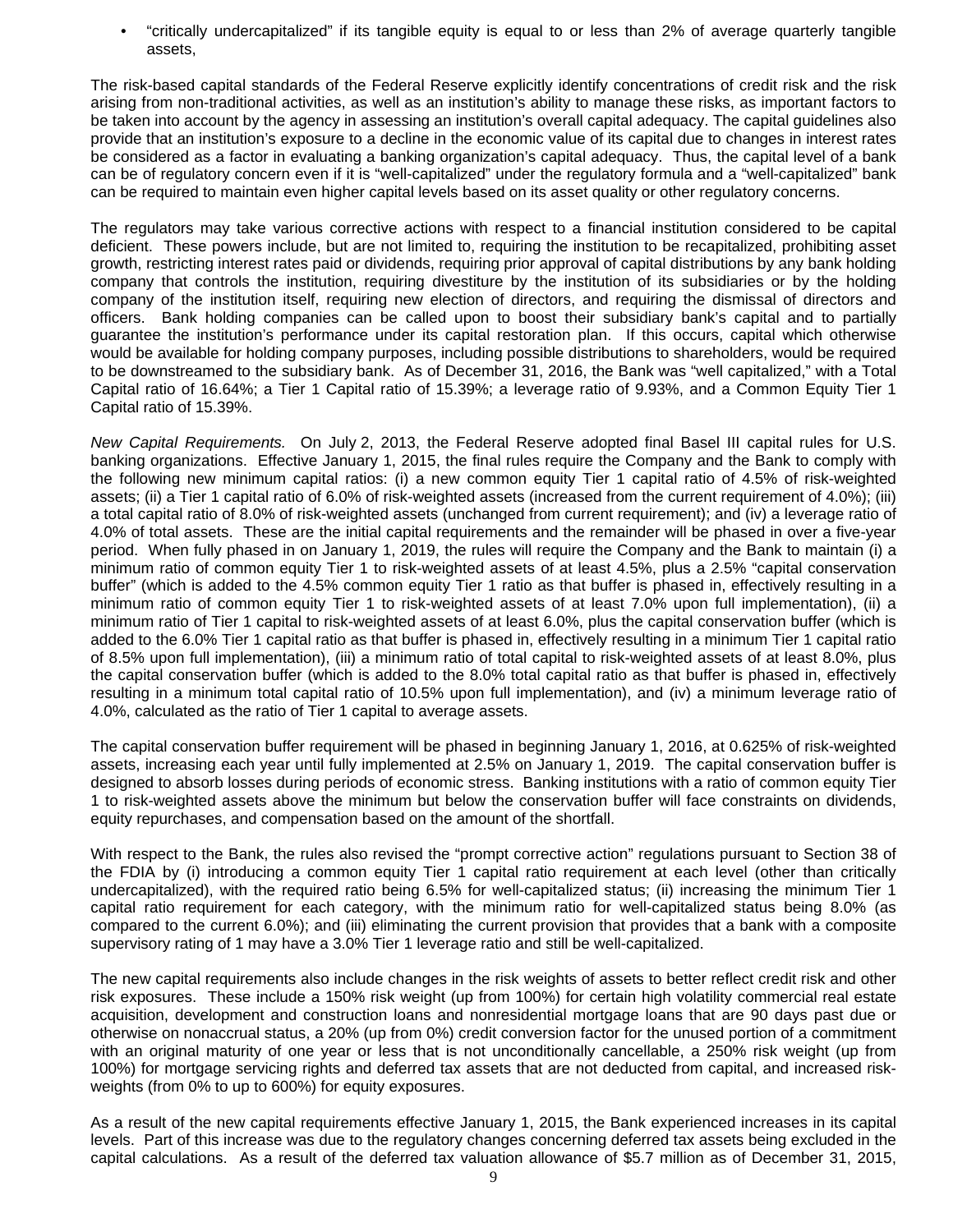- "critically undercapitalized" if its tangible equity is equal to or less than 2% of average quarterly tangible assets,

The risk-based capital standards of the Federal Reserve explicitly identify concentrations of credit risk and the risk arising from non-traditional activities, as well as an institution's ability to manage these risks, as important factors to be taken into account by the agency in assessing an institution's overall capital adequacy. The capital guidelines also provide that an institution's exposure to a decline in the economic value of its capital due to changes in interest rates be considered as a factor in evaluating a banking organization's capital adequacy. Thus, the capital level of a bank can be of regulatory concern even if it is "well-capitalized" under the regulatory formula and a "well-capitalized" bank can be required to maintain even higher capital levels based on its asset quality or other regulatory concerns.

The regulators may take various corrective actions with respect to a financial institution considered to be capital deficient. These powers include, but are not limited to, requiring the institution to be recapitalized, prohibiting asset growth, restricting interest rates paid or dividends, requiring prior approval of capital distributions by any bank holding company that controls the institution, requiring divestiture by the institution of its subsidiaries or by the holding company of the institution itself, requiring new election of directors, and requiring the dismissal of directors and officers. Bank holding companies can be called upon to boost their subsidiary bank's capital and to partially guarantee the institution's performance under its capital restoration plan. If this occurs, capital which otherwise would be available for holding company purposes, including possible distributions to shareholders, would be required to be downstreamed to the subsidiary bank. As of December 31, 2016, the Bank was "well capitalized," with a Total Capital ratio of 16.64%; a Tier 1 Capital ratio of 15.39%; a leverage ratio of 9.93%, and a Common Equity Tier 1 Capital ratio of 15.39%.

*New Capital Requirements.* On July 2, 2013, the Federal Reserve adopted final Basel III capital rules for U.S. banking organizations. Effective January 1, 2015, the final rules require the Company and the Bank to comply with the following new minimum capital ratios: (i) a new common equity Tier 1 capital ratio of 4.5% of risk-weighted assets; (ii) a Tier 1 capital ratio of 6.0% of risk-weighted assets (increased from the current requirement of 4.0%); (iii) a total capital ratio of 8.0% of risk-weighted assets (unchanged from current requirement); and (iv) a leverage ratio of 4.0% of total assets. These are the initial capital requirements and the remainder will be phased in over a five-year period. When fully phased in on January 1, 2019, the rules will require the Company and the Bank to maintain (i) a minimum ratio of common equity Tier 1 to risk-weighted assets of at least 4.5%, plus a 2.5% "capital conservation buffer" (which is added to the 4.5% common equity Tier 1 ratio as that buffer is phased in, effectively resulting in a minimum ratio of common equity Tier 1 to risk-weighted assets of at least 7.0% upon full implementation), (ii) a minimum ratio of Tier 1 capital to risk-weighted assets of at least 6.0%, plus the capital conservation buffer (which is added to the 6.0% Tier 1 capital ratio as that buffer is phased in, effectively resulting in a minimum Tier 1 capital ratio of 8.5% upon full implementation), (iii) a minimum ratio of total capital to risk-weighted assets of at least 8.0%, plus the capital conservation buffer (which is added to the 8.0% total capital ratio as that buffer is phased in, effectively resulting in a minimum total capital ratio of 10.5% upon full implementation), and (iv) a minimum leverage ratio of 4.0%, calculated as the ratio of Tier 1 capital to average assets.

The capital conservation buffer requirement will be phased in beginning January 1, 2016, at 0.625% of risk-weighted assets, increasing each year until fully implemented at 2.5% on January 1, 2019. The capital conservation buffer is designed to absorb losses during periods of economic stress. Banking institutions with a ratio of common equity Tier 1 to risk-weighted assets above the minimum but below the conservation buffer will face constraints on dividends, equity repurchases, and compensation based on the amount of the shortfall.

With respect to the Bank, the rules also revised the "prompt corrective action" regulations pursuant to Section 38 of the FDIA by (i) introducing a common equity Tier 1 capital ratio requirement at each level (other than critically undercapitalized), with the required ratio being 6.5% for well-capitalized status; (ii) increasing the minimum Tier 1 capital ratio requirement for each category, with the minimum ratio for well-capitalized status being 8.0% (as compared to the current 6.0%); and (iii) eliminating the current provision that provides that a bank with a composite supervisory rating of 1 may have a 3.0% Tier 1 leverage ratio and still be well-capitalized.

The new capital requirements also include changes in the risk weights of assets to better reflect credit risk and other risk exposures. These include a 150% risk weight (up from 100%) for certain high volatility commercial real estate acquisition, development and construction loans and nonresidential mortgage loans that are 90 days past due or otherwise on nonaccrual status, a 20% (up from 0%) credit conversion factor for the unused portion of a commitment with an original maturity of one year or less that is not unconditionally cancellable, a 250% risk weight (up from 100%) for mortgage servicing rights and deferred tax assets that are not deducted from capital, and increased risk-weights (from 0% to up to 600%) for equity exposures.

As a result of the new capital requirements effective January 1, 2015, the Bank experienced increases in its capital levels. Part of this increase was due to the regulatory changes concerning deferred tax assets being excluded in the capital calculations. As a result of the deferred tax valuation allowance of $5.7 million as of December 31, 2015,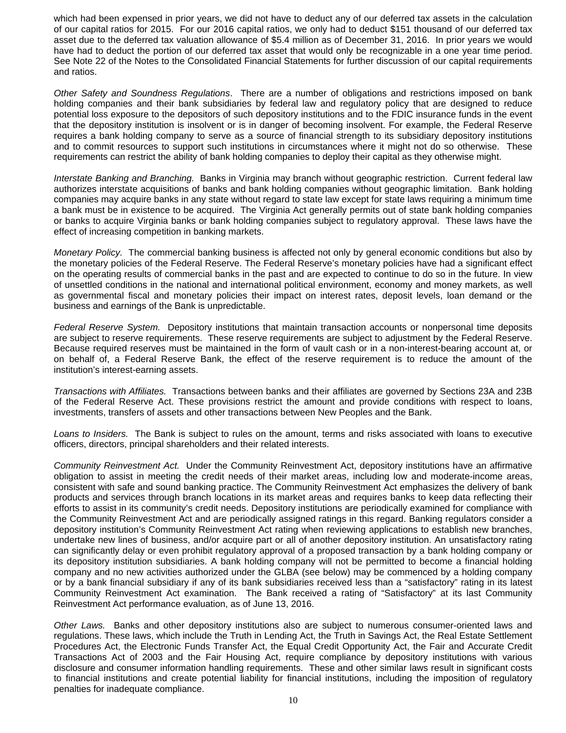which had been expensed in prior years, we did not have to deduct any of our deferred tax assets in the calculation of our capital ratios for 2015. For our 2016 capital ratios, we only had to deduct $151 thousand of our deferred tax asset due to the deferred tax valuation allowance of $5.4 million as of December 31, 2016. In prior years we would have had to deduct the portion of our deferred tax asset that would only be recognizable in a one year time period. See Note 22 of the Notes to the Consolidated Financial Statements for further discussion of our capital requirements and ratios.

*Other Safety and Soundness Regulations*. There are a number of obligations and restrictions imposed on bank holding companies and their bank subsidiaries by federal law and regulatory policy that are designed to reduce potential loss exposure to the depositors of such depository institutions and to the FDIC insurance funds in the event that the depository institution is insolvent or is in danger of becoming insolvent. For example, the Federal Reserve requires a bank holding company to serve as a source of financial strength to its subsidiary depository institutions and to commit resources to support such institutions in circumstances where it might not do so otherwise. These requirements can restrict the ability of bank holding companies to deploy their capital as they otherwise might.

*Interstate Banking and Branching.* Banks in Virginia may branch without geographic restriction. Current federal law authorizes interstate acquisitions of banks and bank holding companies without geographic limitation. Bank holding companies may acquire banks in any state without regard to state law except for state laws requiring a minimum time a bank must be in existence to be acquired. The Virginia Act generally permits out of state bank holding companies or banks to acquire Virginia banks or bank holding companies subject to regulatory approval. These laws have the effect of increasing competition in banking markets.

*Monetary Policy.* The commercial banking business is affected not only by general economic conditions but also by the monetary policies of the Federal Reserve. The Federal Reserve's monetary policies have had a significant effect on the operating results of commercial banks in the past and are expected to continue to do so in the future. In view of unsettled conditions in the national and international political environment, economy and money markets, as well as governmental fiscal and monetary policies their impact on interest rates, deposit levels, loan demand or the business and earnings of the Bank is unpredictable.

*Federal Reserve System.* Depository institutions that maintain transaction accounts or nonpersonal time deposits are subject to reserve requirements. These reserve requirements are subject to adjustment by the Federal Reserve. Because required reserves must be maintained in the form of vault cash or in a non-interest-bearing account at, or on behalf of, a Federal Reserve Bank, the effect of the reserve requirement is to reduce the amount of the institution's interest-earning assets.

*Transactions with Affiliates.* Transactions between banks and their affiliates are governed by Sections 23A and 23B of the Federal Reserve Act. These provisions restrict the amount and provide conditions with respect to loans, investments, transfers of assets and other transactions between New Peoples and the Bank.

*Loans to Insiders.* The Bank is subject to rules on the amount, terms and risks associated with loans to executive officers, directors, principal shareholders and their related interests.

*Community Reinvestment Act.* Under the Community Reinvestment Act, depository institutions have an affirmative obligation to assist in meeting the credit needs of their market areas, including low and moderate-income areas, consistent with safe and sound banking practice. The Community Reinvestment Act emphasizes the delivery of bank products and services through branch locations in its market areas and requires banks to keep data reflecting their efforts to assist in its community's credit needs. Depository institutions are periodically examined for compliance with the Community Reinvestment Act and are periodically assigned ratings in this regard. Banking regulators consider a depository institution's Community Reinvestment Act rating when reviewing applications to establish new branches, undertake new lines of business, and/or acquire part or all of another depository institution. An unsatisfactory rating can significantly delay or even prohibit regulatory approval of a proposed transaction by a bank holding company or its depository institution subsidiaries. A bank holding company will not be permitted to become a financial holding company and no new activities authorized under the GLBA (see below) may be commenced by a holding company or by a bank financial subsidiary if any of its bank subsidiaries received less than a "satisfactory" rating in its latest Community Reinvestment Act examination. The Bank received a rating of "Satisfactory" at its last Community Reinvestment Act performance evaluation, as of June 13, 2016.

*Other Laws.* Banks and other depository institutions also are subject to numerous consumer-oriented laws and regulations. These laws, which include the Truth in Lending Act, the Truth in Savings Act, the Real Estate Settlement Procedures Act, the Electronic Funds Transfer Act, the Equal Credit Opportunity Act, the Fair and Accurate Credit Transactions Act of 2003 and the Fair Housing Act, require compliance by depository institutions with various disclosure and consumer information handling requirements. These and other similar laws result in significant costs to financial institutions and create potential liability for financial institutions, including the imposition of regulatory penalties for inadequate compliance.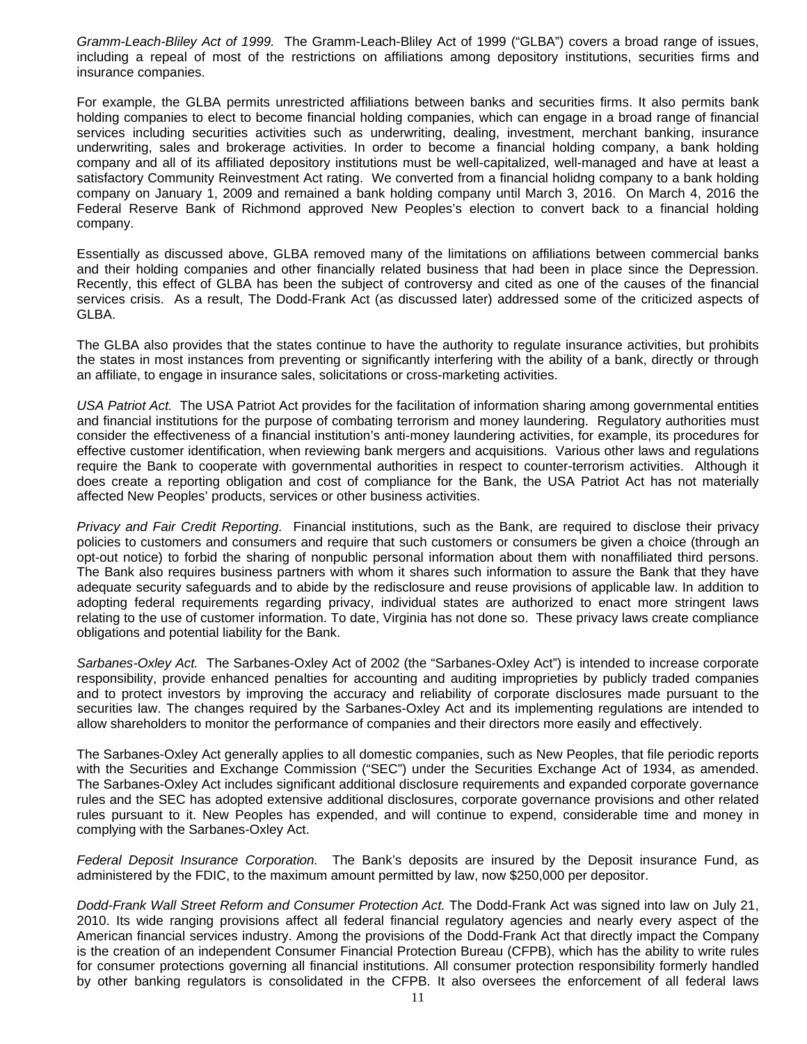*Gramm-Leach-Bliley Act of 1999.* The Gramm-Leach-Bliley Act of 1999 ("GLBA") covers a broad range of issues, including a repeal of most of the restrictions on affiliations among depository institutions, securities firms and insurance companies.

For example, the GLBA permits unrestricted affiliations between banks and securities firms. It also permits bank holding companies to elect to become financial holding companies, which can engage in a broad range of financial services including securities activities such as underwriting, dealing, investment, merchant banking, insurance underwriting, sales and brokerage activities. In order to become a financial holding company, a bank holding company and all of its affiliated depository institutions must be well-capitalized, well-managed and have at least a satisfactory Community Reinvestment Act rating. We converted from a financial holidng company to a bank holding company on January 1, 2009 and remained a bank holding company until March 3, 2016. On March 4, 2016 the Federal Reserve Bank of Richmond approved New Peoples's election to convert back to a financial holding company.

Essentially as discussed above, GLBA removed many of the limitations on affiliations between commercial banks and their holding companies and other financially related business that had been in place since the Depression. Recently, this effect of GLBA has been the subject of controversy and cited as one of the causes of the financial services crisis. As a result, The Dodd-Frank Act (as discussed later) addressed some of the criticized aspects of GLBA.

The GLBA also provides that the states continue to have the authority to regulate insurance activities, but prohibits the states in most instances from preventing or significantly interfering with the ability of a bank, directly or through an affiliate, to engage in insurance sales, solicitations or cross-marketing activities.

*USA Patriot Act.* The USA Patriot Act provides for the facilitation of information sharing among governmental entities and financial institutions for the purpose of combating terrorism and money laundering. Regulatory authorities must consider the effectiveness of a financial institution's anti-money laundering activities, for example, its procedures for effective customer identification, when reviewing bank mergers and acquisitions. Various other laws and regulations require the Bank to cooperate with governmental authorities in respect to counter-terrorism activities. Although it does create a reporting obligation and cost of compliance for the Bank, the USA Patriot Act has not materially affected New Peoples' products, services or other business activities.

*Privacy and Fair Credit Reporting.* Financial institutions, such as the Bank, are required to disclose their privacy policies to customers and consumers and require that such customers or consumers be given a choice (through an opt-out notice) to forbid the sharing of nonpublic personal information about them with nonaffiliated third persons. The Bank also requires business partners with whom it shares such information to assure the Bank that they have adequate security safeguards and to abide by the redisclosure and reuse provisions of applicable law. In addition to adopting federal requirements regarding privacy, individual states are authorized to enact more stringent laws relating to the use of customer information. To date, Virginia has not done so. These privacy laws create compliance obligations and potential liability for the Bank.

*Sarbanes-Oxley Act.* The Sarbanes-Oxley Act of 2002 (the "Sarbanes-Oxley Act") is intended to increase corporate responsibility, provide enhanced penalties for accounting and auditing improprieties by publicly traded companies and to protect investors by improving the accuracy and reliability of corporate disclosures made pursuant to the securities law. The changes required by the Sarbanes-Oxley Act and its implementing regulations are intended to allow shareholders to monitor the performance of companies and their directors more easily and effectively.

The Sarbanes-Oxley Act generally applies to all domestic companies, such as New Peoples, that file periodic reports with the Securities and Exchange Commission ("SEC") under the Securities Exchange Act of 1934, as amended. The Sarbanes-Oxley Act includes significant additional disclosure requirements and expanded corporate governance rules and the SEC has adopted extensive additional disclosures, corporate governance provisions and other related rules pursuant to it. New Peoples has expended, and will continue to expend, considerable time and money in complying with the Sarbanes-Oxley Act.

*Federal Deposit Insurance Corporation.* The Bank's deposits are insured by the Deposit insurance Fund, as administered by the FDIC, to the maximum amount permitted by law, now $250,000 per depositor.

*Dodd-Frank Wall Street Reform and Consumer Protection Act.* The Dodd-Frank Act was signed into law on July 21, 2010. Its wide ranging provisions affect all federal financial regulatory agencies and nearly every aspect of the American financial services industry. Among the provisions of the Dodd-Frank Act that directly impact the Company is the creation of an independent Consumer Financial Protection Bureau (CFPB), which has the ability to write rules for consumer protections governing all financial institutions. All consumer protection responsibility formerly handled by other banking regulators is consolidated in the CFPB. It also oversees the enforcement of all federal laws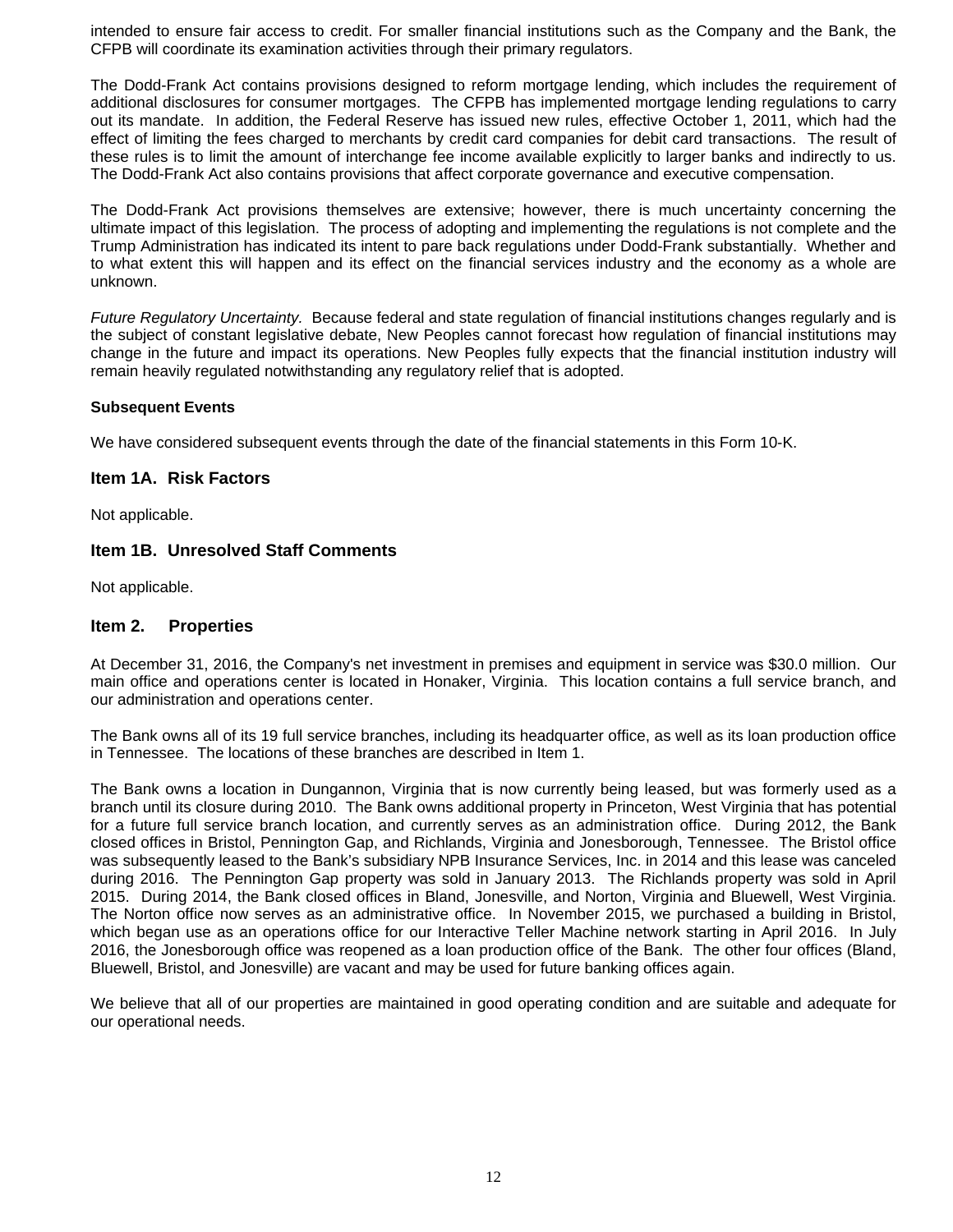intended to ensure fair access to credit. For smaller financial institutions such as the Company and the Bank, the CFPB will coordinate its examination activities through their primary regulators.

The Dodd-Frank Act contains provisions designed to reform mortgage lending, which includes the requirement of additional disclosures for consumer mortgages. The CFPB has implemented mortgage lending regulations to carry out its mandate. In addition, the Federal Reserve has issued new rules, effective October 1, 2011, which had the effect of limiting the fees charged to merchants by credit card companies for debit card transactions. The result of these rules is to limit the amount of interchange fee income available explicitly to larger banks and indirectly to us. The Dodd-Frank Act also contains provisions that affect corporate governance and executive compensation.

The Dodd-Frank Act provisions themselves are extensive; however, there is much uncertainty concerning the ultimate impact of this legislation. The process of adopting and implementing the regulations is not complete and the Trump Administration has indicated its intent to pare back regulations under Dodd-Frank substantially. Whether and to what extent this will happen and its effect on the financial services industry and the economy as a whole are unknown.

*Future Regulatory Uncertainty.* Because federal and state regulation of financial institutions changes regularly and is the subject of constant legislative debate, New Peoples cannot forecast how regulation of financial institutions may change in the future and impact its operations. New Peoples fully expects that the financial institution industry will remain heavily regulated notwithstanding any regulatory relief that is adopted.

**Subsequent Events**

We have considered subsequent events through the date of the financial statements in this Form 10-K.

## Item 1A. Risk Factors

Not applicable.

## Item 1B. Unresolved Staff Comments

Not applicable.

## Item 2. Properties

At December 31, 2016, the Company's net investment in premises and equipment in service was $30.0 million. Our main office and operations center is located in Honaker, Virginia. This location contains a full service branch, and our administration and operations center.

The Bank owns all of its 19 full service branches, including its headquarter office, as well as its loan production office in Tennessee. The locations of these branches are described in Item 1.

The Bank owns a location in Dungannon, Virginia that is now currently being leased, but was formerly used as a branch until its closure during 2010. The Bank owns additional property in Princeton, West Virginia that has potential for a future full service branch location, and currently serves as an administration office. During 2012, the Bank closed offices in Bristol, Pennington Gap, and Richlands, Virginia and Jonesborough, Tennessee. The Bristol office was subsequently leased to the Bank's subsidiary NPB Insurance Services, Inc. in 2014 and this lease was canceled during 2016. The Pennington Gap property was sold in January 2013. The Richlands property was sold in April 2015. During 2014, the Bank closed offices in Bland, Jonesville, and Norton, Virginia and Bluewell, West Virginia. The Norton office now serves as an administrative office. In November 2015, we purchased a building in Bristol, which began use as an operations office for our Interactive Teller Machine network starting in April 2016. In July 2016, the Jonesborough office was reopened as a loan production office of the Bank. The other four offices (Bland, Bluewell, Bristol, and Jonesville) are vacant and may be used for future banking offices again.

We believe that all of our properties are maintained in good operating condition and are suitable and adequate for our operational needs.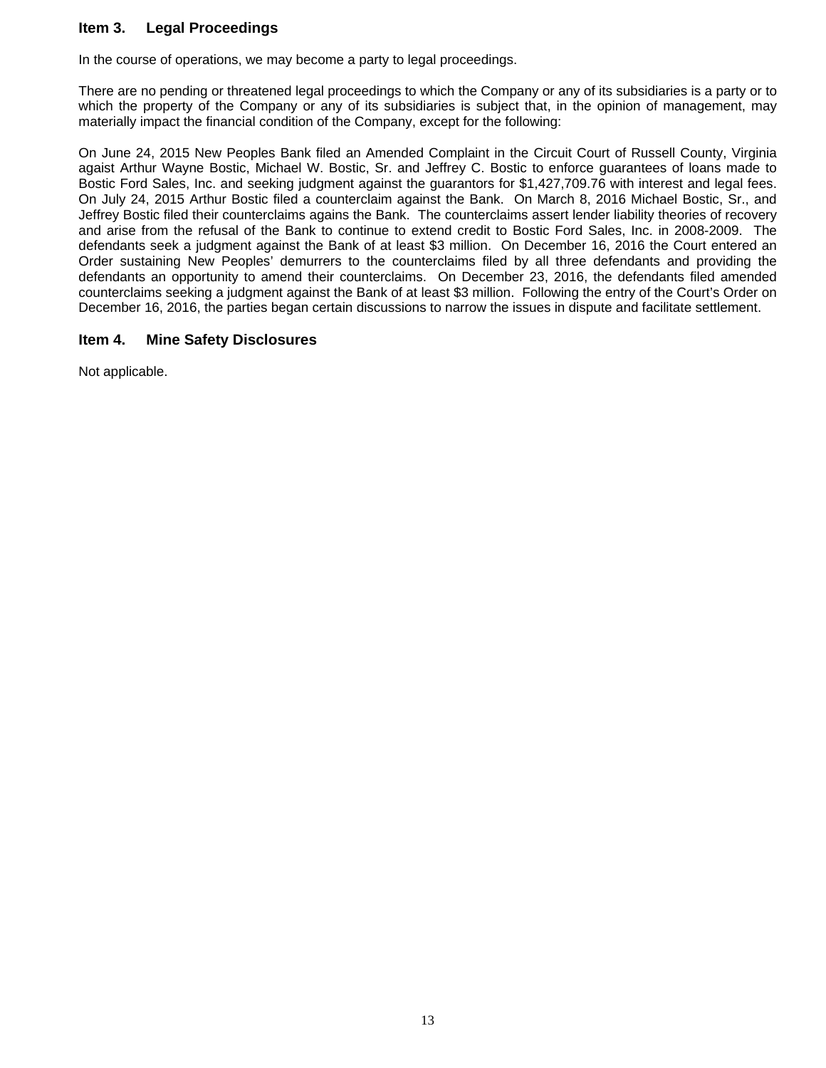## Item 3. Legal Proceedings

In the course of operations, we may become a party to legal proceedings.

There are no pending or threatened legal proceedings to which the Company or any of its subsidiaries is a party or to which the property of the Company or any of its subsidiaries is subject that, in the opinion of management, may materially impact the financial condition of the Company, except for the following:

On June 24, 2015 New Peoples Bank filed an Amended Complaint in the Circuit Court of Russell County, Virginia agaist Arthur Wayne Bostic, Michael W. Bostic, Sr. and Jeffrey C. Bostic to enforce guarantees of loans made to Bostic Ford Sales, Inc. and seeking judgment against the guarantors for $1,427,709.76 with interest and legal fees. On July 24, 2015 Arthur Bostic filed a counterclaim against the Bank. On March 8, 2016 Michael Bostic, Sr., and Jeffrey Bostic filed their counterclaims agains the Bank. The counterclaims assert lender liability theories of recovery and arise from the refusal of the Bank to continue to extend credit to Bostic Ford Sales, Inc. in 2008-2009. The defendants seek a judgment against the Bank of at least $3 million. On December 16, 2016 the Court entered an Order sustaining New Peoples' demurrers to the counterclaims filed by all three defendants and providing the defendants an opportunity to amend their counterclaims. On December 23, 2016, the defendants filed amended counterclaims seeking a judgment against the Bank of at least $3 million. Following the entry of the Court's Order on December 16, 2016, the parties began certain discussions to narrow the issues in dispute and facilitate settlement.

## Item 4. Mine Safety Disclosures

Not applicable.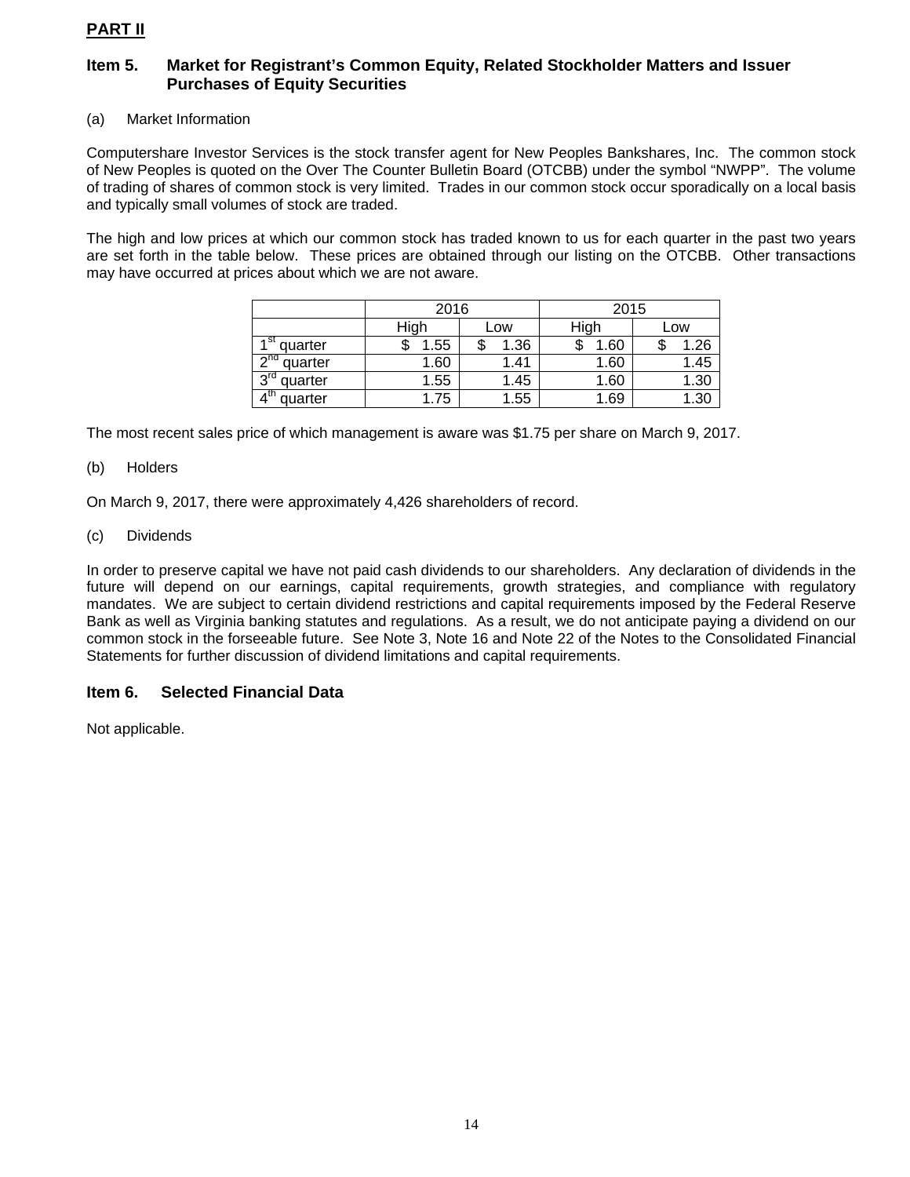## PART II

### Item 5. Market for Registrant’s Common Equity, Related Stockholder Matters and Issuer Purchases of Equity Securities

(a) Market Information

Computershare Investor Services is the stock transfer agent for New Peoples Bankshares, Inc. The common stock of New Peoples is quoted on the Over The Counter Bulletin Board (OTCBB) under the symbol “NWPP”. The volume of trading of shares of common stock is very limited. Trades in our common stock occur sporadically on a local basis and typically small volumes of stock are traded.

The high and low prices at which our common stock has traded known to us for each quarter in the past two years are set forth in the table below. These prices are obtained through our listing on the OTCBB. Other transactions may have occurred at prices about which we are not aware.

| | 2016 | | 2015 | |
|---|---|---|---|---|
| | High | Low | High | Low |
| 1st quarter | $ 1.55 | $ 1.36 | $ 1.60 | $ 1.26 |
| 2nd quarter | 1.60 | 1.41 | 1.60 | 1.45 |
| 3rd quarter | 1.55 | 1.45 | 1.60 | 1.30 |
| 4th quarter | 1.75 | 1.55 | 1.69 | 1.30 |

The most recent sales price of which management is aware was $1.75 per share on March 9, 2017.

(b) Holders

On March 9, 2017, there were approximately 4,426 shareholders of record.

(c) Dividends

In order to preserve capital we have not paid cash dividends to our shareholders. Any declaration of dividends in the future will depend on our earnings, capital requirements, growth strategies, and compliance with regulatory mandates. We are subject to certain dividend restrictions and capital requirements imposed by the Federal Reserve Bank as well as Virginia banking statutes and regulations. As a result, we do not anticipate paying a dividend on our common stock in the forseeable future. See Note 3, Note 16 and Note 22 of the Notes to the Consolidated Financial Statements for further discussion of dividend limitations and capital requirements.

### Item 6. Selected Financial Data

Not applicable.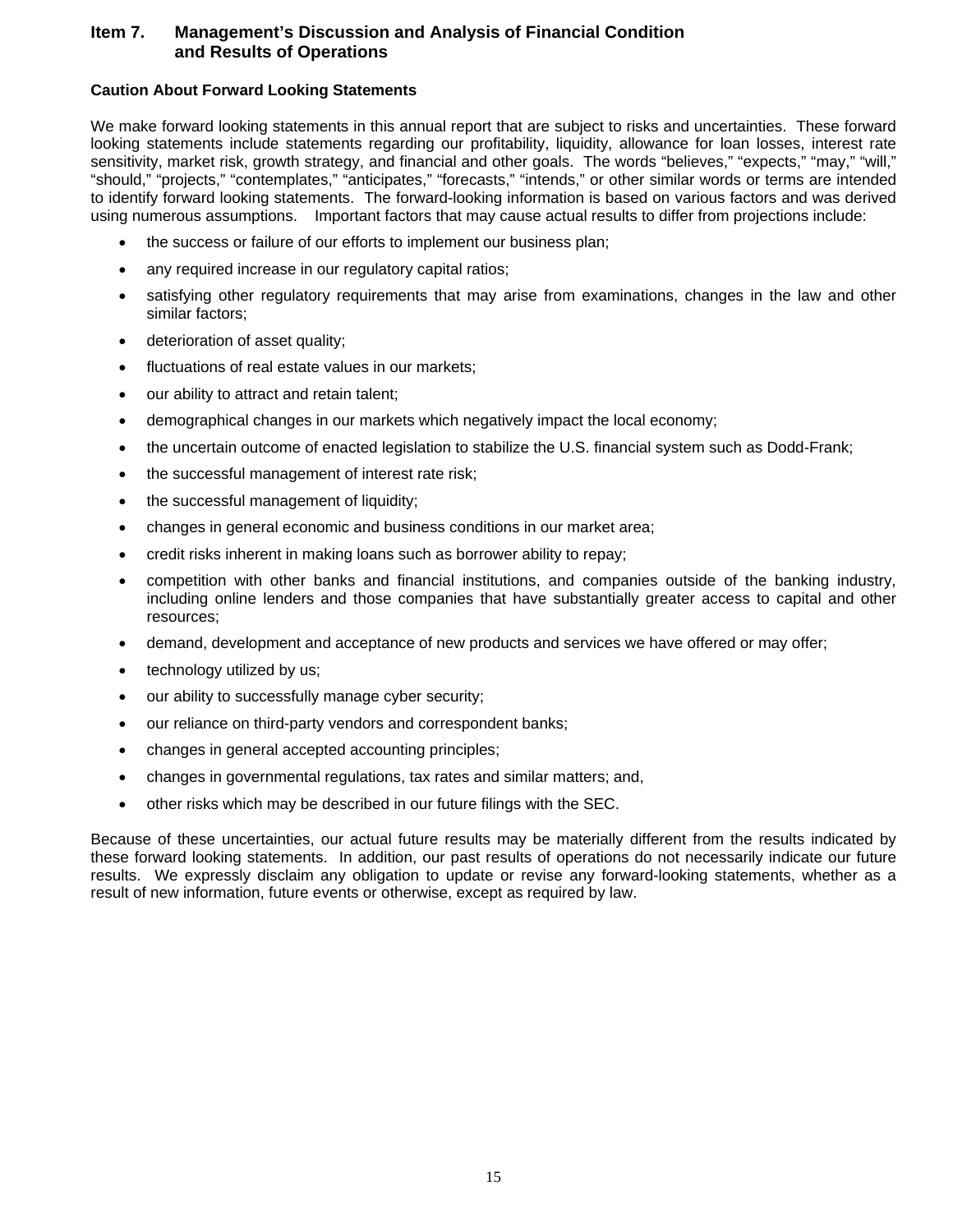# Item 7. Management's Discussion and Analysis of Financial Condition and Results of Operations

### Caution About Forward Looking Statements

We make forward looking statements in this annual report that are subject to risks and uncertainties. These forward looking statements include statements regarding our profitability, liquidity, allowance for loan losses, interest rate sensitivity, market risk, growth strategy, and financial and other goals. The words "believes," "expects," "may," "will," "should," "projects," "contemplates," "anticipates," "forecasts," "intends," or other similar words or terms are intended to identify forward looking statements. The forward-looking information is based on various factors and was derived using numerous assumptions. Important factors that may cause actual results to differ from projections include:

- the success or failure of our efforts to implement our business plan;
- any required increase in our regulatory capital ratios;
- satisfying other regulatory requirements that may arise from examinations, changes in the law and other similar factors;
- deterioration of asset quality;
- fluctuations of real estate values in our markets;
- our ability to attract and retain talent;
- demographical changes in our markets which negatively impact the local economy;
- the uncertain outcome of enacted legislation to stabilize the U.S. financial system such as Dodd-Frank;
- the successful management of interest rate risk;
- the successful management of liquidity;
- changes in general economic and business conditions in our market area;
- credit risks inherent in making loans such as borrower ability to repay;
- competition with other banks and financial institutions, and companies outside of the banking industry, including online lenders and those companies that have substantially greater access to capital and other resources;
- demand, development and acceptance of new products and services we have offered or may offer;
- technology utilized by us;
- our ability to successfully manage cyber security;
- our reliance on third-party vendors and correspondent banks;
- changes in general accepted accounting principles;
- changes in governmental regulations, tax rates and similar matters; and,
- other risks which may be described in our future filings with the SEC.

Because of these uncertainties, our actual future results may be materially different from the results indicated by these forward looking statements. In addition, our past results of operations do not necessarily indicate our future results. We expressly disclaim any obligation to update or revise any forward-looking statements, whether as a result of new information, future events or otherwise, except as required by law.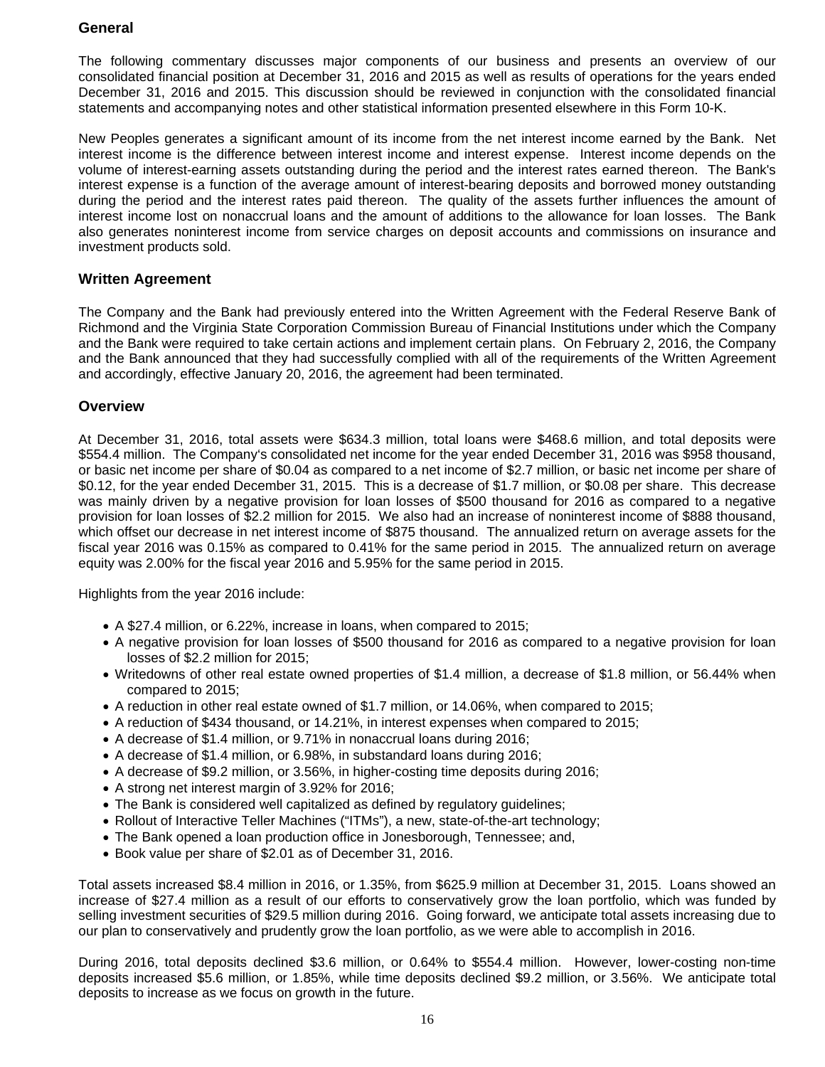## General

The following commentary discusses major components of our business and presents an overview of our consolidated financial position at December 31, 2016 and 2015 as well as results of operations for the years ended December 31, 2016 and 2015. This discussion should be reviewed in conjunction with the consolidated financial statements and accompanying notes and other statistical information presented elsewhere in this Form 10-K.

New Peoples generates a significant amount of its income from the net interest income earned by the Bank. Net interest income is the difference between interest income and interest expense. Interest income depends on the volume of interest-earning assets outstanding during the period and the interest rates earned thereon. The Bank's interest expense is a function of the average amount of interest-bearing deposits and borrowed money outstanding during the period and the interest rates paid thereon. The quality of the assets further influences the amount of interest income lost on nonaccrual loans and the amount of additions to the allowance for loan losses. The Bank also generates noninterest income from service charges on deposit accounts and commissions on insurance and investment products sold.

## Written Agreement

The Company and the Bank had previously entered into the Written Agreement with the Federal Reserve Bank of Richmond and the Virginia State Corporation Commission Bureau of Financial Institutions under which the Company and the Bank were required to take certain actions and implement certain plans. On February 2, 2016, the Company and the Bank announced that they had successfully complied with all of the requirements of the Written Agreement and accordingly, effective January 20, 2016, the agreement had been terminated.

## Overview

At December 31, 2016, total assets were $634.3 million, total loans were $468.6 million, and total deposits were $554.4 million. The Company's consolidated net income for the year ended December 31, 2016 was $958 thousand, or basic net income per share of $0.04 as compared to a net income of $2.7 million, or basic net income per share of $0.12, for the year ended December 31, 2015. This is a decrease of $1.7 million, or $0.08 per share. This decrease was mainly driven by a negative provision for loan losses of $500 thousand for 2016 as compared to a negative provision for loan losses of $2.2 million for 2015. We also had an increase of noninterest income of $888 thousand, which offset our decrease in net interest income of $875 thousand. The annualized return on average assets for the fiscal year 2016 was 0.15% as compared to 0.41% for the same period in 2015. The annualized return on average equity was 2.00% for the fiscal year 2016 and 5.95% for the same period in 2015.

Highlights from the year 2016 include:

- A $27.4 million, or 6.22%, increase in loans, when compared to 2015;
- A negative provision for loan losses of $500 thousand for 2016 as compared to a negative provision for loan losses of $2.2 million for 2015;
- Writedowns of other real estate owned properties of $1.4 million, a decrease of $1.8 million, or 56.44% when compared to 2015;
- A reduction in other real estate owned of $1.7 million, or 14.06%, when compared to 2015;
- A reduction of $434 thousand, or 14.21%, in interest expenses when compared to 2015;
- A decrease of $1.4 million, or 9.71% in nonaccrual loans during 2016;
- A decrease of $1.4 million, or 6.98%, in substandard loans during 2016;
- A decrease of $9.2 million, or 3.56%, in higher-costing time deposits during 2016;
- A strong net interest margin of 3.92% for 2016;
- The Bank is considered well capitalized as defined by regulatory guidelines;
- Rollout of Interactive Teller Machines ("ITMs"), a new, state-of-the-art technology;
- The Bank opened a loan production office in Jonesborough, Tennessee; and,
- Book value per share of $2.01 as of December 31, 2016.

Total assets increased $8.4 million in 2016, or 1.35%, from $625.9 million at December 31, 2015. Loans showed an increase of $27.4 million as a result of our efforts to conservatively grow the loan portfolio, which was funded by selling investment securities of $29.5 million during 2016. Going forward, we anticipate total assets increasing due to our plan to conservatively and prudently grow the loan portfolio, as we were able to accomplish in 2016.

During 2016, total deposits declined $3.6 million, or 0.64% to $554.4 million. However, lower-costing non-time deposits increased $5.6 million, or 1.85%, while time deposits declined $9.2 million, or 3.56%. We anticipate total deposits to increase as we focus on growth in the future.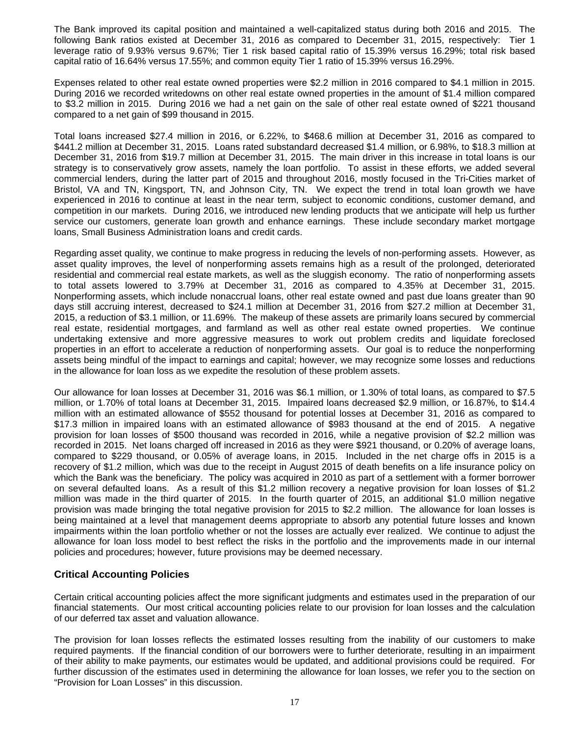The Bank improved its capital position and maintained a well-capitalized status during both 2016 and 2015. The following Bank ratios existed at December 31, 2016 as compared to December 31, 2015, respectively: Tier 1 leverage ratio of 9.93% versus 9.67%; Tier 1 risk based capital ratio of 15.39% versus 16.29%; total risk based capital ratio of 16.64% versus 17.55%; and common equity Tier 1 ratio of 15.39% versus 16.29%.

Expenses related to other real estate owned properties were $2.2 million in 2016 compared to $4.1 million in 2015. During 2016 we recorded writedowns on other real estate owned properties in the amount of $1.4 million compared to $3.2 million in 2015. During 2016 we had a net gain on the sale of other real estate owned of $221 thousand compared to a net gain of $99 thousand in 2015.

Total loans increased $27.4 million in 2016, or 6.22%, to $468.6 million at December 31, 2016 as compared to $441.2 million at December 31, 2015. Loans rated substandard decreased $1.4 million, or 6.98%, to $18.3 million at December 31, 2016 from $19.7 million at December 31, 2015. The main driver in this increase in total loans is our strategy is to conservatively grow assets, namely the loan portfolio. To assist in these efforts, we added several commercial lenders, during the latter part of 2015 and throughout 2016, mostly focused in the Tri-Cities market of Bristol, VA and TN, Kingsport, TN, and Johnson City, TN. We expect the trend in total loan growth we have experienced in 2016 to continue at least in the near term, subject to economic conditions, customer demand, and competition in our markets. During 2016, we introduced new lending products that we anticipate will help us further service our customers, generate loan growth and enhance earnings. These include secondary market mortgage loans, Small Business Administration loans and credit cards.

Regarding asset quality, we continue to make progress in reducing the levels of non-performing assets. However, as asset quality improves, the level of nonperforming assets remains high as a result of the prolonged, deteriorated residential and commercial real estate markets, as well as the sluggish economy. The ratio of nonperforming assets to total assets lowered to 3.79% at December 31, 2016 as compared to 4.35% at December 31, 2015. Nonperforming assets, which include nonaccrual loans, other real estate owned and past due loans greater than 90 days still accruing interest, decreased to $24.1 million at December 31, 2016 from $27.2 million at December 31, 2015, a reduction of $3.1 million, or 11.69%. The makeup of these assets are primarily loans secured by commercial real estate, residential mortgages, and farmland as well as other real estate owned properties. We continue undertaking extensive and more aggressive measures to work out problem credits and liquidate foreclosed properties in an effort to accelerate a reduction of nonperforming assets. Our goal is to reduce the nonperforming assets being mindful of the impact to earnings and capital; however, we may recognize some losses and reductions in the allowance for loan loss as we expedite the resolution of these problem assets.

Our allowance for loan losses at December 31, 2016 was $6.1 million, or 1.30% of total loans, as compared to $7.5 million, or 1.70% of total loans at December 31, 2015. Impaired loans decreased $2.9 million, or 16.87%, to $14.4 million with an estimated allowance of $552 thousand for potential losses at December 31, 2016 as compared to $17.3 million in impaired loans with an estimated allowance of $983 thousand at the end of 2015. A negative provision for loan losses of $500 thousand was recorded in 2016, while a negative provision of $2.2 million was recorded in 2015. Net loans charged off increased in 2016 as they were $921 thousand, or 0.20% of average loans, compared to $229 thousand, or 0.05% of average loans, in 2015. Included in the net charge offs in 2015 is a recovery of $1.2 million, which was due to the receipt in August 2015 of death benefits on a life insurance policy on which the Bank was the beneficiary. The policy was acquired in 2010 as part of a settlement with a former borrower on several defaulted loans. As a result of this $1.2 million recovery a negative provision for loan losses of $1.2 million was made in the third quarter of 2015. In the fourth quarter of 2015, an additional $1.0 million negative provision was made bringing the total negative provision for 2015 to $2.2 million. The allowance for loan losses is being maintained at a level that management deems appropriate to absorb any potential future losses and known impairments within the loan portfolio whether or not the losses are actually ever realized. We continue to adjust the allowance for loan loss model to best reflect the risks in the portfolio and the improvements made in our internal policies and procedures; however, future provisions may be deemed necessary.

## Critical Accounting Policies

Certain critical accounting policies affect the more significant judgments and estimates used in the preparation of our financial statements. Our most critical accounting policies relate to our provision for loan losses and the calculation of our deferred tax asset and valuation allowance.

The provision for loan losses reflects the estimated losses resulting from the inability of our customers to make required payments. If the financial condition of our borrowers were to further deteriorate, resulting in an impairment of their ability to make payments, our estimates would be updated, and additional provisions could be required. For further discussion of the estimates used in determining the allowance for loan losses, we refer you to the section on "Provision for Loan Losses" in this discussion.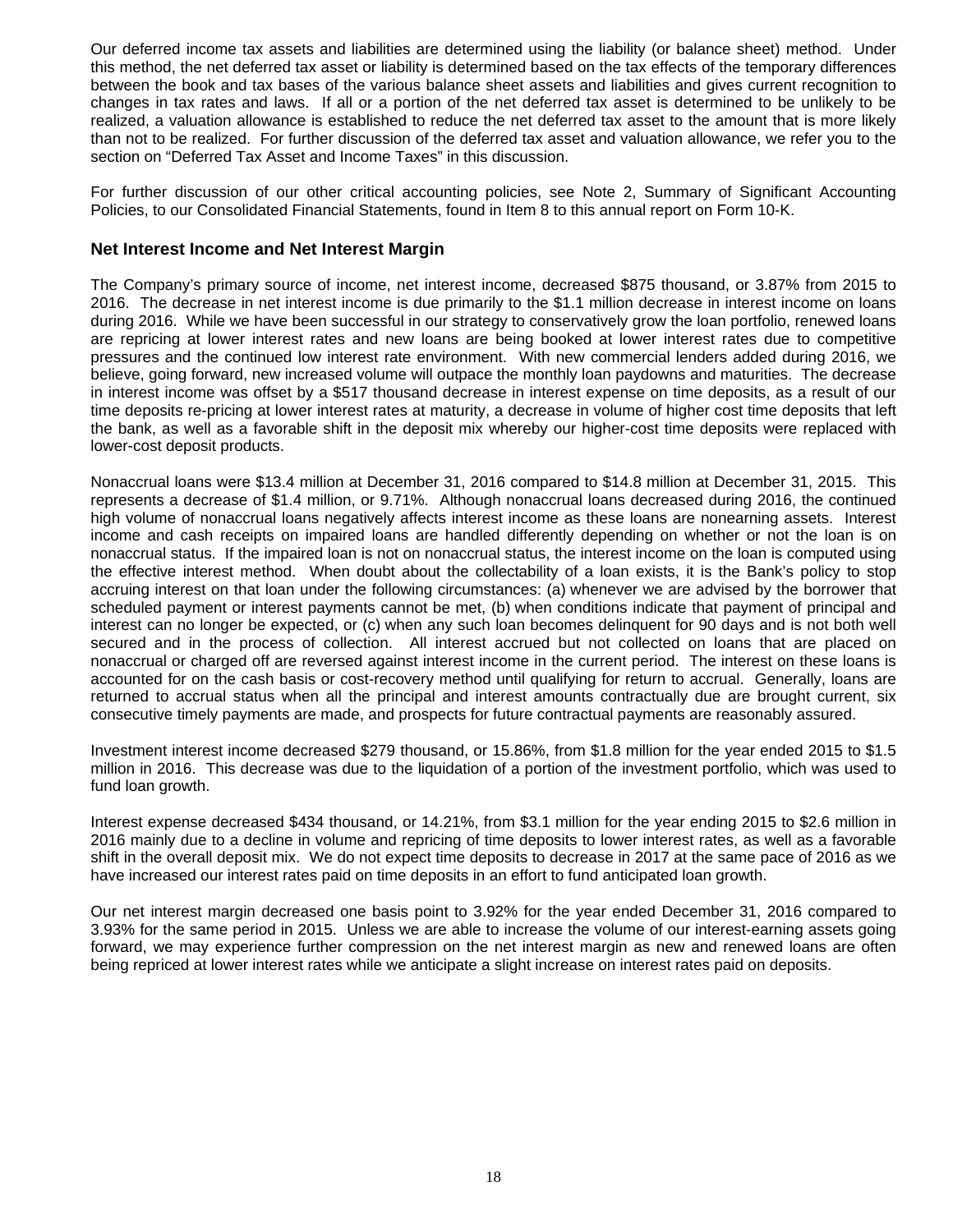Our deferred income tax assets and liabilities are determined using the liability (or balance sheet) method. Under this method, the net deferred tax asset or liability is determined based on the tax effects of the temporary differences between the book and tax bases of the various balance sheet assets and liabilities and gives current recognition to changes in tax rates and laws. If all or a portion of the net deferred tax asset is determined to be unlikely to be realized, a valuation allowance is established to reduce the net deferred tax asset to the amount that is more likely than not to be realized. For further discussion of the deferred tax asset and valuation allowance, we refer you to the section on "Deferred Tax Asset and Income Taxes" in this discussion.

For further discussion of our other critical accounting policies, see Note 2, Summary of Significant Accounting Policies, to our Consolidated Financial Statements, found in Item 8 to this annual report on Form 10-K.

## Net Interest Income and Net Interest Margin

The Company's primary source of income, net interest income, decreased $875 thousand, or 3.87% from 2015 to 2016. The decrease in net interest income is due primarily to the $1.1 million decrease in interest income on loans during 2016. While we have been successful in our strategy to conservatively grow the loan portfolio, renewed loans are repricing at lower interest rates and new loans are being booked at lower interest rates due to competitive pressures and the continued low interest rate environment. With new commercial lenders added during 2016, we believe, going forward, new increased volume will outpace the monthly loan paydowns and maturities. The decrease in interest income was offset by a $517 thousand decrease in interest expense on time deposits, as a result of our time deposits re-pricing at lower interest rates at maturity, a decrease in volume of higher cost time deposits that left the bank, as well as a favorable shift in the deposit mix whereby our higher-cost time deposits were replaced with lower-cost deposit products.

Nonaccrual loans were $13.4 million at December 31, 2016 compared to $14.8 million at December 31, 2015. This represents a decrease of $1.4 million, or 9.71%. Although nonaccrual loans decreased during 2016, the continued high volume of nonaccrual loans negatively affects interest income as these loans are nonearning assets. Interest income and cash receipts on impaired loans are handled differently depending on whether or not the loan is on nonaccrual status. If the impaired loan is not on nonaccrual status, the interest income on the loan is computed using the effective interest method. When doubt about the collectability of a loan exists, it is the Bank's policy to stop accruing interest on that loan under the following circumstances: (a) whenever we are advised by the borrower that scheduled payment or interest payments cannot be met, (b) when conditions indicate that payment of principal and interest can no longer be expected, or (c) when any such loan becomes delinquent for 90 days and is not both well secured and in the process of collection. All interest accrued but not collected on loans that are placed on nonaccrual or charged off are reversed against interest income in the current period. The interest on these loans is accounted for on the cash basis or cost-recovery method until qualifying for return to accrual. Generally, loans are returned to accrual status when all the principal and interest amounts contractually due are brought current, six consecutive timely payments are made, and prospects for future contractual payments are reasonably assured.

Investment interest income decreased $279 thousand, or 15.86%, from $1.8 million for the year ended 2015 to $1.5 million in 2016. This decrease was due to the liquidation of a portion of the investment portfolio, which was used to fund loan growth.

Interest expense decreased $434 thousand, or 14.21%, from $3.1 million for the year ending 2015 to $2.6 million in 2016 mainly due to a decline in volume and repricing of time deposits to lower interest rates, as well as a favorable shift in the overall deposit mix. We do not expect time deposits to decrease in 2017 at the same pace of 2016 as we have increased our interest rates paid on time deposits in an effort to fund anticipated loan growth.

Our net interest margin decreased one basis point to 3.92% for the year ended December 31, 2016 compared to 3.93% for the same period in 2015. Unless we are able to increase the volume of our interest-earning assets going forward, we may experience further compression on the net interest margin as new and renewed loans are often being repriced at lower interest rates while we anticipate a slight increase on interest rates paid on deposits.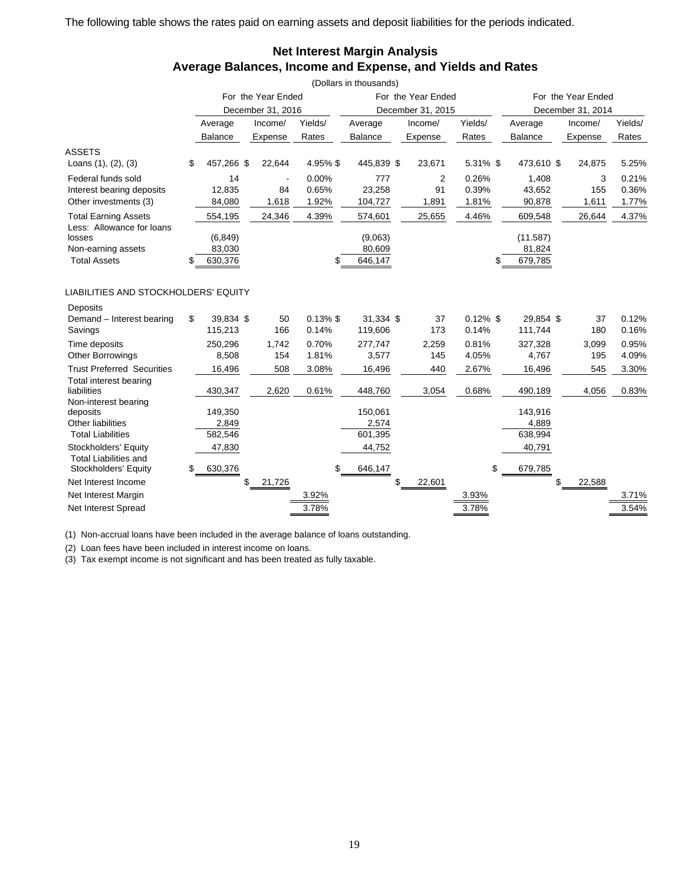The following table shows the rates paid on earning assets and deposit liabilities for the periods indicated.

## Net Interest Margin Analysis
## Average Balances, Income and Expense, and Yields and Rates

(Dollars in thousands)

| | For the Year Ended December 31, 2016 | | | For the Year Ended December 31, 2015 | | | For the Year Ended December 31, 2014 | | |
|---|---|---|---|---|---|---|---|---|---|
| | Average Balance | Income/ Expense | Yields/ Rates | Average Balance | Income/ Expense | Yields/ Rates | Average Balance | Income/ Expense | Yields/ Rates |
| **ASSETS** | | | | | | | | | |
| Loans (1), (2), (3) | $ 457,266 | $ 22,644 | 4.95% | $ 445,839 | $ 23,671 | 5.31% | $ 473,610 | $ 24,875 | 5.25% |
| Federal funds sold | 14 | - | 0.00% | 777 | 2 | 0.26% | 1,408 | 3 | 0.21% |
| Interest bearing deposits | 12,835 | 84 | 0.65% | 23,258 | 91 | 0.39% | 43,652 | 155 | 0.36% |
| Other investments (3) | 84,080 | 1,618 | 1.92% | 104,727 | 1,891 | 1.81% | 90,878 | 1,611 | 1.77% |
| Total Earning Assets | 554,195 | 24,346 | 4.39% | 574,601 | 25,655 | 4.46% | 609,548 | 26,644 | 4.37% |
| Less: Allowance for loans losses | (6,849) | | | (9,063) | | | (11.587) | | |
| Non-earning assets | 83,030 | | | 80,609 | | | 81,824 | | |
| Total Assets | $ 630,376 | | | $ 646,147 | | | $ 679,785 | | |
| **LIABILITIES AND STOCKHOLDERS' EQUITY** | | | | | | | | | |
| Deposits | | | | | | | | | |
| Demand – Interest bearing | $ 39,834 | $ 50 | 0.13% | $ 31,334 | $ 37 | 0.12% | $ 29,854 | $ 37 | 0.12% |
| Savings | 115,213 | 166 | 0.14% | 119,606 | 173 | 0.14% | 111,744 | 180 | 0.16% |
| Time deposits | 250,296 | 1,742 | 0.70% | 277,747 | 2,259 | 0.81% | 327,328 | 3,099 | 0.95% |
| Other Borrowings | 8,508 | 154 | 1.81% | 3,577 | 145 | 4.05% | 4,767 | 195 | 4.09% |
| Trust Preferred Securities | 16,496 | 508 | 3.08% | 16,496 | 440 | 2.67% | 16,496 | 545 | 3.30% |
| Total interest bearing liabilities | 430,347 | 2,620 | 0.61% | 448,760 | 3,054 | 0.68% | 490,189 | 4,056 | 0.83% |
| Non-interest bearing deposits | 149,350 | | | 150,061 | | | 143,916 | | |
| Other liabilities | 2,849 | | | 2,574 | | | 4,889 | | |
| Total Liabilities | 582,546 | | | 601,395 | | | 638,994 | | |
| Stockholders' Equity | 47,830 | | | 44,752 | | | 40,791 | | |
| Total Liabilities and Stockholders' Equity | $ 630,376 | | | $ 646,147 | | | $ 679,785 | | |
| Net Interest Income | | $ 21,726 | | | $ 22,601 | | | $ 22,588 | |
| Net Interest Margin | | | 3.92% | | | 3.93% | | | 3.71% |
| Net Interest Spread | | | 3.78% | | | 3.78% | | | 3.54% |

(1) Non-accrual loans have been included in the average balance of loans outstanding.

(2) Loan fees have been included in interest income on loans.

(3) Tax exempt income is not significant and has been treated as fully taxable.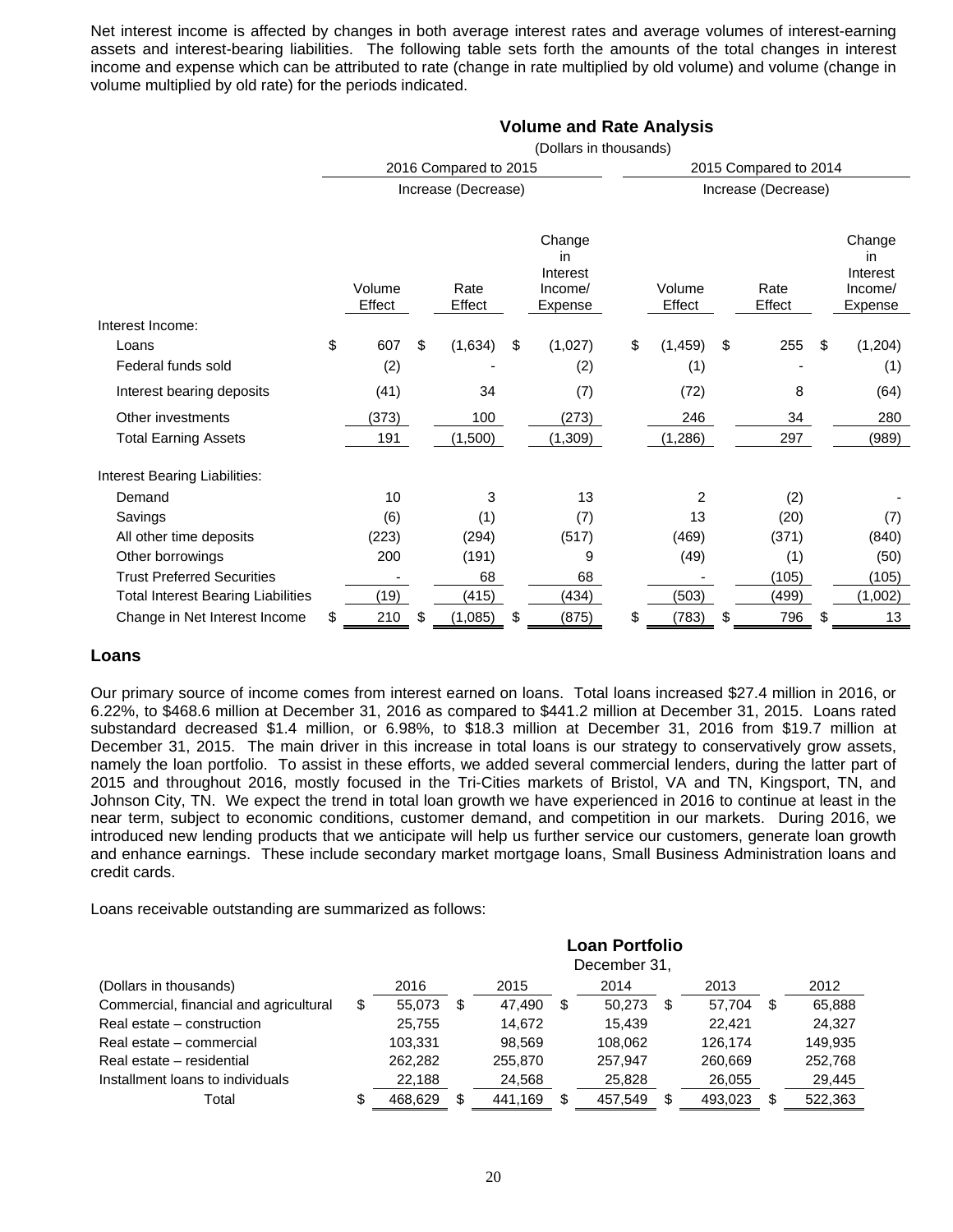Net interest income is affected by changes in both average interest rates and average volumes of interest-earning assets and interest-bearing liabilities. The following table sets forth the amounts of the total changes in interest income and expense which can be attributed to rate (change in rate multiplied by old volume) and volume (change in volume multiplied by old rate) for the periods indicated.

**Volume and Rate Analysis**

(Dollars in thousands)

| | 2016 Compared to 2015 | | | 2015 Compared to 2014 | | |
|---|---|---|---|---|---|---|
| | Increase (Decrease) | | | Increase (Decrease) | | |
| | Volume Effect | Rate Effect | Change in Interest Income/ Expense | Volume Effect | Rate Effect | Change in Interest Income/ Expense |
| Interest Income: | | | | | | |
| Loans | $ 607 | $ (1,634) | $ (1,027) | $ (1,459) | $ 255 | $ (1,204) |
| Federal funds sold | (2) | - | (2) | (1) | - | (1) |
| Interest bearing deposits | (41) | 34 | (7) | (72) | 8 | (64) |
| Other investments | (373) | 100 | (273) | 246 | 34 | 280 |
| Total Earning Assets | 191 | (1,500) | (1,309) | (1,286) | 297 | (989) |
| Interest Bearing Liabilities: | | | | | | |
| Demand | 10 | 3 | 13 | 2 | (2) | - |
| Savings | (6) | (1) | (7) | 13 | (20) | (7) |
| All other time deposits | (223) | (294) | (517) | (469) | (371) | (840) |
| Other borrowings | 200 | (191) | 9 | (49) | (1) | (50) |
| Trust Preferred Securities | - | 68 | 68 | - | (105) | (105) |
| Total Interest Bearing Liabilities | (19) | (415) | (434) | (503) | (499) | (1,002) |
| Change in Net Interest Income | $ 210 | $ (1,085) | $ (875) | $ (783) | $ 796 | $ 13 |

## Loans

Our primary source of income comes from interest earned on loans. Total loans increased $27.4 million in 2016, or 6.22%, to $468.6 million at December 31, 2016 as compared to $441.2 million at December 31, 2015. Loans rated substandard decreased $1.4 million, or 6.98%, to $18.3 million at December 31, 2016 from $19.7 million at December 31, 2015. The main driver in this increase in total loans is our strategy to conservatively grow assets, namely the loan portfolio. To assist in these efforts, we added several commercial lenders, during the latter part of 2015 and throughout 2016, mostly focused in the Tri-Cities markets of Bristol, VA and TN, Kingsport, TN, and Johnson City, TN. We expect the trend in total loan growth we have experienced in 2016 to continue at least in the near term, subject to economic conditions, customer demand, and competition in our markets. During 2016, we introduced new lending products that we anticipate will help us further service our customers, generate loan growth and enhance earnings. These include secondary market mortgage loans, Small Business Administration loans and credit cards.

Loans receivable outstanding are summarized as follows:

**Loan Portfolio**

December 31,

| (Dollars in thousands) | 2016 | 2015 | 2014 | 2013 | 2012 |
|---|---|---|---|---|---|
| Commercial, financial and agricultural | $ 55,073 | $ 47,490 | $ 50,273 | $ 57,704 | $ 65,888 |
| Real estate – construction | 25,755 | 14,672 | 15,439 | 22,421 | 24,327 |
| Real estate – commercial | 103,331 | 98,569 | 108,062 | 126,174 | 149,935 |
| Real estate – residential | 262,282 | 255,870 | 257,947 | 260,669 | 252,768 |
| Installment loans to individuals | 22,188 | 24,568 | 25,828 | 26,055 | 29,445 |
| Total | $ 468,629 | $ 441,169 | $ 457,549 | $ 493,023 | $ 522,363 |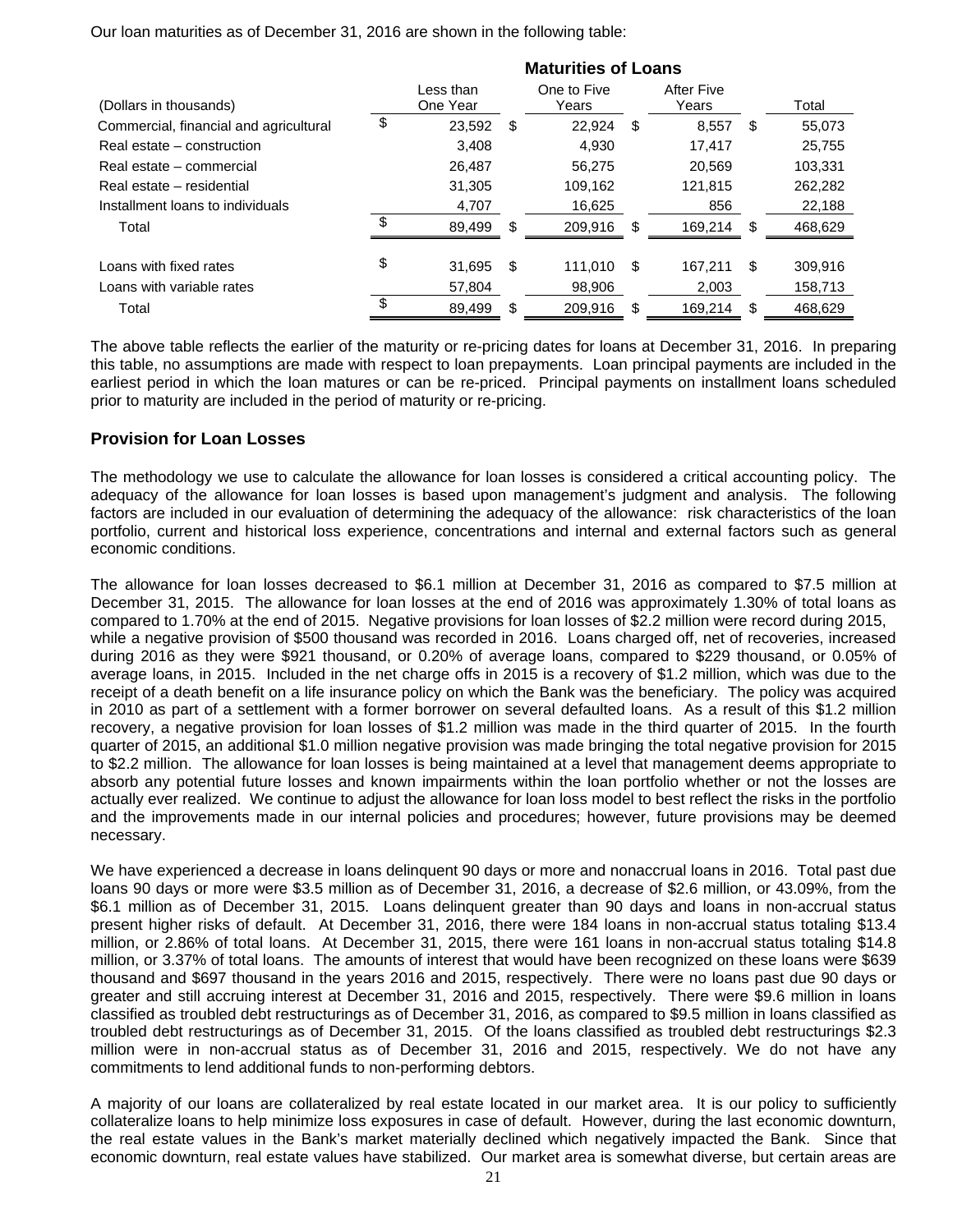Our loan maturities as of December 31, 2016 are shown in the following table:

| (Dollars in thousands) | Maturities of Loans | | | |
|---|---|---|---|---|
| | Less than One Year | One to Five Years | After Five Years | Total |
| Commercial, financial and agricultural | $ 23,592 | $ 22,924 | $ 8,557 | $ 55,073 |
| Real estate – construction | 3,408 | 4,930 | 17,417 | 25,755 |
| Real estate – commercial | 26,487 | 56,275 | 20,569 | 103,331 |
| Real estate – residential | 31,305 | 109,162 | 121,815 | 262,282 |
| Installment loans to individuals | 4,707 | 16,625 | 856 | 22,188 |
| Total | $ 89,499 | $ 209,916 | $ 169,214 | $ 468,629 |
| | | | | |
| Loans with fixed rates | $ 31,695 | $ 111,010 | $ 167,211 | $ 309,916 |
| Loans with variable rates | 57,804 | 98,906 | 2,003 | 158,713 |
| Total | $ 89,499 | $ 209,916 | $ 169,214 | $ 468,629 |

The above table reflects the earlier of the maturity or re-pricing dates for loans at December 31, 2016. In preparing this table, no assumptions are made with respect to loan prepayments. Loan principal payments are included in the earliest period in which the loan matures or can be re-priced. Principal payments on installment loans scheduled prior to maturity are included in the period of maturity or re-pricing.

## Provision for Loan Losses

The methodology we use to calculate the allowance for loan losses is considered a critical accounting policy. The adequacy of the allowance for loan losses is based upon management's judgment and analysis. The following factors are included in our evaluation of determining the adequacy of the allowance: risk characteristics of the loan portfolio, current and historical loss experience, concentrations and internal and external factors such as general economic conditions.

The allowance for loan losses decreased to $6.1 million at December 31, 2016 as compared to $7.5 million at December 31, 2015. The allowance for loan losses at the end of 2016 was approximately 1.30% of total loans as compared to 1.70% at the end of 2015. Negative provisions for loan losses of $2.2 million were record during 2015, while a negative provision of $500 thousand was recorded in 2016. Loans charged off, net of recoveries, increased during 2016 as they were $921 thousand, or 0.20% of average loans, compared to $229 thousand, or 0.05% of average loans, in 2015. Included in the net charge offs in 2015 is a recovery of $1.2 million, which was due to the receipt of a death benefit on a life insurance policy on which the Bank was the beneficiary. The policy was acquired in 2010 as part of a settlement with a former borrower on several defaulted loans. As a result of this $1.2 million recovery, a negative provision for loan losses of $1.2 million was made in the third quarter of 2015. In the fourth quarter of 2015, an additional $1.0 million negative provision was made bringing the total negative provision for 2015 to $2.2 million. The allowance for loan losses is being maintained at a level that management deems appropriate to absorb any potential future losses and known impairments within the loan portfolio whether or not the losses are actually ever realized. We continue to adjust the allowance for loan loss model to best reflect the risks in the portfolio and the improvements made in our internal policies and procedures; however, future provisions may be deemed necessary.

We have experienced a decrease in loans delinquent 90 days or more and nonaccrual loans in 2016. Total past due loans 90 days or more were $3.5 million as of December 31, 2016, a decrease of $2.6 million, or 43.09%, from the $6.1 million as of December 31, 2015. Loans delinquent greater than 90 days and loans in non-accrual status present higher risks of default. At December 31, 2016, there were 184 loans in non-accrual status totaling $13.4 million, or 2.86% of total loans. At December 31, 2015, there were 161 loans in non-accrual status totaling $14.8 million, or 3.37% of total loans. The amounts of interest that would have been recognized on these loans were $639 thousand and $697 thousand in the years 2016 and 2015, respectively. There were no loans past due 90 days or greater and still accruing interest at December 31, 2016 and 2015, respectively. There were $9.6 million in loans classified as troubled debt restructurings as of December 31, 2016, as compared to $9.5 million in loans classified as troubled debt restructurings as of December 31, 2015. Of the loans classified as troubled debt restructurings $2.3 million were in non-accrual status as of December 31, 2016 and 2015, respectively. We do not have any commitments to lend additional funds to non-performing debtors.

A majority of our loans are collateralized by real estate located in our market area. It is our policy to sufficiently collateralize loans to help minimize loss exposures in case of default. However, during the last economic downturn, the real estate values in the Bank's market materially declined which negatively impacted the Bank. Since that economic downturn, real estate values have stabilized. Our market area is somewhat diverse, but certain areas are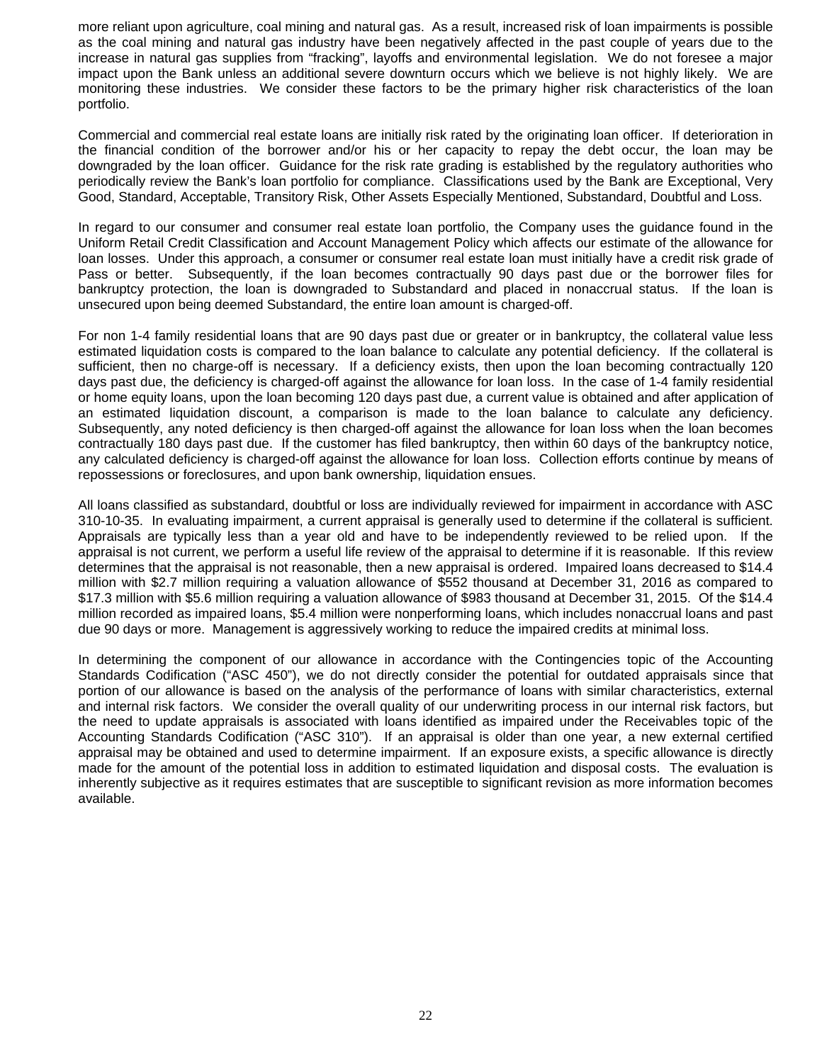more reliant upon agriculture, coal mining and natural gas. As a result, increased risk of loan impairments is possible as the coal mining and natural gas industry have been negatively affected in the past couple of years due to the increase in natural gas supplies from "fracking", layoffs and environmental legislation. We do not foresee a major impact upon the Bank unless an additional severe downturn occurs which we believe is not highly likely. We are monitoring these industries. We consider these factors to be the primary higher risk characteristics of the loan portfolio.

Commercial and commercial real estate loans are initially risk rated by the originating loan officer. If deterioration in the financial condition of the borrower and/or his or her capacity to repay the debt occur, the loan may be downgraded by the loan officer. Guidance for the risk rate grading is established by the regulatory authorities who periodically review the Bank's loan portfolio for compliance. Classifications used by the Bank are Exceptional, Very Good, Standard, Acceptable, Transitory Risk, Other Assets Especially Mentioned, Substandard, Doubtful and Loss.

In regard to our consumer and consumer real estate loan portfolio, the Company uses the guidance found in the Uniform Retail Credit Classification and Account Management Policy which affects our estimate of the allowance for loan losses. Under this approach, a consumer or consumer real estate loan must initially have a credit risk grade of Pass or better. Subsequently, if the loan becomes contractually 90 days past due or the borrower files for bankruptcy protection, the loan is downgraded to Substandard and placed in nonaccrual status. If the loan is unsecured upon being deemed Substandard, the entire loan amount is charged-off.

For non 1-4 family residential loans that are 90 days past due or greater or in bankruptcy, the collateral value less estimated liquidation costs is compared to the loan balance to calculate any potential deficiency. If the collateral is sufficient, then no charge-off is necessary. If a deficiency exists, then upon the loan becoming contractually 120 days past due, the deficiency is charged-off against the allowance for loan loss. In the case of 1-4 family residential or home equity loans, upon the loan becoming 120 days past due, a current value is obtained and after application of an estimated liquidation discount, a comparison is made to the loan balance to calculate any deficiency. Subsequently, any noted deficiency is then charged-off against the allowance for loan loss when the loan becomes contractually 180 days past due. If the customer has filed bankruptcy, then within 60 days of the bankruptcy notice, any calculated deficiency is charged-off against the allowance for loan loss. Collection efforts continue by means of repossessions or foreclosures, and upon bank ownership, liquidation ensues.

All loans classified as substandard, doubtful or loss are individually reviewed for impairment in accordance with ASC 310-10-35. In evaluating impairment, a current appraisal is generally used to determine if the collateral is sufficient. Appraisals are typically less than a year old and have to be independently reviewed to be relied upon. If the appraisal is not current, we perform a useful life review of the appraisal to determine if it is reasonable. If this review determines that the appraisal is not reasonable, then a new appraisal is ordered. Impaired loans decreased to $14.4 million with $2.7 million requiring a valuation allowance of $552 thousand at December 31, 2016 as compared to $17.3 million with $5.6 million requiring a valuation allowance of $983 thousand at December 31, 2015. Of the $14.4 million recorded as impaired loans, $5.4 million were nonperforming loans, which includes nonaccrual loans and past due 90 days or more. Management is aggressively working to reduce the impaired credits at minimal loss.

In determining the component of our allowance in accordance with the Contingencies topic of the Accounting Standards Codification ("ASC 450"), we do not directly consider the potential for outdated appraisals since that portion of our allowance is based on the analysis of the performance of loans with similar characteristics, external and internal risk factors. We consider the overall quality of our underwriting process in our internal risk factors, but the need to update appraisals is associated with loans identified as impaired under the Receivables topic of the Accounting Standards Codification ("ASC 310"). If an appraisal is older than one year, a new external certified appraisal may be obtained and used to determine impairment. If an exposure exists, a specific allowance is directly made for the amount of the potential loss in addition to estimated liquidation and disposal costs. The evaluation is inherently subjective as it requires estimates that are susceptible to significant revision as more information becomes available.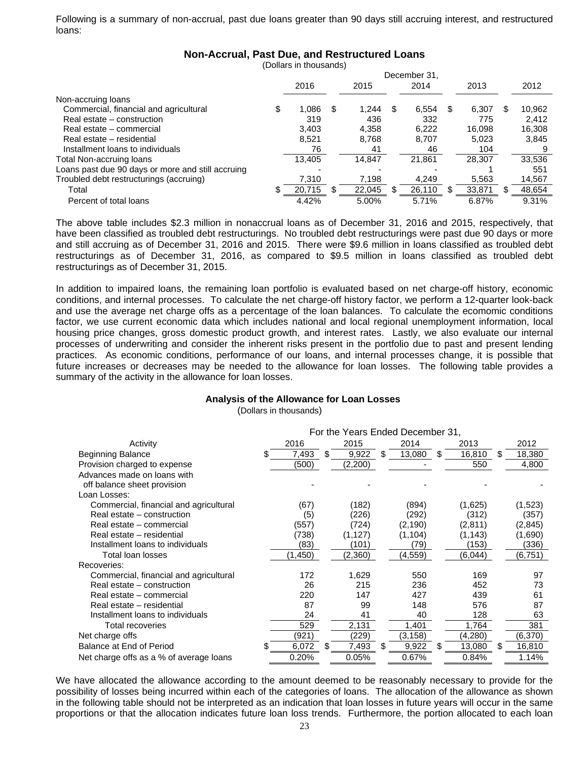Following is a summary of non-accrual, past due loans greater than 90 days still accruing interest, and restructured loans:

### Non-Accrual, Past Due, and Restructured Loans

(Dollars in thousands)

| | December 31, | | | | |
|---|---|---|---|---|---|
| | 2016 | 2015 | 2014 | 2013 | 2012 |
| Non-accruing loans | | | | | |
| Commercial, financial and agricultural | $ 1,086 | $ 1,244 | $ 6,554 | $ 6,307 | $ 10,962 |
| Real estate – construction | 319 | 436 | 332 | 775 | 2,412 |
| Real estate – commercial | 3,403 | 4,358 | 6,222 | 16,098 | 16,308 |
| Real estate – residential | 8,521 | 8,768 | 8,707 | 5,023 | 3,845 |
| Installment loans to individuals | 76 | 41 | 46 | 104 | 9 |
| Total Non-accruing loans | 13,405 | 14,847 | 21,861 | 28,307 | 33,536 |
| Loans past due 90 days or more and still accruing | - | - | - | 1 | 551 |
| Troubled debt restructurings (accruing) | 7,310 | 7,198 | 4,249 | 5,563 | 14,567 |
| Total | $ 20,715 | $ 22,045 | $ 26,110 | $ 33,871 | $ 48,654 |
| Percent of total loans | 4.42% | 5.00% | 5.71% | 6.87% | 9.31% |

The above table includes $2.3 million in nonaccrual loans as of December 31, 2016 and 2015, respectively, that have been classified as troubled debt restructurings. No troubled debt restructurings were past due 90 days or more and still accruing as of December 31, 2016 and 2015. There were $9.6 million in loans classified as troubled debt restructurings as of December 31, 2016, as compared to $9.5 million in loans classified as troubled debt restructurings as of December 31, 2015.

In addition to impaired loans, the remaining loan portfolio is evaluated based on net charge-off history, economic conditions, and internal processes. To calculate the net charge-off history factor, we perform a 12-quarter look-back and use the average net charge offs as a percentage of the loan balances. To calculate the ecomomic conditions factor, we use current economic data which includes national and local regional unemployment information, local housing price changes, gross domestic product growth, and interest rates. Lastly, we also evaluate our internal processes of underwriting and consider the inherent risks present in the portfolio due to past and present lending practices. As economic conditions, performance of our loans, and internal processes change, it is possible that future increases or decreases may be needed to the allowance for loan losses. The following table provides a summary of the activity in the allowance for loan losses.

### Analysis of the Allowance for Loan Losses

(Dollars in thousands)

| | For the Years Ended December 31, | | | | |
|---|---|---|---|---|---|
| Activity | 2016 | 2015 | 2014 | 2013 | 2012 |
| Beginning Balance | $ 7,493 | $ 9,922 | $ 13,080 | $ 16,810 | $ 18,380 |
| Provision charged to expense | (500) | (2,200) | - | 550 | 4,800 |
| Advances made on loans with off balance sheet provision | - | - | - | - | - |
| Loan Losses: | | | | | |
| Commercial, financial and agricultural | (67) | (182) | (894) | (1,625) | (1,523) |
| Real estate – construction | (5) | (226) | (292) | (312) | (357) |
| Real estate – commercial | (557) | (724) | (2,190) | (2,811) | (2,845) |
| Real estate – residential | (738) | (1,127) | (1,104) | (1,143) | (1,690) |
| Installment loans to individuals | (83) | (101) | (79) | (153) | (336) |
| Total loan losses | (1,450) | (2,360) | (4,559) | (6,044) | (6,751) |
| Recoveries: | | | | | |
| Commercial, financial and agricultural | 172 | 1,629 | 550 | 169 | 97 |
| Real estate – construction | 26 | 215 | 236 | 452 | 73 |
| Real estate – commercial | 220 | 147 | 427 | 439 | 61 |
| Real estate – residential | 87 | 99 | 148 | 576 | 87 |
| Installment loans to individuals | 24 | 41 | 40 | 128 | 63 |
| Total recoveries | 529 | 2,131 | 1,401 | 1,764 | 381 |
| Net charge offs | (921) | (229) | (3,158) | (4,280) | (6,370) |
| Balance at End of Period | $ 6,072 | $ 7,493 | $ 9,922 | $ 13,080 | $ 16,810 |
| Net charge offs as a % of average loans | 0.20% | 0.05% | 0.67% | 0.84% | 1.14% |

We have allocated the allowance according to the amount deemed to be reasonably necessary to provide for the possibility of losses being incurred within each of the categories of loans. The allocation of the allowance as shown in the following table should not be interpreted as an indication that loan losses in future years will occur in the same proportions or that the allocation indicates future loan loss trends. Furthermore, the portion allocated to each loan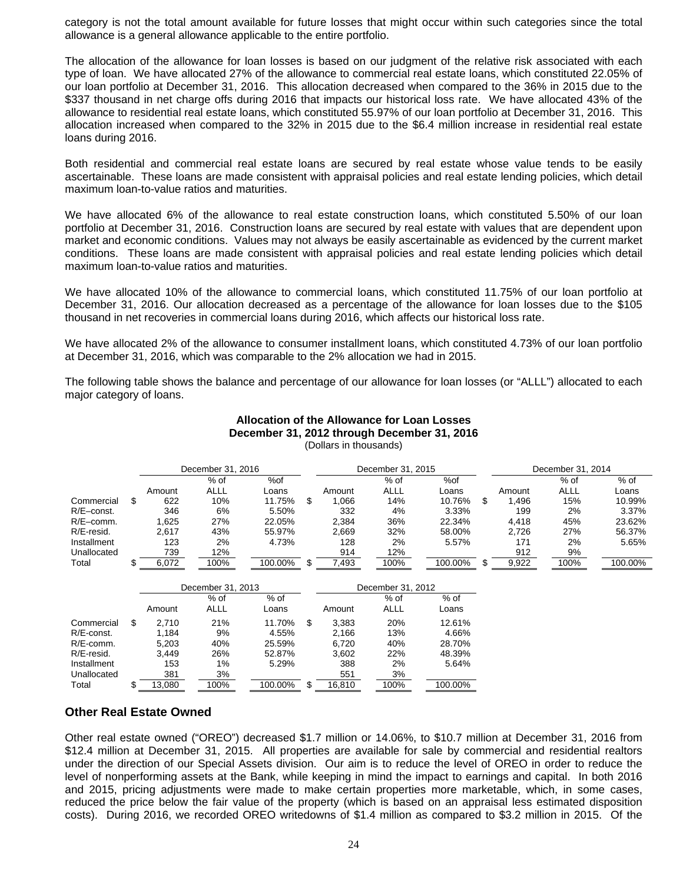category is not the total amount available for future losses that might occur within such categories since the total allowance is a general allowance applicable to the entire portfolio.

The allocation of the allowance for loan losses is based on our judgment of the relative risk associated with each type of loan. We have allocated 27% of the allowance to commercial real estate loans, which constituted 22.05% of our loan portfolio at December 31, 2016. This allocation decreased when compared to the 36% in 2015 due to the $337 thousand in net charge offs during 2016 that impacts our historical loss rate. We have allocated 43% of the allowance to residential real estate loans, which constituted 55.97% of our loan portfolio at December 31, 2016. This allocation increased when compared to the 32% in 2015 due to the $6.4 million increase in residential real estate loans during 2016.

Both residential and commercial real estate loans are secured by real estate whose value tends to be easily ascertainable. These loans are made consistent with appraisal policies and real estate lending policies, which detail maximum loan-to-value ratios and maturities.

We have allocated 6% of the allowance to real estate construction loans, which constituted 5.50% of our loan portfolio at December 31, 2016. Construction loans are secured by real estate with values that are dependent upon market and economic conditions. Values may not always be easily ascertainable as evidenced by the current market conditions. These loans are made consistent with appraisal policies and real estate lending policies which detail maximum loan-to-value ratios and maturities.

We have allocated 10% of the allowance to commercial loans, which constituted 11.75% of our loan portfolio at December 31, 2016. Our allocation decreased as a percentage of the allowance for loan losses due to the $105 thousand in net recoveries in commercial loans during 2016, which affects our historical loss rate.

We have allocated 2% of the allowance to consumer installment loans, which constituted 4.73% of our loan portfolio at December 31, 2016, which was comparable to the 2% allocation we had in 2015.

The following table shows the balance and percentage of our allowance for loan losses (or "ALLL") allocated to each major category of loans.

**Allocation of the Allowance for Loan Losses**
**December 31, 2012 through December 31, 2016**
(Dollars in thousands)

| | December 31, 2016 | | | December 31, 2015 | | | December 31, 2014 | | |
|---|---|---|---|---|---|---|---|---|---|
| | Amount | % of ALLL | %of Loans | Amount | % of ALLL | %of Loans | Amount | % of ALLL | % of Loans |
| Commercial | $ 622 | 10% | 11.75% | $ 1,066 | 14% | 10.76% | $ 1,496 | 15% | 10.99% |
| R/E–const. | 346 | 6% | 5.50% | 332 | 4% | 3.33% | 199 | 2% | 3.37% |
| R/E–comm. | 1,625 | 27% | 22.05% | 2,384 | 36% | 22.34% | 4,418 | 45% | 23.62% |
| R/E-resid. | 2,617 | 43% | 55.97% | 2,669 | 32% | 58.00% | 2,726 | 27% | 56.37% |
| Installment | 123 | 2% | 4.73% | 128 | 2% | 5.57% | 171 | 2% | 5.65% |
| Unallocated | 739 | 12% | | 914 | 12% | | 912 | 9% | |
| Total | $ 6,072 | 100% | 100.00% | $ 7,493 | 100% | 100.00% | $ 9,922 | 100% | 100.00% |

| | December 31, 2013 | | | December 31, 2012 | | |
|---|---|---|---|---|---|---|
| | Amount | % of ALLL | % of Loans | Amount | % of ALLL | % of Loans |
| Commercial | $ 2,710 | 21% | 11.70% | $ 3,383 | 20% | 12.61% |
| R/E-const. | 1,184 | 9% | 4.55% | 2,166 | 13% | 4.66% |
| R/E-comm. | 5,203 | 40% | 25.59% | 6,720 | 40% | 28.70% |
| R/E-resid. | 3,449 | 26% | 52.87% | 3,602 | 22% | 48.39% |
| Installment | 153 | 1% | 5.29% | 388 | 2% | 5.64% |
| Unallocated | 381 | 3% | | 551 | 3% | |
| Total | $ 13,080 | 100% | 100.00% | $ 16,810 | 100% | 100.00% |

## Other Real Estate Owned

Other real estate owned ("OREO") decreased $1.7 million or 14.06%, to $10.7 million at December 31, 2016 from $12.4 million at December 31, 2015. All properties are available for sale by commercial and residential realtors under the direction of our Special Assets division. Our aim is to reduce the level of OREO in order to reduce the level of nonperforming assets at the Bank, while keeping in mind the impact to earnings and capital. In both 2016 and 2015, pricing adjustments were made to make certain properties more marketable, which, in some cases, reduced the price below the fair value of the property (which is based on an appraisal less estimated disposition costs). During 2016, we recorded OREO writedowns of $1.4 million as compared to $3.2 million in 2015. Of the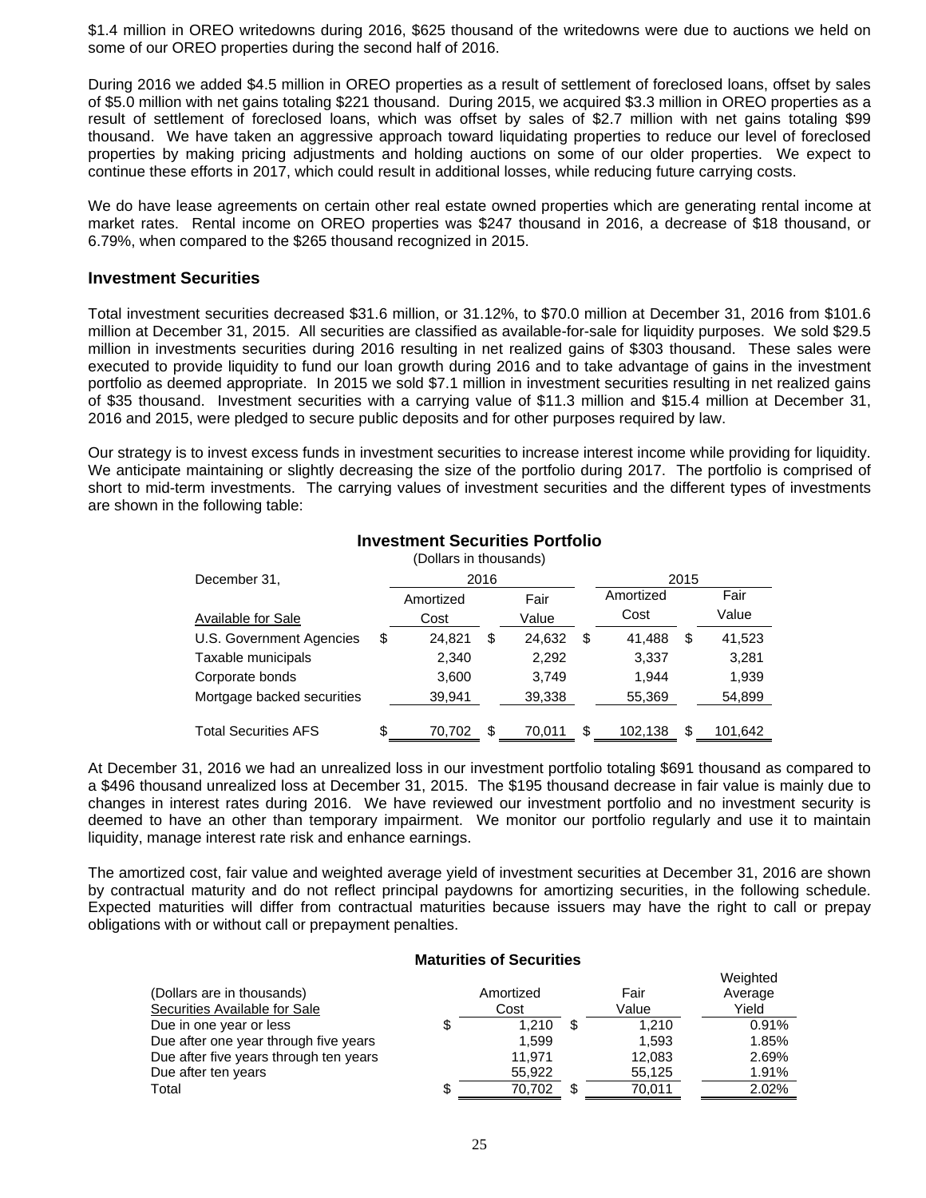$1.4 million in OREO writedowns during 2016, $625 thousand of the writedowns were due to auctions we held on some of our OREO properties during the second half of 2016.

During 2016 we added $4.5 million in OREO properties as a result of settlement of foreclosed loans, offset by sales of $5.0 million with net gains totaling $221 thousand. During 2015, we acquired $3.3 million in OREO properties as a result of settlement of foreclosed loans, which was offset by sales of $2.7 million with net gains totaling $99 thousand. We have taken an aggressive approach toward liquidating properties to reduce our level of foreclosed properties by making pricing adjustments and holding auctions on some of our older properties. We expect to continue these efforts in 2017, which could result in additional losses, while reducing future carrying costs.

We do have lease agreements on certain other real estate owned properties which are generating rental income at market rates. Rental income on OREO properties was $247 thousand in 2016, a decrease of $18 thousand, or 6.79%, when compared to the $265 thousand recognized in 2015.

## Investment Securities

Total investment securities decreased $31.6 million, or 31.12%, to $70.0 million at December 31, 2016 from $101.6 million at December 31, 2015. All securities are classified as available-for-sale for liquidity purposes. We sold $29.5 million in investments securities during 2016 resulting in net realized gains of $303 thousand. These sales were executed to provide liquidity to fund our loan growth during 2016 and to take advantage of gains in the investment portfolio as deemed appropriate. In 2015 we sold $7.1 million in investment securities resulting in net realized gains of $35 thousand. Investment securities with a carrying value of $11.3 million and $15.4 million at December 31, 2016 and 2015, were pledged to secure public deposits and for other purposes required by law.

Our strategy is to invest excess funds in investment securities to increase interest income while providing for liquidity. We anticipate maintaining or slightly decreasing the size of the portfolio during 2017. The portfolio is comprised of short to mid-term investments. The carrying values of investment securities and the different types of investments are shown in the following table:

**Investment Securities Portfolio**

(Dollars in thousands)

| December 31, | 2016 | | 2015 | |
|---|---|---|---|---|
| Available for Sale | Amortized Cost | Fair Value | Amortized Cost | Fair Value |
| U.S. Government Agencies | $ 24,821 | $ 24,632 | $ 41,488 | $ 41,523 |
| Taxable municipals | 2,340 | 2,292 | 3,337 | 3,281 |
| Corporate bonds | 3,600 | 3,749 | 1,944 | 1,939 |
| Mortgage backed securities | 39,941 | 39,338 | 55,369 | 54,899 |
| Total Securities AFS | $ 70,702 | $ 70,011 | $ 102,138 | $ 101,642 |

At December 31, 2016 we had an unrealized loss in our investment portfolio totaling $691 thousand as compared to a $496 thousand unrealized loss at December 31, 2015. The $195 thousand decrease in fair value is mainly due to changes in interest rates during 2016. We have reviewed our investment portfolio and no investment security is deemed to have an other than temporary impairment. We monitor our portfolio regularly and use it to maintain liquidity, manage interest rate risk and enhance earnings.

The amortized cost, fair value and weighted average yield of investment securities at December 31, 2016 are shown by contractual maturity and do not reflect principal paydowns for amortizing securities, in the following schedule. Expected maturities will differ from contractual maturities because issuers may have the right to call or prepay obligations with or without call or prepayment penalties.

**Maturities of Securities**

| (Dollars are in thousands)<br>Securities Available for Sale | Amortized Cost | Fair Value | Weighted Average Yield |
|---|---|---|---|
| Due in one year or less | $ 1,210 | $ 1,210 | 0.91% |
| Due after one year through five years | 1,599 | 1,593 | 1.85% |
| Due after five years through ten years | 11,971 | 12,083 | 2.69% |
| Due after ten years | 55,922 | 55,125 | 1.91% |
| Total | $ 70,702 | $ 70,011 | 2.02% |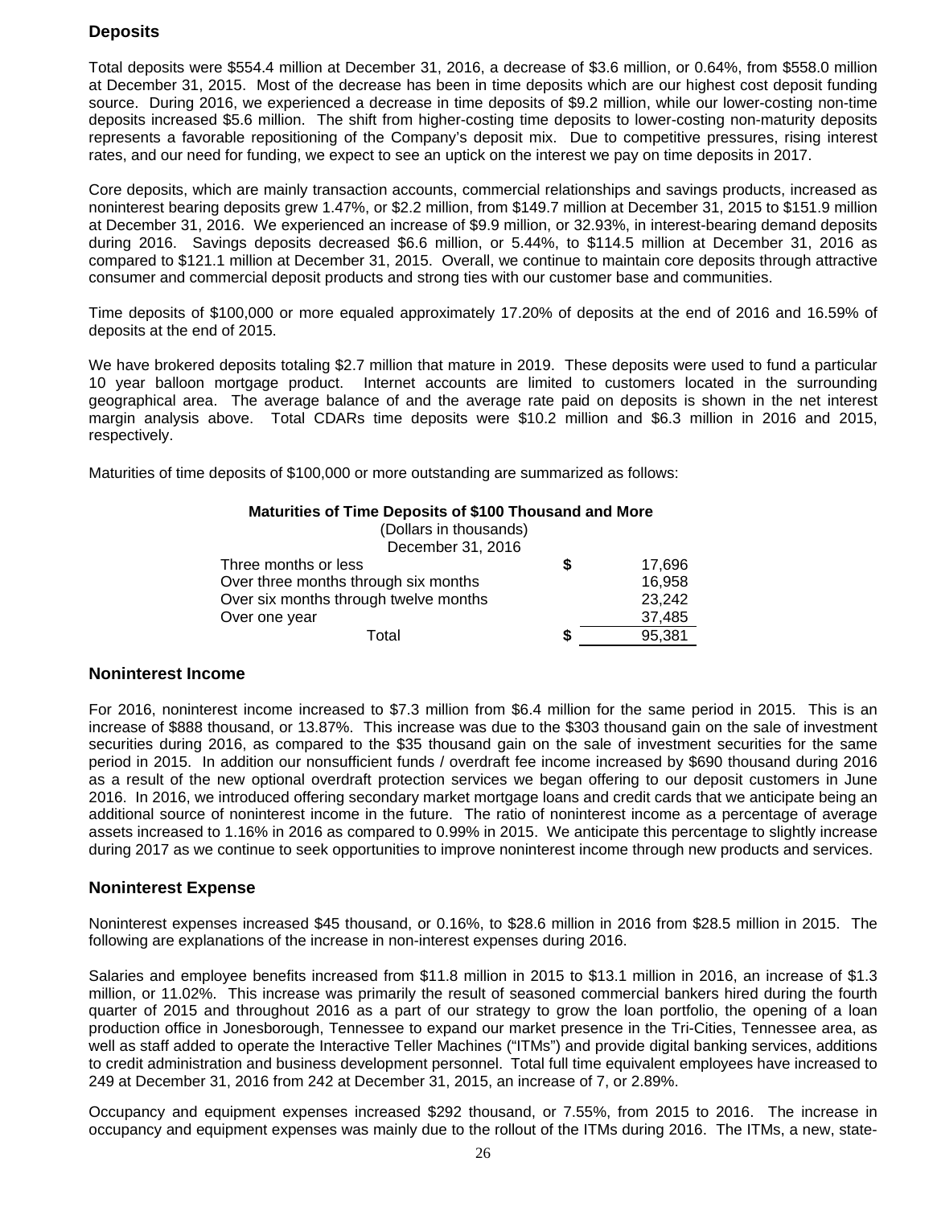## Deposits

Total deposits were $554.4 million at December 31, 2016, a decrease of $3.6 million, or 0.64%, from $558.0 million at December 31, 2015. Most of the decrease has been in time deposits which are our highest cost deposit funding source. During 2016, we experienced a decrease in time deposits of $9.2 million, while our lower-costing non-time deposits increased $5.6 million. The shift from higher-costing time deposits to lower-costing non-maturity deposits represents a favorable repositioning of the Company's deposit mix. Due to competitive pressures, rising interest rates, and our need for funding, we expect to see an uptick on the interest we pay on time deposits in 2017.

Core deposits, which are mainly transaction accounts, commercial relationships and savings products, increased as noninterest bearing deposits grew 1.47%, or $2.2 million, from $149.7 million at December 31, 2015 to $151.9 million at December 31, 2016. We experienced an increase of $9.9 million, or 32.93%, in interest-bearing demand deposits during 2016. Savings deposits decreased $6.6 million, or 5.44%, to $114.5 million at December 31, 2016 as compared to $121.1 million at December 31, 2015. Overall, we continue to maintain core deposits through attractive consumer and commercial deposit products and strong ties with our customer base and communities.

Time deposits of $100,000 or more equaled approximately 17.20% of deposits at the end of 2016 and 16.59% of deposits at the end of 2015.

We have brokered deposits totaling $2.7 million that mature in 2019. These deposits were used to fund a particular 10 year balloon mortgage product. Internet accounts are limited to customers located in the surrounding geographical area. The average balance of and the average rate paid on deposits is shown in the net interest margin analysis above. Total CDARs time deposits were $10.2 million and $6.3 million in 2016 and 2015, respectively.

Maturities of time deposits of $100,000 or more outstanding are summarized as follows:

**Maturities of Time Deposits of $100 Thousand and More**
(Dollars in thousands)

| December 31, 2016 | | |
|---|---|---|
| Three months or less | $ | 17,696 |
| Over three months through six months | | 16,958 |
| Over six months through twelve months | | 23,242 |
| Over one year | | 37,485 |
| Total | $ | 95,381 |

## Noninterest Income

For 2016, noninterest income increased to $7.3 million from $6.4 million for the same period in 2015. This is an increase of $888 thousand, or 13.87%. This increase was due to the $303 thousand gain on the sale of investment securities during 2016, as compared to the $35 thousand gain on the sale of investment securities for the same period in 2015. In addition our nonsufficient funds / overdraft fee income increased by $690 thousand during 2016 as a result of the new optional overdraft protection services we began offering to our deposit customers in June 2016. In 2016, we introduced offering secondary market mortgage loans and credit cards that we anticipate being an additional source of noninterest income in the future. The ratio of noninterest income as a percentage of average assets increased to 1.16% in 2016 as compared to 0.99% in 2015. We anticipate this percentage to slightly increase during 2017 as we continue to seek opportunities to improve noninterest income through new products and services.

## Noninterest Expense

Noninterest expenses increased $45 thousand, or 0.16%, to $28.6 million in 2016 from $28.5 million in 2015. The following are explanations of the increase in non-interest expenses during 2016.

Salaries and employee benefits increased from $11.8 million in 2015 to $13.1 million in 2016, an increase of $1.3 million, or 11.02%. This increase was primarily the result of seasoned commercial bankers hired during the fourth quarter of 2015 and throughout 2016 as a part of our strategy to grow the loan portfolio, the opening of a loan production office in Jonesborough, Tennessee to expand our market presence in the Tri-Cities, Tennessee area, as well as staff added to operate the Interactive Teller Machines ("ITMs") and provide digital banking services, additions to credit administration and business development personnel. Total full time equivalent employees have increased to 249 at December 31, 2016 from 242 at December 31, 2015, an increase of 7, or 2.89%.

Occupancy and equipment expenses increased $292 thousand, or 7.55%, from 2015 to 2016. The increase in occupancy and equipment expenses was mainly due to the rollout of the ITMs during 2016. The ITMs, a new, state-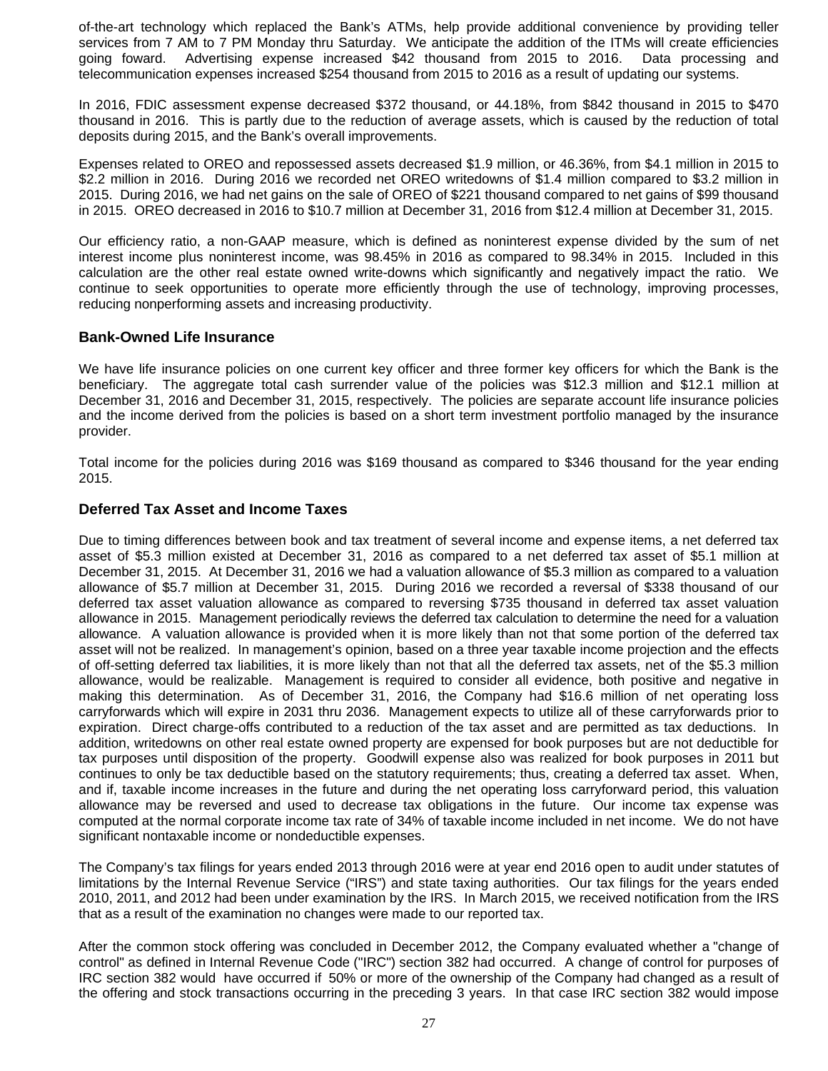of-the-art technology which replaced the Bank's ATMs, help provide additional convenience by providing teller services from 7 AM to 7 PM Monday thru Saturday. We anticipate the addition of the ITMs will create efficiencies going foward. Advertising expense increased $42 thousand from 2015 to 2016. Data processing and telecommunication expenses increased $254 thousand from 2015 to 2016 as a result of updating our systems.

In 2016, FDIC assessment expense decreased $372 thousand, or 44.18%, from $842 thousand in 2015 to $470 thousand in 2016. This is partly due to the reduction of average assets, which is caused by the reduction of total deposits during 2015, and the Bank's overall improvements.

Expenses related to OREO and repossessed assets decreased $1.9 million, or 46.36%, from $4.1 million in 2015 to $2.2 million in 2016. During 2016 we recorded net OREO writedowns of $1.4 million compared to $3.2 million in 2015. During 2016, we had net gains on the sale of OREO of $221 thousand compared to net gains of $99 thousand in 2015. OREO decreased in 2016 to $10.7 million at December 31, 2016 from $12.4 million at December 31, 2015.

Our efficiency ratio, a non-GAAP measure, which is defined as noninterest expense divided by the sum of net interest income plus noninterest income, was 98.45% in 2016 as compared to 98.34% in 2015. Included in this calculation are the other real estate owned write-downs which significantly and negatively impact the ratio. We continue to seek opportunities to operate more efficiently through the use of technology, improving processes, reducing nonperforming assets and increasing productivity.

## Bank-Owned Life Insurance

We have life insurance policies on one current key officer and three former key officers for which the Bank is the beneficiary. The aggregate total cash surrender value of the policies was $12.3 million and $12.1 million at December 31, 2016 and December 31, 2015, respectively. The policies are separate account life insurance policies and the income derived from the policies is based on a short term investment portfolio managed by the insurance provider.

Total income for the policies during 2016 was $169 thousand as compared to $346 thousand for the year ending 2015.

## Deferred Tax Asset and Income Taxes

Due to timing differences between book and tax treatment of several income and expense items, a net deferred tax asset of $5.3 million existed at December 31, 2016 as compared to a net deferred tax asset of $5.1 million at December 31, 2015. At December 31, 2016 we had a valuation allowance of $5.3 million as compared to a valuation allowance of $5.7 million at December 31, 2015. During 2016 we recorded a reversal of $338 thousand of our deferred tax asset valuation allowance as compared to reversing $735 thousand in deferred tax asset valuation allowance in 2015. Management periodically reviews the deferred tax calculation to determine the need for a valuation allowance. A valuation allowance is provided when it is more likely than not that some portion of the deferred tax asset will not be realized. In management's opinion, based on a three year taxable income projection and the effects of off-setting deferred tax liabilities, it is more likely than not that all the deferred tax assets, net of the $5.3 million allowance, would be realizable. Management is required to consider all evidence, both positive and negative in making this determination. As of December 31, 2016, the Company had $16.6 million of net operating loss carryforwards which will expire in 2031 thru 2036. Management expects to utilize all of these carryforwards prior to expiration. Direct charge-offs contributed to a reduction of the tax asset and are permitted as tax deductions. In addition, writedowns on other real estate owned property are expensed for book purposes but are not deductible for tax purposes until disposition of the property. Goodwill expense also was realized for book purposes in 2011 but continues to only be tax deductible based on the statutory requirements; thus, creating a deferred tax asset. When, and if, taxable income increases in the future and during the net operating loss carryforward period, this valuation allowance may be reversed and used to decrease tax obligations in the future. Our income tax expense was computed at the normal corporate income tax rate of 34% of taxable income included in net income. We do not have significant nontaxable income or nondeductible expenses.

The Company's tax filings for years ended 2013 through 2016 were at year end 2016 open to audit under statutes of limitations by the Internal Revenue Service ("IRS") and state taxing authorities. Our tax filings for the years ended 2010, 2011, and 2012 had been under examination by the IRS. In March 2015, we received notification from the IRS that as a result of the examination no changes were made to our reported tax.

After the common stock offering was concluded in December 2012, the Company evaluated whether a "change of control" as defined in Internal Revenue Code ("IRC") section 382 had occurred. A change of control for purposes of IRC section 382 would have occurred if 50% or more of the ownership of the Company had changed as a result of the offering and stock transactions occurring in the preceding 3 years. In that case IRC section 382 would impose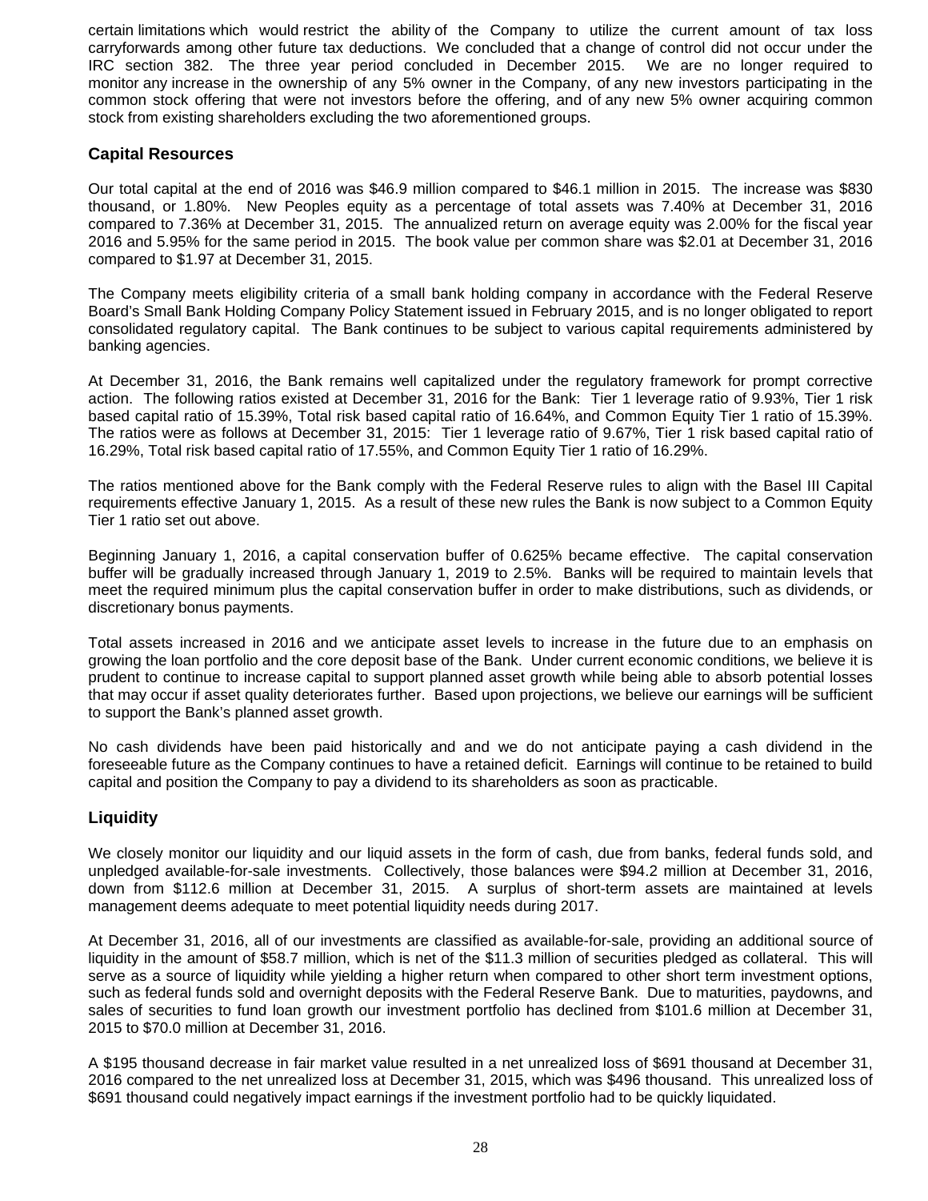certain limitations which would restrict the ability of the Company to utilize the current amount of tax loss carryforwards among other future tax deductions. We concluded that a change of control did not occur under the IRC section 382. The three year period concluded in December 2015. We are no longer required to monitor any increase in the ownership of any 5% owner in the Company, of any new investors participating in the common stock offering that were not investors before the offering, and of any new 5% owner acquiring common stock from existing shareholders excluding the two aforementioned groups.

## Capital Resources

Our total capital at the end of 2016 was $46.9 million compared to $46.1 million in 2015. The increase was $830 thousand, or 1.80%. New Peoples equity as a percentage of total assets was 7.40% at December 31, 2016 compared to 7.36% at December 31, 2015. The annualized return on average equity was 2.00% for the fiscal year 2016 and 5.95% for the same period in 2015. The book value per common share was $2.01 at December 31, 2016 compared to $1.97 at December 31, 2015.

The Company meets eligibility criteria of a small bank holding company in accordance with the Federal Reserve Board's Small Bank Holding Company Policy Statement issued in February 2015, and is no longer obligated to report consolidated regulatory capital. The Bank continues to be subject to various capital requirements administered by banking agencies.

At December 31, 2016, the Bank remains well capitalized under the regulatory framework for prompt corrective action. The following ratios existed at December 31, 2016 for the Bank: Tier 1 leverage ratio of 9.93%, Tier 1 risk based capital ratio of 15.39%, Total risk based capital ratio of 16.64%, and Common Equity Tier 1 ratio of 15.39%. The ratios were as follows at December 31, 2015: Tier 1 leverage ratio of 9.67%, Tier 1 risk based capital ratio of 16.29%, Total risk based capital ratio of 17.55%, and Common Equity Tier 1 ratio of 16.29%.

The ratios mentioned above for the Bank comply with the Federal Reserve rules to align with the Basel III Capital requirements effective January 1, 2015. As a result of these new rules the Bank is now subject to a Common Equity Tier 1 ratio set out above.

Beginning January 1, 2016, a capital conservation buffer of 0.625% became effective. The capital conservation buffer will be gradually increased through January 1, 2019 to 2.5%. Banks will be required to maintain levels that meet the required minimum plus the capital conservation buffer in order to make distributions, such as dividends, or discretionary bonus payments.

Total assets increased in 2016 and we anticipate asset levels to increase in the future due to an emphasis on growing the loan portfolio and the core deposit base of the Bank. Under current economic conditions, we believe it is prudent to continue to increase capital to support planned asset growth while being able to absorb potential losses that may occur if asset quality deteriorates further. Based upon projections, we believe our earnings will be sufficient to support the Bank's planned asset growth.

No cash dividends have been paid historically and and we do not anticipate paying a cash dividend in the foreseeable future as the Company continues to have a retained deficit. Earnings will continue to be retained to build capital and position the Company to pay a dividend to its shareholders as soon as practicable.

## Liquidity

We closely monitor our liquidity and our liquid assets in the form of cash, due from banks, federal funds sold, and unpledged available-for-sale investments. Collectively, those balances were $94.2 million at December 31, 2016, down from $112.6 million at December 31, 2015. A surplus of short-term assets are maintained at levels management deems adequate to meet potential liquidity needs during 2017.

At December 31, 2016, all of our investments are classified as available-for-sale, providing an additional source of liquidity in the amount of $58.7 million, which is net of the $11.3 million of securities pledged as collateral. This will serve as a source of liquidity while yielding a higher return when compared to other short term investment options, such as federal funds sold and overnight deposits with the Federal Reserve Bank. Due to maturities, paydowns, and sales of securities to fund loan growth our investment portfolio has declined from $101.6 million at December 31, 2015 to $70.0 million at December 31, 2016.

A $195 thousand decrease in fair market value resulted in a net unrealized loss of $691 thousand at December 31, 2016 compared to the net unrealized loss at December 31, 2015, which was $496 thousand. This unrealized loss of $691 thousand could negatively impact earnings if the investment portfolio had to be quickly liquidated.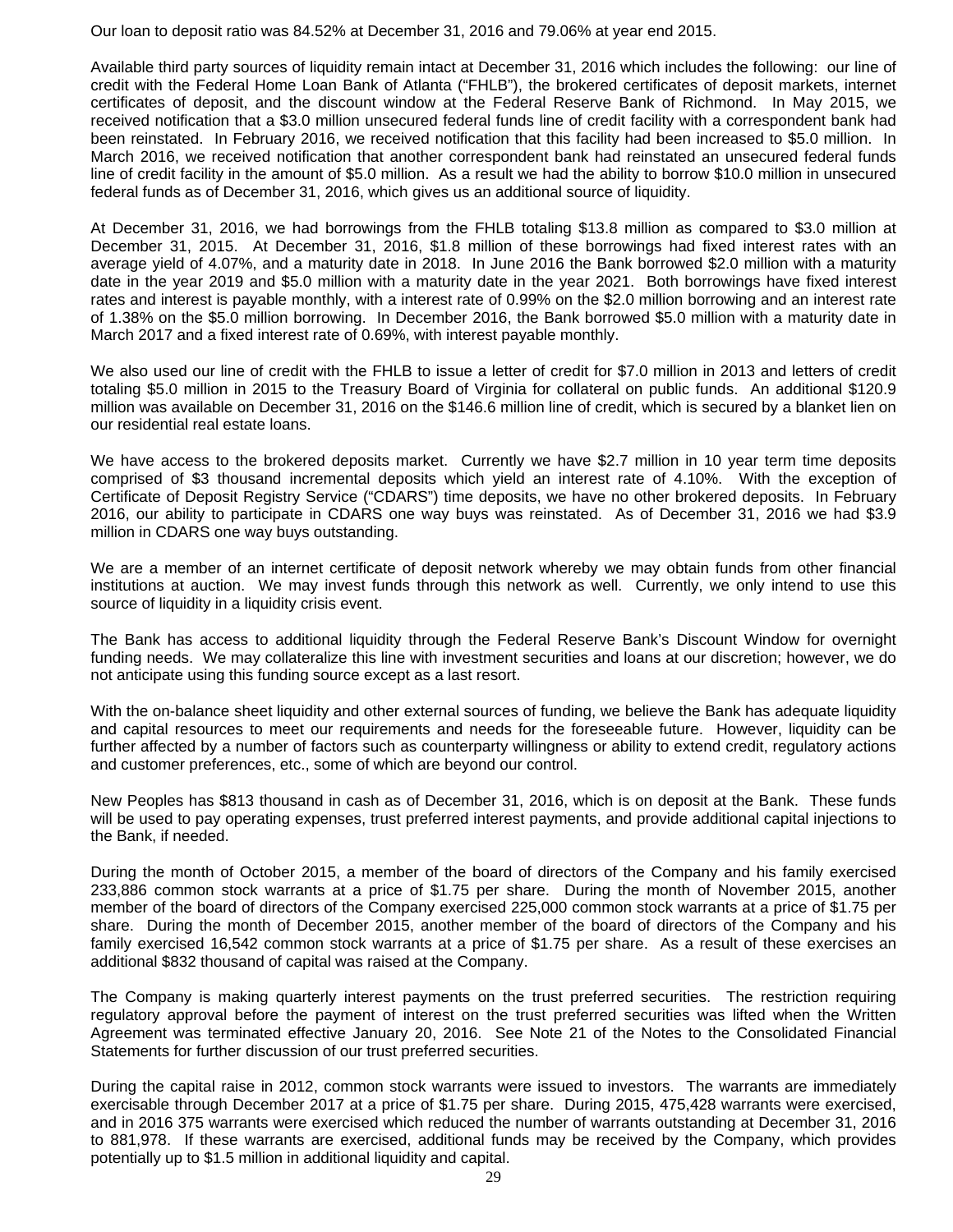Our loan to deposit ratio was 84.52% at December 31, 2016 and 79.06% at year end 2015.

Available third party sources of liquidity remain intact at December 31, 2016 which includes the following: our line of credit with the Federal Home Loan Bank of Atlanta ("FHLB"), the brokered certificates of deposit markets, internet certificates of deposit, and the discount window at the Federal Reserve Bank of Richmond. In May 2015, we received notification that a $3.0 million unsecured federal funds line of credit facility with a correspondent bank had been reinstated. In February 2016, we received notification that this facility had been increased to $5.0 million. In March 2016, we received notification that another correspondent bank had reinstated an unsecured federal funds line of credit facility in the amount of $5.0 million. As a result we had the ability to borrow $10.0 million in unsecured federal funds as of December 31, 2016, which gives us an additional source of liquidity.

At December 31, 2016, we had borrowings from the FHLB totaling $13.8 million as compared to $3.0 million at December 31, 2015. At December 31, 2016, $1.8 million of these borrowings had fixed interest rates with an average yield of 4.07%, and a maturity date in 2018. In June 2016 the Bank borrowed $2.0 million with a maturity date in the year 2019 and $5.0 million with a maturity date in the year 2021. Both borrowings have fixed interest rates and interest is payable monthly, with a interest rate of 0.99% on the $2.0 million borrowing and an interest rate of 1.38% on the $5.0 million borrowing. In December 2016, the Bank borrowed $5.0 million with a maturity date in March 2017 and a fixed interest rate of 0.69%, with interest payable monthly.

We also used our line of credit with the FHLB to issue a letter of credit for $7.0 million in 2013 and letters of credit totaling $5.0 million in 2015 to the Treasury Board of Virginia for collateral on public funds. An additional $120.9 million was available on December 31, 2016 on the $146.6 million line of credit, which is secured by a blanket lien on our residential real estate loans.

We have access to the brokered deposits market. Currently we have $2.7 million in 10 year term time deposits comprised of $3 thousand incremental deposits which yield an interest rate of 4.10%. With the exception of Certificate of Deposit Registry Service ("CDARS") time deposits, we have no other brokered deposits. In February 2016, our ability to participate in CDARS one way buys was reinstated. As of December 31, 2016 we had $3.9 million in CDARS one way buys outstanding.

We are a member of an internet certificate of deposit network whereby we may obtain funds from other financial institutions at auction. We may invest funds through this network as well. Currently, we only intend to use this source of liquidity in a liquidity crisis event.

The Bank has access to additional liquidity through the Federal Reserve Bank's Discount Window for overnight funding needs. We may collateralize this line with investment securities and loans at our discretion; however, we do not anticipate using this funding source except as a last resort.

With the on-balance sheet liquidity and other external sources of funding, we believe the Bank has adequate liquidity and capital resources to meet our requirements and needs for the foreseeable future. However, liquidity can be further affected by a number of factors such as counterparty willingness or ability to extend credit, regulatory actions and customer preferences, etc., some of which are beyond our control.

New Peoples has $813 thousand in cash as of December 31, 2016, which is on deposit at the Bank. These funds will be used to pay operating expenses, trust preferred interest payments, and provide additional capital injections to the Bank, if needed.

During the month of October 2015, a member of the board of directors of the Company and his family exercised 233,886 common stock warrants at a price of $1.75 per share. During the month of November 2015, another member of the board of directors of the Company exercised 225,000 common stock warrants at a price of $1.75 per share. During the month of December 2015, another member of the board of directors of the Company and his family exercised 16,542 common stock warrants at a price of $1.75 per share. As a result of these exercises an additional $832 thousand of capital was raised at the Company.

The Company is making quarterly interest payments on the trust preferred securities. The restriction requiring regulatory approval before the payment of interest on the trust preferred securities was lifted when the Written Agreement was terminated effective January 20, 2016. See Note 21 of the Notes to the Consolidated Financial Statements for further discussion of our trust preferred securities.

During the capital raise in 2012, common stock warrants were issued to investors. The warrants are immediately exercisable through December 2017 at a price of $1.75 per share. During 2015, 475,428 warrants were exercised, and in 2016 375 warrants were exercised which reduced the number of warrants outstanding at December 31, 2016 to 881,978. If these warrants are exercised, additional funds may be received by the Company, which provides potentially up to $1.5 million in additional liquidity and capital.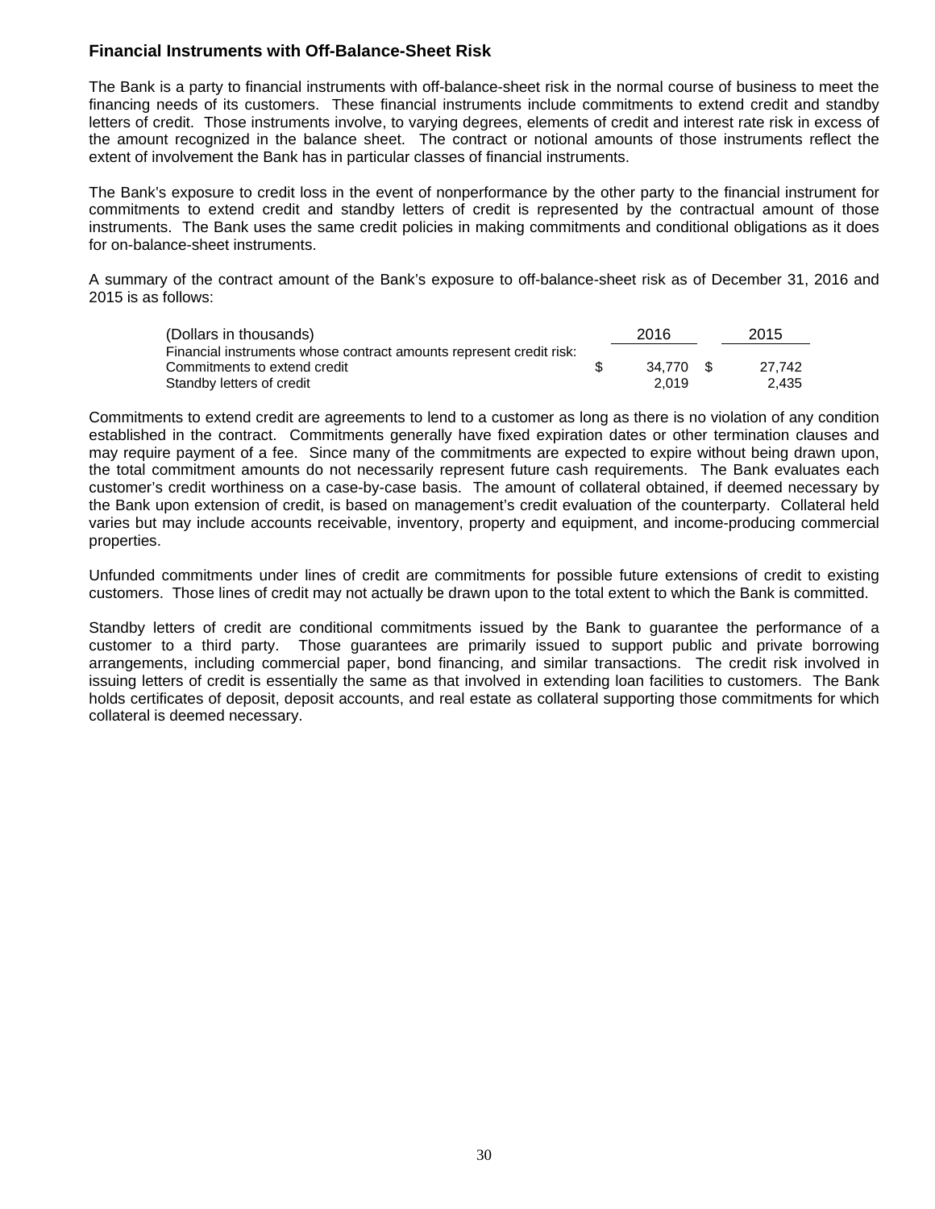### Financial Instruments with Off-Balance-Sheet Risk

The Bank is a party to financial instruments with off-balance-sheet risk in the normal course of business to meet the financing needs of its customers. These financial instruments include commitments to extend credit and standby letters of credit. Those instruments involve, to varying degrees, elements of credit and interest rate risk in excess of the amount recognized in the balance sheet. The contract or notional amounts of those instruments reflect the extent of involvement the Bank has in particular classes of financial instruments.

The Bank's exposure to credit loss in the event of nonperformance by the other party to the financial instrument for commitments to extend credit and standby letters of credit is represented by the contractual amount of those instruments. The Bank uses the same credit policies in making commitments and conditional obligations as it does for on-balance-sheet instruments.

A summary of the contract amount of the Bank's exposure to off-balance-sheet risk as of December 31, 2016 and 2015 is as follows:

| (Dollars in thousands) | 2016 | 2015 |
|---|---|---|
| Financial instruments whose contract amounts represent credit risk: | | |
| Commitments to extend credit | $ 34,770 | $ 27,742 |
| Standby letters of credit | 2,019 | 2,435 |

Commitments to extend credit are agreements to lend to a customer as long as there is no violation of any condition established in the contract. Commitments generally have fixed expiration dates or other termination clauses and may require payment of a fee. Since many of the commitments are expected to expire without being drawn upon, the total commitment amounts do not necessarily represent future cash requirements. The Bank evaluates each customer's credit worthiness on a case-by-case basis. The amount of collateral obtained, if deemed necessary by the Bank upon extension of credit, is based on management's credit evaluation of the counterparty. Collateral held varies but may include accounts receivable, inventory, property and equipment, and income-producing commercial properties.

Unfunded commitments under lines of credit are commitments for possible future extensions of credit to existing customers. Those lines of credit may not actually be drawn upon to the total extent to which the Bank is committed.

Standby letters of credit are conditional commitments issued by the Bank to guarantee the performance of a customer to a third party. Those guarantees are primarily issued to support public and private borrowing arrangements, including commercial paper, bond financing, and similar transactions. The credit risk involved in issuing letters of credit is essentially the same as that involved in extending loan facilities to customers. The Bank holds certificates of deposit, deposit accounts, and real estate as collateral supporting those commitments for which collateral is deemed necessary.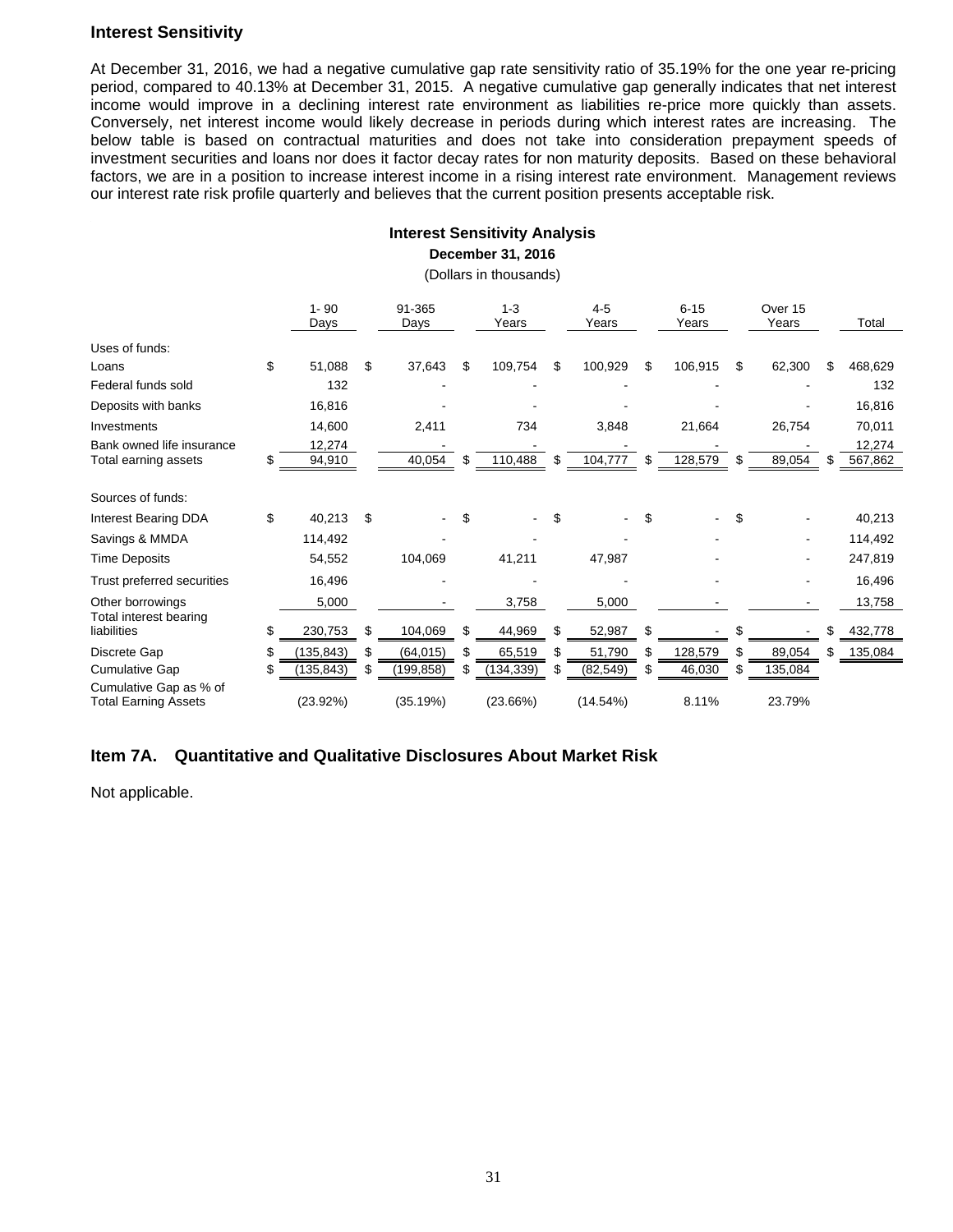## Interest Sensitivity

At December 31, 2016, we had a negative cumulative gap rate sensitivity ratio of 35.19% for the one year re-pricing period, compared to 40.13% at December 31, 2015. A negative cumulative gap generally indicates that net interest income would improve in a declining interest rate environment as liabilities re-price more quickly than assets. Conversely, net interest income would likely decrease in periods during which interest rates are increasing. The below table is based on contractual maturities and does not take into consideration prepayment speeds of investment securities and loans nor does it factor decay rates for non maturity deposits. Based on these behavioral factors, we are in a position to increase interest income in a rising interest rate environment. Management reviews our interest rate risk profile quarterly and believes that the current position presents acceptable risk.

**Interest Sensitivity Analysis**
**December 31, 2016**
(Dollars in thousands)

| | 1- 90 Days | 91-365 Days | 1-3 Years | 4-5 Years | 6-15 Years | Over 15 Years | Total |
|---|---|---|---|---|---|---|---|
| Uses of funds: | | | | | | | |
| Loans | $ 51,088 | $ 37,643 | $ 109,754 | $ 100,929 | $ 106,915 | $ 62,300 | $ 468,629 |
| Federal funds sold | 132 | - | - | - | - | - | 132 |
| Deposits with banks | 16,816 | - | - | - | - | - | 16,816 |
| Investments | 14,600 | 2,411 | 734 | 3,848 | 21,664 | 26,754 | 70,011 |
| Bank owned life insurance | 12,274 | - | - | - | - | - | 12,274 |
| Total earning assets | $ 94,910 | 40,054 | $ 110,488 | $ 104,777 | $ 128,579 | $ 89,054 | $ 567,862 |
| Sources of funds: | | | | | | | |
| Interest Bearing DDA | $ 40,213 | $ - | $ - | $ - | $ - | $ - | 40,213 |
| Savings & MMDA | 114,492 | - | - | - | - | - | 114,492 |
| Time Deposits | 54,552 | 104,069 | 41,211 | 47,987 | - | - | 247,819 |
| Trust preferred securities | 16,496 | - | - | - | - | - | 16,496 |
| Other borrowings | 5,000 | - | 3,758 | 5,000 | - | - | 13,758 |
| Total interest bearing liabilities | $ 230,753 | $ 104,069 | $ 44,969 | $ 52,987 | $ - | $ - | $ 432,778 |
| Discrete Gap | $ (135,843) | $ (64,015) | $ 65,519 | $ 51,790 | $ 128,579 | $ 89,054 | $ 135,084 |
| Cumulative Gap | $ (135,843) | $ (199,858) | $ (134,339) | $ (82,549) | $ 46,030 | $ 135,084 | |
| Cumulative Gap as % of Total Earning Assets | (23.92%) | (35.19%) | (23.66%) | (14.54%) | 8.11% | 23.79% | |

## Item 7A. Quantitative and Qualitative Disclosures About Market Risk

Not applicable.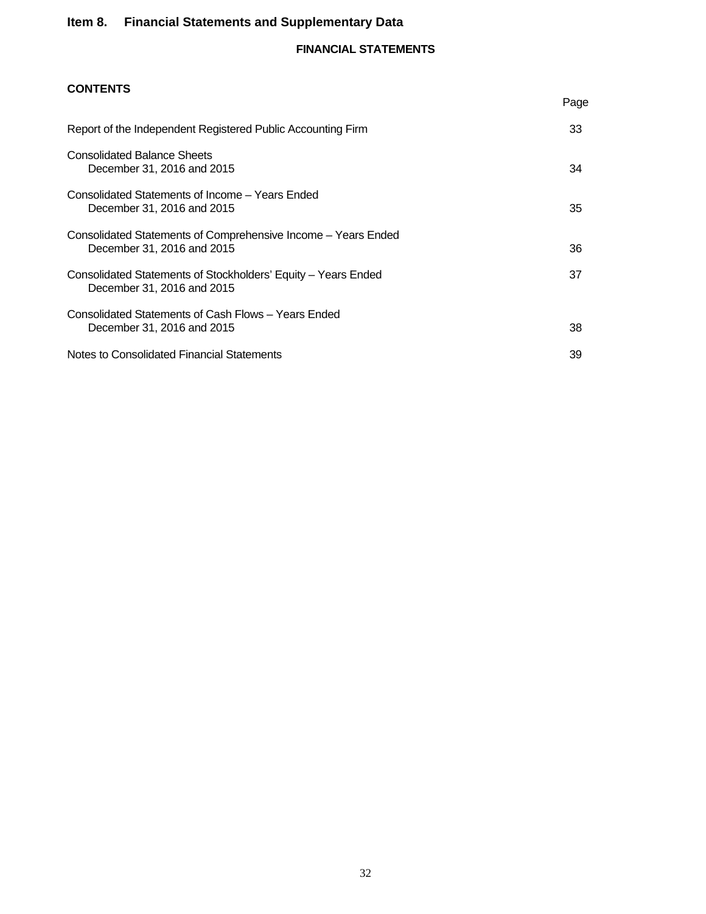## Item 8. Financial Statements and Supplementary Data

### FINANCIAL STATEMENTS

**CONTENTS**

| | Page |
|---|---|
| Report of the Independent Registered Public Accounting Firm | 33 |
| Consolidated Balance Sheets<br>December 31, 2016 and 2015 | 34 |
| Consolidated Statements of Income – Years Ended<br>December 31, 2016 and 2015 | 35 |
| Consolidated Statements of Comprehensive Income – Years Ended<br>December 31, 2016 and 2015 | 36 |
| Consolidated Statements of Stockholders' Equity – Years Ended<br>December 31, 2016 and 2015 | 37 |
| Consolidated Statements of Cash Flows – Years Ended<br>December 31, 2016 and 2015 | 38 |
| Notes to Consolidated Financial Statements | 39 |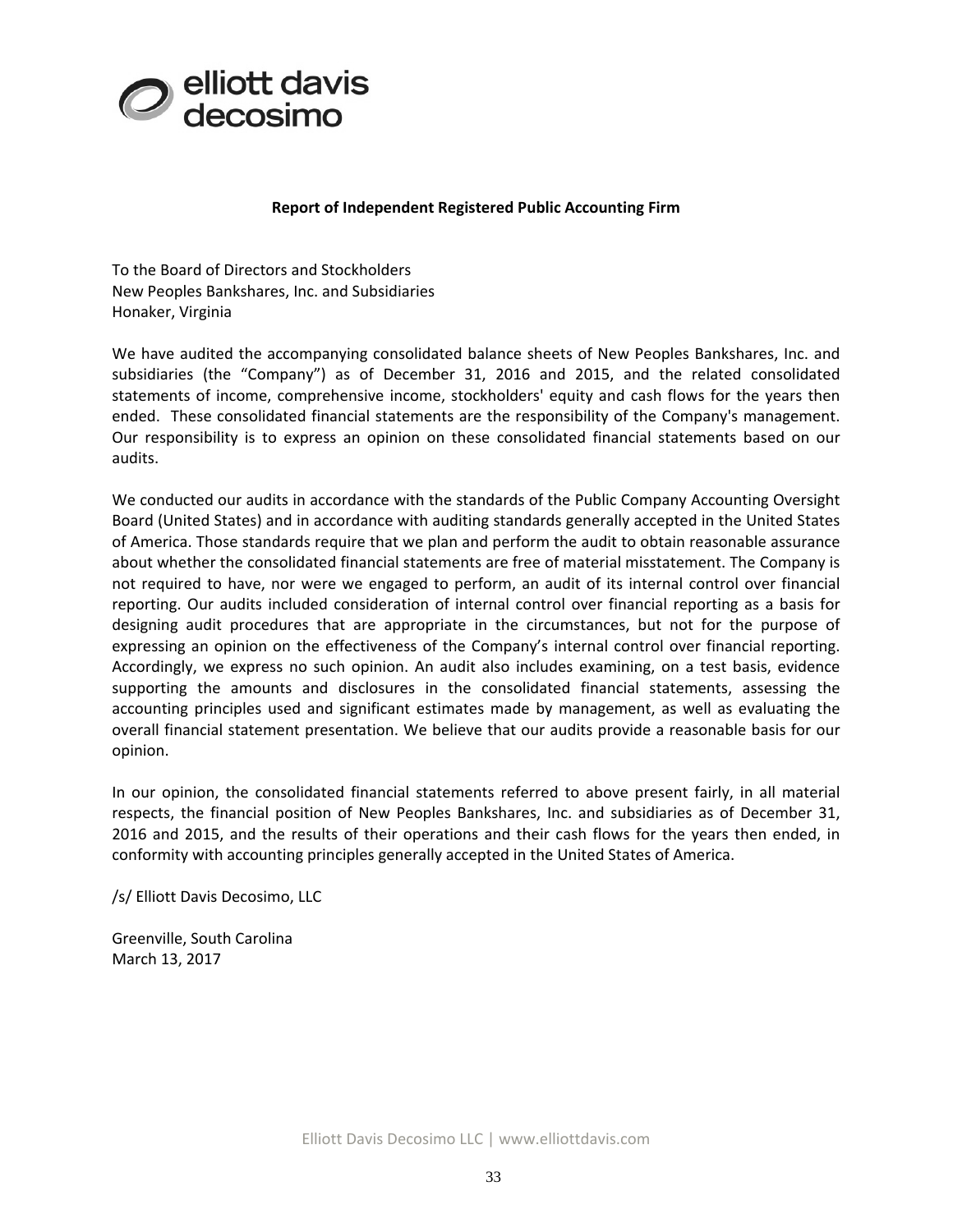elliott davis decosimo

**Report of Independent Registered Public Accounting Firm**

To the Board of Directors and Stockholders
New Peoples Bankshares, Inc. and Subsidiaries
Honaker, Virginia

We have audited the accompanying consolidated balance sheets of New Peoples Bankshares, Inc. and subsidiaries (the "Company") as of December 31, 2016 and 2015, and the related consolidated statements of income, comprehensive income, stockholders' equity and cash flows for the years then ended. These consolidated financial statements are the responsibility of the Company's management. Our responsibility is to express an opinion on these consolidated financial statements based on our audits.

We conducted our audits in accordance with the standards of the Public Company Accounting Oversight Board (United States) and in accordance with auditing standards generally accepted in the United States of America. Those standards require that we plan and perform the audit to obtain reasonable assurance about whether the consolidated financial statements are free of material misstatement. The Company is not required to have, nor were we engaged to perform, an audit of its internal control over financial reporting. Our audits included consideration of internal control over financial reporting as a basis for designing audit procedures that are appropriate in the circumstances, but not for the purpose of expressing an opinion on the effectiveness of the Company's internal control over financial reporting. Accordingly, we express no such opinion. An audit also includes examining, on a test basis, evidence supporting the amounts and disclosures in the consolidated financial statements, assessing the accounting principles used and significant estimates made by management, as well as evaluating the overall financial statement presentation. We believe that our audits provide a reasonable basis for our opinion.

In our opinion, the consolidated financial statements referred to above present fairly, in all material respects, the financial position of New Peoples Bankshares, Inc. and subsidiaries as of December 31, 2016 and 2015, and the results of their operations and their cash flows for the years then ended, in conformity with accounting principles generally accepted in the United States of America.

/s/ Elliott Davis Decosimo, LLC

Greenville, South Carolina
March 13, 2017

Elliott Davis Decosimo LLC | www.elliottdavis.com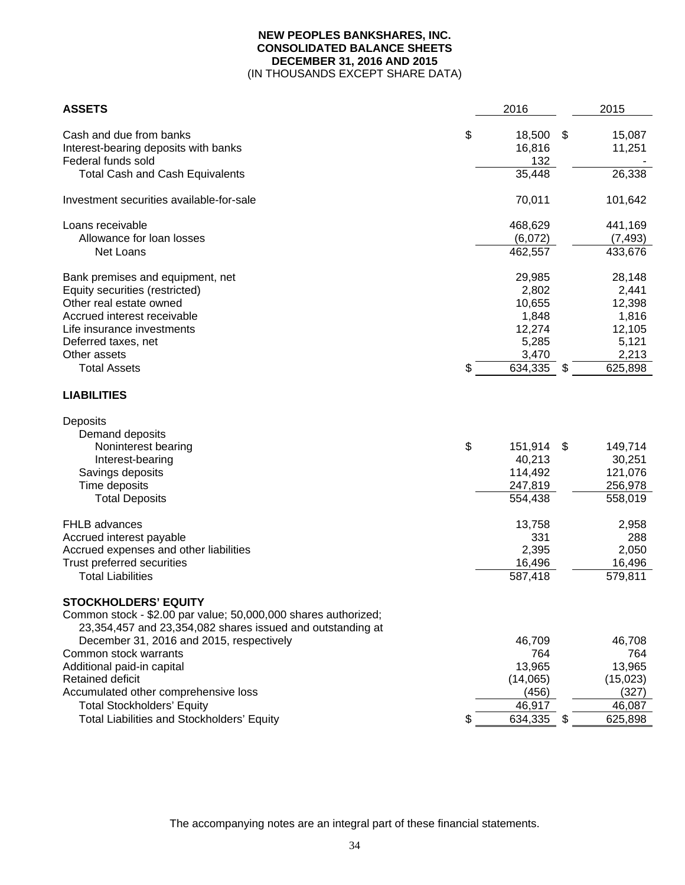**NEW PEOPLES BANKSHARES, INC.**
**CONSOLIDATED BALANCE SHEETS**
**DECEMBER 31, 2016 AND 2015**
(IN THOUSANDS EXCEPT SHARE DATA)

| **ASSETS** | 2016 | 2015 |
|---|---|---|
| Cash and due from banks | $ 18,500 | $ 15,087 |
| Interest-bearing deposits with banks | 16,816 | 11,251 |
| Federal funds sold | 132 | - |
| Total Cash and Cash Equivalents | 35,448 | 26,338 |
| Investment securities available-for-sale | 70,011 | 101,642 |
| Loans receivable | 468,629 | 441,169 |
| Allowance for loan losses | (6,072) | (7,493) |
| Net Loans | 462,557 | 433,676 |
| Bank premises and equipment, net | 29,985 | 28,148 |
| Equity securities (restricted) | 2,802 | 2,441 |
| Other real estate owned | 10,655 | 12,398 |
| Accrued interest receivable | 1,848 | 1,816 |
| Life insurance investments | 12,274 | 12,105 |
| Deferred taxes, net | 5,285 | 5,121 |
| Other assets | 3,470 | 2,213 |
| Total Assets | $ 634,335 | $ 625,898 |
| **LIABILITIES** | | |
| Deposits | | |
| Demand deposits | | |
| Noninterest bearing | $ 151,914 | $ 149,714 |
| Interest-bearing | 40,213 | 30,251 |
| Savings deposits | 114,492 | 121,076 |
| Time deposits | 247,819 | 256,978 |
| Total Deposits | 554,438 | 558,019 |
| FHLB advances | 13,758 | 2,958 |
| Accrued interest payable | 331 | 288 |
| Accrued expenses and other liabilities | 2,395 | 2,050 |
| Trust preferred securities | 16,496 | 16,496 |
| Total Liabilities | 587,418 | 579,811 |
| **STOCKHOLDERS' EQUITY** | | |
| Common stock - $2.00 par value; 50,000,000 shares authorized; 23,354,457 and 23,354,082 shares issued and outstanding at December 31, 2016 and 2015, respectively | 46,709 | 46,708 |
| Common stock warrants | 764 | 764 |
| Additional paid-in capital | 13,965 | 13,965 |
| Retained deficit | (14,065) | (15,023) |
| Accumulated other comprehensive loss | (456) | (327) |
| Total Stockholders' Equity | 46,917 | 46,087 |
| Total Liabilities and Stockholders' Equity | $ 634,335 | $ 625,898 |

The accompanying notes are an integral part of these financial statements.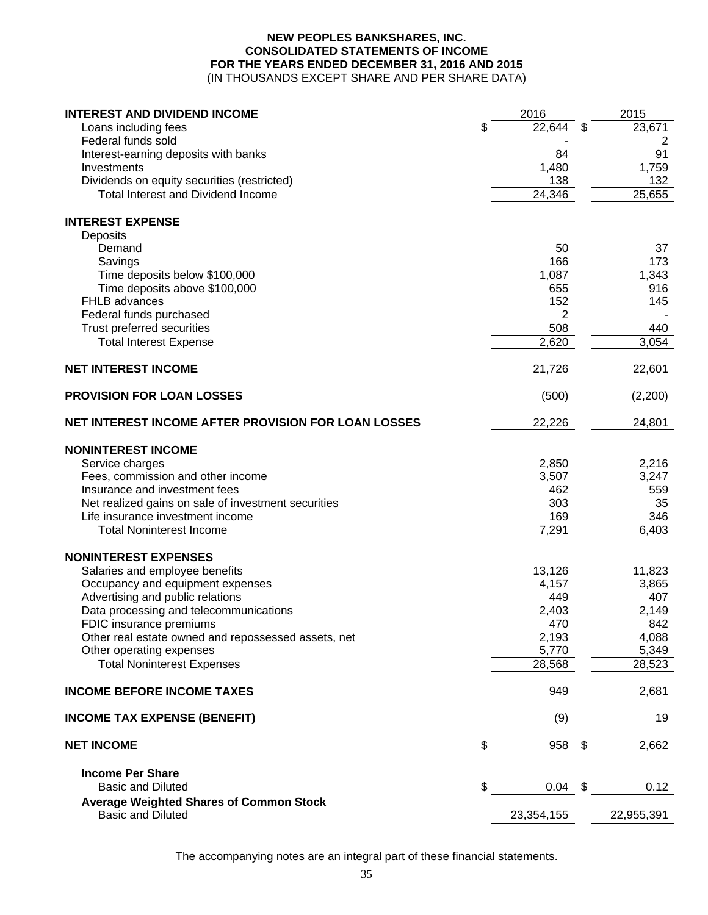**NEW PEOPLES BANKSHARES, INC.**
**CONSOLIDATED STATEMENTS OF INCOME**
**FOR THE YEARS ENDED DECEMBER 31, 2016 AND 2015**
(IN THOUSANDS EXCEPT SHARE AND PER SHARE DATA)

| | 2016 | 2015 |
|---|---|---|
| **INTEREST AND DIVIDEND INCOME** | | |
| Loans including fees | $ 22,644 | $ 23,671 |
| Federal funds sold | - | 2 |
| Interest-earning deposits with banks | 84 | 91 |
| Investments | 1,480 | 1,759 |
| Dividends on equity securities (restricted) | 138 | 132 |
| Total Interest and Dividend Income | 24,346 | 25,655 |
| **INTEREST EXPENSE** | | |
| Deposits | | |
| Demand | 50 | 37 |
| Savings | 166 | 173 |
| Time deposits below $100,000 | 1,087 | 1,343 |
| Time deposits above $100,000 | 655 | 916 |
| FHLB advances | 152 | 145 |
| Federal funds purchased | 2 | - |
| Trust preferred securities | 508 | 440 |
| Total Interest Expense | 2,620 | 3,054 |
| **NET INTEREST INCOME** | 21,726 | 22,601 |
| **PROVISION FOR LOAN LOSSES** | (500) | (2,200) |
| **NET INTEREST INCOME AFTER PROVISION FOR LOAN LOSSES** | 22,226 | 24,801 |
| **NONINTEREST INCOME** | | |
| Service charges | 2,850 | 2,216 |
| Fees, commission and other income | 3,507 | 3,247 |
| Insurance and investment fees | 462 | 559 |
| Net realized gains on sale of investment securities | 303 | 35 |
| Life insurance investment income | 169 | 346 |
| Total Noninterest Income | 7,291 | 6,403 |
| **NONINTEREST EXPENSES** | | |
| Salaries and employee benefits | 13,126 | 11,823 |
| Occupancy and equipment expenses | 4,157 | 3,865 |
| Advertising and public relations | 449 | 407 |
| Data processing and telecommunications | 2,403 | 2,149 |
| FDIC insurance premiums | 470 | 842 |
| Other real estate owned and repossessed assets, net | 2,193 | 4,088 |
| Other operating expenses | 5,770 | 5,349 |
| Total Noninterest Expenses | 28,568 | 28,523 |
| **INCOME BEFORE INCOME TAXES** | 949 | 2,681 |
| **INCOME TAX EXPENSE (BENEFIT)** | (9) | 19 |
| **NET INCOME** | $ 958 | $ 2,662 |
| **Income Per Share** | | |
| Basic and Diluted | $ 0.04 | $ 0.12 |
| **Average Weighted Shares of Common Stock** | | |
| Basic and Diluted | 23,354,155 | 22,955,391 |

The accompanying notes are an integral part of these financial statements.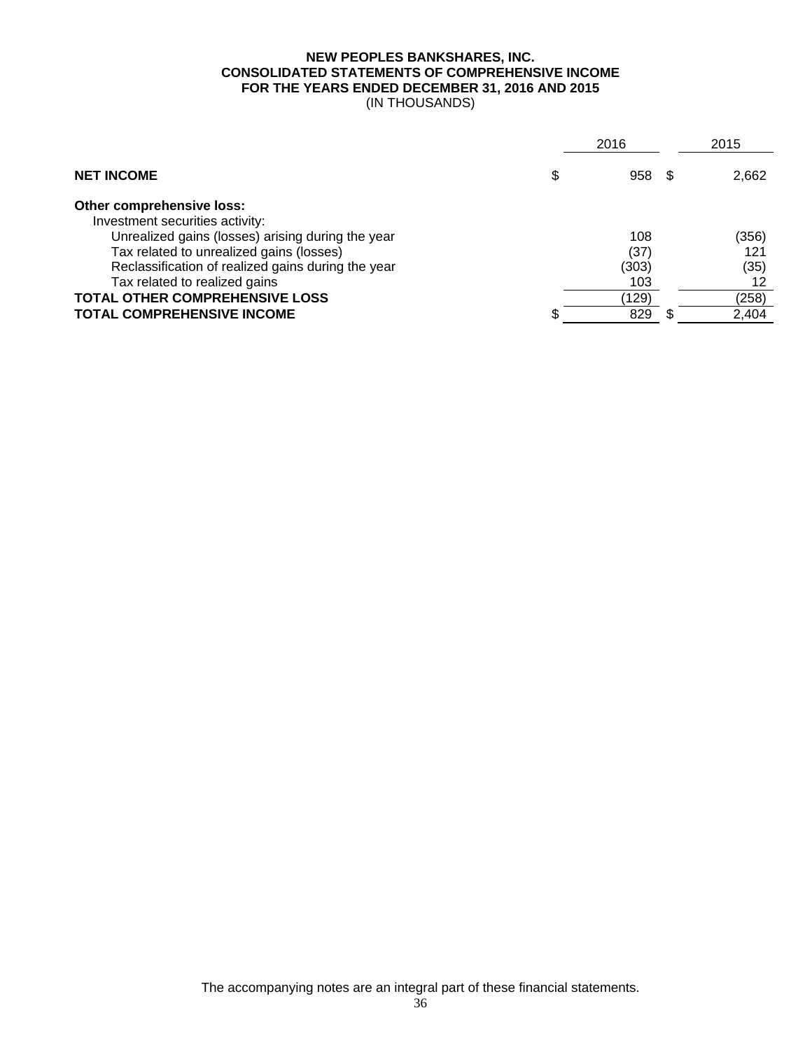**NEW PEOPLES BANKSHARES, INC.**
**CONSOLIDATED STATEMENTS OF COMPREHENSIVE INCOME**
**FOR THE YEARS ENDED DECEMBER 31, 2016 AND 2015**
(IN THOUSANDS)

| | 2016 | 2015 |
|---|---|---|
| **NET INCOME** | $ 958 | $ 2,662 |
| **Other comprehensive loss:** | | |
| Investment securities activity: | | |
| Unrealized gains (losses) arising during the year | 108 | (356) |
| Tax related to unrealized gains (losses) | (37) | 121 |
| Reclassification of realized gains during the year | (303) | (35) |
| Tax related to realized gains | 103 | 12 |
| **TOTAL OTHER COMPREHENSIVE LOSS** | (129) | (258) |
| **TOTAL COMPREHENSIVE INCOME** | $ 829 | $ 2,404 |

The accompanying notes are an integral part of these financial statements.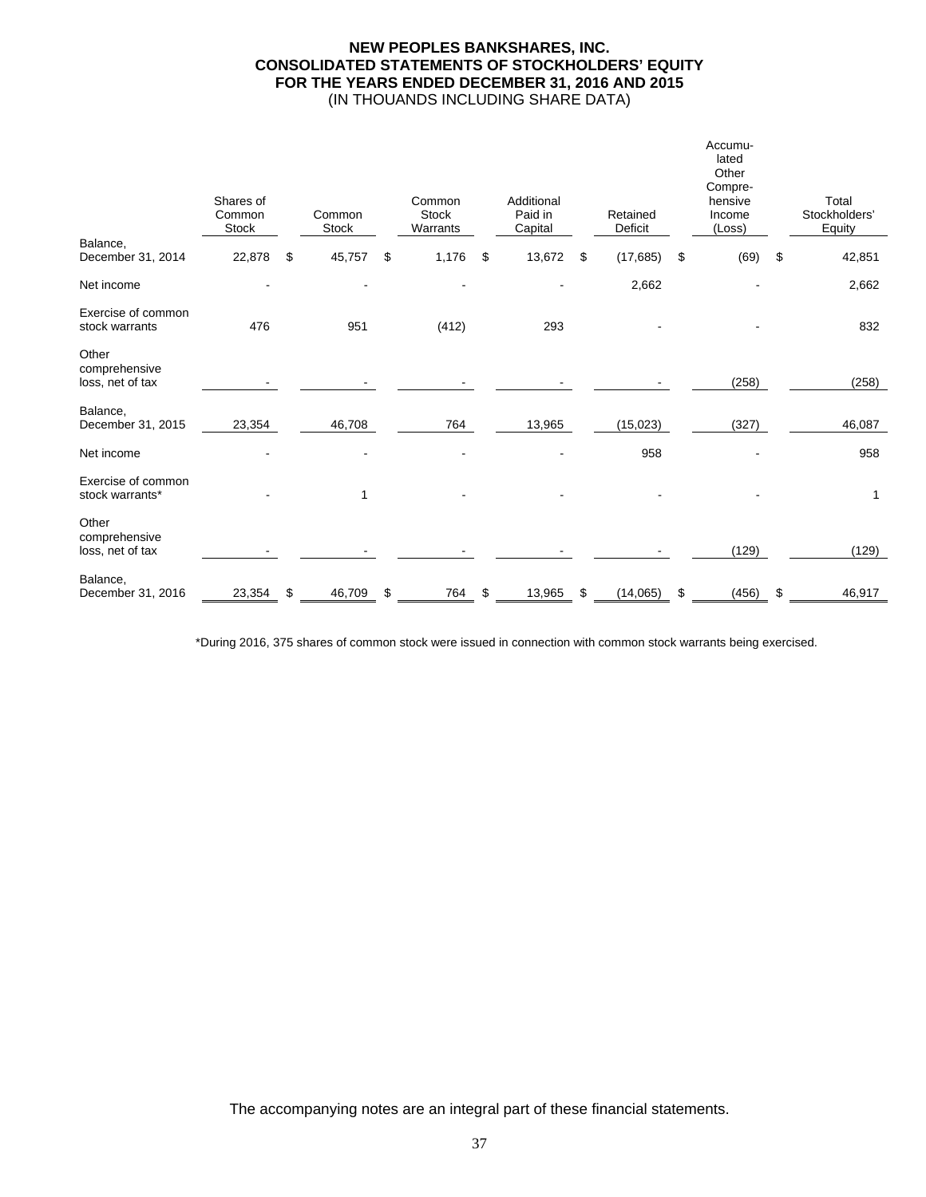**NEW PEOPLES BANKSHARES, INC.**
**CONSOLIDATED STATEMENTS OF STOCKHOLDERS' EQUITY**
**FOR THE YEARS ENDED DECEMBER 31, 2016 AND 2015**
(IN THOUANDS INCLUDING SHARE DATA)

| | Shares of Common Stock | Common Stock | Common Stock Warrants | Additional Paid in Capital | Retained Deficit | Accumulated Other Comprehensive Income (Loss) | Total Stockholders' Equity |
|---|---|---|---|---|---|---|---|
| Balance, December 31, 2014 | 22,878 | $ 45,757 | $ 1,176 | $ 13,672 | $ (17,685) | $ (69) | $ 42,851 |
| Net income | - | - | - | - | 2,662 | - | 2,662 |
| Exercise of common stock warrants | 476 | 951 | (412) | 293 | - | - | 832 |
| Other comprehensive loss, net of tax | - | - | - | - | - | (258) | (258) |
| Balance, December 31, 2015 | 23,354 | 46,708 | 764 | 13,965 | (15,023) | (327) | 46,087 |
| Net income | - | - | - | - | 958 | - | 958 |
| Exercise of common stock warrants* | - | 1 | - | - | - | - | 1 |
| Other comprehensive loss, net of tax | - | - | - | - | - | (129) | (129) |
| Balance, December 31, 2016 | 23,354 | $ 46,709 | $ 764 | $ 13,965 | $ (14,065) | $ (456) | $ 46,917 |

*During 2016, 375 shares of common stock were issued in connection with common stock warrants being exercised.

The accompanying notes are an integral part of these financial statements.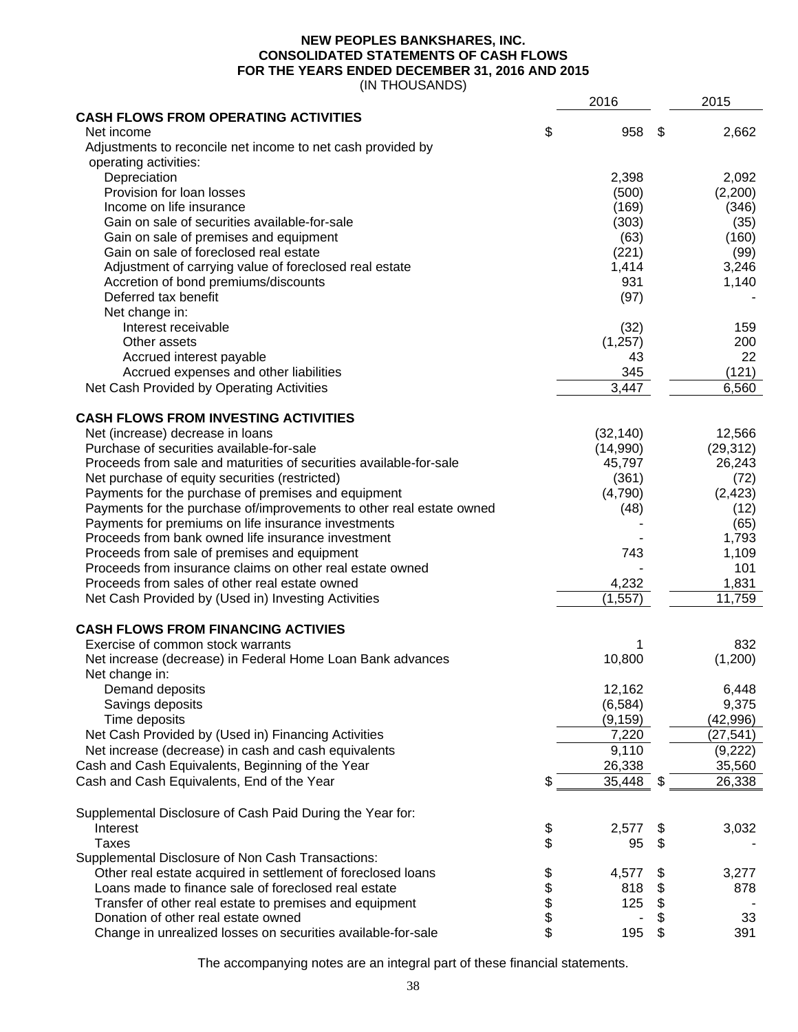**NEW PEOPLES BANKSHARES, INC.**
**CONSOLIDATED STATEMENTS OF CASH FLOWS**
**FOR THE YEARS ENDED DECEMBER 31, 2016 AND 2015**
(IN THOUSANDS)

| | 2016 | 2015 |
|---|---|---|
| **CASH FLOWS FROM OPERATING ACTIVITIES** | | |
| Net income | $ 958 | $ 2,662 |
| Adjustments to reconcile net income to net cash provided by operating activities: | | |
| Depreciation | 2,398 | 2,092 |
| Provision for loan losses | (500) | (2,200) |
| Income on life insurance | (169) | (346) |
| Gain on sale of securities available-for-sale | (303) | (35) |
| Gain on sale of premises and equipment | (63) | (160) |
| Gain on sale of foreclosed real estate | (221) | (99) |
| Adjustment of carrying value of foreclosed real estate | 1,414 | 3,246 |
| Accretion of bond premiums/discounts | 931 | 1,140 |
| Deferred tax benefit | (97) | - |
| Net change in: | | |
| Interest receivable | (32) | 159 |
| Other assets | (1,257) | 200 |
| Accrued interest payable | 43 | 22 |
| Accrued expenses and other liabilities | 345 | (121) |
| Net Cash Provided by Operating Activities | 3,447 | 6,560 |
| **CASH FLOWS FROM INVESTING ACTIVITIES** | | |
| Net (increase) decrease in loans | (32,140) | 12,566 |
| Purchase of securities available-for-sale | (14,990) | (29,312) |
| Proceeds from sale and maturities of securities available-for-sale | 45,797 | 26,243 |
| Net purchase of equity securities (restricted) | (361) | (72) |
| Payments for the purchase of premises and equipment | (4,790) | (2,423) |
| Payments for the purchase of/improvements to other real estate owned | (48) | (12) |
| Payments for premiums on life insurance investments | - | (65) |
| Proceeds from bank owned life insurance investment | - | 1,793 |
| Proceeds from sale of premises and equipment | 743 | 1,109 |
| Proceeds from insurance claims on other real estate owned | - | 101 |
| Proceeds from sales of other real estate owned | 4,232 | 1,831 |
| Net Cash Provided by (Used in) Investing Activities | (1,557) | 11,759 |
| **CASH FLOWS FROM FINANCING ACTIVIES** | | |
| Exercise of common stock warrants | 1 | 832 |
| Net increase (decrease) in Federal Home Loan Bank advances | 10,800 | (1,200) |
| Net change in: | | |
| Demand deposits | 12,162 | 6,448 |
| Savings deposits | (6,584) | 9,375 |
| Time deposits | (9,159) | (42,996) |
| Net Cash Provided by (Used in) Financing Activities | 7,220 | (27,541) |
| Net increase (decrease) in cash and cash equivalents | 9,110 | (9,222) |
| Cash and Cash Equivalents, Beginning of the Year | 26,338 | 35,560 |
| Cash and Cash Equivalents, End of the Year | $ 35,448 | $ 26,338 |
| Supplemental Disclosure of Cash Paid During the Year for: | | |
| Interest | $ 2,577 | $ 3,032 |
| Taxes | $ 95 | $ - |
| Supplemental Disclosure of Non Cash Transactions: | | |
| Other real estate acquired in settlement of foreclosed loans | $ 4,577 | $ 3,277 |
| Loans made to finance sale of foreclosed real estate | $ 818 | $ 878 |
| Transfer of other real estate to premises and equipment | $ 125 | $ - |
| Donation of other real estate owned | $ - | $ 33 |
| Change in unrealized losses on securities available-for-sale | $ 195 | $ 391 |

The accompanying notes are an integral part of these financial statements.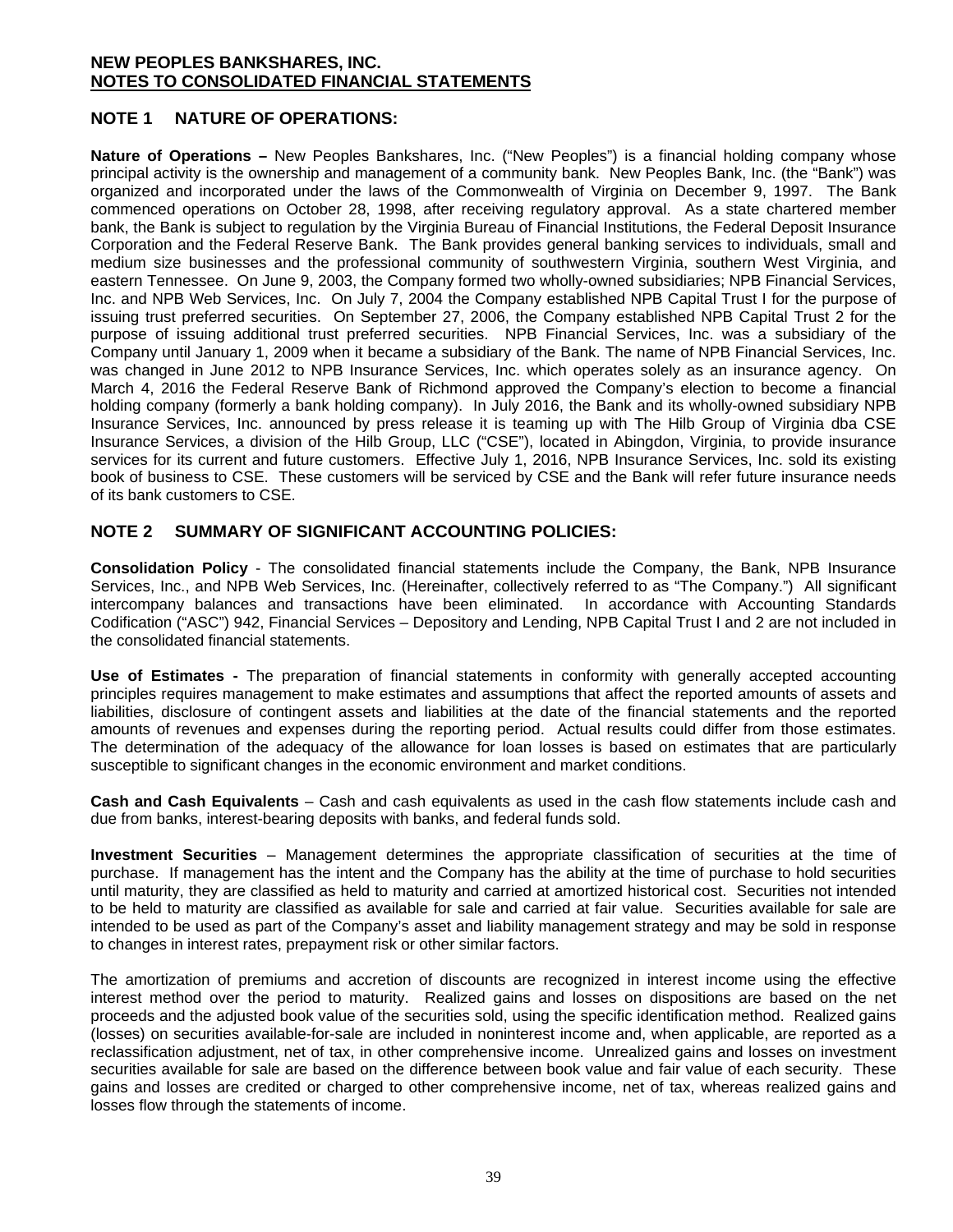**NEW PEOPLES BANKSHARES, INC.**
**NOTES TO CONSOLIDATED FINANCIAL STATEMENTS**

## NOTE 1 NATURE OF OPERATIONS:

**Nature of Operations –** New Peoples Bankshares, Inc. ("New Peoples") is a financial holding company whose principal activity is the ownership and management of a community bank. New Peoples Bank, Inc. (the "Bank") was organized and incorporated under the laws of the Commonwealth of Virginia on December 9, 1997. The Bank commenced operations on October 28, 1998, after receiving regulatory approval. As a state chartered member bank, the Bank is subject to regulation by the Virginia Bureau of Financial Institutions, the Federal Deposit Insurance Corporation and the Federal Reserve Bank. The Bank provides general banking services to individuals, small and medium size businesses and the professional community of southwestern Virginia, southern West Virginia, and eastern Tennessee. On June 9, 2003, the Company formed two wholly-owned subsidiaries; NPB Financial Services, Inc. and NPB Web Services, Inc. On July 7, 2004 the Company established NPB Capital Trust I for the purpose of issuing trust preferred securities. On September 27, 2006, the Company established NPB Capital Trust 2 for the purpose of issuing additional trust preferred securities. NPB Financial Services, Inc. was a subsidiary of the Company until January 1, 2009 when it became a subsidiary of the Bank. The name of NPB Financial Services, Inc. was changed in June 2012 to NPB Insurance Services, Inc. which operates solely as an insurance agency. On March 4, 2016 the Federal Reserve Bank of Richmond approved the Company's election to become a financial holding company (formerly a bank holding company). In July 2016, the Bank and its wholly-owned subsidiary NPB Insurance Services, Inc. announced by press release it is teaming up with The Hilb Group of Virginia dba CSE Insurance Services, a division of the Hilb Group, LLC ("CSE"), located in Abingdon, Virginia, to provide insurance services for its current and future customers. Effective July 1, 2016, NPB Insurance Services, Inc. sold its existing book of business to CSE. These customers will be serviced by CSE and the Bank will refer future insurance needs of its bank customers to CSE.

## NOTE 2 SUMMARY OF SIGNIFICANT ACCOUNTING POLICIES:

**Consolidation Policy** - The consolidated financial statements include the Company, the Bank, NPB Insurance Services, Inc., and NPB Web Services, Inc. (Hereinafter, collectively referred to as "The Company.") All significant intercompany balances and transactions have been eliminated. In accordance with Accounting Standards Codification ("ASC") 942, Financial Services – Depository and Lending, NPB Capital Trust I and 2 are not included in the consolidated financial statements.

**Use of Estimates -** The preparation of financial statements in conformity with generally accepted accounting principles requires management to make estimates and assumptions that affect the reported amounts of assets and liabilities, disclosure of contingent assets and liabilities at the date of the financial statements and the reported amounts of revenues and expenses during the reporting period. Actual results could differ from those estimates. The determination of the adequacy of the allowance for loan losses is based on estimates that are particularly susceptible to significant changes in the economic environment and market conditions.

**Cash and Cash Equivalents** – Cash and cash equivalents as used in the cash flow statements include cash and due from banks, interest-bearing deposits with banks, and federal funds sold.

**Investment Securities** – Management determines the appropriate classification of securities at the time of purchase. If management has the intent and the Company has the ability at the time of purchase to hold securities until maturity, they are classified as held to maturity and carried at amortized historical cost. Securities not intended to be held to maturity are classified as available for sale and carried at fair value. Securities available for sale are intended to be used as part of the Company's asset and liability management strategy and may be sold in response to changes in interest rates, prepayment risk or other similar factors.

The amortization of premiums and accretion of discounts are recognized in interest income using the effective interest method over the period to maturity. Realized gains and losses on dispositions are based on the net proceeds and the adjusted book value of the securities sold, using the specific identification method. Realized gains (losses) on securities available-for-sale are included in noninterest income and, when applicable, are reported as a reclassification adjustment, net of tax, in other comprehensive income. Unrealized gains and losses on investment securities available for sale are based on the difference between book value and fair value of each security. These gains and losses are credited or charged to other comprehensive income, net of tax, whereas realized gains and losses flow through the statements of income.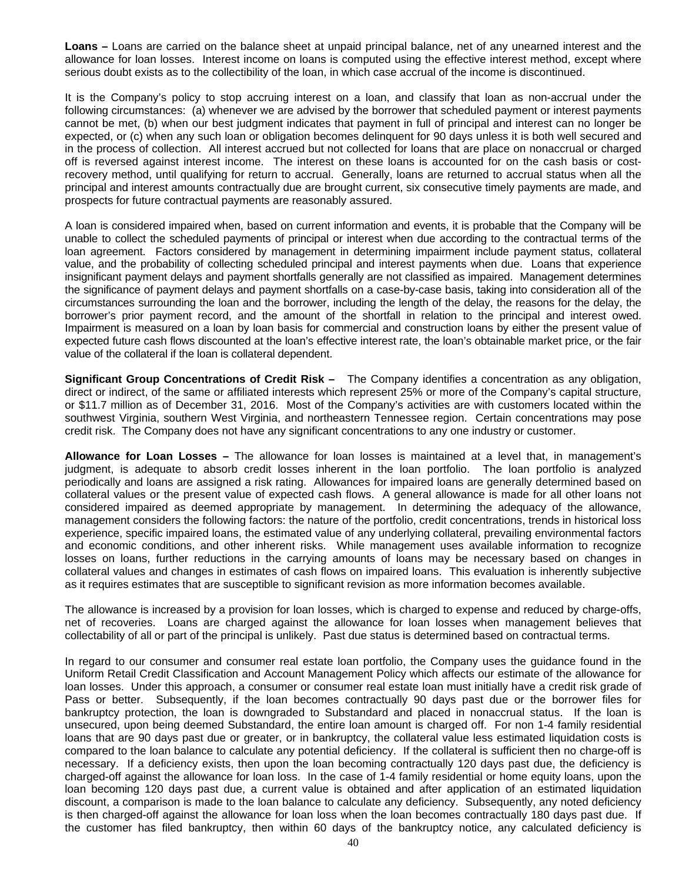**Loans –** Loans are carried on the balance sheet at unpaid principal balance, net of any unearned interest and the allowance for loan losses. Interest income on loans is computed using the effective interest method, except where serious doubt exists as to the collectibility of the loan, in which case accrual of the income is discontinued.

It is the Company's policy to stop accruing interest on a loan, and classify that loan as non-accrual under the following circumstances: (a) whenever we are advised by the borrower that scheduled payment or interest payments cannot be met, (b) when our best judgment indicates that payment in full of principal and interest can no longer be expected, or (c) when any such loan or obligation becomes delinquent for 90 days unless it is both well secured and in the process of collection. All interest accrued but not collected for loans that are place on nonaccrual or charged off is reversed against interest income. The interest on these loans is accounted for on the cash basis or cost-recovery method, until qualifying for return to accrual. Generally, loans are returned to accrual status when all the principal and interest amounts contractually due are brought current, six consecutive timely payments are made, and prospects for future contractual payments are reasonably assured.

A loan is considered impaired when, based on current information and events, it is probable that the Company will be unable to collect the scheduled payments of principal or interest when due according to the contractual terms of the loan agreement. Factors considered by management in determining impairment include payment status, collateral value, and the probability of collecting scheduled principal and interest payments when due. Loans that experience insignificant payment delays and payment shortfalls generally are not classified as impaired. Management determines the significance of payment delays and payment shortfalls on a case-by-case basis, taking into consideration all of the circumstances surrounding the loan and the borrower, including the length of the delay, the reasons for the delay, the borrower's prior payment record, and the amount of the shortfall in relation to the principal and interest owed. Impairment is measured on a loan by loan basis for commercial and construction loans by either the present value of expected future cash flows discounted at the loan's effective interest rate, the loan's obtainable market price, or the fair value of the collateral if the loan is collateral dependent.

**Significant Group Concentrations of Credit Risk –** The Company identifies a concentration as any obligation, direct or indirect, of the same or affiliated interests which represent 25% or more of the Company's capital structure, or $11.7 million as of December 31, 2016. Most of the Company's activities are with customers located within the southwest Virginia, southern West Virginia, and northeastern Tennessee region. Certain concentrations may pose credit risk. The Company does not have any significant concentrations to any one industry or customer.

**Allowance for Loan Losses –** The allowance for loan losses is maintained at a level that, in management's judgment, is adequate to absorb credit losses inherent in the loan portfolio. The loan portfolio is analyzed periodically and loans are assigned a risk rating. Allowances for impaired loans are generally determined based on collateral values or the present value of expected cash flows. A general allowance is made for all other loans not considered impaired as deemed appropriate by management. In determining the adequacy of the allowance, management considers the following factors: the nature of the portfolio, credit concentrations, trends in historical loss experience, specific impaired loans, the estimated value of any underlying collateral, prevailing environmental factors and economic conditions, and other inherent risks. While management uses available information to recognize losses on loans, further reductions in the carrying amounts of loans may be necessary based on changes in collateral values and changes in estimates of cash flows on impaired loans. This evaluation is inherently subjective as it requires estimates that are susceptible to significant revision as more information becomes available.

The allowance is increased by a provision for loan losses, which is charged to expense and reduced by charge-offs, net of recoveries. Loans are charged against the allowance for loan losses when management believes that collectability of all or part of the principal is unlikely. Past due status is determined based on contractual terms.

In regard to our consumer and consumer real estate loan portfolio, the Company uses the guidance found in the Uniform Retail Credit Classification and Account Management Policy which affects our estimate of the allowance for loan losses. Under this approach, a consumer or consumer real estate loan must initially have a credit risk grade of Pass or better. Subsequently, if the loan becomes contractually 90 days past due or the borrower files for bankruptcy protection, the loan is downgraded to Substandard and placed in nonaccrual status. If the loan is unsecured, upon being deemed Substandard, the entire loan amount is charged off. For non 1-4 family residential loans that are 90 days past due or greater, or in bankruptcy, the collateral value less estimated liquidation costs is compared to the loan balance to calculate any potential deficiency. If the collateral is sufficient then no charge-off is necessary. If a deficiency exists, then upon the loan becoming contractually 120 days past due, the deficiency is charged-off against the allowance for loan loss. In the case of 1-4 family residential or home equity loans, upon the loan becoming 120 days past due, a current value is obtained and after application of an estimated liquidation discount, a comparison is made to the loan balance to calculate any deficiency. Subsequently, any noted deficiency is then charged-off against the allowance for loan loss when the loan becomes contractually 180 days past due. If the customer has filed bankruptcy, then within 60 days of the bankruptcy notice, any calculated deficiency is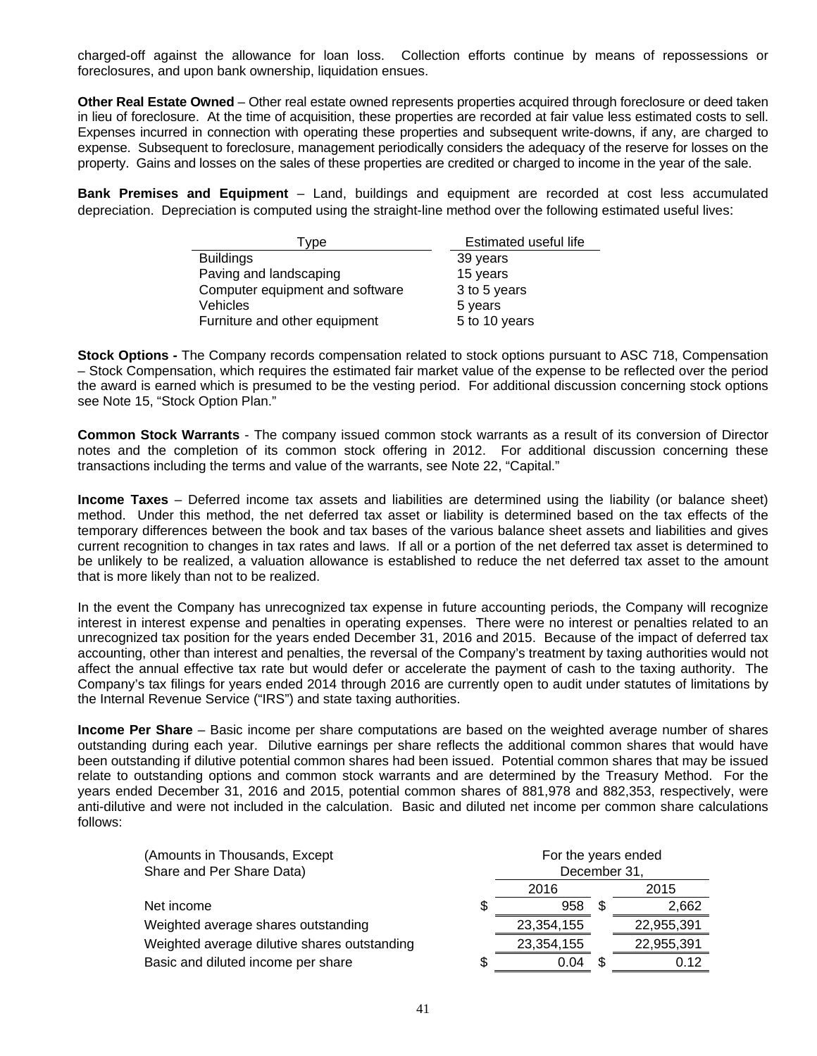charged-off against the allowance for loan loss. Collection efforts continue by means of repossessions or foreclosures, and upon bank ownership, liquidation ensues.

**Other Real Estate Owned** – Other real estate owned represents properties acquired through foreclosure or deed taken in lieu of foreclosure. At the time of acquisition, these properties are recorded at fair value less estimated costs to sell. Expenses incurred in connection with operating these properties and subsequent write-downs, if any, are charged to expense. Subsequent to foreclosure, management periodically considers the adequacy of the reserve for losses on the property. Gains and losses on the sales of these properties are credited or charged to income in the year of the sale.

**Bank Premises and Equipment** – Land, buildings and equipment are recorded at cost less accumulated depreciation. Depreciation is computed using the straight-line method over the following estimated useful lives:

| Type | Estimated useful life |
|---|---|
| Buildings | 39 years |
| Paving and landscaping | 15 years |
| Computer equipment and software | 3 to 5 years |
| Vehicles | 5 years |
| Furniture and other equipment | 5 to 10 years |

**Stock Options -** The Company records compensation related to stock options pursuant to ASC 718, Compensation – Stock Compensation, which requires the estimated fair market value of the expense to be reflected over the period the award is earned which is presumed to be the vesting period. For additional discussion concerning stock options see Note 15, "Stock Option Plan."

**Common Stock Warrants** - The company issued common stock warrants as a result of its conversion of Director notes and the completion of its common stock offering in 2012. For additional discussion concerning these transactions including the terms and value of the warrants, see Note 22, "Capital."

**Income Taxes** – Deferred income tax assets and liabilities are determined using the liability (or balance sheet) method. Under this method, the net deferred tax asset or liability is determined based on the tax effects of the temporary differences between the book and tax bases of the various balance sheet assets and liabilities and gives current recognition to changes in tax rates and laws. If all or a portion of the net deferred tax asset is determined to be unlikely to be realized, a valuation allowance is established to reduce the net deferred tax asset to the amount that is more likely than not to be realized.

In the event the Company has unrecognized tax expense in future accounting periods, the Company will recognize interest in interest expense and penalties in operating expenses. There were no interest or penalties related to an unrecognized tax position for the years ended December 31, 2016 and 2015. Because of the impact of deferred tax accounting, other than interest and penalties, the reversal of the Company's treatment by taxing authorities would not affect the annual effective tax rate but would defer or accelerate the payment of cash to the taxing authority. The Company's tax filings for years ended 2014 through 2016 are currently open to audit under statutes of limitations by the Internal Revenue Service ("IRS") and state taxing authorities.

**Income Per Share** – Basic income per share computations are based on the weighted average number of shares outstanding during each year. Dilutive earnings per share reflects the additional common shares that would have been outstanding if dilutive potential common shares had been issued. Potential common shares that may be issued relate to outstanding options and common stock warrants and are determined by the Treasury Method. For the years ended December 31, 2016 and 2015, potential common shares of 881,978 and 882,353, respectively, were anti-dilutive and were not included in the calculation. Basic and diluted net income per common share calculations follows:

| (Amounts in Thousands, Except Share and Per Share Data) | For the years ended December 31, | |
|---|---|---|
| | 2016 | 2015 |
| Net income | $ 958 | $ 2,662 |
| Weighted average shares outstanding | 23,354,155 | 22,955,391 |
| Weighted average dilutive shares outstanding | 23,354,155 | 22,955,391 |
| Basic and diluted income per share | $ 0.04 | $ 0.12 |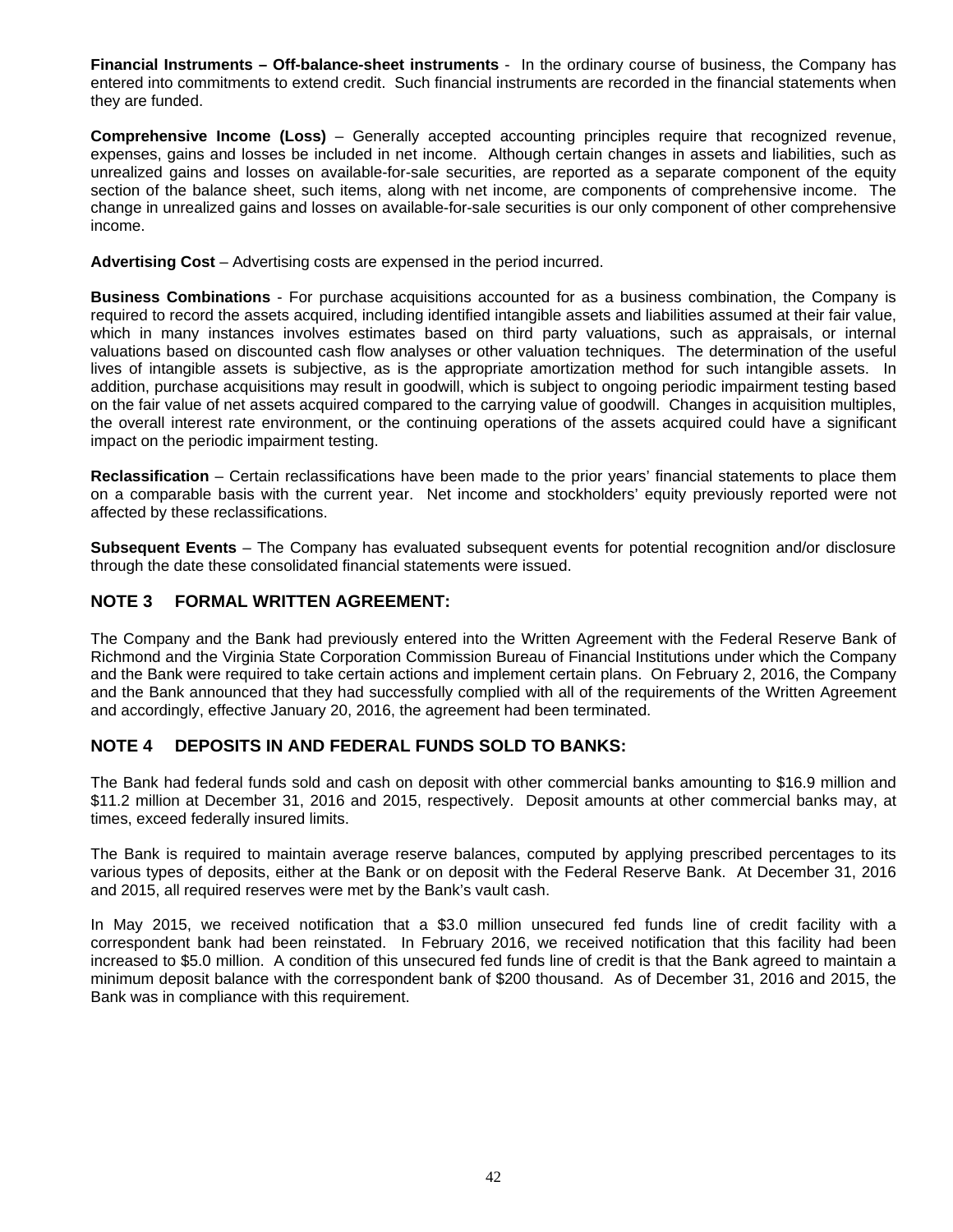**Financial Instruments – Off-balance-sheet instruments** - In the ordinary course of business, the Company has entered into commitments to extend credit. Such financial instruments are recorded in the financial statements when they are funded.

**Comprehensive Income (Loss)** – Generally accepted accounting principles require that recognized revenue, expenses, gains and losses be included in net income. Although certain changes in assets and liabilities, such as unrealized gains and losses on available-for-sale securities, are reported as a separate component of the equity section of the balance sheet, such items, along with net income, are components of comprehensive income. The change in unrealized gains and losses on available-for-sale securities is our only component of other comprehensive income.

**Advertising Cost** – Advertising costs are expensed in the period incurred.

**Business Combinations** - For purchase acquisitions accounted for as a business combination, the Company is required to record the assets acquired, including identified intangible assets and liabilities assumed at their fair value, which in many instances involves estimates based on third party valuations, such as appraisals, or internal valuations based on discounted cash flow analyses or other valuation techniques. The determination of the useful lives of intangible assets is subjective, as is the appropriate amortization method for such intangible assets. In addition, purchase acquisitions may result in goodwill, which is subject to ongoing periodic impairment testing based on the fair value of net assets acquired compared to the carrying value of goodwill. Changes in acquisition multiples, the overall interest rate environment, or the continuing operations of the assets acquired could have a significant impact on the periodic impairment testing.

**Reclassification** – Certain reclassifications have been made to the prior years' financial statements to place them on a comparable basis with the current year. Net income and stockholders' equity previously reported were not affected by these reclassifications.

**Subsequent Events** – The Company has evaluated subsequent events for potential recognition and/or disclosure through the date these consolidated financial statements were issued.

## NOTE 3 FORMAL WRITTEN AGREEMENT:

The Company and the Bank had previously entered into the Written Agreement with the Federal Reserve Bank of Richmond and the Virginia State Corporation Commission Bureau of Financial Institutions under which the Company and the Bank were required to take certain actions and implement certain plans. On February 2, 2016, the Company and the Bank announced that they had successfully complied with all of the requirements of the Written Agreement and accordingly, effective January 20, 2016, the agreement had been terminated.

## NOTE 4 DEPOSITS IN AND FEDERAL FUNDS SOLD TO BANKS:

The Bank had federal funds sold and cash on deposit with other commercial banks amounting to $16.9 million and $11.2 million at December 31, 2016 and 2015, respectively. Deposit amounts at other commercial banks may, at times, exceed federally insured limits.

The Bank is required to maintain average reserve balances, computed by applying prescribed percentages to its various types of deposits, either at the Bank or on deposit with the Federal Reserve Bank. At December 31, 2016 and 2015, all required reserves were met by the Bank's vault cash.

In May 2015, we received notification that a $3.0 million unsecured fed funds line of credit facility with a correspondent bank had been reinstated. In February 2016, we received notification that this facility had been increased to $5.0 million. A condition of this unsecured fed funds line of credit is that the Bank agreed to maintain a minimum deposit balance with the correspondent bank of $200 thousand. As of December 31, 2016 and 2015, the Bank was in compliance with this requirement.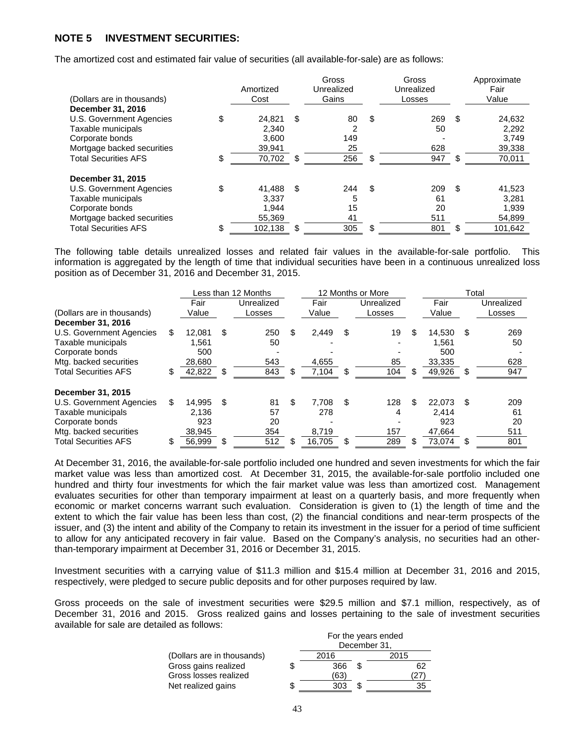## NOTE 5 INVESTMENT SECURITIES:

The amortized cost and estimated fair value of securities (all available-for-sale) are as follows:

| (Dollars are in thousands) | Amortized Cost | Gross Unrealized Gains | Gross Unrealized Losses | Approximate Fair Value |
|---|---|---|---|---|
| **December 31, 2016** | | | | |
| U.S. Government Agencies | $ 24,821 | $ 80 | $ 269 | $ 24,632 |
| Taxable municipals | 2,340 | 2 | 50 | 2,292 |
| Corporate bonds | 3,600 | 149 | - | 3,749 |
| Mortgage backed securities | 39,941 | 25 | 628 | 39,338 |
| Total Securities AFS | $ 70,702 | $ 256 | $ 947 | $ 70,011 |
| **December 31, 2015** | | | | |
| U.S. Government Agencies | $ 41,488 | $ 244 | $ 209 | $ 41,523 |
| Taxable municipals | 3,337 | 5 | 61 | 3,281 |
| Corporate bonds | 1,944 | 15 | 20 | 1,939 |
| Mortgage backed securities | 55,369 | 41 | 511 | 54,899 |
| Total Securities AFS | $ 102,138 | $ 305 | $ 801 | $ 101,642 |

The following table details unrealized losses and related fair values in the available-for-sale portfolio. This information is aggregated by the length of time that individual securities have been in a continuous unrealized loss position as of December 31, 2016 and December 31, 2015.

| | Less than 12 Months | | 12 Months or More | | Total | |
|---|---|---|---|---|---|---|
| (Dollars are in thousands) | Fair Value | Unrealized Losses | Fair Value | Unrealized Losses | Fair Value | Unrealized Losses |
| **December 31, 2016** | | | | | | |
| U.S. Government Agencies | $ 12,081 | $ 250 | $ 2,449 | $ 19 | $ 14,530 | $ 269 |
| Taxable municipals | 1,561 | 50 | - | - | 1,561 | 50 |
| Corporate bonds | 500 | - | - | - | 500 | - |
| Mtg. backed securities | 28,680 | 543 | 4,655 | 85 | 33,335 | 628 |
| Total Securities AFS | $ 42,822 | $ 843 | $ 7,104 | $ 104 | $ 49,926 | $ 947 |
| **December 31, 2015** | | | | | | |
| U.S. Government Agencies | $ 14,995 | $ 81 | $ 7,708 | $ 128 | $ 22,073 | $ 209 |
| Taxable municipals | 2,136 | 57 | 278 | 4 | 2,414 | 61 |
| Corporate bonds | 923 | 20 | - | - | 923 | 20 |
| Mtg. backed securities | 38,945 | 354 | 8,719 | 157 | 47,664 | 511 |
| Total Securities AFS | $ 56,999 | $ 512 | $ 16,705 | $ 289 | $ 73,074 | $ 801 |

At December 31, 2016, the available-for-sale portfolio included one hundred and seven investments for which the fair market value was less than amortized cost. At December 31, 2015, the available-for-sale portfolio included one hundred and thirty four investments for which the fair market value was less than amortized cost. Management evaluates securities for other than temporary impairment at least on a quarterly basis, and more frequently when economic or market concerns warrant such evaluation. Consideration is given to (1) the length of time and the extent to which the fair value has been less than cost, (2) the financial conditions and near-term prospects of the issuer, and (3) the intent and ability of the Company to retain its investment in the issuer for a period of time sufficient to allow for any anticipated recovery in fair value. Based on the Company's analysis, no securities had an other-than-temporary impairment at December 31, 2016 or December 31, 2015.

Investment securities with a carrying value of $11.3 million and $15.4 million at December 31, 2016 and 2015, respectively, were pledged to secure public deposits and for other purposes required by law.

Gross proceeds on the sale of investment securities were $29.5 million and $7.1 million, respectively, as of December 31, 2016 and 2015. Gross realized gains and losses pertaining to the sale of investment securities available for sale are detailed as follows:

| | For the years ended December 31, | |
|---|---|---|
| (Dollars are in thousands) | 2016 | 2015 |
| Gross gains realized | $ 366 | $ 62 |
| Gross losses realized | (63) | (27) |
| Net realized gains | $ 303 | $ 35 |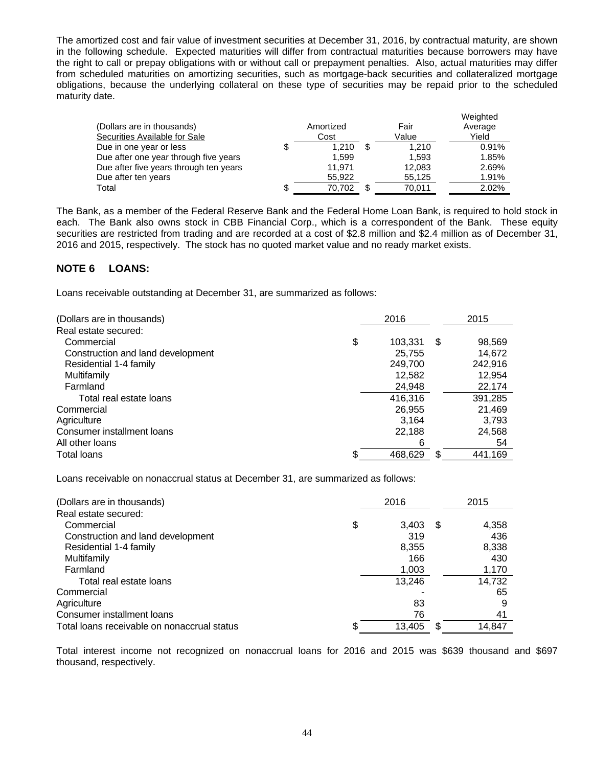The amortized cost and fair value of investment securities at December 31, 2016, by contractual maturity, are shown in the following schedule. Expected maturities will differ from contractual maturities because borrowers may have the right to call or prepay obligations with or without call or prepayment penalties. Also, actual maturities may differ from scheduled maturities on amortizing securities, such as mortgage-back securities and collateralized mortgage obligations, because the underlying collateral on these type of securities may be repaid prior to the scheduled maturity date.

| (Dollars are in thousands)<br>Securities Available for Sale | Amortized Cost | Fair Value | Weighted Average Yield |
|---|---|---|---|
| Due in one year or less | $ 1,210 | $ 1,210 | 0.91% |
| Due after one year through five years | 1,599 | 1,593 | 1.85% |
| Due after five years through ten years | 11,971 | 12,083 | 2.69% |
| Due after ten years | 55,922 | 55,125 | 1.91% |
| Total | $ 70,702 | $ 70,011 | 2.02% |

The Bank, as a member of the Federal Reserve Bank and the Federal Home Loan Bank, is required to hold stock in each. The Bank also owns stock in CBB Financial Corp., which is a correspondent of the Bank. These equity securities are restricted from trading and are recorded at a cost of $2.8 million and $2.4 million as of December 31, 2016 and 2015, respectively. The stock has no quoted market value and no ready market exists.

## NOTE 6 LOANS:

Loans receivable outstanding at December 31, are summarized as follows:

| (Dollars are in thousands) | 2016 | 2015 |
|---|---|---|
| Real estate secured: | | |
| Commercial | $ 103,331 | $ 98,569 |
| Construction and land development | 25,755 | 14,672 |
| Residential 1-4 family | 249,700 | 242,916 |
| Multifamily | 12,582 | 12,954 |
| Farmland | 24,948 | 22,174 |
| Total real estate loans | 416,316 | 391,285 |
| Commercial | 26,955 | 21,469 |
| Agriculture | 3,164 | 3,793 |
| Consumer installment loans | 22,188 | 24,568 |
| All other loans | 6 | 54 |
| Total loans | $ 468,629 | $ 441,169 |

Loans receivable on nonaccrual status at December 31, are summarized as follows:

| (Dollars are in thousands) | 2016 | 2015 |
|---|---|---|
| Real estate secured: | | |
| Commercial | $ 3,403 | $ 4,358 |
| Construction and land development | 319 | 436 |
| Residential 1-4 family | 8,355 | 8,338 |
| Multifamily | 166 | 430 |
| Farmland | 1,003 | 1,170 |
| Total real estate loans | 13,246 | 14,732 |
| Commercial | - | 65 |
| Agriculture | 83 | 9 |
| Consumer installment loans | 76 | 41 |
| Total loans receivable on nonaccrual status | $ 13,405 | $ 14,847 |

Total interest income not recognized on nonaccrual loans for 2016 and 2015 was $639 thousand and $697 thousand, respectively.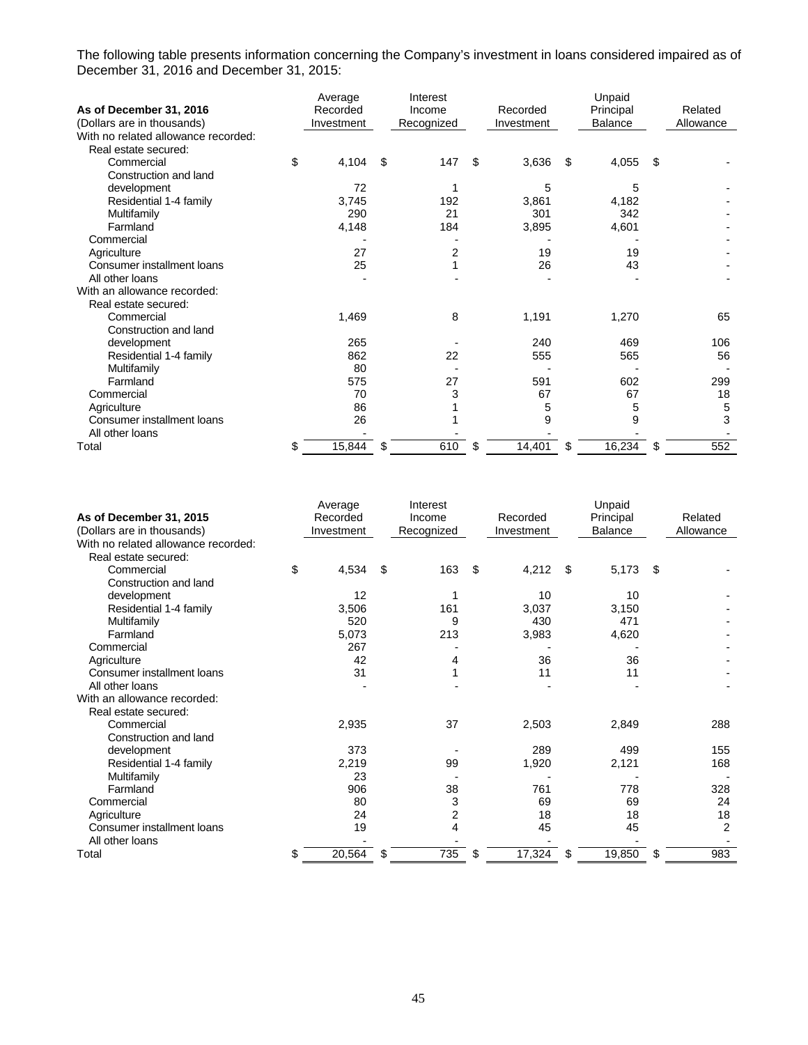The following table presents information concerning the Company's investment in loans considered impaired as of December 31, 2016 and December 31, 2015:

| **As of December 31, 2016** (Dollars are in thousands) | Average Recorded Investment | Interest Income Recognized | Recorded Investment | Unpaid Principal Balance | Related Allowance |
|---|---|---|---|---|---|
| With no related allowance recorded: | | | | | |
| Real estate secured: | | | | | |
| Commercial | $ 4,104 | $ 147 | $ 3,636 | $ 4,055 | $ - |
| Construction and land development | 72 | 1 | 5 | 5 | - |
| Residential 1-4 family | 3,745 | 192 | 3,861 | 4,182 | - |
| Multifamily | 290 | 21 | 301 | 342 | - |
| Farmland | 4,148 | 184 | 3,895 | 4,601 | - |
| Commercial | - | - | - | - | - |
| Agriculture | 27 | 2 | 19 | 19 | - |
| Consumer installment loans | 25 | 1 | 26 | 43 | - |
| All other loans | - | - | - | - | - |
| With an allowance recorded: | | | | | |
| Real estate secured: | | | | | |
| Commercial | 1,469 | 8 | 1,191 | 1,270 | 65 |
| Construction and land development | 265 | - | 240 | 469 | 106 |
| Residential 1-4 family | 862 | 22 | 555 | 565 | 56 |
| Multifamily | 80 | - | - | - | - |
| Farmland | 575 | 27 | 591 | 602 | 299 |
| Commercial | 70 | 3 | 67 | 67 | 18 |
| Agriculture | 86 | 1 | 5 | 5 | 5 |
| Consumer installment loans | 26 | 1 | 9 | 9 | 3 |
| All other loans | - | - | - | - | - |
| Total | $ 15,844 | $ 610 | $ 14,401 | $ 16,234 | $ 552 |

| **As of December 31, 2015** (Dollars are in thousands) | Average Recorded Investment | Interest Income Recognized | Recorded Investment | Unpaid Principal Balance | Related Allowance |
|---|---|---|---|---|---|
| With no related allowance recorded: | | | | | |
| Real estate secured: | | | | | |
| Commercial | $ 4,534 | $ 163 | $ 4,212 | $ 5,173 | $ - |
| Construction and land development | 12 | 1 | 10 | 10 | - |
| Residential 1-4 family | 3,506 | 161 | 3,037 | 3,150 | - |
| Multifamily | 520 | 9 | 430 | 471 | - |
| Farmland | 5,073 | 213 | 3,983 | 4,620 | - |
| Commercial | 267 | - | - | - | - |
| Agriculture | 42 | 4 | 36 | 36 | - |
| Consumer installment loans | 31 | 1 | 11 | 11 | - |
| All other loans | - | - | - | - | - |
| With an allowance recorded: | | | | | |
| Real estate secured: | | | | | |
| Commercial | 2,935 | 37 | 2,503 | 2,849 | 288 |
| Construction and land development | 373 | - | 289 | 499 | 155 |
| Residential 1-4 family | 2,219 | 99 | 1,920 | 2,121 | 168 |
| Multifamily | 23 | - | - | - | - |
| Farmland | 906 | 38 | 761 | 778 | 328 |
| Commercial | 80 | 3 | 69 | 69 | 24 |
| Agriculture | 24 | 2 | 18 | 18 | 18 |
| Consumer installment loans | 19 | 4 | 45 | 45 | 2 |
| All other loans | - | - | - | - | - |
| Total | $ 20,564 | $ 735 | $ 17,324 | $ 19,850 | $ 983 |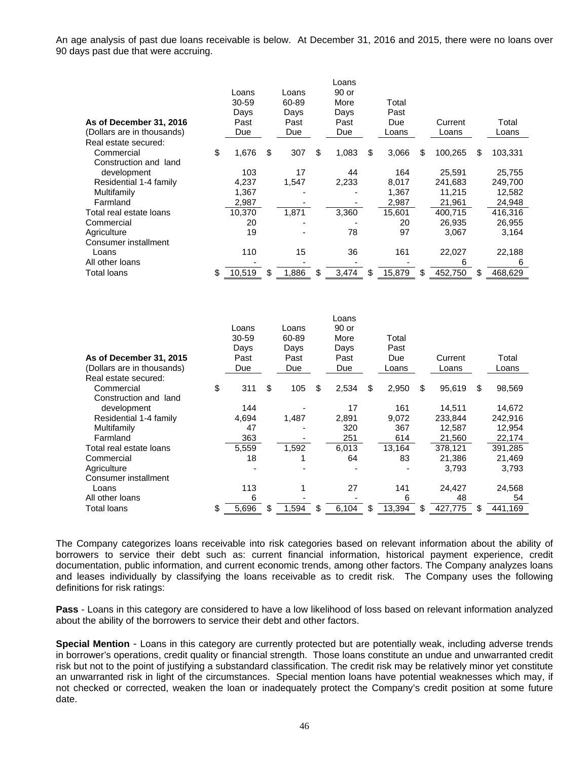An age analysis of past due loans receivable is below. At December 31, 2016 and 2015, there were no loans over 90 days past due that were accruing.

| **As of December 31, 2016** (Dollars are in thousands) | Loans 30-59 Days Past Due | Loans 60-89 Days Past Due | Loans 90 or More Days Past Due | Total Past Due Loans | Current Loans | Total Loans |
|---|---|---|---|---|---|---|
| Real estate secured: | | | | | | |
| Commercial | $ 1,676 | $ 307 | $ 1,083 | $ 3,066 | $ 100,265 | $ 103,331 |
| Construction and land development | 103 | 17 | 44 | 164 | 25,591 | 25,755 |
| Residential 1-4 family | 4,237 | 1,547 | 2,233 | 8,017 | 241,683 | 249,700 |
| Multifamily | 1,367 | - | - | 1,367 | 11,215 | 12,582 |
| Farmland | 2,987 | - | - | 2,987 | 21,961 | 24,948 |
| Total real estate loans | 10,370 | 1,871 | 3,360 | 15,601 | 400,715 | 416,316 |
| Commercial | 20 | - | - | 20 | 26,935 | 26,955 |
| Agriculture | 19 | - | 78 | 97 | 3,067 | 3,164 |
| Consumer installment Loans | 110 | 15 | 36 | 161 | 22,027 | 22,188 |
| All other loans | - | - | - | - | 6 | 6 |
| Total loans | $ 10,519 | $ 1,886 | $ 3,474 | $ 15,879 | $ 452,750 | $ 468,629 |

| **As of December 31, 2015** (Dollars are in thousands) | Loans 30-59 Days Past Due | Loans 60-89 Days Past Due | Loans 90 or More Days Past Due | Total Past Due Loans | Current Loans | Total Loans |
|---|---|---|---|---|---|---|
| Real estate secured: | | | | | | |
| Commercial | $ 311 | $ 105 | $ 2,534 | $ 2,950 | $ 95,619 | $ 98,569 |
| Construction and land development | 144 | - | 17 | 161 | 14,511 | 14,672 |
| Residential 1-4 family | 4,694 | 1,487 | 2,891 | 9,072 | 233,844 | 242,916 |
| Multifamily | 47 | - | 320 | 367 | 12,587 | 12,954 |
| Farmland | 363 | - | 251 | 614 | 21,560 | 22,174 |
| Total real estate loans | 5,559 | 1,592 | 6,013 | 13,164 | 378,121 | 391,285 |
| Commercial | 18 | 1 | 64 | 83 | 21,386 | 21,469 |
| Agriculture | - | - | - | - | 3,793 | 3,793 |
| Consumer installment Loans | 113 | 1 | 27 | 141 | 24,427 | 24,568 |
| All other loans | 6 | - | - | 6 | 48 | 54 |
| Total loans | $ 5,696 | $ 1,594 | $ 6,104 | $ 13,394 | $ 427,775 | $ 441,169 |

The Company categorizes loans receivable into risk categories based on relevant information about the ability of borrowers to service their debt such as: current financial information, historical payment experience, credit documentation, public information, and current economic trends, among other factors. The Company analyzes loans and leases individually by classifying the loans receivable as to credit risk. The Company uses the following definitions for risk ratings:

**Pass** - Loans in this category are considered to have a low likelihood of loss based on relevant information analyzed about the ability of the borrowers to service their debt and other factors.

**Special Mention** - Loans in this category are currently protected but are potentially weak, including adverse trends in borrower's operations, credit quality or financial strength. Those loans constitute an undue and unwarranted credit risk but not to the point of justifying a substandard classification. The credit risk may be relatively minor yet constitute an unwarranted risk in light of the circumstances. Special mention loans have potential weaknesses which may, if not checked or corrected, weaken the loan or inadequately protect the Company's credit position at some future date.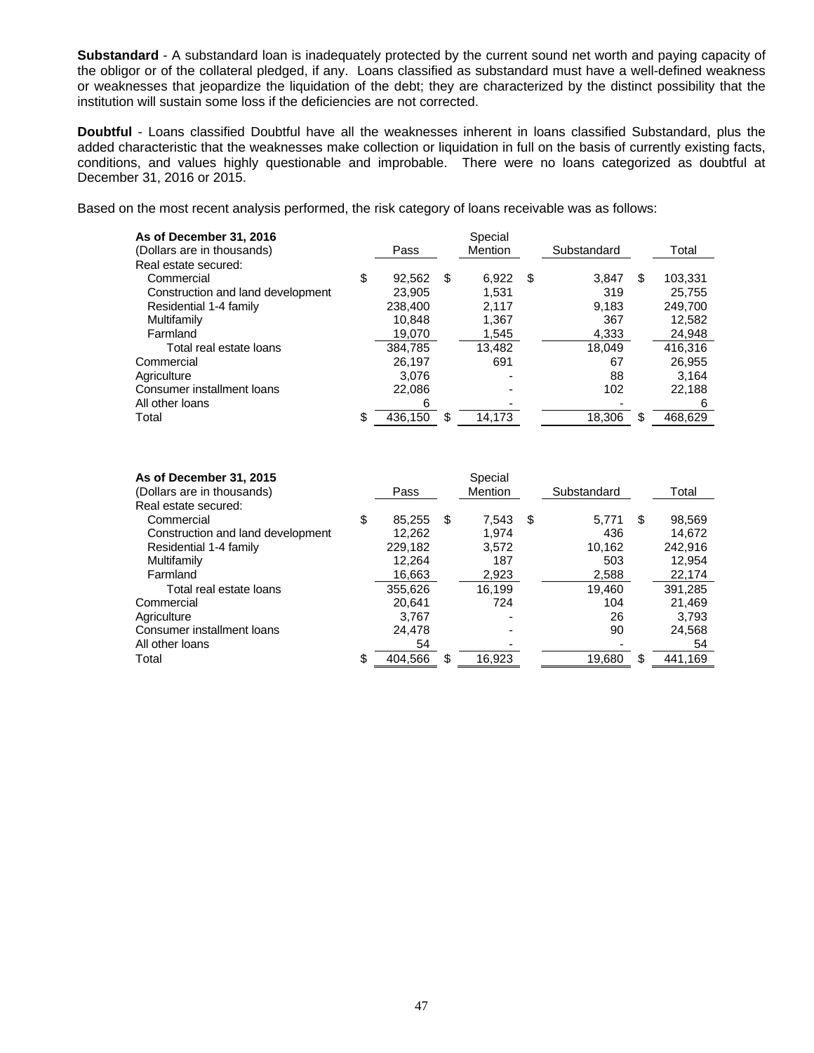**Substandard** - A substandard loan is inadequately protected by the current sound net worth and paying capacity of the obligor or of the collateral pledged, if any. Loans classified as substandard must have a well-defined weakness or weaknesses that jeopardize the liquidation of the debt; they are characterized by the distinct possibility that the institution will sustain some loss if the deficiencies are not corrected.

**Doubtful** - Loans classified Doubtful have all the weaknesses inherent in loans classified Substandard, plus the added characteristic that the weaknesses make collection or liquidation in full on the basis of currently existing facts, conditions, and values highly questionable and improbable. There were no loans categorized as doubtful at December 31, 2016 or 2015.

Based on the most recent analysis performed, the risk category of loans receivable was as follows:

| **As of December 31, 2016**<br>(Dollars are in thousands) | Pass | Special Mention | Substandard | Total |
|---|---|---|---|---|
| Real estate secured: | | | | |
| Commercial | $ 92,562 | $ 6,922 | $ 3,847 | $ 103,331 |
| Construction and land development | 23,905 | 1,531 | 319 | 25,755 |
| Residential 1-4 family | 238,400 | 2,117 | 9,183 | 249,700 |
| Multifamily | 10,848 | 1,367 | 367 | 12,582 |
| Farmland | 19,070 | 1,545 | 4,333 | 24,948 |
| Total real estate loans | 384,785 | 13,482 | 18,049 | 416,316 |
| Commercial | 26,197 | 691 | 67 | 26,955 |
| Agriculture | 3,076 | - | 88 | 3,164 |
| Consumer installment loans | 22,086 | - | 102 | 22,188 |
| All other loans | 6 | - | - | 6 |
| Total | $ 436,150 | $ 14,173 | 18,306 | $ 468,629 |

| **As of December 31, 2015**<br>(Dollars are in thousands) | Pass | Special Mention | Substandard | Total |
|---|---|---|---|---|
| Real estate secured: | | | | |
| Commercial | $ 85,255 | $ 7,543 | $ 5,771 | $ 98,569 |
| Construction and land development | 12,262 | 1,974 | 436 | 14,672 |
| Residential 1-4 family | 229,182 | 3,572 | 10,162 | 242,916 |
| Multifamily | 12,264 | 187 | 503 | 12,954 |
| Farmland | 16,663 | 2,923 | 2,588 | 22,174 |
| Total real estate loans | 355,626 | 16,199 | 19,460 | 391,285 |
| Commercial | 20,641 | 724 | 104 | 21,469 |
| Agriculture | 3,767 | - | 26 | 3,793 |
| Consumer installment loans | 24,478 | - | 90 | 24,568 |
| All other loans | 54 | - | - | 54 |
| Total | $ 404,566 | $ 16,923 | 19,680 | $ 441,169 |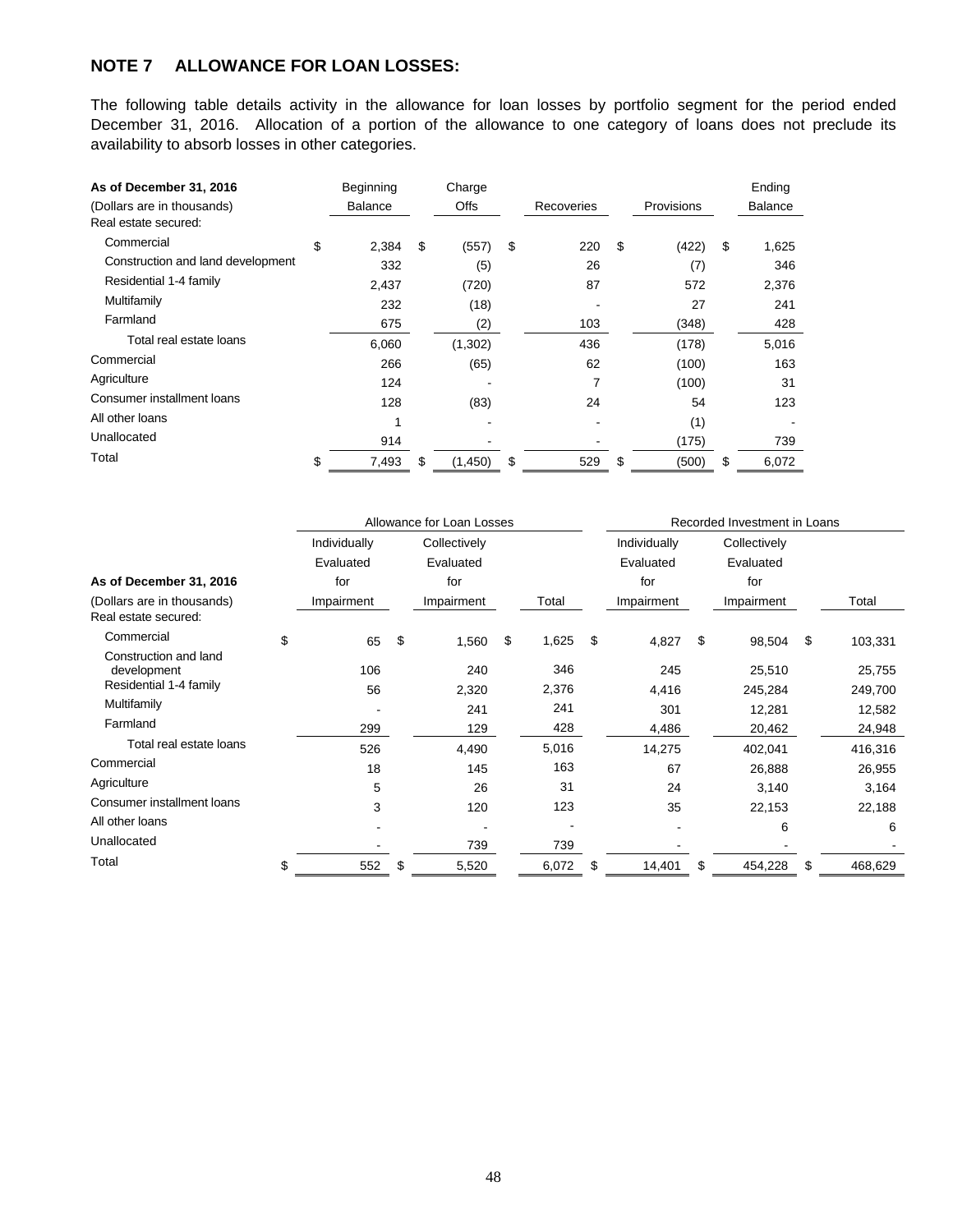## NOTE 7 ALLOWANCE FOR LOAN LOSSES:

The following table details activity in the allowance for loan losses by portfolio segment for the period ended December 31, 2016. Allocation of a portion of the allowance to one category of loans does not preclude its availability to absorb losses in other categories.

| As of December 31, 2016 (Dollars are in thousands) | Beginning Balance | Charge Offs | Recoveries | Provisions | Ending Balance |
|---|---|---|---|---|---|
| Real estate secured: | | | | | |
| Commercial | $ 2,384 | $ (557) | $ 220 | $ (422) | $ 1,625 |
| Construction and land development | 332 | (5) | 26 | (7) | 346 |
| Residential 1-4 family | 2,437 | (720) | 87 | 572 | 2,376 |
| Multifamily | 232 | (18) | - | 27 | 241 |
| Farmland | 675 | (2) | 103 | (348) | 428 |
| Total real estate loans | 6,060 | (1,302) | 436 | (178) | 5,016 |
| Commercial | 266 | (65) | 62 | (100) | 163 |
| Agriculture | 124 | - | 7 | (100) | 31 |
| Consumer installment loans | 128 | (83) | 24 | 54 | 123 |
| All other loans | 1 | - | - | (1) | - |
| Unallocated | 914 | - | - | (175) | 739 |
| Total | $ 7,493 | $ (1,450) | $ 529 | $ (500) | $ 6,072 |

| | Allowance for Loan Losses | | | Recorded Investment in Loans | | |
|---|---|---|---|---|---|---|
| As of December 31, 2016 (Dollars are in thousands) | Individually Evaluated for Impairment | Collectively Evaluated for Impairment | Total | Individually Evaluated for Impairment | Collectively Evaluated for Impairment | Total |
| Real estate secured: | | | | | | |
| Commercial | $ 65 | $ 1,560 | $ 1,625 | $ 4,827 | $ 98,504 | $ 103,331 |
| Construction and land development | 106 | 240 | 346 | 245 | 25,510 | 25,755 |
| Residential 1-4 family | 56 | 2,320 | 2,376 | 4,416 | 245,284 | 249,700 |
| Multifamily | - | 241 | 241 | 301 | 12,281 | 12,582 |
| Farmland | 299 | 129 | 428 | 4,486 | 20,462 | 24,948 |
| Total real estate loans | 526 | 4,490 | 5,016 | 14,275 | 402,041 | 416,316 |
| Commercial | 18 | 145 | 163 | 67 | 26,888 | 26,955 |
| Agriculture | 5 | 26 | 31 | 24 | 3,140 | 3,164 |
| Consumer installment loans | 3 | 120 | 123 | 35 | 22,153 | 22,188 |
| All other loans | - | - | - | - | 6 | 6 |
| Unallocated | - | 739 | 739 | - | - | - |
| Total | $ 552 | $ 5,520 | 6,072 | $ 14,401 | $ 454,228 | $ 468,629 |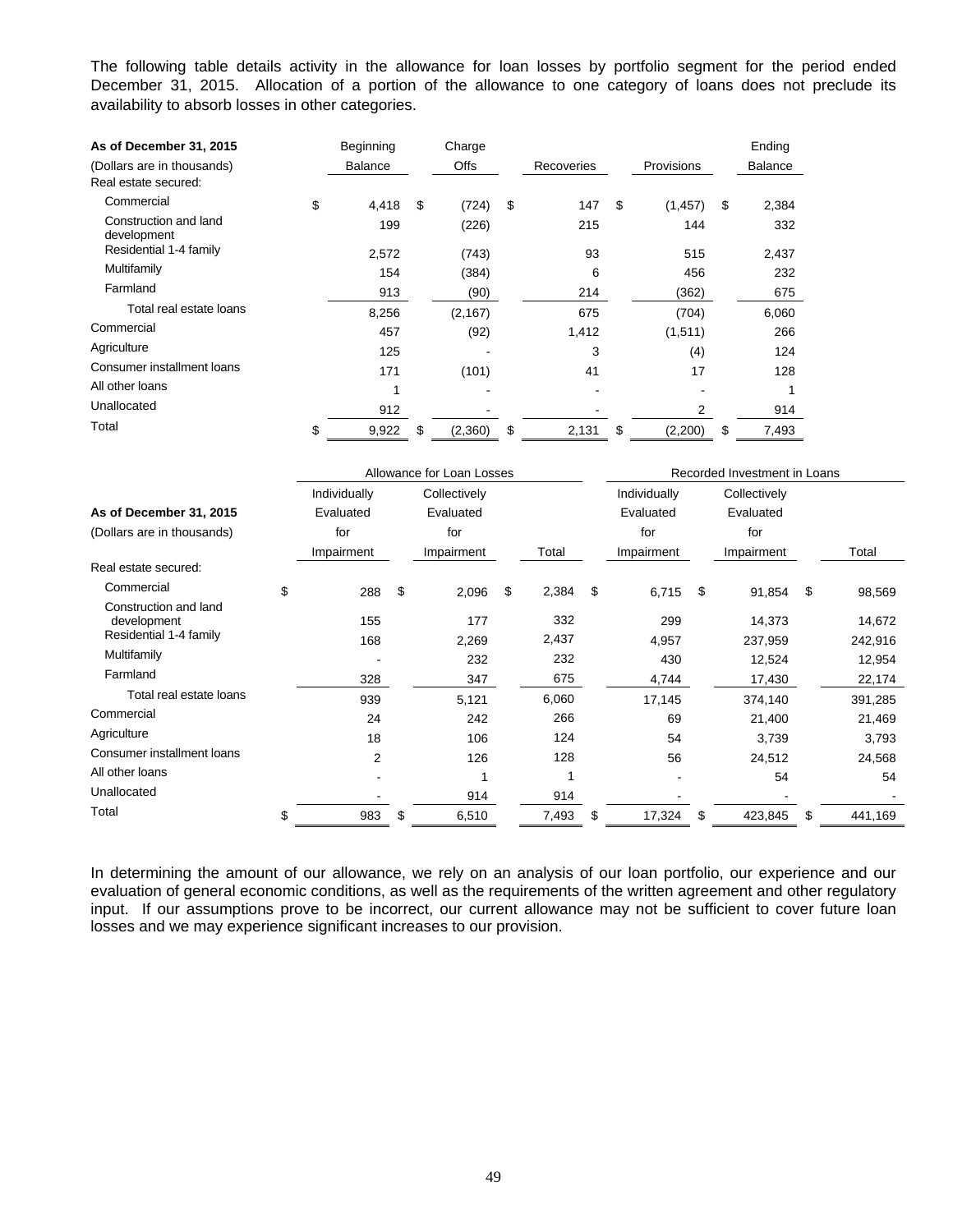The following table details activity in the allowance for loan losses by portfolio segment for the period ended December 31, 2015. Allocation of a portion of the allowance to one category of loans does not preclude its availability to absorb losses in other categories.

| As of December 31, 2015<br>(Dollars are in thousands) | Beginning Balance | Charge Offs | Recoveries | Provisions | Ending Balance |
|---|---|---|---|---|---|
| Real estate secured: | | | | | |
| Commercial | $ 4,418 | $ (724) | $ 147 | $ (1,457) | $ 2,384 |
| Construction and land development | 199 | (226) | 215 | 144 | 332 |
| Residential 1-4 family | 2,572 | (743) | 93 | 515 | 2,437 |
| Multifamily | 154 | (384) | 6 | 456 | 232 |
| Farmland | 913 | (90) | 214 | (362) | 675 |
| Total real estate loans | 8,256 | (2,167) | 675 | (704) | 6,060 |
| Commercial | 457 | (92) | 1,412 | (1,511) | 266 |
| Agriculture | 125 | - | 3 | (4) | 124 |
| Consumer installment loans | 171 | (101) | 41 | 17 | 128 |
| All other loans | 1 | - | - | - | 1 |
| Unallocated | 912 | - | - | 2 | 914 |
| Total | $ 9,922 | $ (2,360) | $ 2,131 | $ (2,200) | $ 7,493 |

| | Allowance for Loan Losses | | | Recorded Investment in Loans | | |
|---|---|---|---|---|---|---|
| As of December 31, 2015<br>(Dollars are in thousands) | Individually Evaluated for Impairment | Collectively Evaluated for Impairment | Total | Individually Evaluated for Impairment | Collectively Evaluated for Impairment | Total |
| Real estate secured: | | | | | | |
| Commercial | $ 288 | $ 2,096 | $ 2,384 | $ 6,715 | $ 91,854 | $ 98,569 |
| Construction and land development | 155 | 177 | 332 | 299 | 14,373 | 14,672 |
| Residential 1-4 family | 168 | 2,269 | 2,437 | 4,957 | 237,959 | 242,916 |
| Multifamily | - | 232 | 232 | 430 | 12,524 | 12,954 |
| Farmland | 328 | 347 | 675 | 4,744 | 17,430 | 22,174 |
| Total real estate loans | 939 | 5,121 | 6,060 | 17,145 | 374,140 | 391,285 |
| Commercial | 24 | 242 | 266 | 69 | 21,400 | 21,469 |
| Agriculture | 18 | 106 | 124 | 54 | 3,739 | 3,793 |
| Consumer installment loans | 2 | 126 | 128 | 56 | 24,512 | 24,568 |
| All other loans | - | 1 | 1 | - | 54 | 54 |
| Unallocated | - | 914 | 914 | - | - | - |
| Total | $ 983 | $ 6,510 | 7,493 | $ 17,324 | $ 423,845 | $ 441,169 |

In determining the amount of our allowance, we rely on an analysis of our loan portfolio, our experience and our evaluation of general economic conditions, as well as the requirements of the written agreement and other regulatory input. If our assumptions prove to be incorrect, our current allowance may not be sufficient to cover future loan losses and we may experience significant increases to our provision.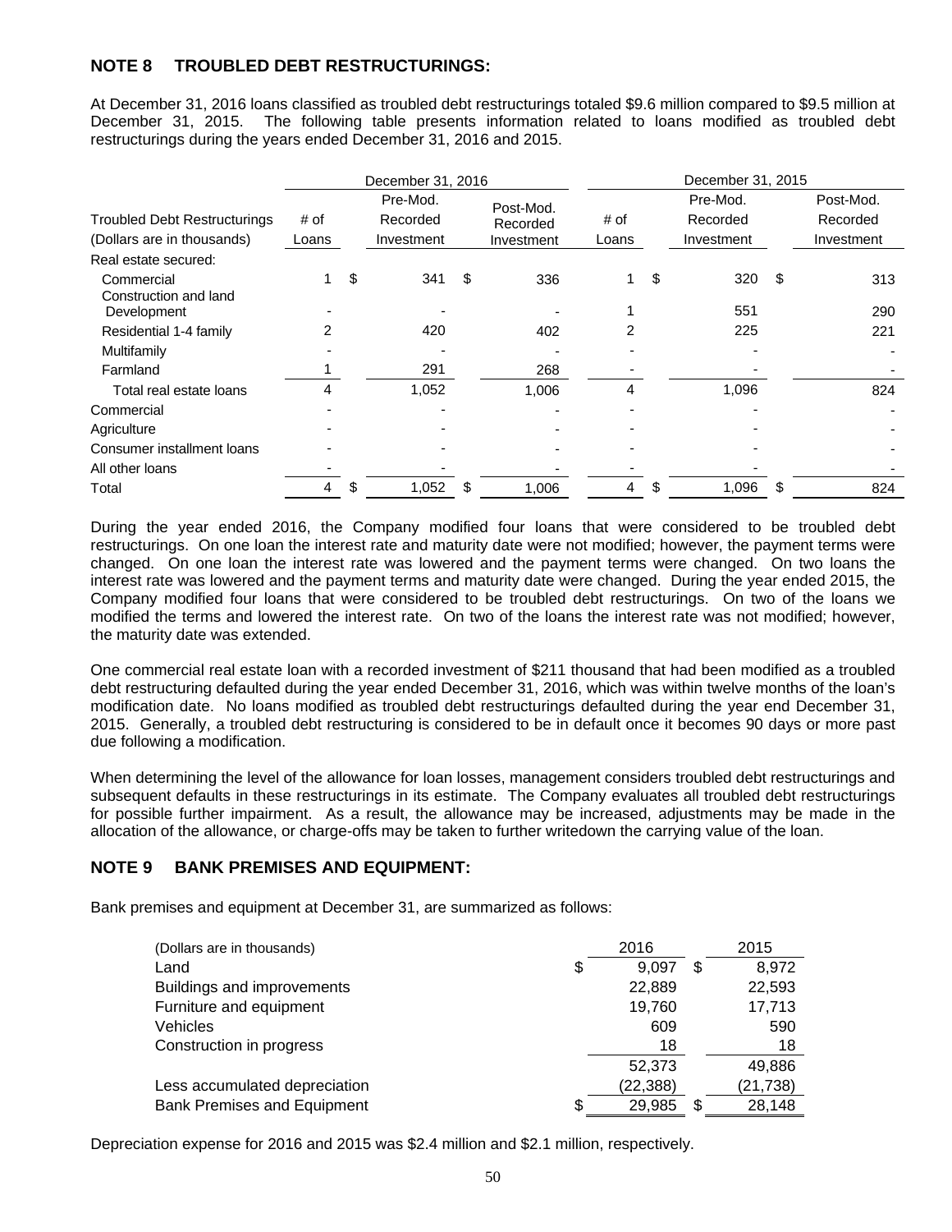## NOTE 8 TROUBLED DEBT RESTRUCTURINGS:

At December 31, 2016 loans classified as troubled debt restructurings totaled $9.6 million compared to $9.5 million at December 31, 2015. The following table presents information related to loans modified as troubled debt restructurings during the years ended December 31, 2016 and 2015.

| Troubled Debt Restructurings (Dollars are in thousands) | December 31, 2016 # of Loans | December 31, 2016 Pre-Mod. Recorded Investment | December 31, 2016 Post-Mod. Recorded Investment | December 31, 2015 # of Loans | December 31, 2015 Pre-Mod. Recorded Investment | December 31, 2015 Post-Mod. Recorded Investment |
|---|---|---|---|---|---|---|
| Real estate secured: | | | | | | |
| Commercial | 1 | $ 341 | $ 336 | 1 | $ 320 | $ 313 |
| Construction and land Development | - | - | - | 1 | 551 | 290 |
| Residential 1-4 family | 2 | 420 | 402 | 2 | 225 | 221 |
| Multifamily | - | - | - | - | - | - |
| Farmland | 1 | 291 | 268 | - | - | - |
| Total real estate loans | 4 | 1,052 | 1,006 | 4 | 1,096 | 824 |
| Commercial | - | - | - | - | - | - |
| Agriculture | - | - | - | - | - | - |
| Consumer installment loans | - | - | - | - | - | - |
| All other loans | - | - | - | - | - | - |
| Total | 4 | $ 1,052 | $ 1,006 | 4 | $ 1,096 | $ 824 |

During the year ended 2016, the Company modified four loans that were considered to be troubled debt restructurings. On one loan the interest rate and maturity date were not modified; however, the payment terms were changed. On one loan the interest rate was lowered and the payment terms were changed. On two loans the interest rate was lowered and the payment terms and maturity date were changed. During the year ended 2015, the Company modified four loans that were considered to be troubled debt restructurings. On two of the loans we modified the terms and lowered the interest rate. On two of the loans the interest rate was not modified; however, the maturity date was extended.

One commercial real estate loan with a recorded investment of $211 thousand that had been modified as a troubled debt restructuring defaulted during the year ended December 31, 2016, which was within twelve months of the loan's modification date. No loans modified as troubled debt restructurings defaulted during the year end December 31, 2015. Generally, a troubled debt restructuring is considered to be in default once it becomes 90 days or more past due following a modification.

When determining the level of the allowance for loan losses, management considers troubled debt restructurings and subsequent defaults in these restructurings in its estimate. The Company evaluates all troubled debt restructurings for possible further impairment. As a result, the allowance may be increased, adjustments may be made in the allocation of the allowance, or charge-offs may be taken to further writedown the carrying value of the loan.

## NOTE 9 BANK PREMISES AND EQUIPMENT:

Bank premises and equipment at December 31, are summarized as follows:

| (Dollars are in thousands) | 2016 | 2015 |
|---|---|---|
| Land | $ 9,097 | $ 8,972 |
| Buildings and improvements | 22,889 | 22,593 |
| Furniture and equipment | 19,760 | 17,713 |
| Vehicles | 609 | 590 |
| Construction in progress | 18 | 18 |
| | 52,373 | 49,886 |
| Less accumulated depreciation | (22,388) | (21,738) |
| Bank Premises and Equipment | $ 29,985 | $ 28,148 |

Depreciation expense for 2016 and 2015 was $2.4 million and $2.1 million, respectively.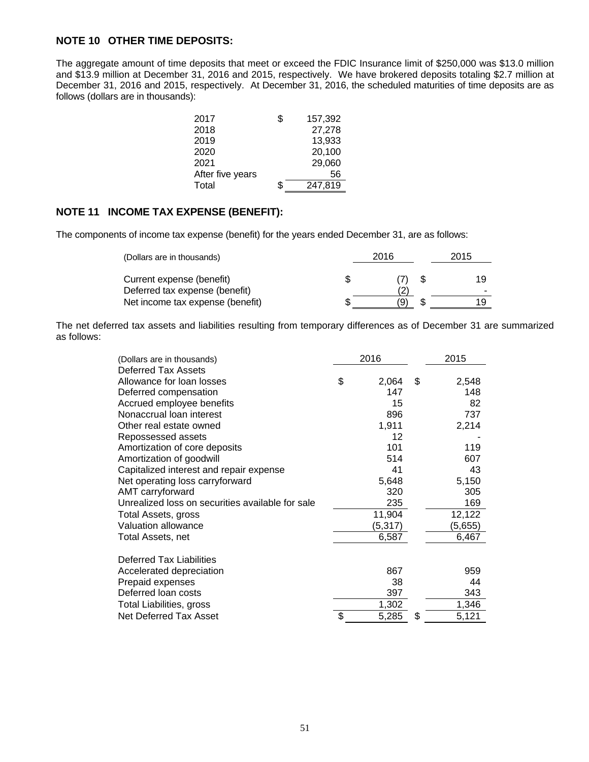## NOTE 10 OTHER TIME DEPOSITS:

The aggregate amount of time deposits that meet or exceed the FDIC Insurance limit of $250,000 was $13.0 million and $13.9 million at December 31, 2016 and 2015, respectively. We have brokered deposits totaling $2.7 million at December 31, 2016 and 2015, respectively. At December 31, 2016, the scheduled maturities of time deposits are as follows (dollars are in thousands):

| | |
|---|---|
| 2017 | $ 157,392 |
| 2018 | 27,278 |
| 2019 | 13,933 |
| 2020 | 20,100 |
| 2021 | 29,060 |
| After five years | 56 |
| Total | $ 247,819 |

## NOTE 11 INCOME TAX EXPENSE (BENEFIT):

The components of income tax expense (benefit) for the years ended December 31, are as follows:

| (Dollars are in thousands) | 2016 | 2015 |
|---|---|---|
| Current expense (benefit) | $ (7) | $ 19 |
| Deferred tax expense (benefit) | (2) | - |
| Net income tax expense (benefit) | $ (9) | $ 19 |

The net deferred tax assets and liabilities resulting from temporary differences as of December 31 are summarized as follows:

| (Dollars are in thousands) | 2016 | 2015 |
|---|---|---|
| Deferred Tax Assets | | |
| Allowance for loan losses | $ 2,064 | $ 2,548 |
| Deferred compensation | 147 | 148 |
| Accrued employee benefits | 15 | 82 |
| Nonaccrual loan interest | 896 | 737 |
| Other real estate owned | 1,911 | 2,214 |
| Repossessed assets | 12 | - |
| Amortization of core deposits | 101 | 119 |
| Amortization of goodwill | 514 | 607 |
| Capitalized interest and repair expense | 41 | 43 |
| Net operating loss carryforward | 5,648 | 5,150 |
| AMT carryforward | 320 | 305 |
| Unrealized loss on securities available for sale | 235 | 169 |
| Total Assets, gross | 11,904 | 12,122 |
| Valuation allowance | (5,317) | (5,655) |
| Total Assets, net | 6,587 | 6,467 |
| | | |
| Deferred Tax Liabilities | | |
| Accelerated depreciation | 867 | 959 |
| Prepaid expenses | 38 | 44 |
| Deferred loan costs | 397 | 343 |
| Total Liabilities, gross | 1,302 | 1,346 |
| Net Deferred Tax Asset | $ 5,285 | $ 5,121 |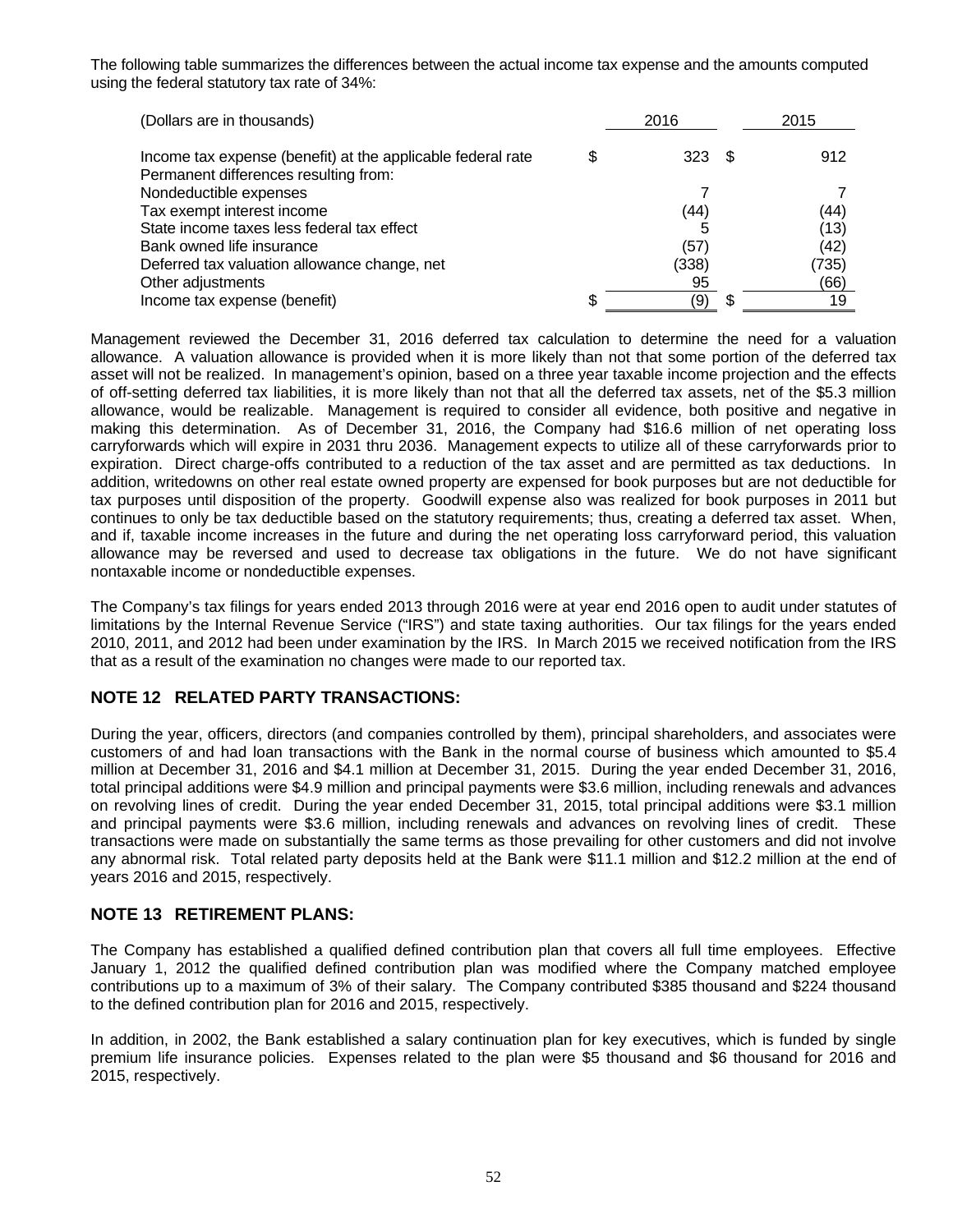The following table summarizes the differences between the actual income tax expense and the amounts computed using the federal statutory tax rate of 34%:

| (Dollars are in thousands) | 2016 | 2015 |
|---|---|---|
| Income tax expense (benefit) at the applicable federal rate | $ 323 | $ 912 |
| Permanent differences resulting from: | | |
| Nondeductible expenses | 7 | 7 |
| Tax exempt interest income | (44) | (44) |
| State income taxes less federal tax effect | 5 | (13) |
| Bank owned life insurance | (57) | (42) |
| Deferred tax valuation allowance change, net | (338) | (735) |
| Other adjustments | 95 | (66) |
| Income tax expense (benefit) | $ (9) | $ 19 |

Management reviewed the December 31, 2016 deferred tax calculation to determine the need for a valuation allowance. A valuation allowance is provided when it is more likely than not that some portion of the deferred tax asset will not be realized. In management's opinion, based on a three year taxable income projection and the effects of off-setting deferred tax liabilities, it is more likely than not that all the deferred tax assets, net of the $5.3 million allowance, would be realizable. Management is required to consider all evidence, both positive and negative in making this determination. As of December 31, 2016, the Company had $16.6 million of net operating loss carryforwards which will expire in 2031 thru 2036. Management expects to utilize all of these carryforwards prior to expiration. Direct charge-offs contributed to a reduction of the tax asset and are permitted as tax deductions. In addition, writedowns on other real estate owned property are expensed for book purposes but are not deductible for tax purposes until disposition of the property. Goodwill expense also was realized for book purposes in 2011 but continues to only be tax deductible based on the statutory requirements; thus, creating a deferred tax asset. When, and if, taxable income increases in the future and during the net operating loss carryforward period, this valuation allowance may be reversed and used to decrease tax obligations in the future. We do not have significant nontaxable income or nondeductible expenses.

The Company's tax filings for years ended 2013 through 2016 were at year end 2016 open to audit under statutes of limitations by the Internal Revenue Service ("IRS") and state taxing authorities. Our tax filings for the years ended 2010, 2011, and 2012 had been under examination by the IRS. In March 2015 we received notification from the IRS that as a result of the examination no changes were made to our reported tax.

## NOTE 12 RELATED PARTY TRANSACTIONS:

During the year, officers, directors (and companies controlled by them), principal shareholders, and associates were customers of and had loan transactions with the Bank in the normal course of business which amounted to $5.4 million at December 31, 2016 and $4.1 million at December 31, 2015. During the year ended December 31, 2016, total principal additions were $4.9 million and principal payments were $3.6 million, including renewals and advances on revolving lines of credit. During the year ended December 31, 2015, total principal additions were $3.1 million and principal payments were $3.6 million, including renewals and advances on revolving lines of credit. These transactions were made on substantially the same terms as those prevailing for other customers and did not involve any abnormal risk. Total related party deposits held at the Bank were $11.1 million and $12.2 million at the end of years 2016 and 2015, respectively.

## NOTE 13 RETIREMENT PLANS:

The Company has established a qualified defined contribution plan that covers all full time employees. Effective January 1, 2012 the qualified defined contribution plan was modified where the Company matched employee contributions up to a maximum of 3% of their salary. The Company contributed $385 thousand and $224 thousand to the defined contribution plan for 2016 and 2015, respectively.

In addition, in 2002, the Bank established a salary continuation plan for key executives, which is funded by single premium life insurance policies. Expenses related to the plan were $5 thousand and $6 thousand for 2016 and 2015, respectively.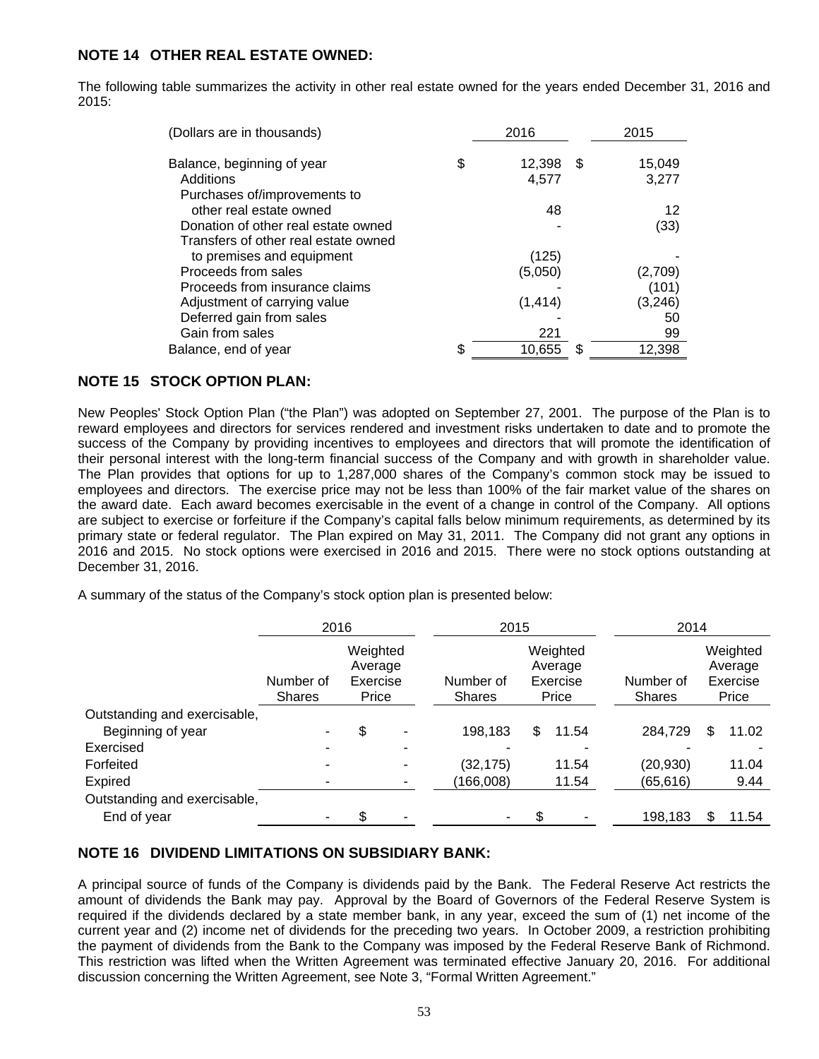## NOTE 14 OTHER REAL ESTATE OWNED:

The following table summarizes the activity in other real estate owned for the years ended December 31, 2016 and 2015:

| (Dollars are in thousands) | 2016 | 2015 |
|---|---|---|
| Balance, beginning of year | $ 12,398 | $ 15,049 |
| Additions | 4,577 | 3,277 |
| Purchases of/improvements to other real estate owned | 48 | 12 |
| Donation of other real estate owned | - | (33) |
| Transfers of other real estate owned to premises and equipment | (125) | - |
| Proceeds from sales | (5,050) | (2,709) |
| Proceeds from insurance claims | - | (101) |
| Adjustment of carrying value | (1,414) | (3,246) |
| Deferred gain from sales | - | 50 |
| Gain from sales | 221 | 99 |
| Balance, end of year | $ 10,655 | $ 12,398 |

## NOTE 15 STOCK OPTION PLAN:

New Peoples' Stock Option Plan ("the Plan") was adopted on September 27, 2001. The purpose of the Plan is to reward employees and directors for services rendered and investment risks undertaken to date and to promote the success of the Company by providing incentives to employees and directors that will promote the identification of their personal interest with the long-term financial success of the Company and with growth in shareholder value. The Plan provides that options for up to 1,287,000 shares of the Company's common stock may be issued to employees and directors. The exercise price may not be less than 100% of the fair market value of the shares on the award date. Each award becomes exercisable in the event of a change in control of the Company. All options are subject to exercise or forfeiture if the Company's capital falls below minimum requirements, as determined by its primary state or federal regulator. The Plan expired on May 31, 2011. The Company did not grant any options in 2016 and 2015. No stock options were exercised in 2016 and 2015. There were no stock options outstanding at December 31, 2016.

A summary of the status of the Company's stock option plan is presented below:

| | 2016 | | 2015 | | 2014 | |
|---|---|---|---|---|---|---|
| | Number of Shares | Weighted Average Exercise Price | Number of Shares | Weighted Average Exercise Price | Number of Shares | Weighted Average Exercise Price |
| Outstanding and exercisable, Beginning of year | - | $ - | 198,183 | $ 11.54 | 284,729 | $ 11.02 |
| Exercised | - | - | - | - | - | - |
| Forfeited | - | - | (32,175) | 11.54 | (20,930) | 11.04 |
| Expired | - | - | (166,008) | 11.54 | (65,616) | 9.44 |
| Outstanding and exercisable, End of year | - | $ - | - | $ - | 198,183 | $ 11.54 |

## NOTE 16 DIVIDEND LIMITATIONS ON SUBSIDIARY BANK:

A principal source of funds of the Company is dividends paid by the Bank. The Federal Reserve Act restricts the amount of dividends the Bank may pay. Approval by the Board of Governors of the Federal Reserve System is required if the dividends declared by a state member bank, in any year, exceed the sum of (1) net income of the current year and (2) income net of dividends for the preceding two years. In October 2009, a restriction prohibiting the payment of dividends from the Bank to the Company was imposed by the Federal Reserve Bank of Richmond. This restriction was lifted when the Written Agreement was terminated effective January 20, 2016. For additional discussion concerning the Written Agreement, see Note 3, "Formal Written Agreement."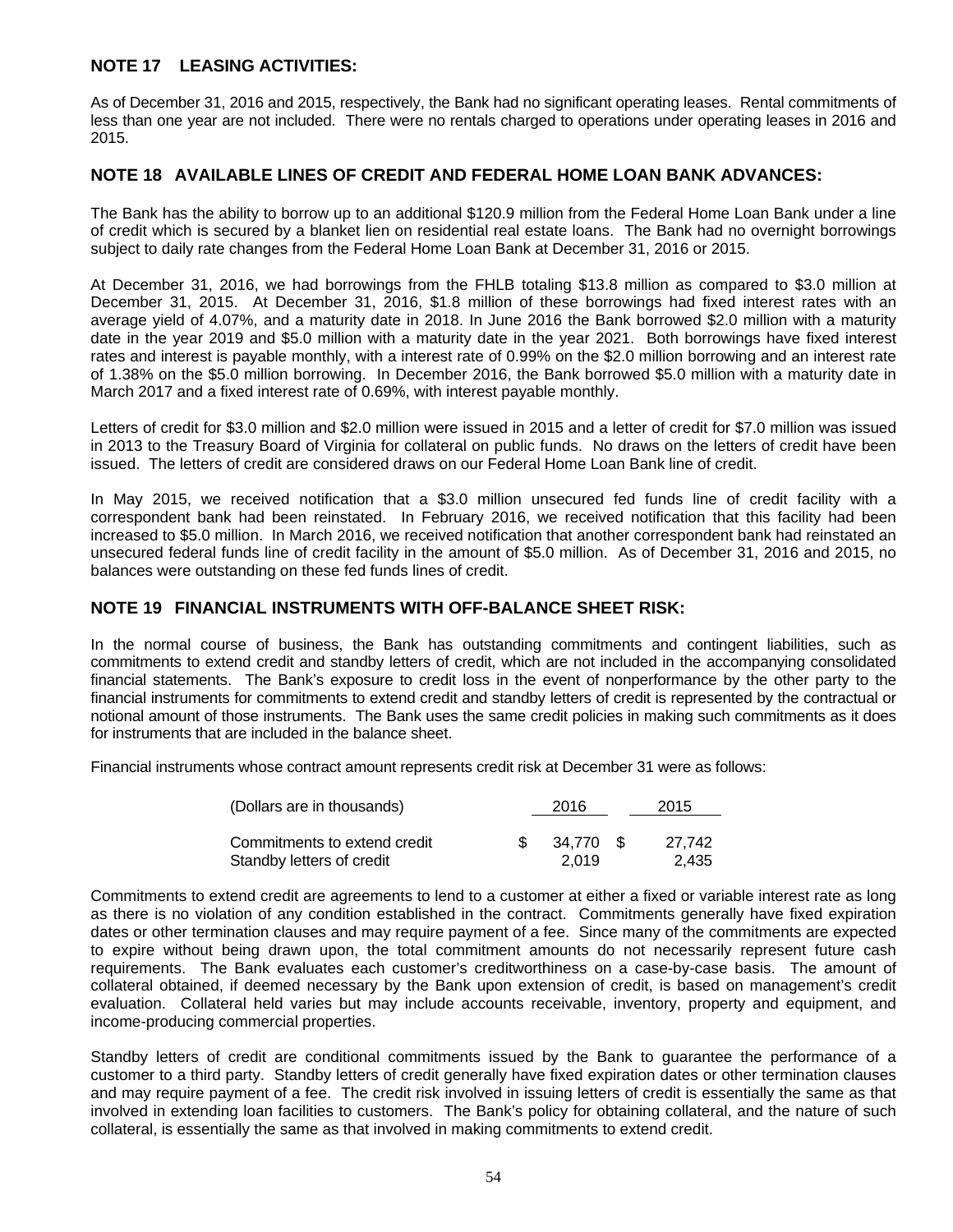## NOTE 17 LEASING ACTIVITIES:

As of December 31, 2016 and 2015, respectively, the Bank had no significant operating leases. Rental commitments of less than one year are not included. There were no rentals charged to operations under operating leases in 2016 and 2015.

## NOTE 18 AVAILABLE LINES OF CREDIT AND FEDERAL HOME LOAN BANK ADVANCES:

The Bank has the ability to borrow up to an additional $120.9 million from the Federal Home Loan Bank under a line of credit which is secured by a blanket lien on residential real estate loans. The Bank had no overnight borrowings subject to daily rate changes from the Federal Home Loan Bank at December 31, 2016 or 2015.

At December 31, 2016, we had borrowings from the FHLB totaling $13.8 million as compared to $3.0 million at December 31, 2015. At December 31, 2016, $1.8 million of these borrowings had fixed interest rates with an average yield of 4.07%, and a maturity date in 2018. In June 2016 the Bank borrowed $2.0 million with a maturity date in the year 2019 and $5.0 million with a maturity date in the year 2021. Both borrowings have fixed interest rates and interest is payable monthly, with a interest rate of 0.99% on the $2.0 million borrowing and an interest rate of 1.38% on the $5.0 million borrowing. In December 2016, the Bank borrowed $5.0 million with a maturity date in March 2017 and a fixed interest rate of 0.69%, with interest payable monthly.

Letters of credit for $3.0 million and $2.0 million were issued in 2015 and a letter of credit for $7.0 million was issued in 2013 to the Treasury Board of Virginia for collateral on public funds. No draws on the letters of credit have been issued. The letters of credit are considered draws on our Federal Home Loan Bank line of credit.

In May 2015, we received notification that a $3.0 million unsecured fed funds line of credit facility with a correspondent bank had been reinstated. In February 2016, we received notification that this facility had been increased to $5.0 million. In March 2016, we received notification that another correspondent bank had reinstated an unsecured federal funds line of credit facility in the amount of $5.0 million. As of December 31, 2016 and 2015, no balances were outstanding on these fed funds lines of credit.

## NOTE 19 FINANCIAL INSTRUMENTS WITH OFF-BALANCE SHEET RISK:

In the normal course of business, the Bank has outstanding commitments and contingent liabilities, such as commitments to extend credit and standby letters of credit, which are not included in the accompanying consolidated financial statements. The Bank's exposure to credit loss in the event of nonperformance by the other party to the financial instruments for commitments to extend credit and standby letters of credit is represented by the contractual or notional amount of those instruments. The Bank uses the same credit policies in making such commitments as it does for instruments that are included in the balance sheet.

Financial instruments whose contract amount represents credit risk at December 31 were as follows:

| (Dollars are in thousands) | 2016 | 2015 |
|---|---|---|
| Commitments to extend credit | $ 34,770 | $ 27,742 |
| Standby letters of credit | 2,019 | 2,435 |

Commitments to extend credit are agreements to lend to a customer at either a fixed or variable interest rate as long as there is no violation of any condition established in the contract. Commitments generally have fixed expiration dates or other termination clauses and may require payment of a fee. Since many of the commitments are expected to expire without being drawn upon, the total commitment amounts do not necessarily represent future cash requirements. The Bank evaluates each customer's creditworthiness on a case-by-case basis. The amount of collateral obtained, if deemed necessary by the Bank upon extension of credit, is based on management's credit evaluation. Collateral held varies but may include accounts receivable, inventory, property and equipment, and income-producing commercial properties.

Standby letters of credit are conditional commitments issued by the Bank to guarantee the performance of a customer to a third party. Standby letters of credit generally have fixed expiration dates or other termination clauses and may require payment of a fee. The credit risk involved in issuing letters of credit is essentially the same as that involved in extending loan facilities to customers. The Bank's policy for obtaining collateral, and the nature of such collateral, is essentially the same as that involved in making commitments to extend credit.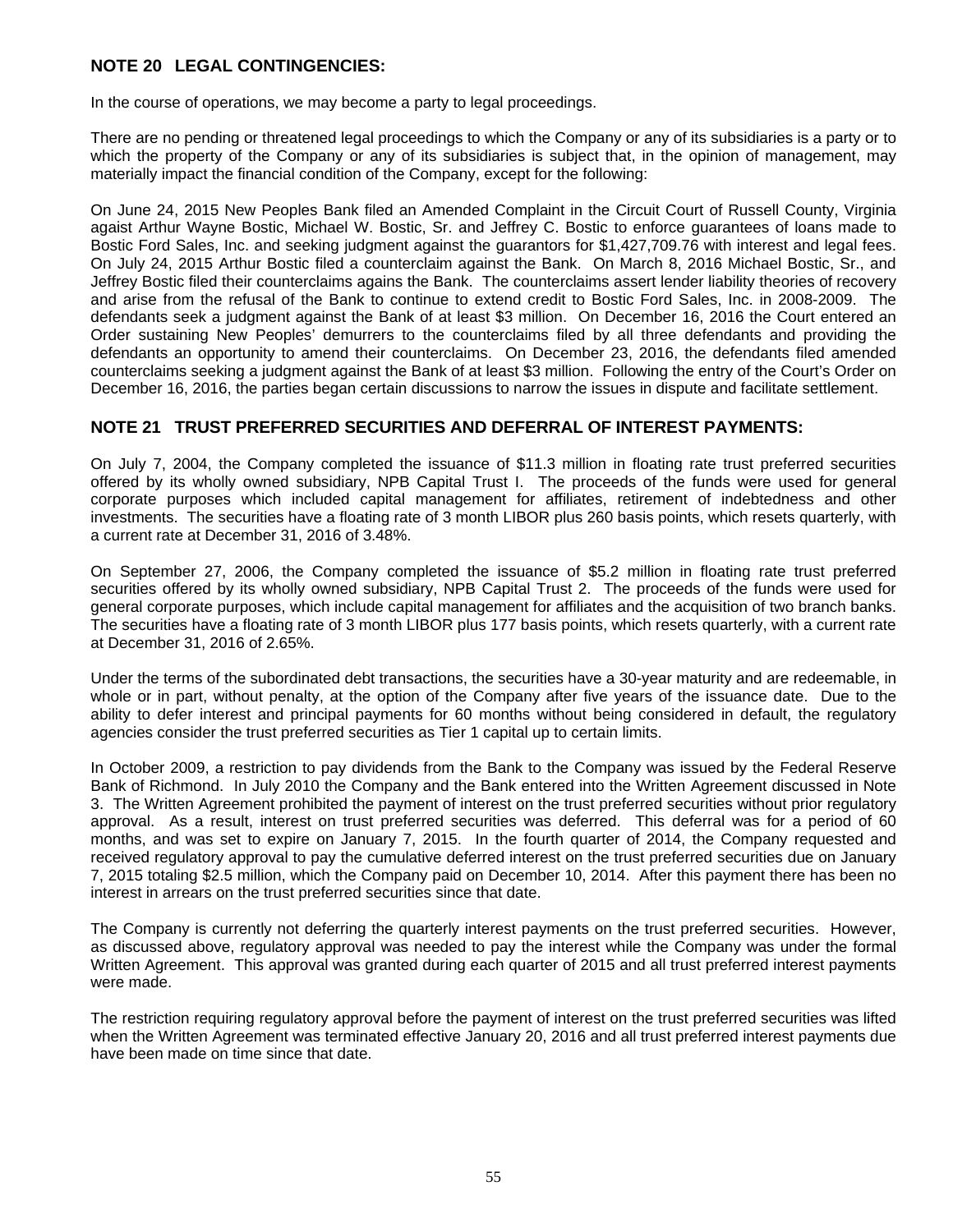## NOTE 20 LEGAL CONTINGENCIES:

In the course of operations, we may become a party to legal proceedings.

There are no pending or threatened legal proceedings to which the Company or any of its subsidiaries is a party or to which the property of the Company or any of its subsidiaries is subject that, in the opinion of management, may materially impact the financial condition of the Company, except for the following:

On June 24, 2015 New Peoples Bank filed an Amended Complaint in the Circuit Court of Russell County, Virginia agaist Arthur Wayne Bostic, Michael W. Bostic, Sr. and Jeffrey C. Bostic to enforce guarantees of loans made to Bostic Ford Sales, Inc. and seeking judgment against the guarantors for $1,427,709.76 with interest and legal fees. On July 24, 2015 Arthur Bostic filed a counterclaim against the Bank. On March 8, 2016 Michael Bostic, Sr., and Jeffrey Bostic filed their counterclaims agains the Bank. The counterclaims assert lender liability theories of recovery and arise from the refusal of the Bank to continue to extend credit to Bostic Ford Sales, Inc. in 2008-2009. The defendants seek a judgment against the Bank of at least $3 million. On December 16, 2016 the Court entered an Order sustaining New Peoples' demurrers to the counterclaims filed by all three defendants and providing the defendants an opportunity to amend their counterclaims. On December 23, 2016, the defendants filed amended counterclaims seeking a judgment against the Bank of at least $3 million. Following the entry of the Court's Order on December 16, 2016, the parties began certain discussions to narrow the issues in dispute and facilitate settlement.

## NOTE 21 TRUST PREFERRED SECURITIES AND DEFERRAL OF INTEREST PAYMENTS:

On July 7, 2004, the Company completed the issuance of $11.3 million in floating rate trust preferred securities offered by its wholly owned subsidiary, NPB Capital Trust I. The proceeds of the funds were used for general corporate purposes which included capital management for affiliates, retirement of indebtedness and other investments. The securities have a floating rate of 3 month LIBOR plus 260 basis points, which resets quarterly, with a current rate at December 31, 2016 of 3.48%.

On September 27, 2006, the Company completed the issuance of $5.2 million in floating rate trust preferred securities offered by its wholly owned subsidiary, NPB Capital Trust 2. The proceeds of the funds were used for general corporate purposes, which include capital management for affiliates and the acquisition of two branch banks. The securities have a floating rate of 3 month LIBOR plus 177 basis points, which resets quarterly, with a current rate at December 31, 2016 of 2.65%.

Under the terms of the subordinated debt transactions, the securities have a 30-year maturity and are redeemable, in whole or in part, without penalty, at the option of the Company after five years of the issuance date. Due to the ability to defer interest and principal payments for 60 months without being considered in default, the regulatory agencies consider the trust preferred securities as Tier 1 capital up to certain limits.

In October 2009, a restriction to pay dividends from the Bank to the Company was issued by the Federal Reserve Bank of Richmond. In July 2010 the Company and the Bank entered into the Written Agreement discussed in Note 3. The Written Agreement prohibited the payment of interest on the trust preferred securities without prior regulatory approval. As a result, interest on trust preferred securities was deferred. This deferral was for a period of 60 months, and was set to expire on January 7, 2015. In the fourth quarter of 2014, the Company requested and received regulatory approval to pay the cumulative deferred interest on the trust preferred securities due on January 7, 2015 totaling $2.5 million, which the Company paid on December 10, 2014. After this payment there has been no interest in arrears on the trust preferred securities since that date.

The Company is currently not deferring the quarterly interest payments on the trust preferred securities. However, as discussed above, regulatory approval was needed to pay the interest while the Company was under the formal Written Agreement. This approval was granted during each quarter of 2015 and all trust preferred interest payments were made.

The restriction requiring regulatory approval before the payment of interest on the trust preferred securities was lifted when the Written Agreement was terminated effective January 20, 2016 and all trust preferred interest payments due have been made on time since that date.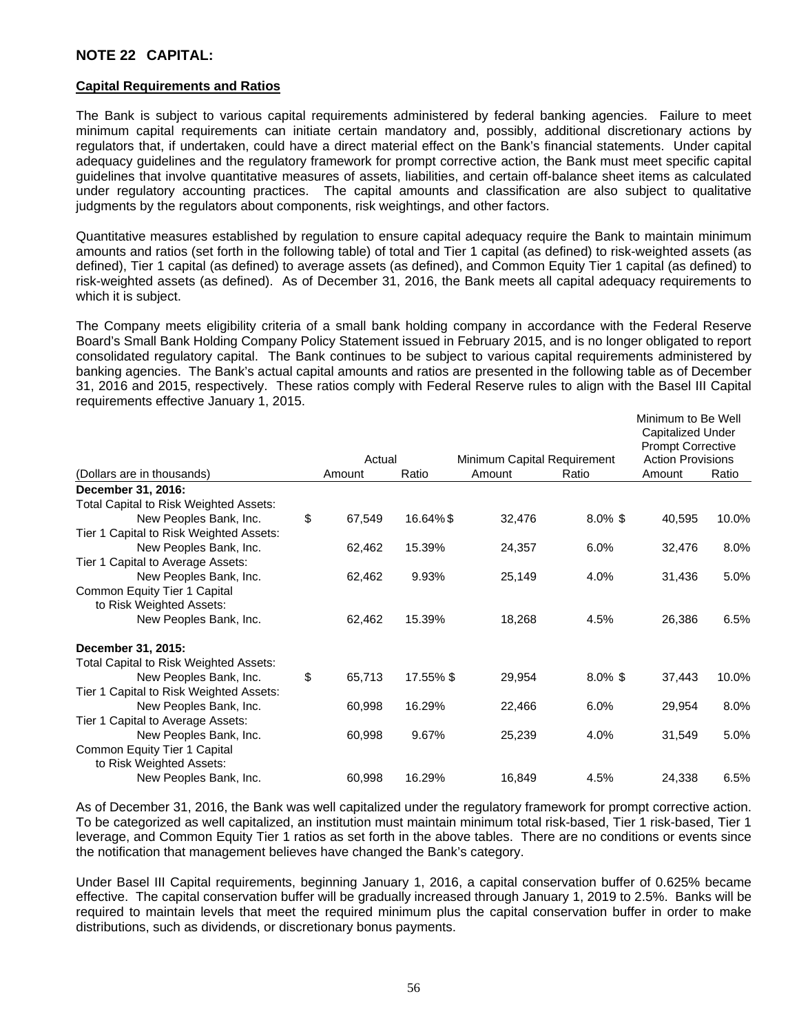## NOTE 22 CAPITAL:

**Capital Requirements and Ratios**

The Bank is subject to various capital requirements administered by federal banking agencies. Failure to meet minimum capital requirements can initiate certain mandatory and, possibly, additional discretionary actions by regulators that, if undertaken, could have a direct material effect on the Bank's financial statements. Under capital adequacy guidelines and the regulatory framework for prompt corrective action, the Bank must meet specific capital guidelines that involve quantitative measures of assets, liabilities, and certain off-balance sheet items as calculated under regulatory accounting practices. The capital amounts and classification are also subject to qualitative judgments by the regulators about components, risk weightings, and other factors.

Quantitative measures established by regulation to ensure capital adequacy require the Bank to maintain minimum amounts and ratios (set forth in the following table) of total and Tier 1 capital (as defined) to risk-weighted assets (as defined), Tier 1 capital (as defined) to average assets (as defined), and Common Equity Tier 1 capital (as defined) to risk-weighted assets (as defined). As of December 31, 2016, the Bank meets all capital adequacy requirements to which it is subject.

The Company meets eligibility criteria of a small bank holding company in accordance with the Federal Reserve Board's Small Bank Holding Company Policy Statement issued in February 2015, and is no longer obligated to report consolidated regulatory capital. The Bank continues to be subject to various capital requirements administered by banking agencies. The Bank's actual capital amounts and ratios are presented in the following table as of December 31, 2016 and 2015, respectively. These ratios comply with Federal Reserve rules to align with the Basel III Capital requirements effective January 1, 2015.

| | Actual | | Minimum Capital Requirement | | Minimum to Be Well Capitalized Under Prompt Corrective Action Provisions | |
|---|---|---|---|---|---|---|
| (Dollars are in thousands) | Amount | Ratio | Amount | Ratio | Amount | Ratio |
| **December 31, 2016:** | | | | | | |
| Total Capital to Risk Weighted Assets: | | | | | | |
| New Peoples Bank, Inc. | $ 67,549 | 16.64% | $ 32,476 | 8.0% | $ 40,595 | 10.0% |
| Tier 1 Capital to Risk Weighted Assets: | | | | | | |
| New Peoples Bank, Inc. | 62,462 | 15.39% | 24,357 | 6.0% | 32,476 | 8.0% |
| Tier 1 Capital to Average Assets: | | | | | | |
| New Peoples Bank, Inc. | 62,462 | 9.93% | 25,149 | 4.0% | 31,436 | 5.0% |
| Common Equity Tier 1 Capital to Risk Weighted Assets: | | | | | | |
| New Peoples Bank, Inc. | 62,462 | 15.39% | 18,268 | 4.5% | 26,386 | 6.5% |
| **December 31, 2015:** | | | | | | |
| Total Capital to Risk Weighted Assets: | | | | | | |
| New Peoples Bank, Inc. | $ 65,713 | 17.55% | $ 29,954 | 8.0% | $ 37,443 | 10.0% |
| Tier 1 Capital to Risk Weighted Assets: | | | | | | |
| New Peoples Bank, Inc. | 60,998 | 16.29% | 22,466 | 6.0% | 29,954 | 8.0% |
| Tier 1 Capital to Average Assets: | | | | | | |
| New Peoples Bank, Inc. | 60,998 | 9.67% | 25,239 | 4.0% | 31,549 | 5.0% |
| Common Equity Tier 1 Capital to Risk Weighted Assets: | | | | | | |
| New Peoples Bank, Inc. | 60,998 | 16.29% | 16,849 | 4.5% | 24,338 | 6.5% |

As of December 31, 2016, the Bank was well capitalized under the regulatory framework for prompt corrective action. To be categorized as well capitalized, an institution must maintain minimum total risk-based, Tier 1 risk-based, Tier 1 leverage, and Common Equity Tier 1 ratios as set forth in the above tables. There are no conditions or events since the notification that management believes have changed the Bank's category.

Under Basel III Capital requirements, beginning January 1, 2016, a capital conservation buffer of 0.625% became effective. The capital conservation buffer will be gradually increased through January 1, 2019 to 2.5%. Banks will be required to maintain levels that meet the required minimum plus the capital conservation buffer in order to make distributions, such as dividends, or discretionary bonus payments.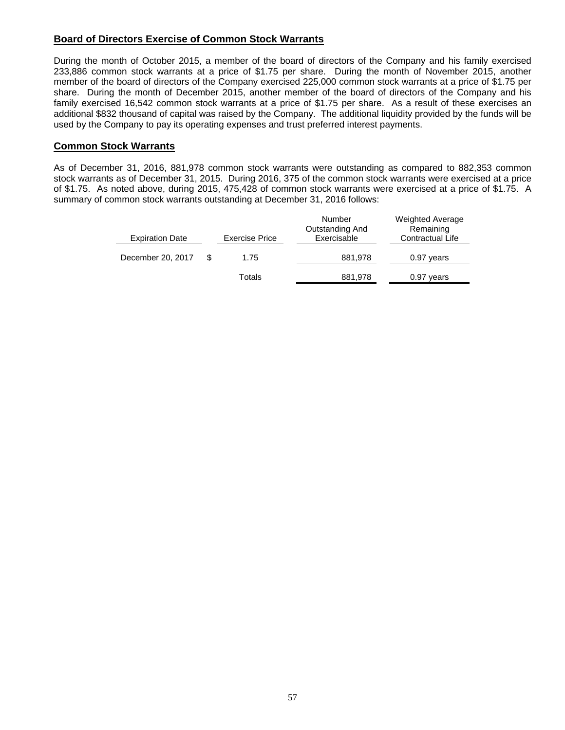## Board of Directors Exercise of Common Stock Warrants

During the month of October 2015, a member of the board of directors of the Company and his family exercised 233,886 common stock warrants at a price of $1.75 per share. During the month of November 2015, another member of the board of directors of the Company exercised 225,000 common stock warrants at a price of $1.75 per share. During the month of December 2015, another member of the board of directors of the Company and his family exercised 16,542 common stock warrants at a price of $1.75 per share. As a result of these exercises an additional $832 thousand of capital was raised by the Company. The additional liquidity provided by the funds will be used by the Company to pay its operating expenses and trust preferred interest payments.

## Common Stock Warrants

As of December 31, 2016, 881,978 common stock warrants were outstanding as compared to 882,353 common stock warrants as of December 31, 2015. During 2016, 375 of the common stock warrants were exercised at a price of $1.75. As noted above, during 2015, 475,428 of common stock warrants were exercised at a price of $1.75. A summary of common stock warrants outstanding at December 31, 2016 follows:

| Expiration Date | Exercise Price | Number Outstanding And Exercisable | Weighted Average Remaining Contractual Life |
|---|---|---|---|
| December 20, 2017 | $ 1.75 | 881,978 | 0.97 years |
| | Totals | 881,978 | 0.97 years |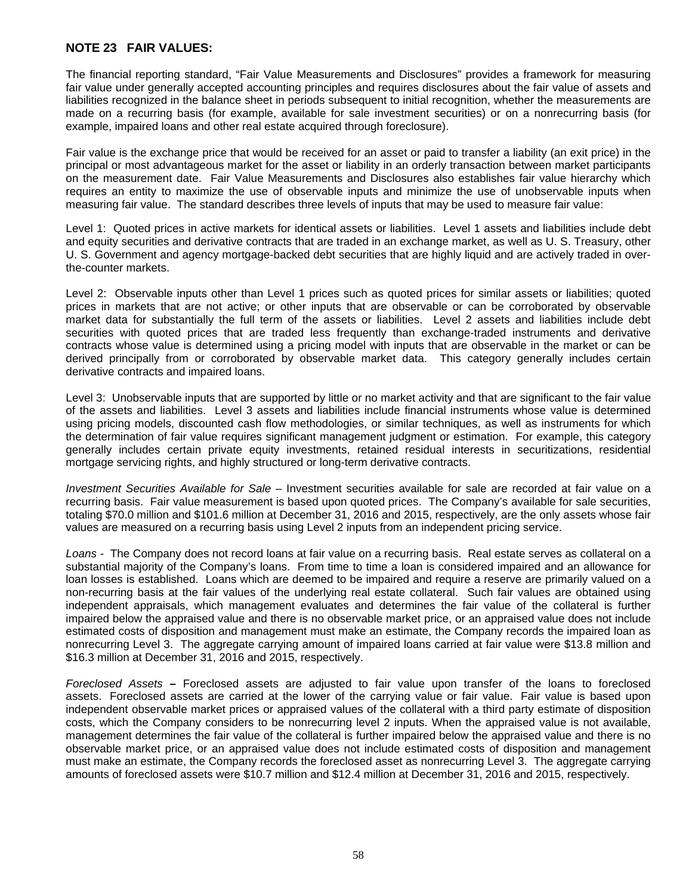## NOTE 23 FAIR VALUES:

The financial reporting standard, "Fair Value Measurements and Disclosures" provides a framework for measuring fair value under generally accepted accounting principles and requires disclosures about the fair value of assets and liabilities recognized in the balance sheet in periods subsequent to initial recognition, whether the measurements are made on a recurring basis (for example, available for sale investment securities) or on a nonrecurring basis (for example, impaired loans and other real estate acquired through foreclosure).

Fair value is the exchange price that would be received for an asset or paid to transfer a liability (an exit price) in the principal or most advantageous market for the asset or liability in an orderly transaction between market participants on the measurement date. Fair Value Measurements and Disclosures also establishes fair value hierarchy which requires an entity to maximize the use of observable inputs and minimize the use of unobservable inputs when measuring fair value. The standard describes three levels of inputs that may be used to measure fair value:

Level 1: Quoted prices in active markets for identical assets or liabilities. Level 1 assets and liabilities include debt and equity securities and derivative contracts that are traded in an exchange market, as well as U. S. Treasury, other U. S. Government and agency mortgage-backed debt securities that are highly liquid and are actively traded in over-the-counter markets.

Level 2: Observable inputs other than Level 1 prices such as quoted prices for similar assets or liabilities; quoted prices in markets that are not active; or other inputs that are observable or can be corroborated by observable market data for substantially the full term of the assets or liabilities. Level 2 assets and liabilities include debt securities with quoted prices that are traded less frequently than exchange-traded instruments and derivative contracts whose value is determined using a pricing model with inputs that are observable in the market or can be derived principally from or corroborated by observable market data. This category generally includes certain derivative contracts and impaired loans.

Level 3: Unobservable inputs that are supported by little or no market activity and that are significant to the fair value of the assets and liabilities. Level 3 assets and liabilities include financial instruments whose value is determined using pricing models, discounted cash flow methodologies, or similar techniques, as well as instruments for which the determination of fair value requires significant management judgment or estimation. For example, this category generally includes certain private equity investments, retained residual interests in securitizations, residential mortgage servicing rights, and highly structured or long-term derivative contracts.

*Investment Securities Available for Sale* – Investment securities available for sale are recorded at fair value on a recurring basis. Fair value measurement is based upon quoted prices. The Company's available for sale securities, totaling \$70.0 million and \$101.6 million at December 31, 2016 and 2015, respectively, are the only assets whose fair values are measured on a recurring basis using Level 2 inputs from an independent pricing service.

*Loans* - The Company does not record loans at fair value on a recurring basis. Real estate serves as collateral on a substantial majority of the Company's loans. From time to time a loan is considered impaired and an allowance for loan losses is established. Loans which are deemed to be impaired and require a reserve are primarily valued on a non-recurring basis at the fair values of the underlying real estate collateral. Such fair values are obtained using independent appraisals, which management evaluates and determines the fair value of the collateral is further impaired below the appraised value and there is no observable market price, or an appraised value does not include estimated costs of disposition and management must make an estimate, the Company records the impaired loan as nonrecurring Level 3. The aggregate carrying amount of impaired loans carried at fair value were \$13.8 million and \$16.3 million at December 31, 2016 and 2015, respectively.

*Foreclosed Assets* **–** Foreclosed assets are adjusted to fair value upon transfer of the loans to foreclosed assets. Foreclosed assets are carried at the lower of the carrying value or fair value. Fair value is based upon independent observable market prices or appraised values of the collateral with a third party estimate of disposition costs, which the Company considers to be nonrecurring level 2 inputs. When the appraised value is not available, management determines the fair value of the collateral is further impaired below the appraised value and there is no observable market price, or an appraised value does not include estimated costs of disposition and management must make an estimate, the Company records the foreclosed asset as nonrecurring Level 3. The aggregate carrying amounts of foreclosed assets were \$10.7 million and \$12.4 million at December 31, 2016 and 2015, respectively.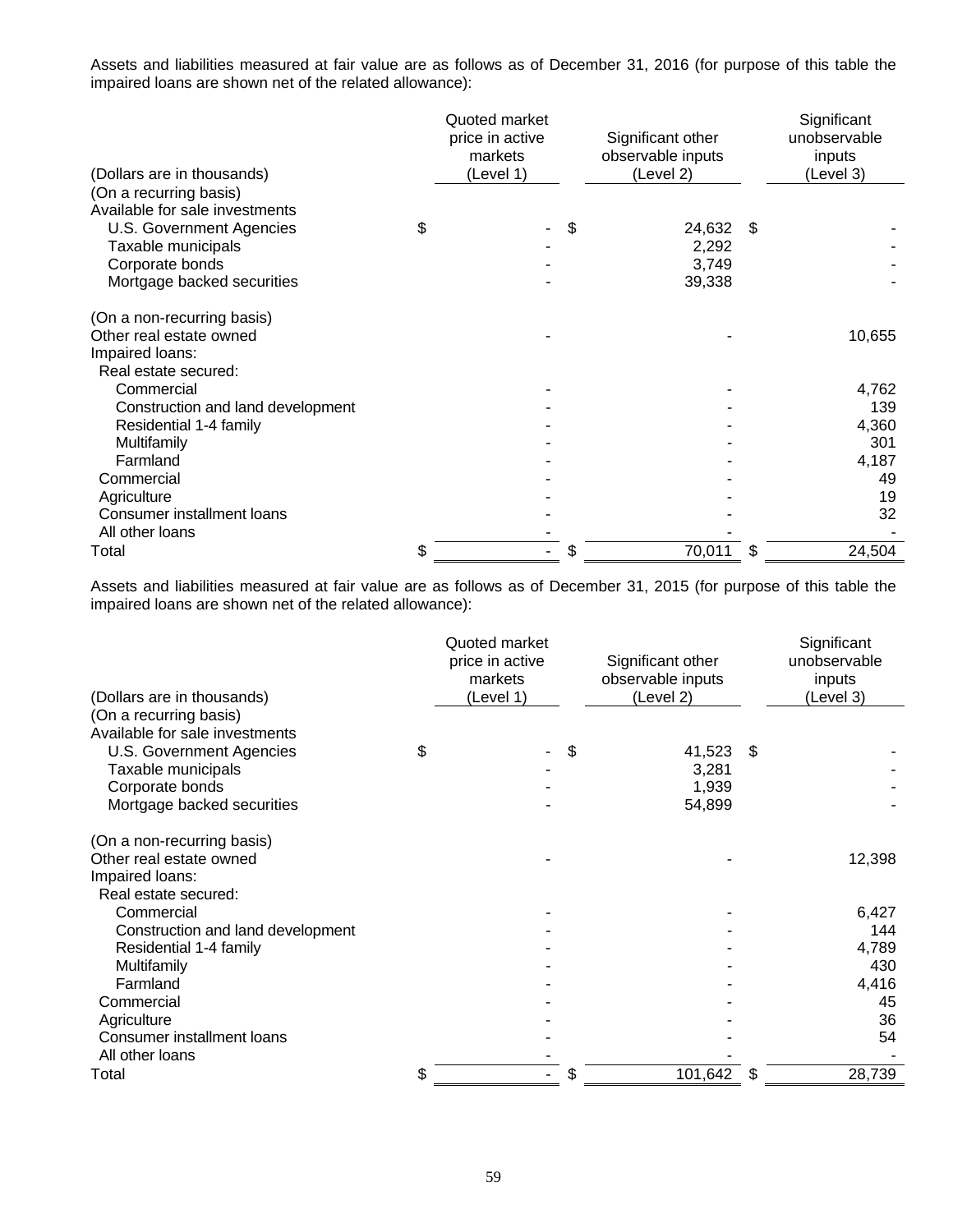Assets and liabilities measured at fair value are as follows as of December 31, 2016 (for purpose of this table the impaired loans are shown net of the related allowance):

| (Dollars are in thousands) | Quoted market price in active markets (Level 1) | Significant other observable inputs (Level 2) | Significant unobservable inputs (Level 3) |
|---|---|---|---|
| (On a recurring basis) | | | |
| Available for sale investments | | | |
| U.S. Government Agencies | $ - | $ 24,632 | $ - |
| Taxable municipals | - | 2,292 | - |
| Corporate bonds | - | 3,749 | - |
| Mortgage backed securities | - | 39,338 | - |
| | | | |
| (On a non-recurring basis) | | | |
| Other real estate owned | - | - | 10,655 |
| Impaired loans: | | | |
| Real estate secured: | | | |
| Commercial | - | - | 4,762 |
| Construction and land development | - | - | 139 |
| Residential 1-4 family | - | - | 4,360 |
| Multifamily | - | - | 301 |
| Farmland | - | - | 4,187 |
| Commercial | - | - | 49 |
| Agriculture | - | - | 19 |
| Consumer installment loans | - | - | 32 |
| All other loans | - | - | - |
| Total | $ - | $ 70,011 | $ 24,504 |

Assets and liabilities measured at fair value are as follows as of December 31, 2015 (for purpose of this table the impaired loans are shown net of the related allowance):

| (Dollars are in thousands) | Quoted market price in active markets (Level 1) | Significant other observable inputs (Level 2) | Significant unobservable inputs (Level 3) |
|---|---|---|---|
| (On a recurring basis) | | | |
| Available for sale investments | | | |
| U.S. Government Agencies | $ - | $ 41,523 | $ - |
| Taxable municipals | - | 3,281 | - |
| Corporate bonds | - | 1,939 | - |
| Mortgage backed securities | - | 54,899 | - |
| | | | |
| (On a non-recurring basis) | | | |
| Other real estate owned | - | - | 12,398 |
| Impaired loans: | | | |
| Real estate secured: | | | |
| Commercial | - | - | 6,427 |
| Construction and land development | - | - | 144 |
| Residential 1-4 family | - | - | 4,789 |
| Multifamily | - | - | 430 |
| Farmland | - | - | 4,416 |
| Commercial | - | - | 45 |
| Agriculture | - | - | 36 |
| Consumer installment loans | - | - | 54 |
| All other loans | - | - | - |
| Total | $ - | $ 101,642 | $ 28,739 |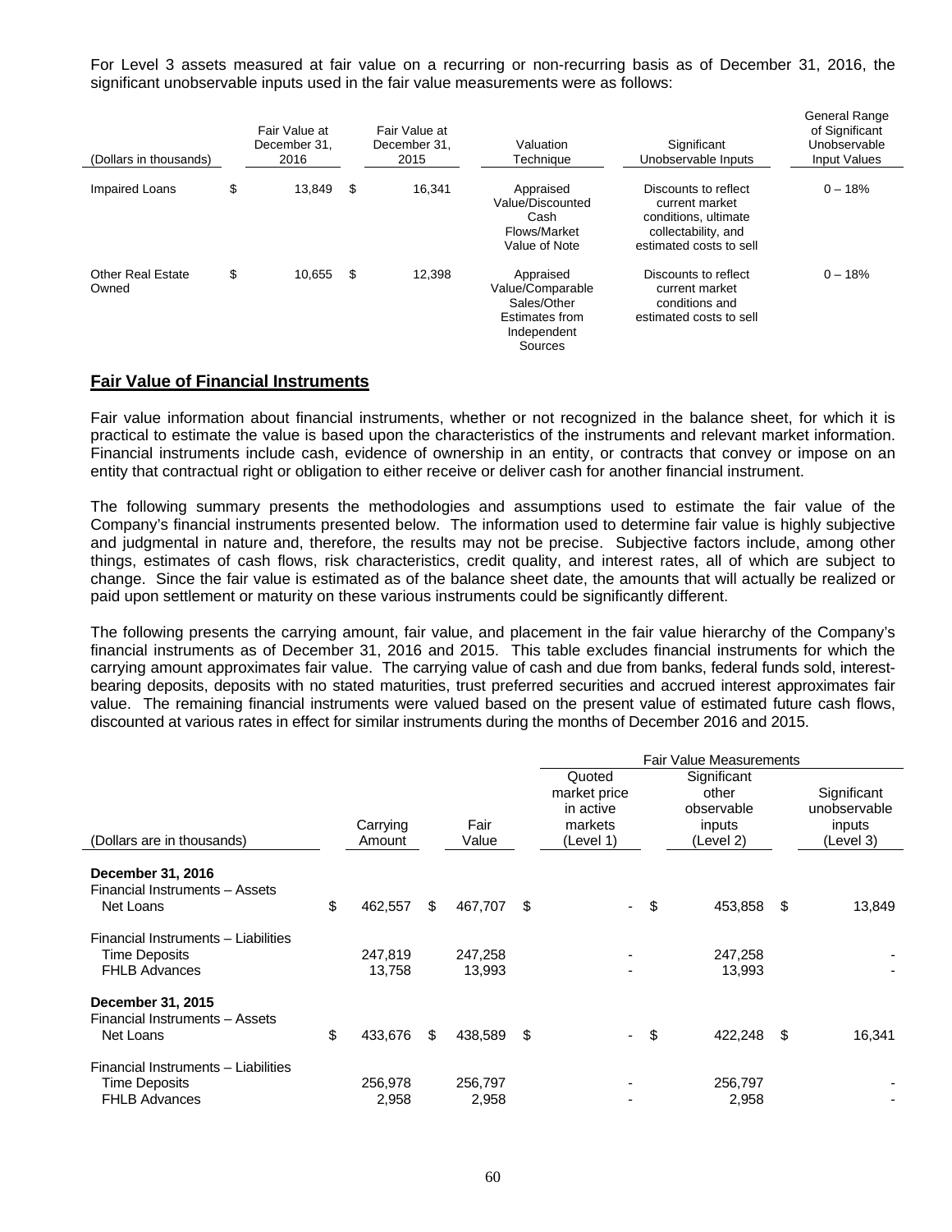For Level 3 assets measured at fair value on a recurring or non-recurring basis as of December 31, 2016, the significant unobservable inputs used in the fair value measurements were as follows:

| (Dollars in thousands) | Fair Value at December 31, 2016 | Fair Value at December 31, 2015 | Valuation Technique | Significant Unobservable Inputs | General Range of Significant Unobservable Input Values |
|---|---|---|---|---|---|
| Impaired Loans | $ 13,849 | $ 16,341 | Appraised Value/Discounted Cash Flows/Market Value of Note | Discounts to reflect current market conditions, ultimate collectability, and estimated costs to sell | 0 – 18% |
| Other Real Estate Owned | $ 10,655 | $ 12,398 | Appraised Value/Comparable Sales/Other Estimates from Independent Sources | Discounts to reflect current market conditions and estimated costs to sell | 0 – 18% |

## Fair Value of Financial Instruments

Fair value information about financial instruments, whether or not recognized in the balance sheet, for which it is practical to estimate the value is based upon the characteristics of the instruments and relevant market information. Financial instruments include cash, evidence of ownership in an entity, or contracts that convey or impose on an entity that contractual right or obligation to either receive or deliver cash for another financial instrument.

The following summary presents the methodologies and assumptions used to estimate the fair value of the Company's financial instruments presented below. The information used to determine fair value is highly subjective and judgmental in nature and, therefore, the results may not be precise. Subjective factors include, among other things, estimates of cash flows, risk characteristics, credit quality, and interest rates, all of which are subject to change. Since the fair value is estimated as of the balance sheet date, the amounts that will actually be realized or paid upon settlement or maturity on these various instruments could be significantly different.

The following presents the carrying amount, fair value, and placement in the fair value hierarchy of the Company's financial instruments as of December 31, 2016 and 2015. This table excludes financial instruments for which the carrying amount approximates fair value. The carrying value of cash and due from banks, federal funds sold, interest-bearing deposits, deposits with no stated maturities, trust preferred securities and accrued interest approximates fair value. The remaining financial instruments were valued based on the present value of estimated future cash flows, discounted at various rates in effect for similar instruments during the months of December 2016 and 2015.

| | | | Fair Value Measurements | | |
|---|---|---|---|---|---|
| (Dollars are in thousands) | Carrying Amount | Fair Value | Quoted market price in active markets (Level 1) | Significant other observable inputs (Level 2) | Significant unobservable inputs (Level 3) |
| **December 31, 2016** | | | | | |
| Financial Instruments – Assets | | | | | |
| Net Loans | $ 462,557 | $ 467,707 | $ - | $ 453,858 | $ 13,849 |
| Financial Instruments – Liabilities | | | | | |
| Time Deposits | 247,819 | 247,258 | - | 247,258 | - |
| FHLB Advances | 13,758 | 13,993 | - | 13,993 | - |
| **December 31, 2015** | | | | | |
| Financial Instruments – Assets | | | | | |
| Net Loans | $ 433,676 | $ 438,589 | $ - | $ 422,248 | $ 16,341 |
| Financial Instruments – Liabilities | | | | | |
| Time Deposits | 256,978 | 256,797 | - | 256,797 | - |
| FHLB Advances | 2,958 | 2,958 | - | 2,958 | - |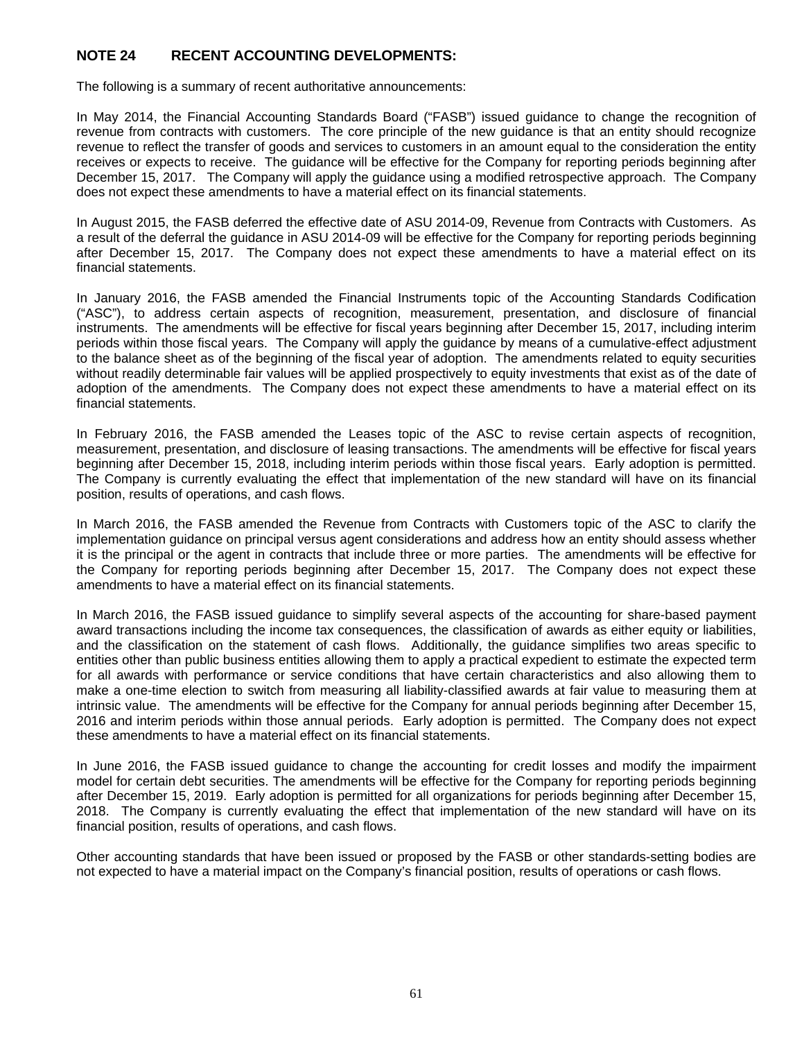## NOTE 24 RECENT ACCOUNTING DEVELOPMENTS:

The following is a summary of recent authoritative announcements:

In May 2014, the Financial Accounting Standards Board ("FASB") issued guidance to change the recognition of revenue from contracts with customers. The core principle of the new guidance is that an entity should recognize revenue to reflect the transfer of goods and services to customers in an amount equal to the consideration the entity receives or expects to receive. The guidance will be effective for the Company for reporting periods beginning after December 15, 2017. The Company will apply the guidance using a modified retrospective approach. The Company does not expect these amendments to have a material effect on its financial statements.

In August 2015, the FASB deferred the effective date of ASU 2014-09, Revenue from Contracts with Customers. As a result of the deferral the guidance in ASU 2014-09 will be effective for the Company for reporting periods beginning after December 15, 2017. The Company does not expect these amendments to have a material effect on its financial statements.

In January 2016, the FASB amended the Financial Instruments topic of the Accounting Standards Codification ("ASC"), to address certain aspects of recognition, measurement, presentation, and disclosure of financial instruments. The amendments will be effective for fiscal years beginning after December 15, 2017, including interim periods within those fiscal years. The Company will apply the guidance by means of a cumulative-effect adjustment to the balance sheet as of the beginning of the fiscal year of adoption. The amendments related to equity securities without readily determinable fair values will be applied prospectively to equity investments that exist as of the date of adoption of the amendments. The Company does not expect these amendments to have a material effect on its financial statements.

In February 2016, the FASB amended the Leases topic of the ASC to revise certain aspects of recognition, measurement, presentation, and disclosure of leasing transactions. The amendments will be effective for fiscal years beginning after December 15, 2018, including interim periods within those fiscal years. Early adoption is permitted. The Company is currently evaluating the effect that implementation of the new standard will have on its financial position, results of operations, and cash flows.

In March 2016, the FASB amended the Revenue from Contracts with Customers topic of the ASC to clarify the implementation guidance on principal versus agent considerations and address how an entity should assess whether it is the principal or the agent in contracts that include three or more parties. The amendments will be effective for the Company for reporting periods beginning after December 15, 2017. The Company does not expect these amendments to have a material effect on its financial statements.

In March 2016, the FASB issued guidance to simplify several aspects of the accounting for share-based payment award transactions including the income tax consequences, the classification of awards as either equity or liabilities, and the classification on the statement of cash flows. Additionally, the guidance simplifies two areas specific to entities other than public business entities allowing them to apply a practical expedient to estimate the expected term for all awards with performance or service conditions that have certain characteristics and also allowing them to make a one-time election to switch from measuring all liability-classified awards at fair value to measuring them at intrinsic value. The amendments will be effective for the Company for annual periods beginning after December 15, 2016 and interim periods within those annual periods. Early adoption is permitted. The Company does not expect these amendments to have a material effect on its financial statements.

In June 2016, the FASB issued guidance to change the accounting for credit losses and modify the impairment model for certain debt securities. The amendments will be effective for the Company for reporting periods beginning after December 15, 2019. Early adoption is permitted for all organizations for periods beginning after December 15, 2018. The Company is currently evaluating the effect that implementation of the new standard will have on its financial position, results of operations, and cash flows.

Other accounting standards that have been issued or proposed by the FASB or other standards-setting bodies are not expected to have a material impact on the Company's financial position, results of operations or cash flows.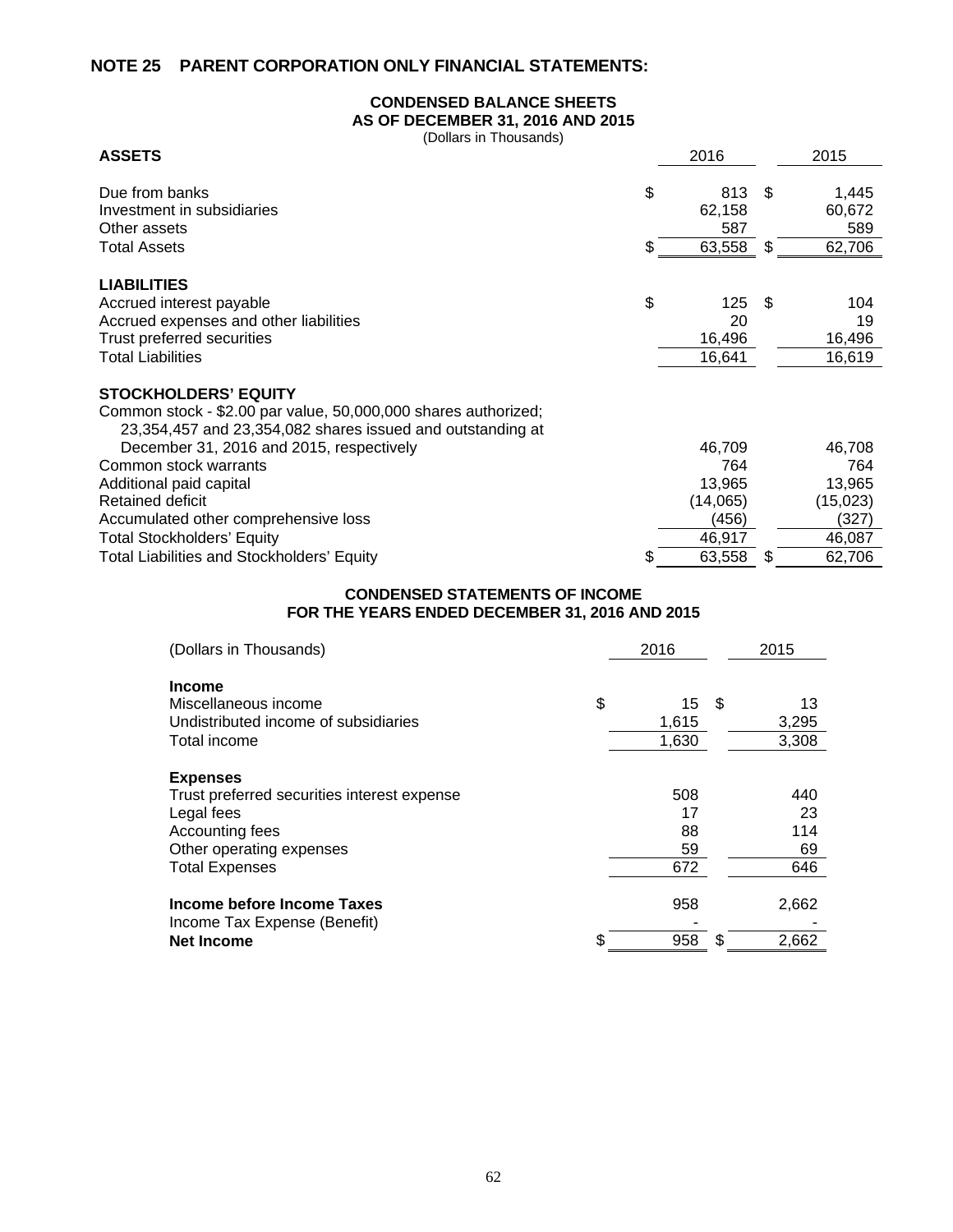## NOTE 25 PARENT CORPORATION ONLY FINANCIAL STATEMENTS:

### CONDENSED BALANCE SHEETS
### AS OF DECEMBER 31, 2016 AND 2015
(Dollars in Thousands)

| ASSETS | 2016 | 2015 |
|---|---|---|
| Due from banks | $ 813 | $ 1,445 |
| Investment in subsidiaries | 62,158 | 60,672 |
| Other assets | 587 | 589 |
| Total Assets | $ 63,558 | $ 62,706 |
| **LIABILITIES** | | |
| Accrued interest payable | $ 125 | $ 104 |
| Accrued expenses and other liabilities | 20 | 19 |
| Trust preferred securities | 16,496 | 16,496 |
| Total Liabilities | 16,641 | 16,619 |
| **STOCKHOLDERS' EQUITY** | | |
| Common stock - $2.00 par value, 50,000,000 shares authorized; 23,354,457 and 23,354,082 shares issued and outstanding at December 31, 2016 and 2015, respectively | 46,709 | 46,708 |
| Common stock warrants | 764 | 764 |
| Additional paid capital | 13,965 | 13,965 |
| Retained deficit | (14,065) | (15,023) |
| Accumulated other comprehensive loss | (456) | (327) |
| Total Stockholders' Equity | 46,917 | 46,087 |
| Total Liabilities and Stockholders' Equity | $ 63,558 | $ 62,706 |

### CONDENSED STATEMENTS OF INCOME
### FOR THE YEARS ENDED DECEMBER 31, 2016 AND 2015

| (Dollars in Thousands) | 2016 | 2015 |
|---|---|---|
| **Income** | | |
| Miscellaneous income | $ 15 | $ 13 |
| Undistributed income of subsidiaries | 1,615 | 3,295 |
| Total income | 1,630 | 3,308 |
| **Expenses** | | |
| Trust preferred securities interest expense | 508 | 440 |
| Legal fees | 17 | 23 |
| Accounting fees | 88 | 114 |
| Other operating expenses | 59 | 69 |
| Total Expenses | 672 | 646 |
| **Income before Income Taxes** | 958 | 2,662 |
| Income Tax Expense (Benefit) | - | - |
| **Net Income** | $ 958 | $ 2,662 |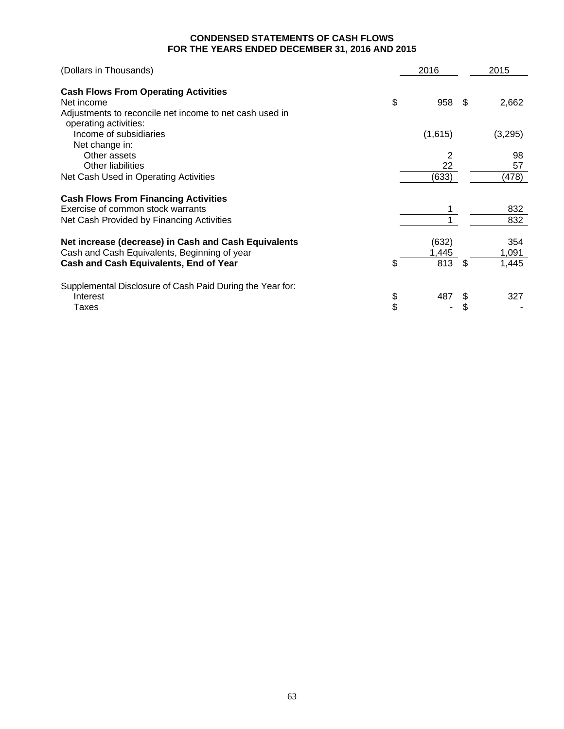**CONDENSED STATEMENTS OF CASH FLOWS**
**FOR THE YEARS ENDED DECEMBER 31, 2016 AND 2015**

| (Dollars in Thousands) | 2016 | 2015 |
|---|---|---|
| **Cash Flows From Operating Activities** | | |
| Net income | $ 958 | $ 2,662 |
| Adjustments to reconcile net income to net cash used in operating activities: | | |
| Income of subsidiaries | (1,615) | (3,295) |
| Net change in: | | |
| Other assets | 2 | 98 |
| Other liabilities | 22 | 57 |
| Net Cash Used in Operating Activities | (633) | (478) |
| **Cash Flows From Financing Activities** | | |
| Exercise of common stock warrants | 1 | 832 |
| Net Cash Provided by Financing Activities | 1 | 832 |
| **Net increase (decrease) in Cash and Cash Equivalents** | (632) | 354 |
| Cash and Cash Equivalents, Beginning of year | 1,445 | 1,091 |
| **Cash and Cash Equivalents, End of Year** | $ 813 | $ 1,445 |
| Supplemental Disclosure of Cash Paid During the Year for: | | |
| Interest | $ 487 | $ 327 |
| Taxes | $ - | $ - |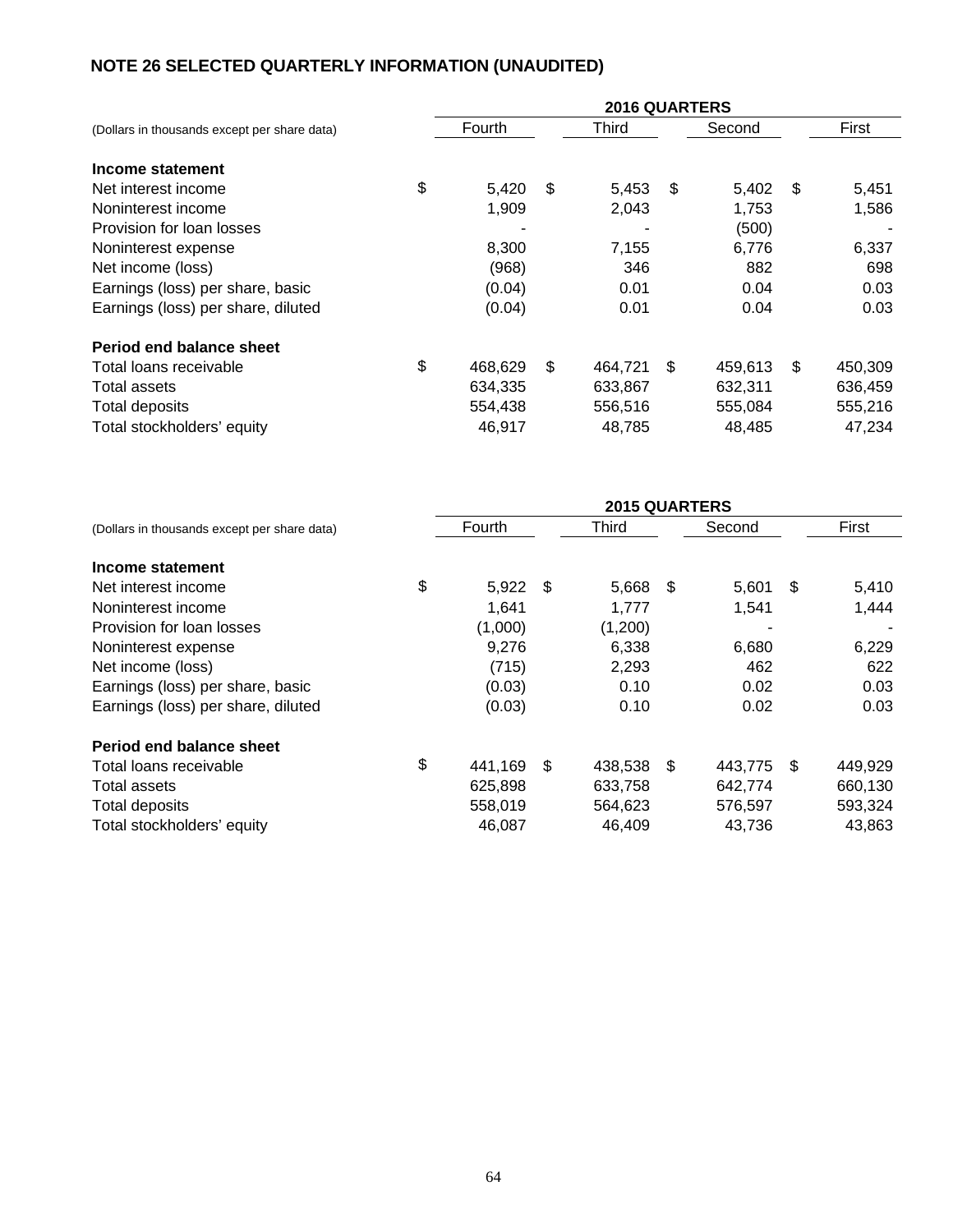# NOTE 26 SELECTED QUARTERLY INFORMATION (UNAUDITED)

| (Dollars in thousands except per share data) | 2016 QUARTERS | | | |
|---|---|---|---|---|
| | Fourth | Third | Second | First |
| **Income statement** | | | | |
| Net interest income | $ 5,420 | $ 5,453 | $ 5,402 | $ 5,451 |
| Noninterest income | 1,909 | 2,043 | 1,753 | 1,586 |
| Provision for loan losses | - | - | (500) | - |
| Noninterest expense | 8,300 | 7,155 | 6,776 | 6,337 |
| Net income (loss) | (968) | 346 | 882 | 698 |
| Earnings (loss) per share, basic | (0.04) | 0.01 | 0.04 | 0.03 |
| Earnings (loss) per share, diluted | (0.04) | 0.01 | 0.04 | 0.03 |
| **Period end balance sheet** | | | | |
| Total loans receivable | $ 468,629 | $ 464,721 | $ 459,613 | $ 450,309 |
| Total assets | 634,335 | 633,867 | 632,311 | 636,459 |
| Total deposits | 554,438 | 556,516 | 555,084 | 555,216 |
| Total stockholders' equity | 46,917 | 48,785 | 48,485 | 47,234 |

| (Dollars in thousands except per share data) | 2015 QUARTERS | | | |
|---|---|---|---|---|
| | Fourth | Third | Second | First |
| **Income statement** | | | | |
| Net interest income | $ 5,922 | $ 5,668 | $ 5,601 | $ 5,410 |
| Noninterest income | 1,641 | 1,777 | 1,541 | 1,444 |
| Provision for loan losses | (1,000) | (1,200) | - | - |
| Noninterest expense | 9,276 | 6,338 | 6,680 | 6,229 |
| Net income (loss) | (715) | 2,293 | 462 | 622 |
| Earnings (loss) per share, basic | (0.03) | 0.10 | 0.02 | 0.03 |
| Earnings (loss) per share, diluted | (0.03) | 0.10 | 0.02 | 0.03 |
| **Period end balance sheet** | | | | |
| Total loans receivable | $ 441,169 | $ 438,538 | $ 443,775 | $ 449,929 |
| Total assets | 625,898 | 633,758 | 642,774 | 660,130 |
| Total deposits | 558,019 | 564,623 | 576,597 | 593,324 |
| Total stockholders' equity | 46,087 | 46,409 | 43,736 | 43,863 |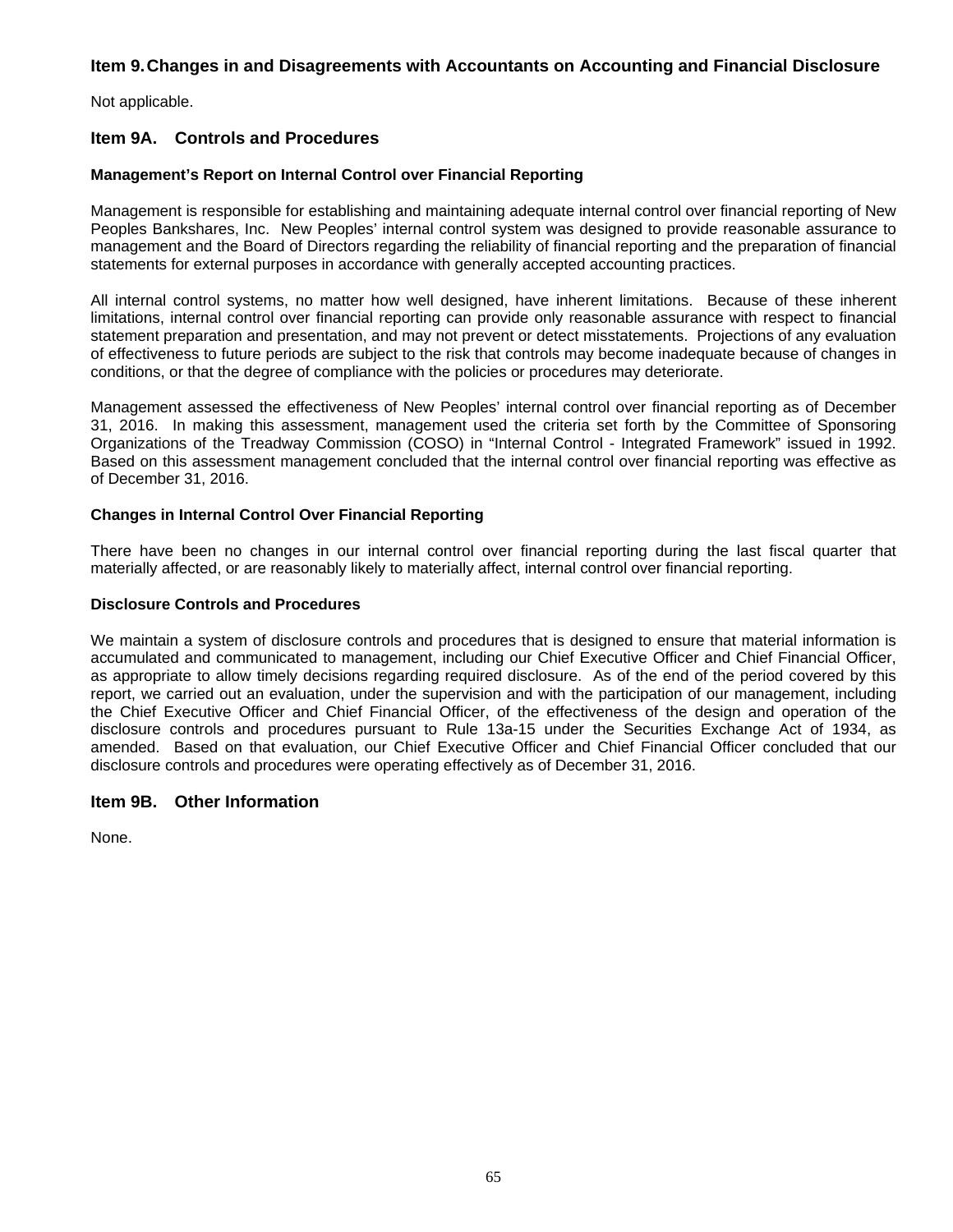## Item 9. Changes in and Disagreements with Accountants on Accounting and Financial Disclosure

Not applicable.

## Item 9A. Controls and Procedures

### Management's Report on Internal Control over Financial Reporting

Management is responsible for establishing and maintaining adequate internal control over financial reporting of New Peoples Bankshares, Inc. New Peoples' internal control system was designed to provide reasonable assurance to management and the Board of Directors regarding the reliability of financial reporting and the preparation of financial statements for external purposes in accordance with generally accepted accounting practices.

All internal control systems, no matter how well designed, have inherent limitations. Because of these inherent limitations, internal control over financial reporting can provide only reasonable assurance with respect to financial statement preparation and presentation, and may not prevent or detect misstatements. Projections of any evaluation of effectiveness to future periods are subject to the risk that controls may become inadequate because of changes in conditions, or that the degree of compliance with the policies or procedures may deteriorate.

Management assessed the effectiveness of New Peoples' internal control over financial reporting as of December 31, 2016. In making this assessment, management used the criteria set forth by the Committee of Sponsoring Organizations of the Treadway Commission (COSO) in "Internal Control - Integrated Framework" issued in 1992. Based on this assessment management concluded that the internal control over financial reporting was effective as of December 31, 2016.

### Changes in Internal Control Over Financial Reporting

There have been no changes in our internal control over financial reporting during the last fiscal quarter that materially affected, or are reasonably likely to materially affect, internal control over financial reporting.

### Disclosure Controls and Procedures

We maintain a system of disclosure controls and procedures that is designed to ensure that material information is accumulated and communicated to management, including our Chief Executive Officer and Chief Financial Officer, as appropriate to allow timely decisions regarding required disclosure. As of the end of the period covered by this report, we carried out an evaluation, under the supervision and with the participation of our management, including the Chief Executive Officer and Chief Financial Officer, of the effectiveness of the design and operation of the disclosure controls and procedures pursuant to Rule 13a-15 under the Securities Exchange Act of 1934, as amended. Based on that evaluation, our Chief Executive Officer and Chief Financial Officer concluded that our disclosure controls and procedures were operating effectively as of December 31, 2016.

## Item 9B. Other Information

None.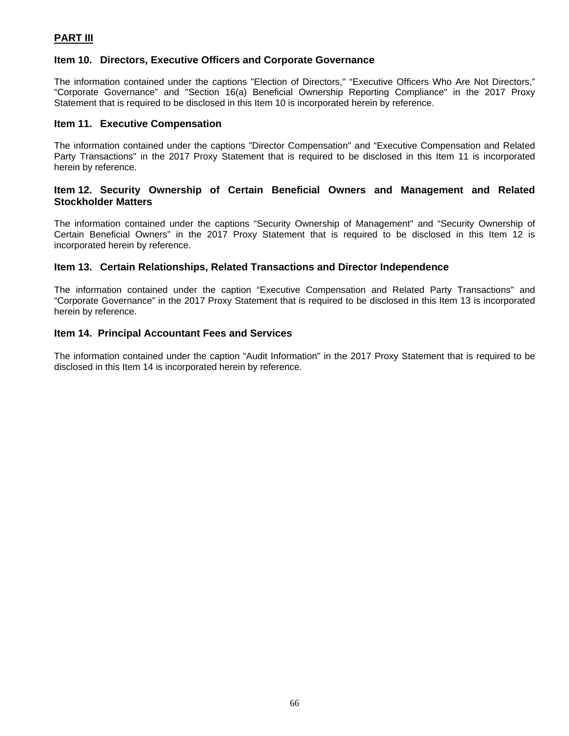## PART III

### Item 10. Directors, Executive Officers and Corporate Governance

The information contained under the captions "Election of Directors," “Executive Officers Who Are Not Directors,” “Corporate Governance” and "Section 16(a) Beneficial Ownership Reporting Compliance" in the 2017 Proxy Statement that is required to be disclosed in this Item 10 is incorporated herein by reference.

### Item 11. Executive Compensation

The information contained under the captions "Director Compensation" and “Executive Compensation and Related Party Transactions" in the 2017 Proxy Statement that is required to be disclosed in this Item 11 is incorporated herein by reference.

### Item 12. Security Ownership of Certain Beneficial Owners and Management and Related Stockholder Matters

The information contained under the captions “Security Ownership of Management" and “Security Ownership of Certain Beneficial Owners” in the 2017 Proxy Statement that is required to be disclosed in this Item 12 is incorporated herein by reference.

### Item 13. Certain Relationships, Related Transactions and Director Independence

The information contained under the caption “Executive Compensation and Related Party Transactions" and “Corporate Governance” in the 2017 Proxy Statement that is required to be disclosed in this Item 13 is incorporated herein by reference.

### Item 14. Principal Accountant Fees and Services

The information contained under the caption “Audit Information" in the 2017 Proxy Statement that is required to be disclosed in this Item 14 is incorporated herein by reference.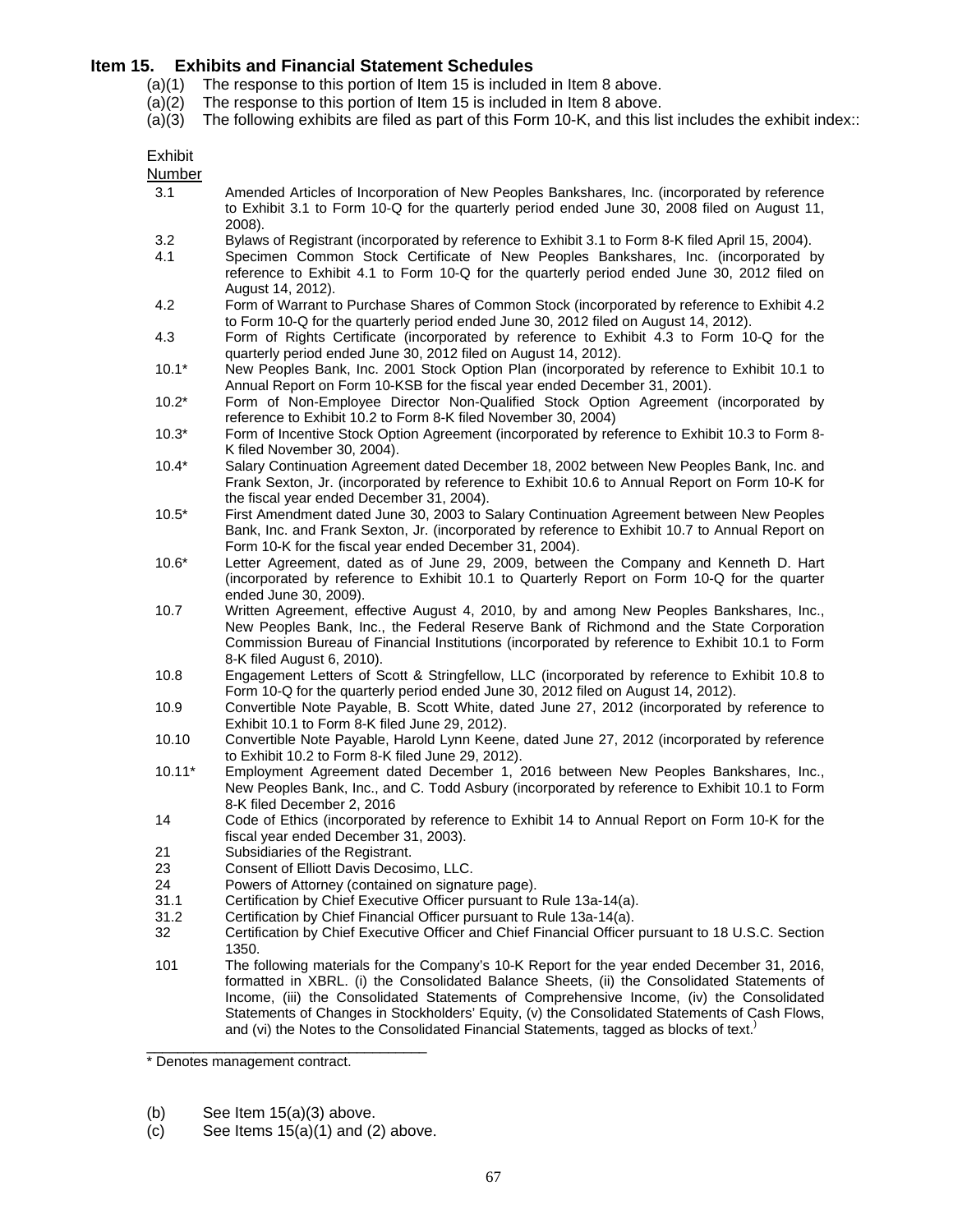## Item 15. Exhibits and Financial Statement Schedules

(a)(1) The response to this portion of Item 15 is included in Item 8 above.

(a)(2) The response to this portion of Item 15 is included in Item 8 above.

(a)(3) The following exhibits are filed as part of this Form 10-K, and this list includes the exhibit index::

| Exhibit Number | |
|---|---|
| 3.1 | Amended Articles of Incorporation of New Peoples Bankshares, Inc. (incorporated by reference to Exhibit 3.1 to Form 10-Q for the quarterly period ended June 30, 2008 filed on August 11, 2008). |
| 3.2 | Bylaws of Registrant (incorporated by reference to Exhibit 3.1 to Form 8-K filed April 15, 2004). |
| 4.1 | Specimen Common Stock Certificate of New Peoples Bankshares, Inc. (incorporated by reference to Exhibit 4.1 to Form 10-Q for the quarterly period ended June 30, 2012 filed on August 14, 2012). |
| 4.2 | Form of Warrant to Purchase Shares of Common Stock (incorporated by reference to Exhibit 4.2 to Form 10-Q for the quarterly period ended June 30, 2012 filed on August 14, 2012). |
| 4.3 | Form of Rights Certificate (incorporated by reference to Exhibit 4.3 to Form 10-Q for the quarterly period ended June 30, 2012 filed on August 14, 2012). |
| 10.1* | New Peoples Bank, Inc. 2001 Stock Option Plan (incorporated by reference to Exhibit 10.1 to Annual Report on Form 10-KSB for the fiscal year ended December 31, 2001). |
| 10.2* | Form of Non-Employee Director Non-Qualified Stock Option Agreement (incorporated by reference to Exhibit 10.2 to Form 8-K filed November 30, 2004) |
| 10.3* | Form of Incentive Stock Option Agreement (incorporated by reference to Exhibit 10.3 to Form 8-K filed November 30, 2004). |
| 10.4* | Salary Continuation Agreement dated December 18, 2002 between New Peoples Bank, Inc. and Frank Sexton, Jr. (incorporated by reference to Exhibit 10.6 to Annual Report on Form 10-K for the fiscal year ended December 31, 2004). |
| 10.5* | First Amendment dated June 30, 2003 to Salary Continuation Agreement between New Peoples Bank, Inc. and Frank Sexton, Jr. (incorporated by reference to Exhibit 10.7 to Annual Report on Form 10-K for the fiscal year ended December 31, 2004). |
| 10.6* | Letter Agreement, dated as of June 29, 2009, between the Company and Kenneth D. Hart (incorporated by reference to Exhibit 10.1 to Quarterly Report on Form 10-Q for the quarter ended June 30, 2009). |
| 10.7 | Written Agreement, effective August 4, 2010, by and among New Peoples Bankshares, Inc., New Peoples Bank, Inc., the Federal Reserve Bank of Richmond and the State Corporation Commission Bureau of Financial Institutions (incorporated by reference to Exhibit 10.1 to Form 8-K filed August 6, 2010). |
| 10.8 | Engagement Letters of Scott & Stringfellow, LLC (incorporated by reference to Exhibit 10.8 to Form 10-Q for the quarterly period ended June 30, 2012 filed on August 14, 2012). |
| 10.9 | Convertible Note Payable, B. Scott White, dated June 27, 2012 (incorporated by reference to Exhibit 10.1 to Form 8-K filed June 29, 2012). |
| 10.10 | Convertible Note Payable, Harold Lynn Keene, dated June 27, 2012 (incorporated by reference to Exhibit 10.2 to Form 8-K filed June 29, 2012). |
| 10.11* | Employment Agreement dated December 1, 2016 between New Peoples Bankshares, Inc., New Peoples Bank, Inc., and C. Todd Asbury (incorporated by reference to Exhibit 10.1 to Form 8-K filed December 2, 2016 |
| 14 | Code of Ethics (incorporated by reference to Exhibit 14 to Annual Report on Form 10-K for the fiscal year ended December 31, 2003). |
| 21 | Subsidiaries of the Registrant. |
| 23 | Consent of Elliott Davis Decosimo, LLC. |
| 24 | Powers of Attorney (contained on signature page). |
| 31.1 | Certification by Chief Executive Officer pursuant to Rule 13a-14(a). |
| 31.2 | Certification by Chief Financial Officer pursuant to Rule 13a-14(a). |
| 32 | Certification by Chief Executive Officer and Chief Financial Officer pursuant to 18 U.S.C. Section 1350. |
| 101 | The following materials for the Company's 10-K Report for the year ended December 31, 2016, formatted in XBRL. (i) the Consolidated Balance Sheets, (ii) the Consolidated Statements of Income, (iii) the Consolidated Statements of Comprehensive Income, (iv) the Consolidated Statements of Changes in Stockholders' Equity, (v) the Consolidated Statements of Cash Flows, and (vi) the Notes to the Consolidated Financial Statements, tagged as blocks of text.) |

\* Denotes management contract.

(b) See Item 15(a)(3) above.

(c) See Items 15(a)(1) and (2) above.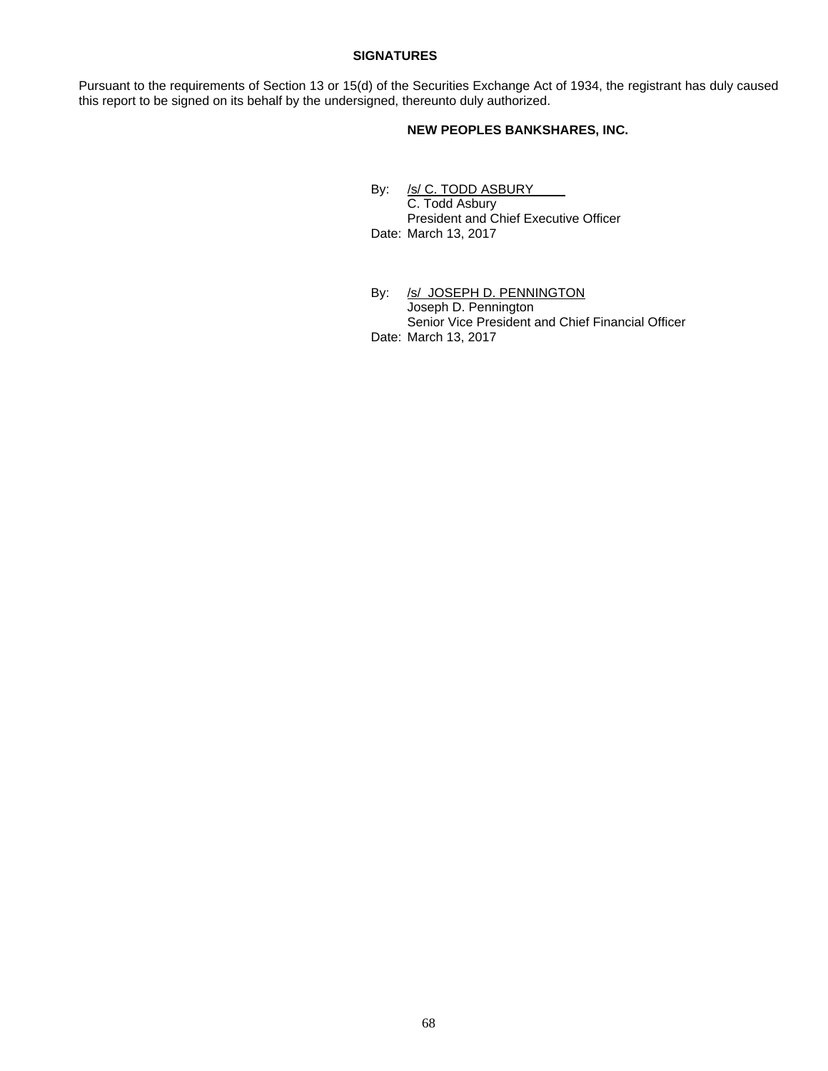## SIGNATURES

Pursuant to the requirements of Section 13 or 15(d) of the Securities Exchange Act of 1934, the registrant has duly caused this report to be signed on its behalf by the undersigned, thereunto duly authorized.

**NEW PEOPLES BANKSHARES, INC.**

By: /s/ C. TODD ASBURY
C. Todd Asbury
President and Chief Executive Officer
Date: March 13, 2017

By: /s/ JOSEPH D. PENNINGTON
Joseph D. Pennington
Senior Vice President and Chief Financial Officer
Date: March 13, 2017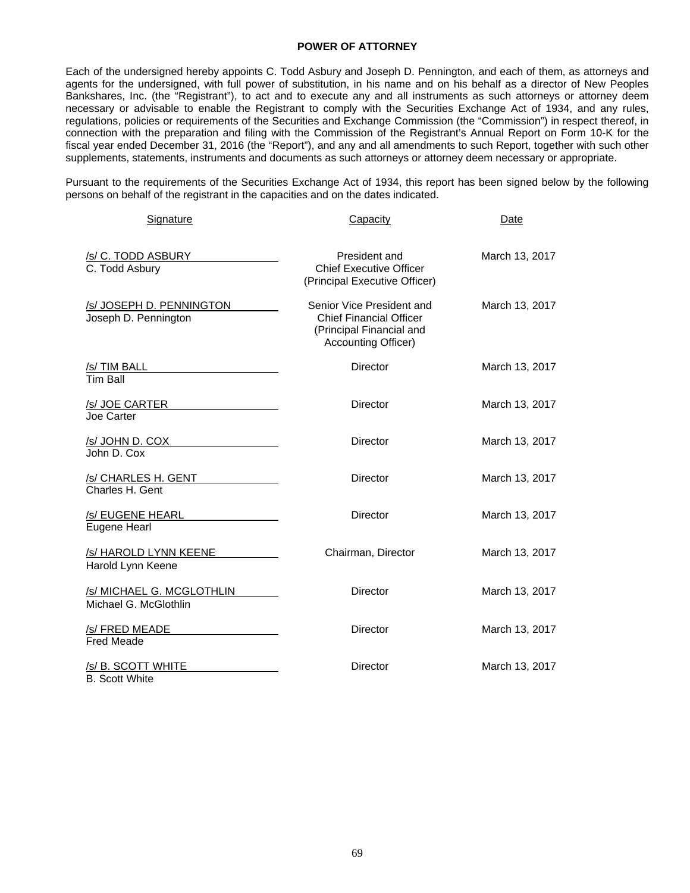## POWER OF ATTORNEY

Each of the undersigned hereby appoints C. Todd Asbury and Joseph D. Pennington, and each of them, as attorneys and agents for the undersigned, with full power of substitution, in his name and on his behalf as a director of New Peoples Bankshares, Inc. (the "Registrant"), to act and to execute any and all instruments as such attorneys or attorney deem necessary or advisable to enable the Registrant to comply with the Securities Exchange Act of 1934, and any rules, regulations, policies or requirements of the Securities and Exchange Commission (the "Commission") in respect thereof, in connection with the preparation and filing with the Commission of the Registrant's Annual Report on Form 10-K for the fiscal year ended December 31, 2016 (the "Report"), and any and all amendments to such Report, together with such other supplements, statements, instruments and documents as such attorneys or attorney deem necessary or appropriate.

Pursuant to the requirements of the Securities Exchange Act of 1934, this report has been signed below by the following persons on behalf of the registrant in the capacities and on the dates indicated.

| Signature | Capacity | Date |
|---|---|---|
| /s/ C. TODD ASBURY<br>C. Todd Asbury | President and<br>Chief Executive Officer<br>(Principal Executive Officer) | March 13, 2017 |
| /s/ JOSEPH D. PENNINGTON<br>Joseph D. Pennington | Senior Vice President and<br>Chief Financial Officer<br>(Principal Financial and<br>Accounting Officer) | March 13, 2017 |
| /s/ TIM BALL<br>Tim Ball | Director | March 13, 2017 |
| /s/ JOE CARTER<br>Joe Carter | Director | March 13, 2017 |
| /s/ JOHN D. COX<br>John D. Cox | Director | March 13, 2017 |
| /s/ CHARLES H. GENT<br>Charles H. Gent | Director | March 13, 2017 |
| /s/ EUGENE HEARL<br>Eugene Hearl | Director | March 13, 2017 |
| /s/ HAROLD LYNN KEENE<br>Harold Lynn Keene | Chairman, Director | March 13, 2017 |
| /s/ MICHAEL G. MCGLOTHLIN<br>Michael G. McGlothlin | Director | March 13, 2017 |
| /s/ FRED MEADE<br>Fred Meade | Director | March 13, 2017 |
| /s/ B. SCOTT WHITE<br>B. Scott White | Director | March 13, 2017 |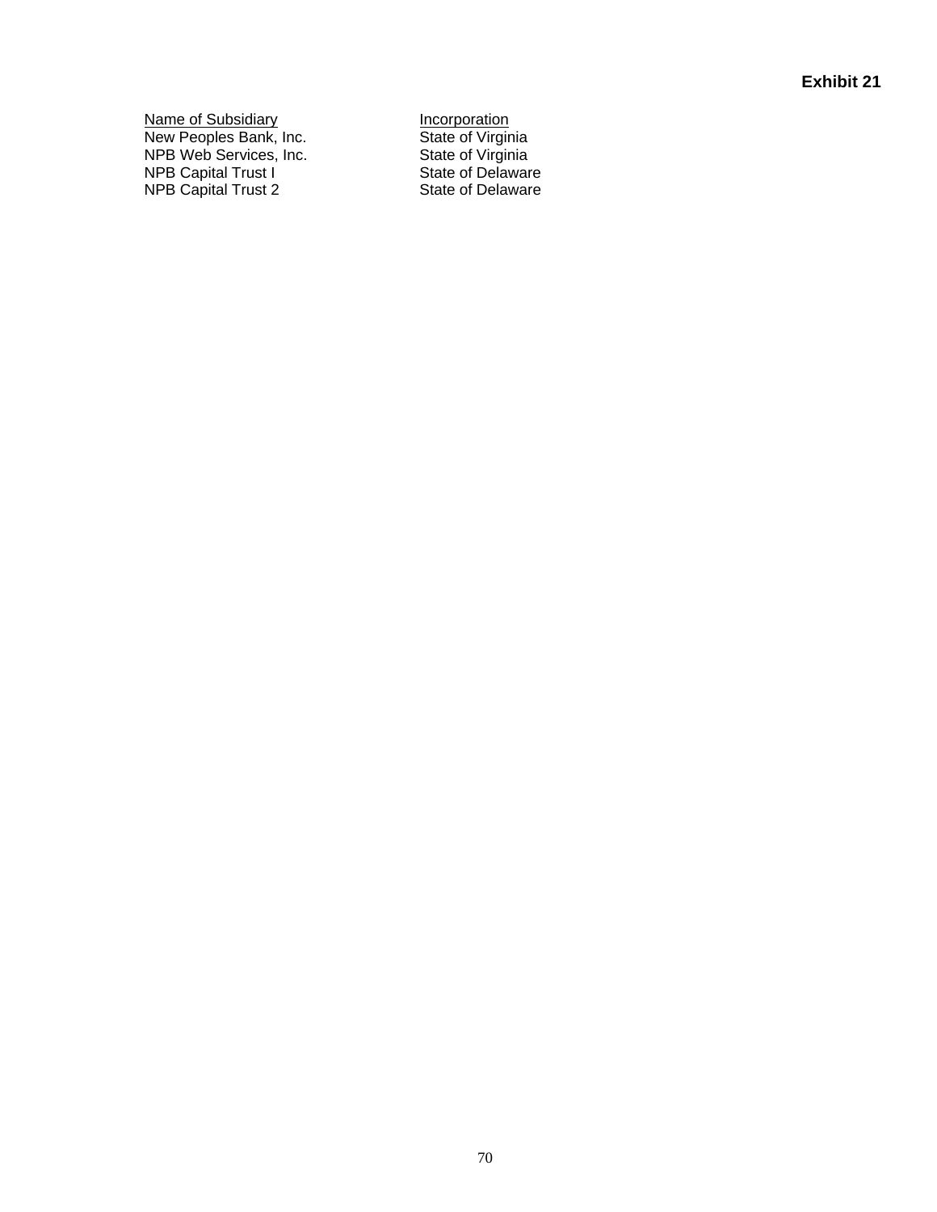**Exhibit 21**

| Name of Subsidiary | Incorporation |
| --- | --- |
| New Peoples Bank, Inc. | State of Virginia |
| NPB Web Services, Inc. | State of Virginia |
| NPB Capital Trust I | State of Delaware |
| NPB Capital Trust 2 | State of Delaware |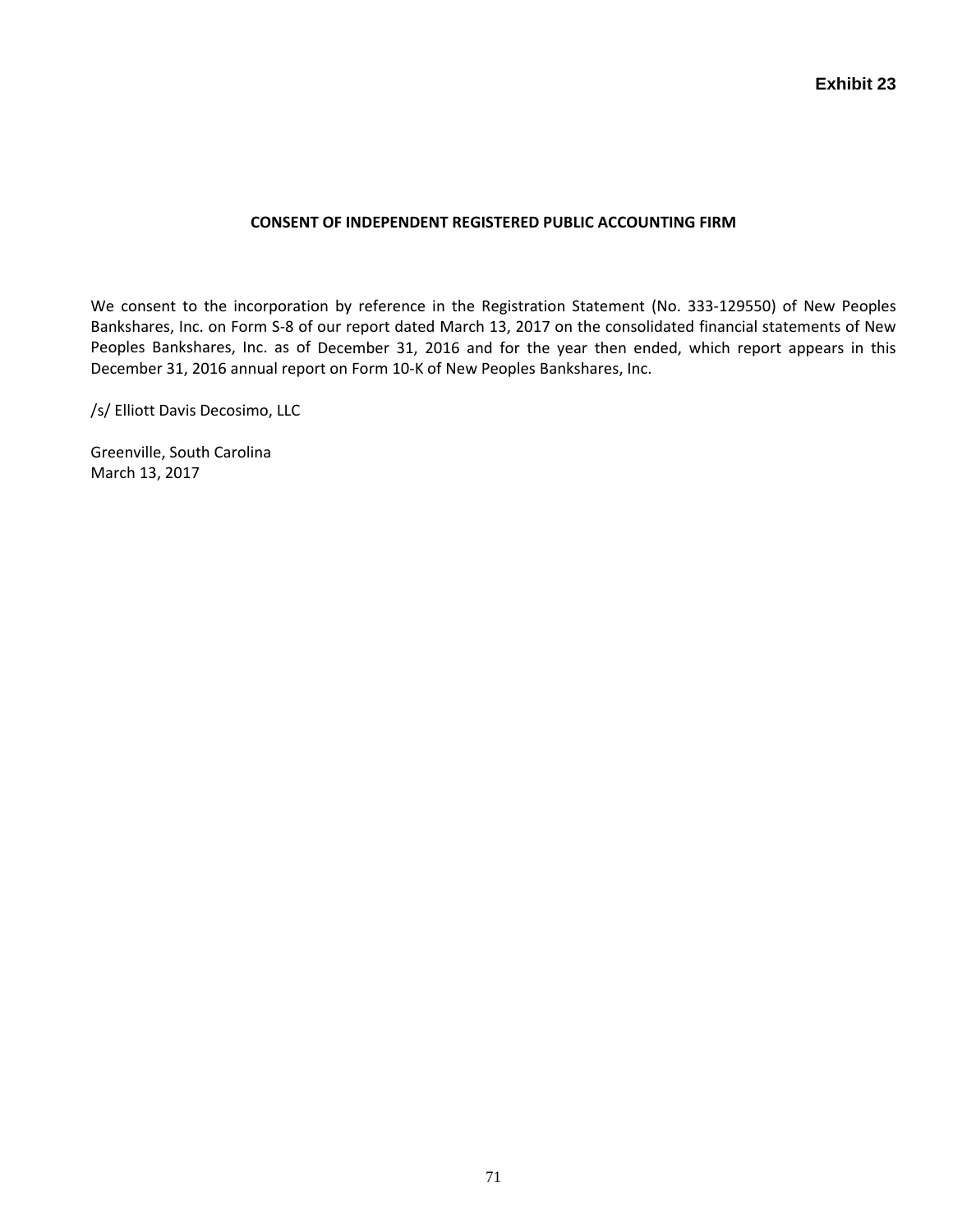**Exhibit 23**

## CONSENT OF INDEPENDENT REGISTERED PUBLIC ACCOUNTING FIRM

We consent to the incorporation by reference in the Registration Statement (No. 333-129550) of New Peoples Bankshares, Inc. on Form S-8 of our report dated March 13, 2017 on the consolidated financial statements of New Peoples Bankshares, Inc. as of December 31, 2016 and for the year then ended, which report appears in this December 31, 2016 annual report on Form 10-K of New Peoples Bankshares, Inc.

/s/ Elliott Davis Decosimo, LLC

Greenville, South Carolina
March 13, 2017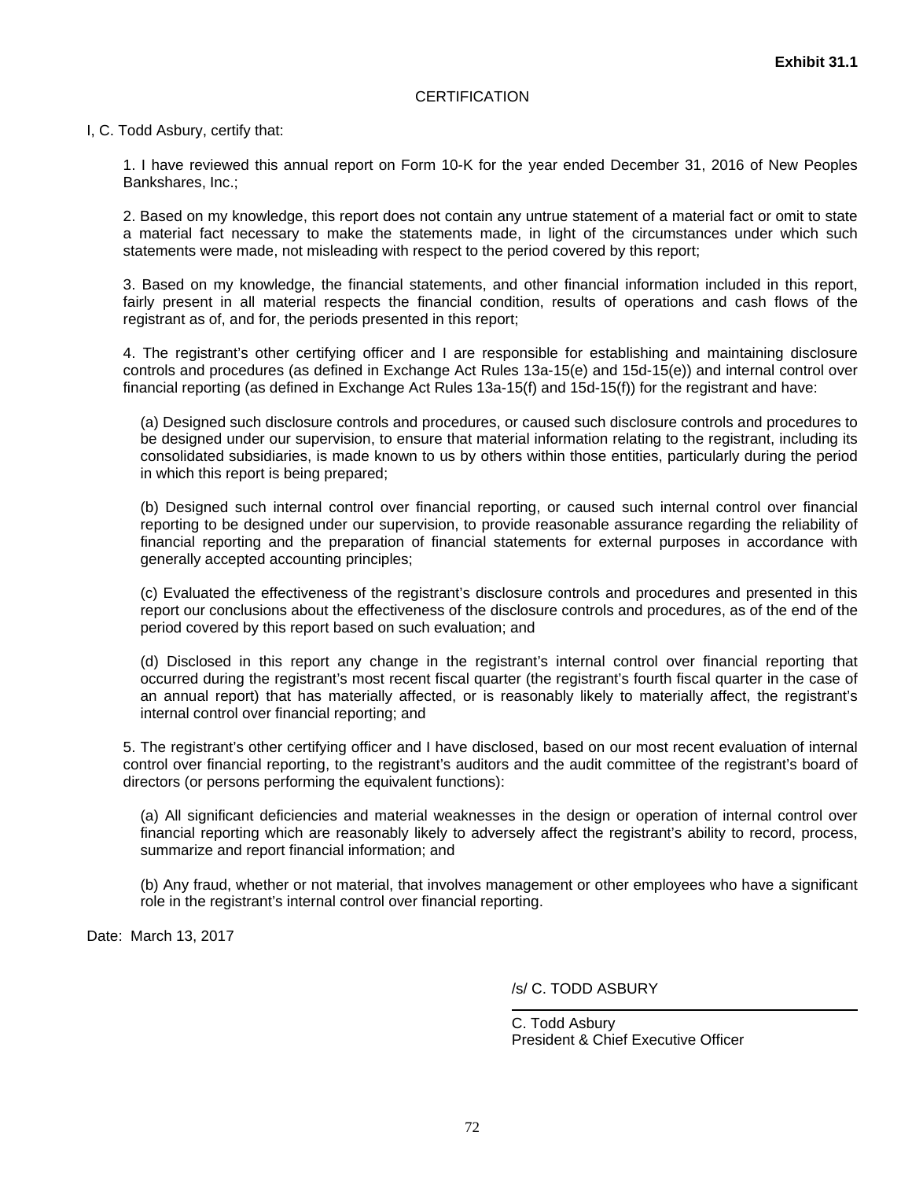**Exhibit 31.1**

CERTIFICATION

I, C. Todd Asbury, certify that:

1. I have reviewed this annual report on Form 10-K for the year ended December 31, 2016 of New Peoples Bankshares, Inc.;

2. Based on my knowledge, this report does not contain any untrue statement of a material fact or omit to state a material fact necessary to make the statements made, in light of the circumstances under which such statements were made, not misleading with respect to the period covered by this report;

3. Based on my knowledge, the financial statements, and other financial information included in this report, fairly present in all material respects the financial condition, results of operations and cash flows of the registrant as of, and for, the periods presented in this report;

4. The registrant's other certifying officer and I are responsible for establishing and maintaining disclosure controls and procedures (as defined in Exchange Act Rules 13a-15(e) and 15d-15(e)) and internal control over financial reporting (as defined in Exchange Act Rules 13a-15(f) and 15d-15(f)) for the registrant and have:

(a) Designed such disclosure controls and procedures, or caused such disclosure controls and procedures to be designed under our supervision, to ensure that material information relating to the registrant, including its consolidated subsidiaries, is made known to us by others within those entities, particularly during the period in which this report is being prepared;

(b) Designed such internal control over financial reporting, or caused such internal control over financial reporting to be designed under our supervision, to provide reasonable assurance regarding the reliability of financial reporting and the preparation of financial statements for external purposes in accordance with generally accepted accounting principles;

(c) Evaluated the effectiveness of the registrant's disclosure controls and procedures and presented in this report our conclusions about the effectiveness of the disclosure controls and procedures, as of the end of the period covered by this report based on such evaluation; and

(d) Disclosed in this report any change in the registrant's internal control over financial reporting that occurred during the registrant's most recent fiscal quarter (the registrant's fourth fiscal quarter in the case of an annual report) that has materially affected, or is reasonably likely to materially affect, the registrant's internal control over financial reporting; and

5. The registrant's other certifying officer and I have disclosed, based on our most recent evaluation of internal control over financial reporting, to the registrant's auditors and the audit committee of the registrant's board of directors (or persons performing the equivalent functions):

(a) All significant deficiencies and material weaknesses in the design or operation of internal control over financial reporting which are reasonably likely to adversely affect the registrant's ability to record, process, summarize and report financial information; and

(b) Any fraud, whether or not material, that involves management or other employees who have a significant role in the registrant's internal control over financial reporting.

Date: March 13, 2017

/s/ C. TODD ASBURY

C. Todd Asbury
President & Chief Executive Officer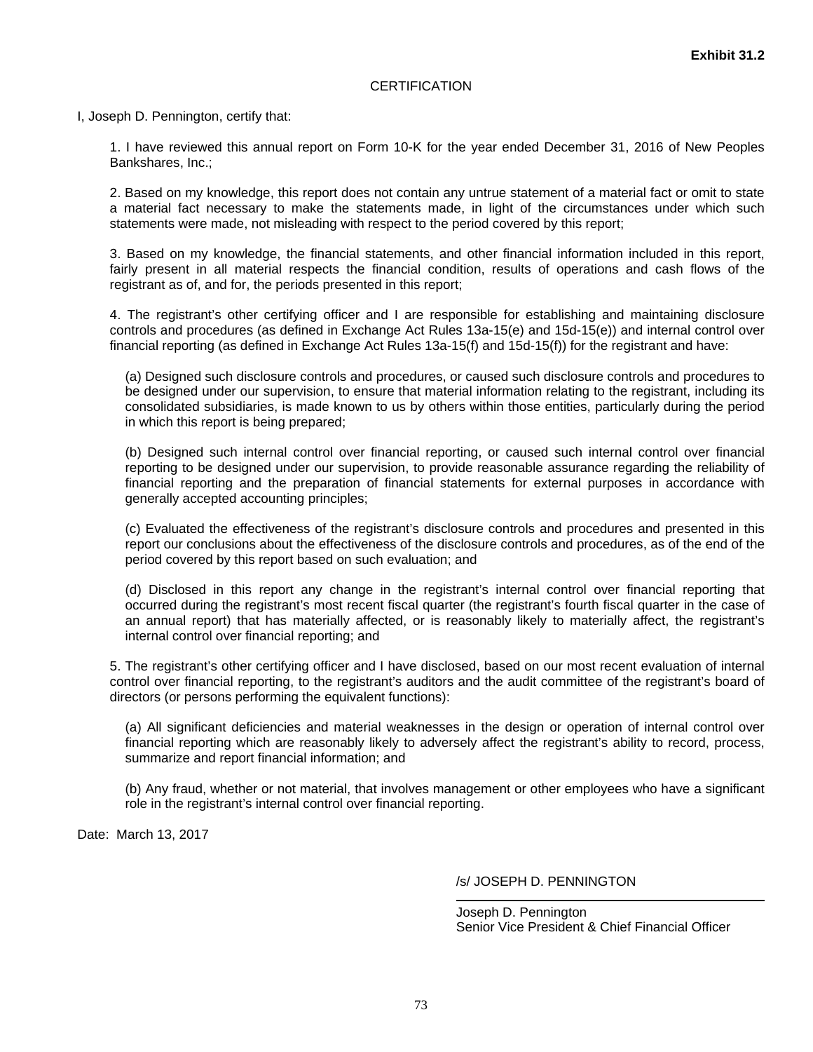**Exhibit 31.2**

CERTIFICATION

I, Joseph D. Pennington, certify that:

1. I have reviewed this annual report on Form 10-K for the year ended December 31, 2016 of New Peoples Bankshares, Inc.;

2. Based on my knowledge, this report does not contain any untrue statement of a material fact or omit to state a material fact necessary to make the statements made, in light of the circumstances under which such statements were made, not misleading with respect to the period covered by this report;

3. Based on my knowledge, the financial statements, and other financial information included in this report, fairly present in all material respects the financial condition, results of operations and cash flows of the registrant as of, and for, the periods presented in this report;

4. The registrant's other certifying officer and I are responsible for establishing and maintaining disclosure controls and procedures (as defined in Exchange Act Rules 13a-15(e) and 15d-15(e)) and internal control over financial reporting (as defined in Exchange Act Rules 13a-15(f) and 15d-15(f)) for the registrant and have:

(a) Designed such disclosure controls and procedures, or caused such disclosure controls and procedures to be designed under our supervision, to ensure that material information relating to the registrant, including its consolidated subsidiaries, is made known to us by others within those entities, particularly during the period in which this report is being prepared;

(b) Designed such internal control over financial reporting, or caused such internal control over financial reporting to be designed under our supervision, to provide reasonable assurance regarding the reliability of financial reporting and the preparation of financial statements for external purposes in accordance with generally accepted accounting principles;

(c) Evaluated the effectiveness of the registrant's disclosure controls and procedures and presented in this report our conclusions about the effectiveness of the disclosure controls and procedures, as of the end of the period covered by this report based on such evaluation; and

(d) Disclosed in this report any change in the registrant's internal control over financial reporting that occurred during the registrant's most recent fiscal quarter (the registrant's fourth fiscal quarter in the case of an annual report) that has materially affected, or is reasonably likely to materially affect, the registrant's internal control over financial reporting; and

5. The registrant's other certifying officer and I have disclosed, based on our most recent evaluation of internal control over financial reporting, to the registrant's auditors and the audit committee of the registrant's board of directors (or persons performing the equivalent functions):

(a) All significant deficiencies and material weaknesses in the design or operation of internal control over financial reporting which are reasonably likely to adversely affect the registrant's ability to record, process, summarize and report financial information; and

(b) Any fraud, whether or not material, that involves management or other employees who have a significant role in the registrant's internal control over financial reporting.

Date: March 13, 2017

/s/ JOSEPH D. PENNINGTON

Joseph D. Pennington
Senior Vice President & Chief Financial Officer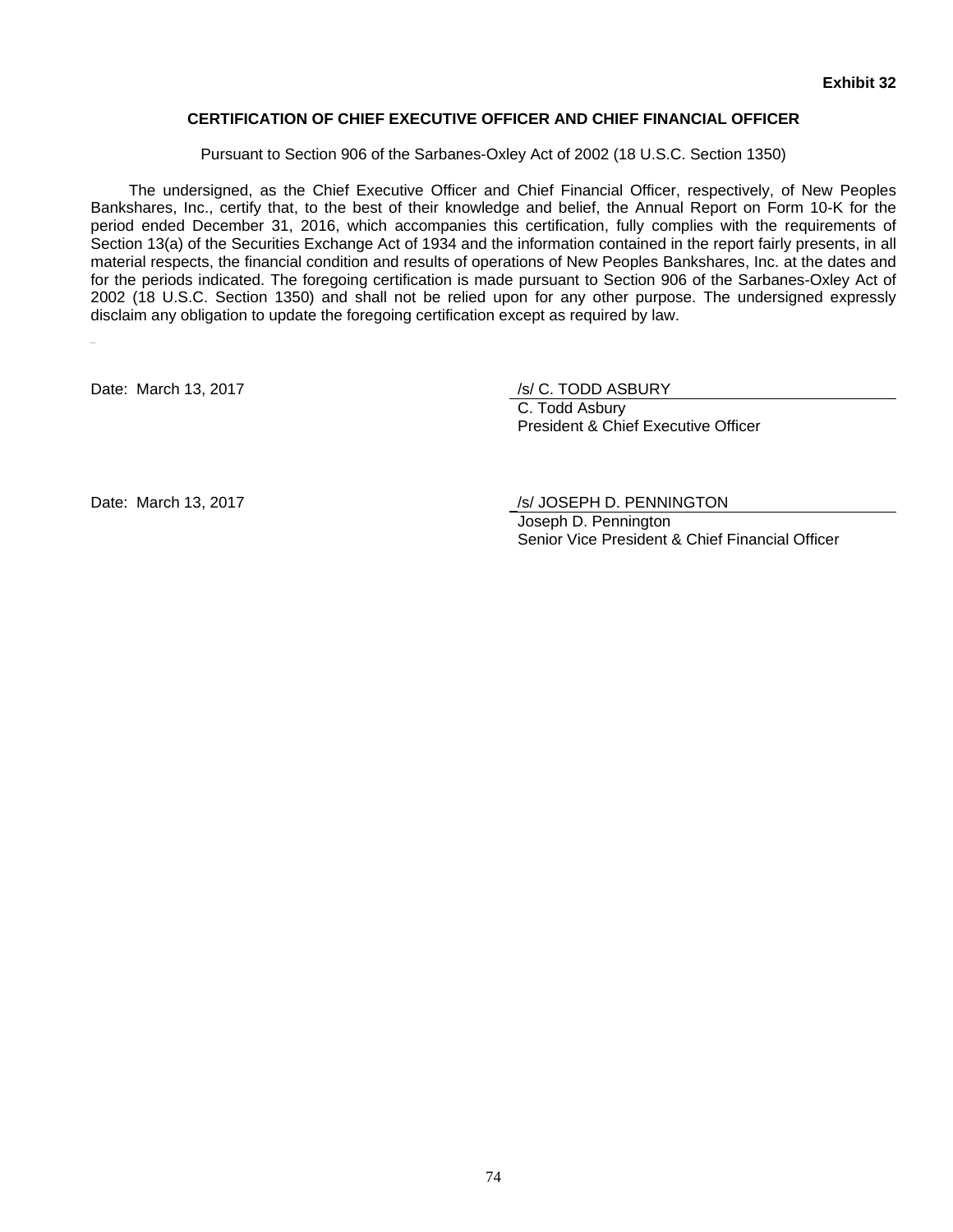**Exhibit 32**

**CERTIFICATION OF CHIEF EXECUTIVE OFFICER AND CHIEF FINANCIAL OFFICER**

Pursuant to Section 906 of the Sarbanes-Oxley Act of 2002 (18 U.S.C. Section 1350)

The undersigned, as the Chief Executive Officer and Chief Financial Officer, respectively, of New Peoples Bankshares, Inc., certify that, to the best of their knowledge and belief, the Annual Report on Form 10-K for the period ended December 31, 2016, which accompanies this certification, fully complies with the requirements of Section 13(a) of the Securities Exchange Act of 1934 and the information contained in the report fairly presents, in all material respects, the financial condition and results of operations of New Peoples Bankshares, Inc. at the dates and for the periods indicated. The foregoing certification is made pursuant to Section 906 of the Sarbanes-Oxley Act of 2002 (18 U.S.C. Section 1350) and shall not be relied upon for any other purpose. The undersigned expressly disclaim any obligation to update the foregoing certification except as required by law.

Date: March 13, 2017

/s/ C. TODD ASBURY
C. Todd Asbury
President & Chief Executive Officer

Date: March 13, 2017

/s/ JOSEPH D. PENNINGTON
Joseph D. Pennington
Senior Vice President & Chief Financial Officer